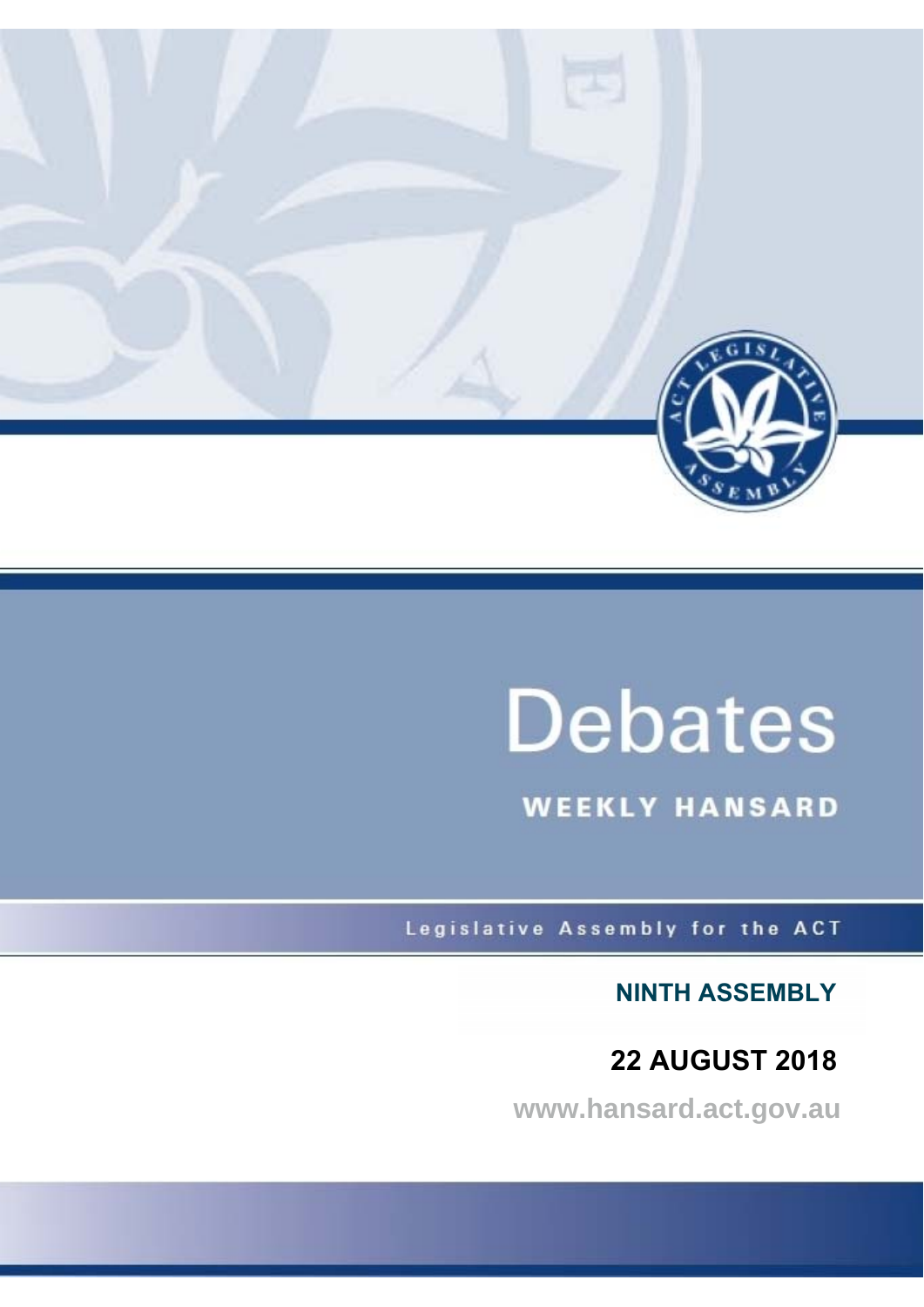# Debates

## WEEKLY HANSARD

Legislative Assembly for the ACT

**NINTH ASSEMBLY**

**22 AUGUST 2018**

www.hansard.act.gov.au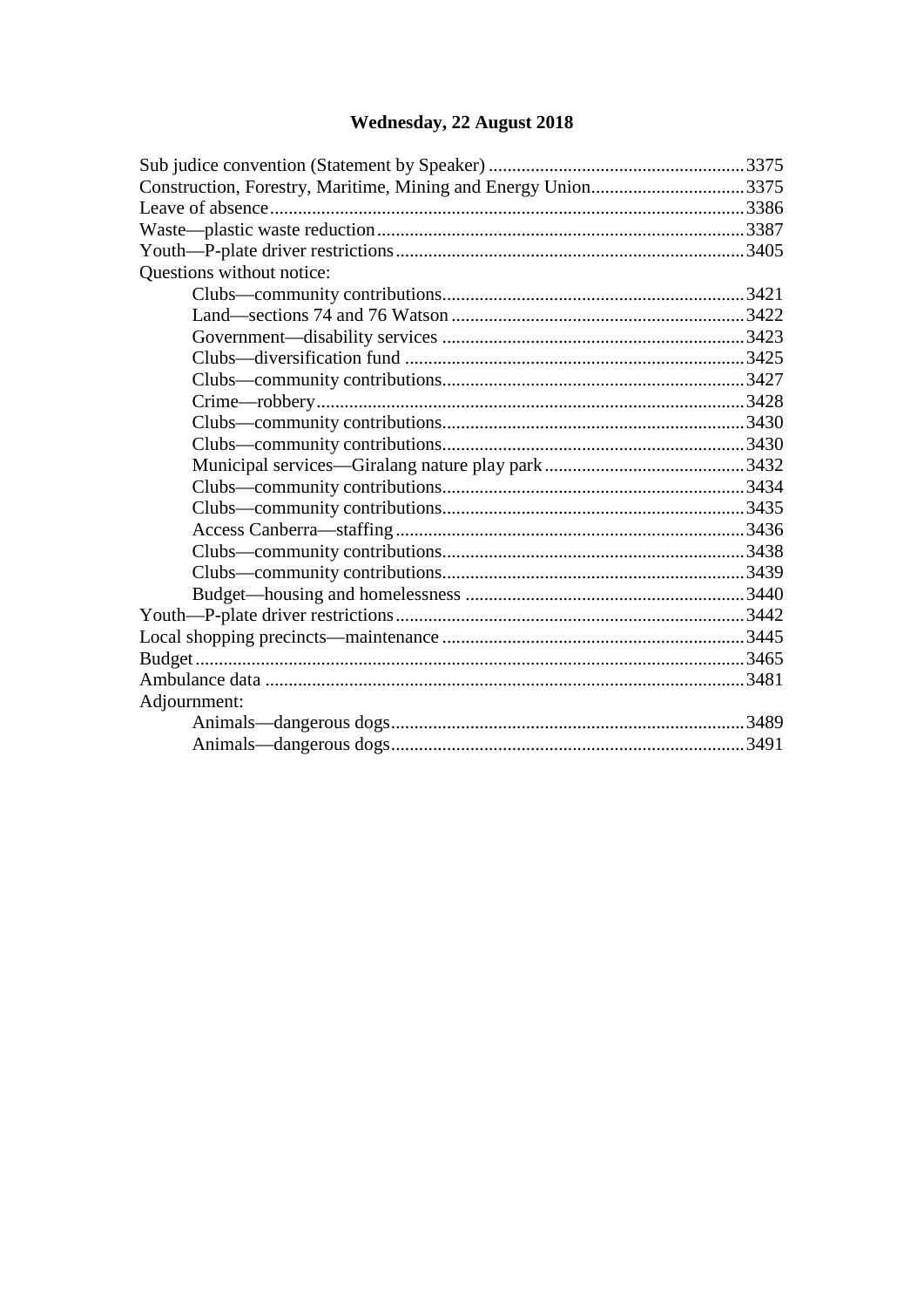**Wednesday, 22 August 2018**

Sub judice convention (Statement by Speaker) ....................................................... 3375
Construction, Forestry, Maritime, Mining and Energy Union ................................. 3375
Leave of absence ..................................................................................................... 3386
Waste—plastic waste reduction .............................................................................. 3387
Youth—P-plate driver restrictions ........................................................................... 3405
Questions without notice:

- Clubs—community contributions ................................................................. 3421
- Land—sections 74 and 76 Watson ............................................................... 3422
- Government—disability services ................................................................. 3423
- Clubs—diversification fund ......................................................................... 3425
- Clubs—community contributions ................................................................. 3427
- Crime—robbery ............................................................................................ 3428
- Clubs—community contributions ................................................................. 3430
- Clubs—community contributions ................................................................. 3430
- Municipal services—Giralang nature play park ........................................... 3432
- Clubs—community contributions ................................................................. 3434
- Clubs—community contributions ................................................................. 3435
- Access Canberra—staffing ........................................................................... 3436
- Clubs—community contributions ................................................................. 3438
- Clubs—community contributions ................................................................. 3439
- Budget—housing and homelessness ............................................................ 3440

Youth—P-plate driver restrictions ........................................................................... 3442
Local shopping precincts—maintenance ................................................................. 3445
Budget ..................................................................................................................... 3465
Ambulance data ...................................................................................................... 3481
Adjournment:

- Animals—dangerous dogs ............................................................................ 3489
- Animals—dangerous dogs ............................................................................ 3491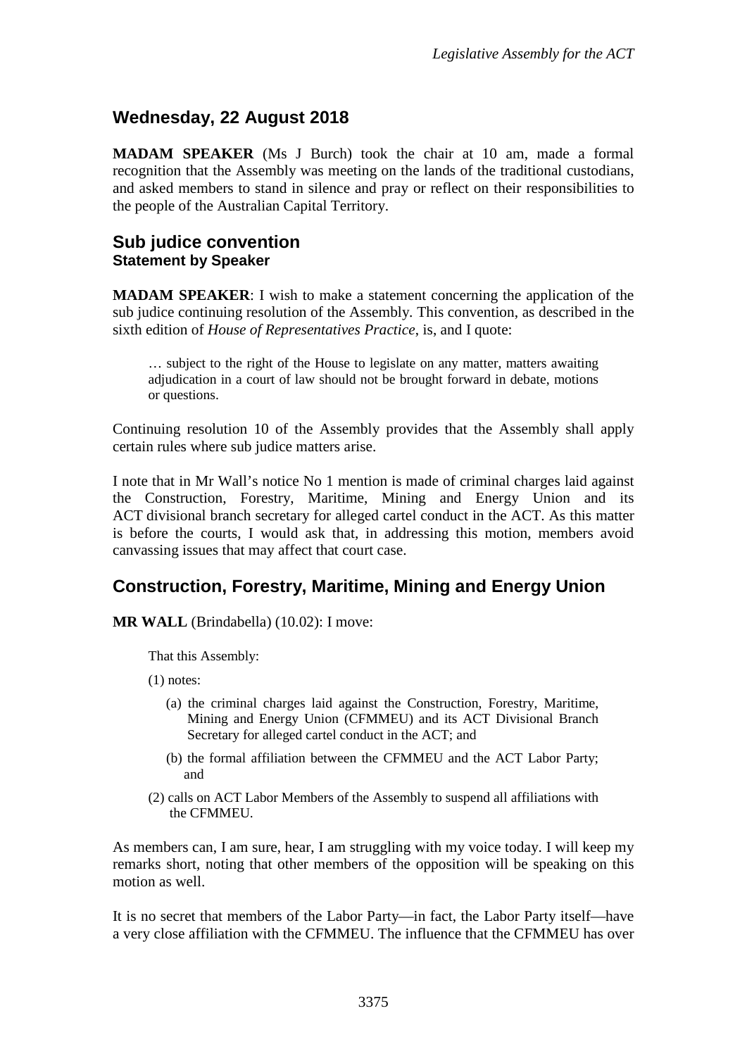## Wednesday, 22 August 2018

**MADAM SPEAKER** (Ms J Burch) took the chair at 10 am, made a formal recognition that the Assembly was meeting on the lands of the traditional custodians, and asked members to stand in silence and pray or reflect on their responsibilities to the people of the Australian Capital Territory.

## Sub judice convention
### Statement by Speaker

**MADAM SPEAKER**: I wish to make a statement concerning the application of the sub judice continuing resolution of the Assembly. This convention, as described in the sixth edition of *House of Representatives Practice*, is, and I quote:

> … subject to the right of the House to legislate on any matter, matters awaiting adjudication in a court of law should not be brought forward in debate, motions or questions.

Continuing resolution 10 of the Assembly provides that the Assembly shall apply certain rules where sub judice matters arise.

I note that in Mr Wall's notice No 1 mention is made of criminal charges laid against the Construction, Forestry, Maritime, Mining and Energy Union and its ACT divisional branch secretary for alleged cartel conduct in the ACT. As this matter is before the courts, I would ask that, in addressing this motion, members avoid canvassing issues that may affect that court case.

## Construction, Forestry, Maritime, Mining and Energy Union

**MR WALL** (Brindabella) (10.02): I move:

> That this Assembly:
>
> (1) notes:
>
> (a) the criminal charges laid against the Construction, Forestry, Maritime, Mining and Energy Union (CFMMEU) and its ACT Divisional Branch Secretary for alleged cartel conduct in the ACT; and
>
> (b) the formal affiliation between the CFMMEU and the ACT Labor Party; and
>
> (2) calls on ACT Labor Members of the Assembly to suspend all affiliations with the CFMMEU.

As members can, I am sure, hear, I am struggling with my voice today. I will keep my remarks short, noting that other members of the opposition will be speaking on this motion as well.

It is no secret that members of the Labor Party—in fact, the Labor Party itself—have a very close affiliation with the CFMMEU. The influence that the CFMMEU has over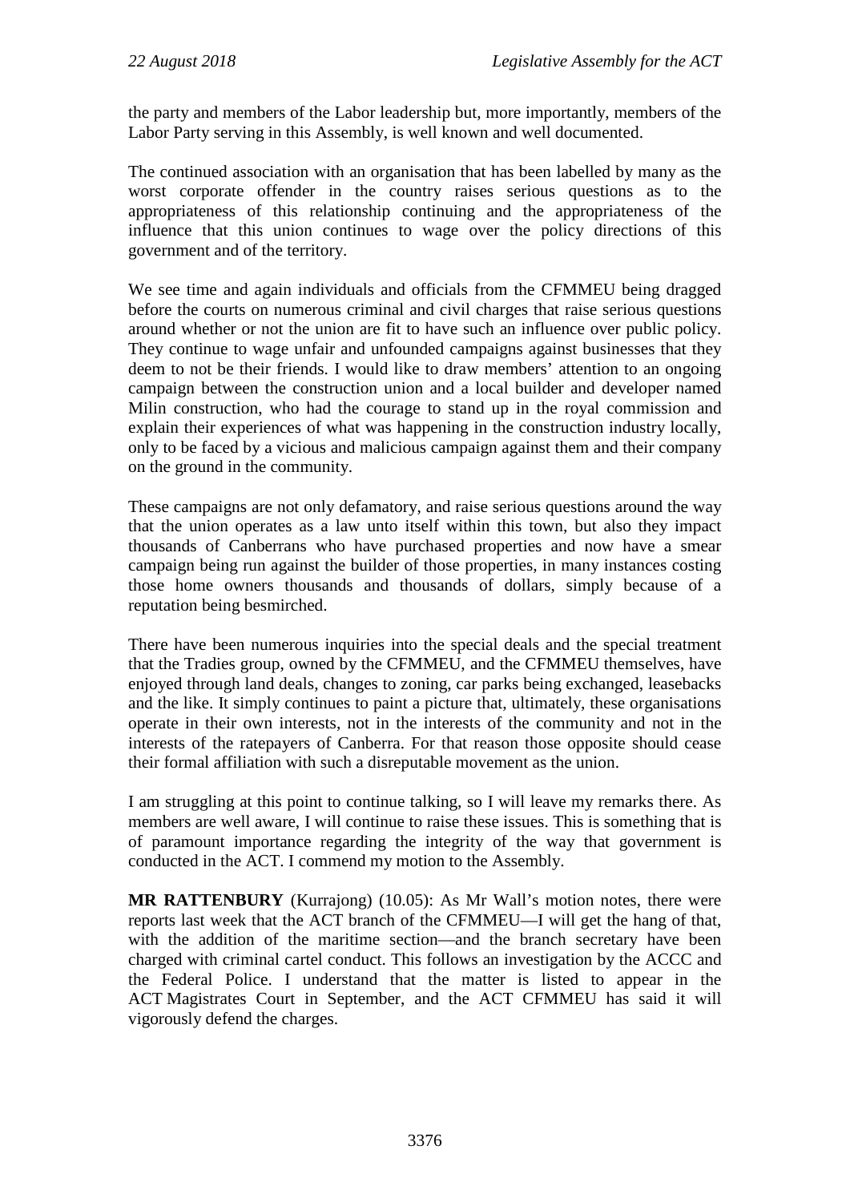the party and members of the Labor leadership but, more importantly, members of the Labor Party serving in this Assembly, is well known and well documented.

The continued association with an organisation that has been labelled by many as the worst corporate offender in the country raises serious questions as to the appropriateness of this relationship continuing and the appropriateness of the influence that this union continues to wage over the policy directions of this government and of the territory.

We see time and again individuals and officials from the CFMMEU being dragged before the courts on numerous criminal and civil charges that raise serious questions around whether or not the union are fit to have such an influence over public policy. They continue to wage unfair and unfounded campaigns against businesses that they deem to not be their friends. I would like to draw members' attention to an ongoing campaign between the construction union and a local builder and developer named Milin construction, who had the courage to stand up in the royal commission and explain their experiences of what was happening in the construction industry locally, only to be faced by a vicious and malicious campaign against them and their company on the ground in the community.

These campaigns are not only defamatory, and raise serious questions around the way that the union operates as a law unto itself within this town, but also they impact thousands of Canberrans who have purchased properties and now have a smear campaign being run against the builder of those properties, in many instances costing those home owners thousands and thousands of dollars, simply because of a reputation being besmirched.

There have been numerous inquiries into the special deals and the special treatment that the Tradies group, owned by the CFMMEU, and the CFMMEU themselves, have enjoyed through land deals, changes to zoning, car parks being exchanged, leasebacks and the like. It simply continues to paint a picture that, ultimately, these organisations operate in their own interests, not in the interests of the community and not in the interests of the ratepayers of Canberra. For that reason those opposite should cease their formal affiliation with such a disreputable movement as the union.

I am struggling at this point to continue talking, so I will leave my remarks there. As members are well aware, I will continue to raise these issues. This is something that is of paramount importance regarding the integrity of the way that government is conducted in the ACT. I commend my motion to the Assembly.

**MR RATTENBURY** (Kurrajong) (10.05): As Mr Wall's motion notes, there were reports last week that the ACT branch of the CFMMEU—I will get the hang of that, with the addition of the maritime section—and the branch secretary have been charged with criminal cartel conduct. This follows an investigation by the ACCC and the Federal Police. I understand that the matter is listed to appear in the ACT Magistrates Court in September, and the ACT CFMMEU has said it will vigorously defend the charges.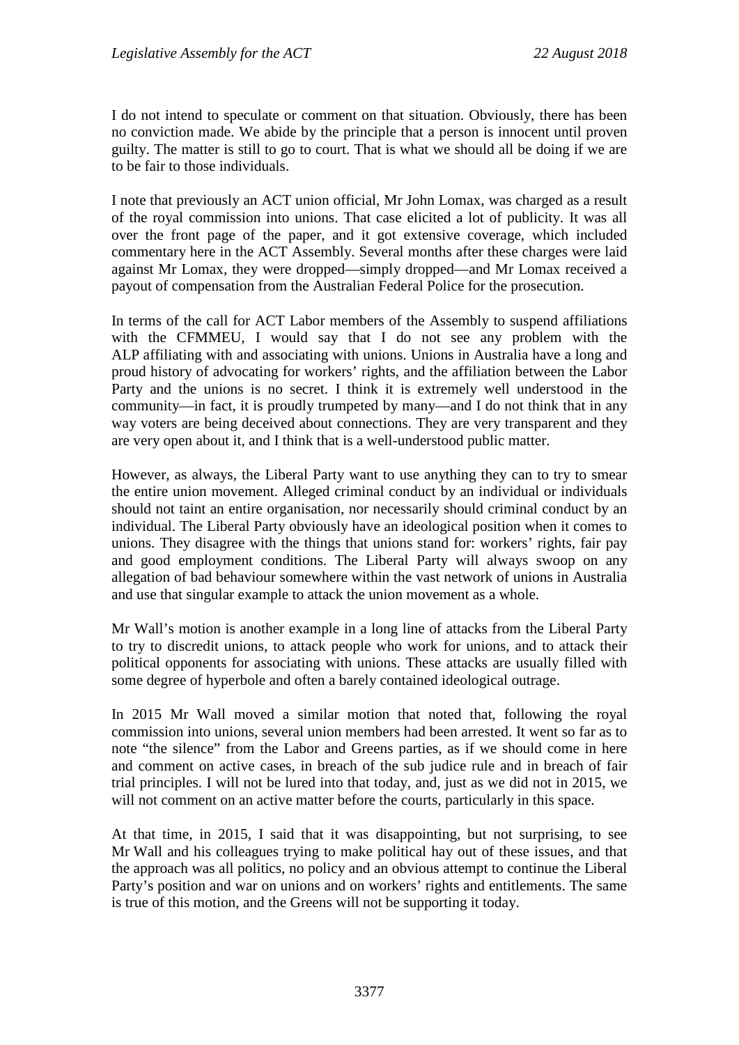I do not intend to speculate or comment on that situation. Obviously, there has been no conviction made. We abide by the principle that a person is innocent until proven guilty. The matter is still to go to court. That is what we should all be doing if we are to be fair to those individuals.

I note that previously an ACT union official, Mr John Lomax, was charged as a result of the royal commission into unions. That case elicited a lot of publicity. It was all over the front page of the paper, and it got extensive coverage, which included commentary here in the ACT Assembly. Several months after these charges were laid against Mr Lomax, they were dropped—simply dropped—and Mr Lomax received a payout of compensation from the Australian Federal Police for the prosecution.

In terms of the call for ACT Labor members of the Assembly to suspend affiliations with the CFMMEU, I would say that I do not see any problem with the ALP affiliating with and associating with unions. Unions in Australia have a long and proud history of advocating for workers' rights, and the affiliation between the Labor Party and the unions is no secret. I think it is extremely well understood in the community—in fact, it is proudly trumpeted by many—and I do not think that in any way voters are being deceived about connections. They are very transparent and they are very open about it, and I think that is a well-understood public matter.

However, as always, the Liberal Party want to use anything they can to try to smear the entire union movement. Alleged criminal conduct by an individual or individuals should not taint an entire organisation, nor necessarily should criminal conduct by an individual. The Liberal Party obviously have an ideological position when it comes to unions. They disagree with the things that unions stand for: workers' rights, fair pay and good employment conditions. The Liberal Party will always swoop on any allegation of bad behaviour somewhere within the vast network of unions in Australia and use that singular example to attack the union movement as a whole.

Mr Wall's motion is another example in a long line of attacks from the Liberal Party to try to discredit unions, to attack people who work for unions, and to attack their political opponents for associating with unions. These attacks are usually filled with some degree of hyperbole and often a barely contained ideological outrage.

In 2015 Mr Wall moved a similar motion that noted that, following the royal commission into unions, several union members had been arrested. It went so far as to note "the silence" from the Labor and Greens parties, as if we should come in here and comment on active cases, in breach of the sub judice rule and in breach of fair trial principles. I will not be lured into that today, and, just as we did not in 2015, we will not comment on an active matter before the courts, particularly in this space.

At that time, in 2015, I said that it was disappointing, but not surprising, to see Mr Wall and his colleagues trying to make political hay out of these issues, and that the approach was all politics, no policy and an obvious attempt to continue the Liberal Party's position and war on unions and on workers' rights and entitlements. The same is true of this motion, and the Greens will not be supporting it today.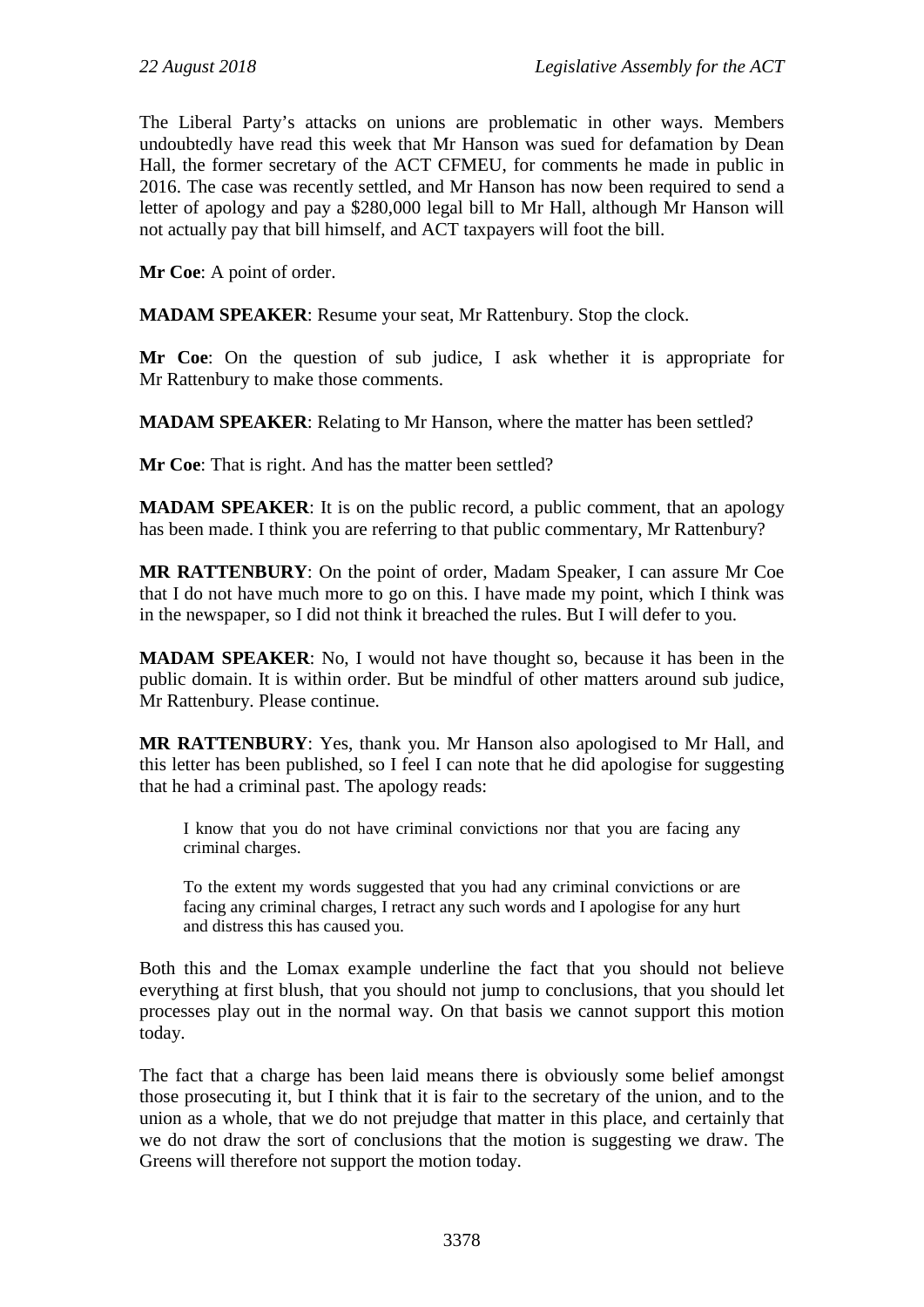The Liberal Party's attacks on unions are problematic in other ways. Members undoubtedly have read this week that Mr Hanson was sued for defamation by Dean Hall, the former secretary of the ACT CFMEU, for comments he made in public in 2016. The case was recently settled, and Mr Hanson has now been required to send a letter of apology and pay a $280,000 legal bill to Mr Hall, although Mr Hanson will not actually pay that bill himself, and ACT taxpayers will foot the bill.

**Mr Coe**: A point of order.

**MADAM SPEAKER**: Resume your seat, Mr Rattenbury. Stop the clock.

**Mr Coe**: On the question of sub judice, I ask whether it is appropriate for Mr Rattenbury to make those comments.

**MADAM SPEAKER**: Relating to Mr Hanson, where the matter has been settled?

**Mr Coe**: That is right. And has the matter been settled?

**MADAM SPEAKER**: It is on the public record, a public comment, that an apology has been made. I think you are referring to that public commentary, Mr Rattenbury?

**MR RATTENBURY**: On the point of order, Madam Speaker, I can assure Mr Coe that I do not have much more to go on this. I have made my point, which I think was in the newspaper, so I did not think it breached the rules. But I will defer to you.

**MADAM SPEAKER**: No, I would not have thought so, because it has been in the public domain. It is within order. But be mindful of other matters around sub judice, Mr Rattenbury. Please continue.

**MR RATTENBURY**: Yes, thank you. Mr Hanson also apologised to Mr Hall, and this letter has been published, so I feel I can note that he did apologise for suggesting that he had a criminal past. The apology reads:

> I know that you do not have criminal convictions nor that you are facing any criminal charges.
>
> To the extent my words suggested that you had any criminal convictions or are facing any criminal charges, I retract any such words and I apologise for any hurt and distress this has caused you.

Both this and the Lomax example underline the fact that you should not believe everything at first blush, that you should not jump to conclusions, that you should let processes play out in the normal way. On that basis we cannot support this motion today.

The fact that a charge has been laid means there is obviously some belief amongst those prosecuting it, but I think that it is fair to the secretary of the union, and to the union as a whole, that we do not prejudge that matter in this place, and certainly that we do not draw the sort of conclusions that the motion is suggesting we draw. The Greens will therefore not support the motion today.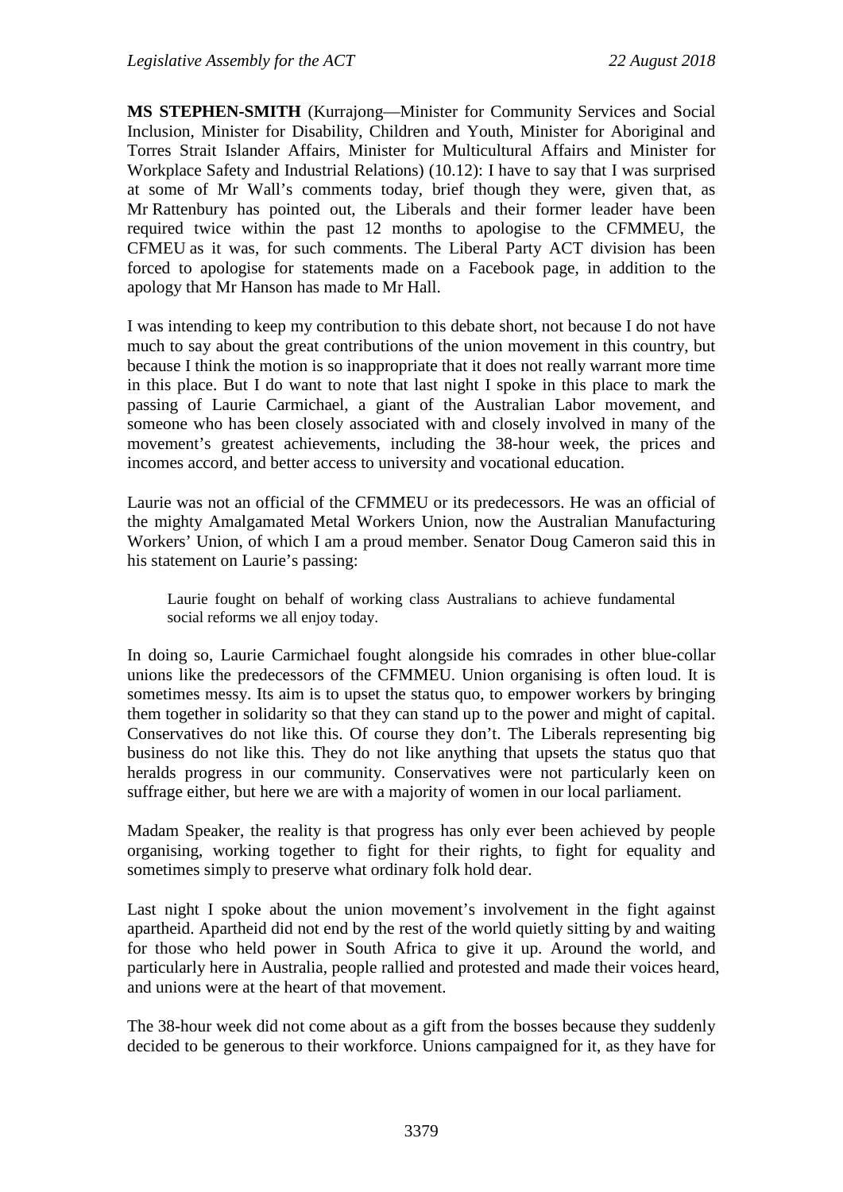**MS STEPHEN-SMITH** (Kurrajong—Minister for Community Services and Social Inclusion, Minister for Disability, Children and Youth, Minister for Aboriginal and Torres Strait Islander Affairs, Minister for Multicultural Affairs and Minister for Workplace Safety and Industrial Relations) (10.12): I have to say that I was surprised at some of Mr Wall's comments today, brief though they were, given that, as Mr Rattenbury has pointed out, the Liberals and their former leader have been required twice within the past 12 months to apologise to the CFMMEU, the CFMEU as it was, for such comments. The Liberal Party ACT division has been forced to apologise for statements made on a Facebook page, in addition to the apology that Mr Hanson has made to Mr Hall.

I was intending to keep my contribution to this debate short, not because I do not have much to say about the great contributions of the union movement in this country, but because I think the motion is so inappropriate that it does not really warrant more time in this place. But I do want to note that last night I spoke in this place to mark the passing of Laurie Carmichael, a giant of the Australian Labor movement, and someone who has been closely associated with and closely involved in many of the movement's greatest achievements, including the 38-hour week, the prices and incomes accord, and better access to university and vocational education.

Laurie was not an official of the CFMMEU or its predecessors. He was an official of the mighty Amalgamated Metal Workers Union, now the Australian Manufacturing Workers' Union, of which I am a proud member. Senator Doug Cameron said this in his statement on Laurie's passing:

> Laurie fought on behalf of working class Australians to achieve fundamental social reforms we all enjoy today.

In doing so, Laurie Carmichael fought alongside his comrades in other blue-collar unions like the predecessors of the CFMMEU. Union organising is often loud. It is sometimes messy. Its aim is to upset the status quo, to empower workers by bringing them together in solidarity so that they can stand up to the power and might of capital. Conservatives do not like this. Of course they don't. The Liberals representing big business do not like this. They do not like anything that upsets the status quo that heralds progress in our community. Conservatives were not particularly keen on suffrage either, but here we are with a majority of women in our local parliament.

Madam Speaker, the reality is that progress has only ever been achieved by people organising, working together to fight for their rights, to fight for equality and sometimes simply to preserve what ordinary folk hold dear.

Last night I spoke about the union movement's involvement in the fight against apartheid. Apartheid did not end by the rest of the world quietly sitting by and waiting for those who held power in South Africa to give it up. Around the world, and particularly here in Australia, people rallied and protested and made their voices heard, and unions were at the heart of that movement.

The 38-hour week did not come about as a gift from the bosses because they suddenly decided to be generous to their workforce. Unions campaigned for it, as they have for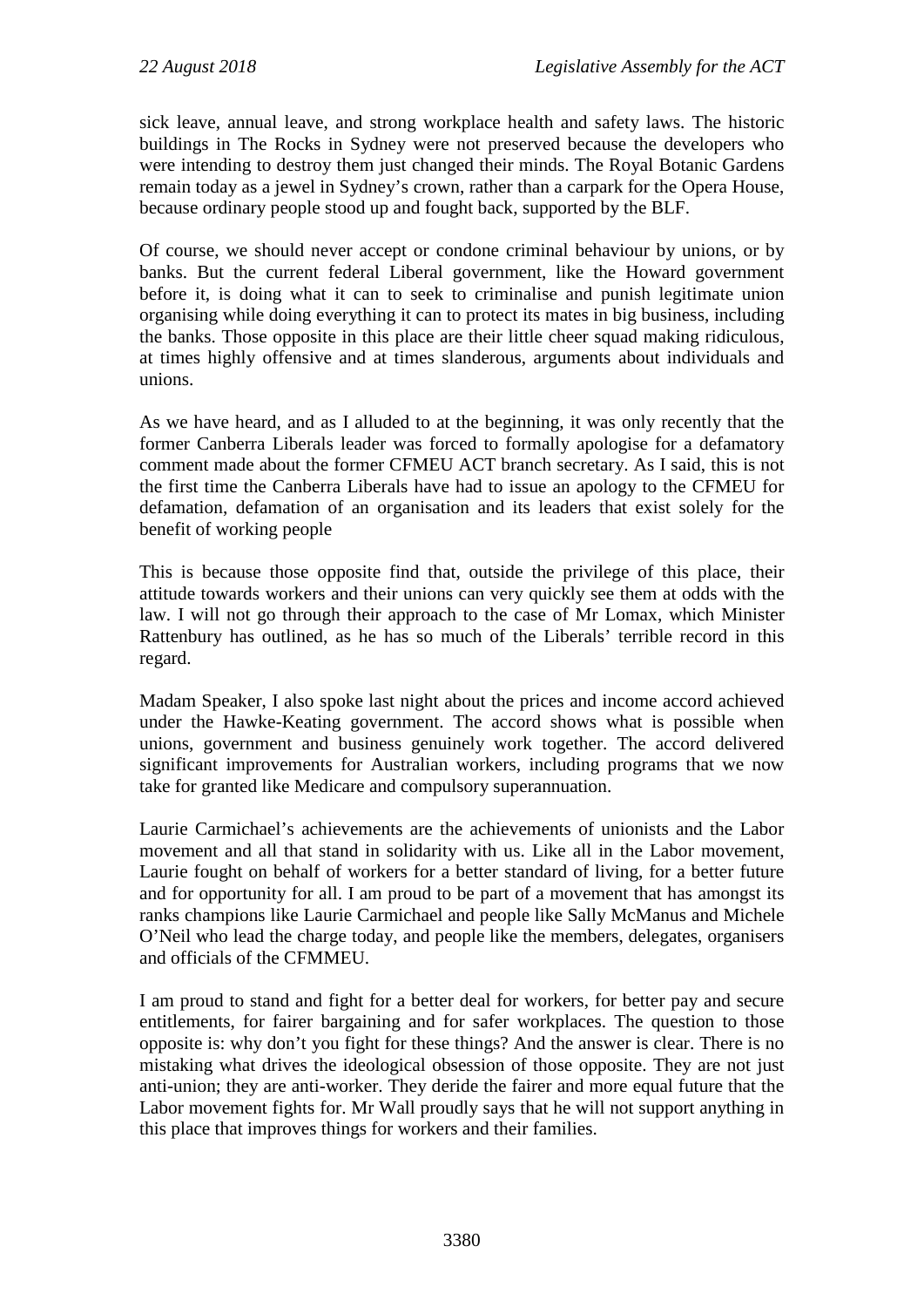sick leave, annual leave, and strong workplace health and safety laws. The historic buildings in The Rocks in Sydney were not preserved because the developers who were intending to destroy them just changed their minds. The Royal Botanic Gardens remain today as a jewel in Sydney's crown, rather than a carpark for the Opera House, because ordinary people stood up and fought back, supported by the BLF.

Of course, we should never accept or condone criminal behaviour by unions, or by banks. But the current federal Liberal government, like the Howard government before it, is doing what it can to seek to criminalise and punish legitimate union organising while doing everything it can to protect its mates in big business, including the banks. Those opposite in this place are their little cheer squad making ridiculous, at times highly offensive and at times slanderous, arguments about individuals and unions.

As we have heard, and as I alluded to at the beginning, it was only recently that the former Canberra Liberals leader was forced to formally apologise for a defamatory comment made about the former CFMEU ACT branch secretary. As I said, this is not the first time the Canberra Liberals have had to issue an apology to the CFMEU for defamation, defamation of an organisation and its leaders that exist solely for the benefit of working people

This is because those opposite find that, outside the privilege of this place, their attitude towards workers and their unions can very quickly see them at odds with the law. I will not go through their approach to the case of Mr Lomax, which Minister Rattenbury has outlined, as he has so much of the Liberals' terrible record in this regard.

Madam Speaker, I also spoke last night about the prices and income accord achieved under the Hawke-Keating government. The accord shows what is possible when unions, government and business genuinely work together. The accord delivered significant improvements for Australian workers, including programs that we now take for granted like Medicare and compulsory superannuation.

Laurie Carmichael's achievements are the achievements of unionists and the Labor movement and all that stand in solidarity with us. Like all in the Labor movement, Laurie fought on behalf of workers for a better standard of living, for a better future and for opportunity for all. I am proud to be part of a movement that has amongst its ranks champions like Laurie Carmichael and people like Sally McManus and Michele O'Neil who lead the charge today, and people like the members, delegates, organisers and officials of the CFMMEU.

I am proud to stand and fight for a better deal for workers, for better pay and secure entitlements, for fairer bargaining and for safer workplaces. The question to those opposite is: why don't you fight for these things? And the answer is clear. There is no mistaking what drives the ideological obsession of those opposite. They are not just anti-union; they are anti-worker. They deride the fairer and more equal future that the Labor movement fights for. Mr Wall proudly says that he will not support anything in this place that improves things for workers and their families.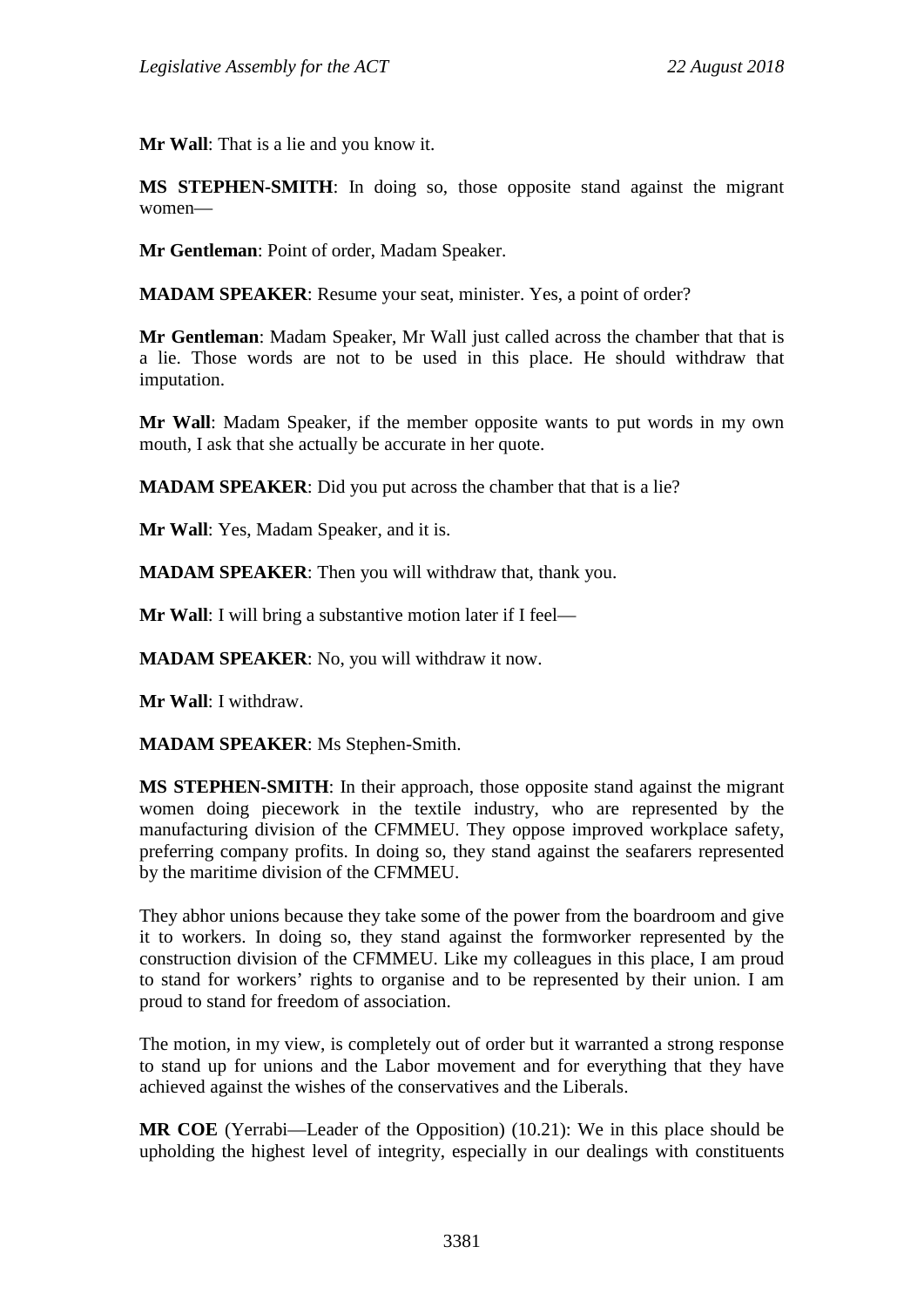**Mr Wall**: That is a lie and you know it.

**MS STEPHEN-SMITH**: In doing so, those opposite stand against the migrant women—

**Mr Gentleman**: Point of order, Madam Speaker.

**MADAM SPEAKER**: Resume your seat, minister. Yes, a point of order?

**Mr Gentleman**: Madam Speaker, Mr Wall just called across the chamber that that is a lie. Those words are not to be used in this place. He should withdraw that imputation.

**Mr Wall**: Madam Speaker, if the member opposite wants to put words in my own mouth, I ask that she actually be accurate in her quote.

**MADAM SPEAKER**: Did you put across the chamber that that is a lie?

**Mr Wall**: Yes, Madam Speaker, and it is.

**MADAM SPEAKER**: Then you will withdraw that, thank you.

**Mr Wall**: I will bring a substantive motion later if I feel—

**MADAM SPEAKER**: No, you will withdraw it now.

**Mr Wall**: I withdraw.

**MADAM SPEAKER**: Ms Stephen-Smith.

**MS STEPHEN-SMITH**: In their approach, those opposite stand against the migrant women doing piecework in the textile industry, who are represented by the manufacturing division of the CFMMEU. They oppose improved workplace safety, preferring company profits. In doing so, they stand against the seafarers represented by the maritime division of the CFMMEU.

They abhor unions because they take some of the power from the boardroom and give it to workers. In doing so, they stand against the formworker represented by the construction division of the CFMMEU. Like my colleagues in this place, I am proud to stand for workers' rights to organise and to be represented by their union. I am proud to stand for freedom of association.

The motion, in my view, is completely out of order but it warranted a strong response to stand up for unions and the Labor movement and for everything that they have achieved against the wishes of the conservatives and the Liberals.

**MR COE** (Yerrabi—Leader of the Opposition) (10.21): We in this place should be upholding the highest level of integrity, especially in our dealings with constituents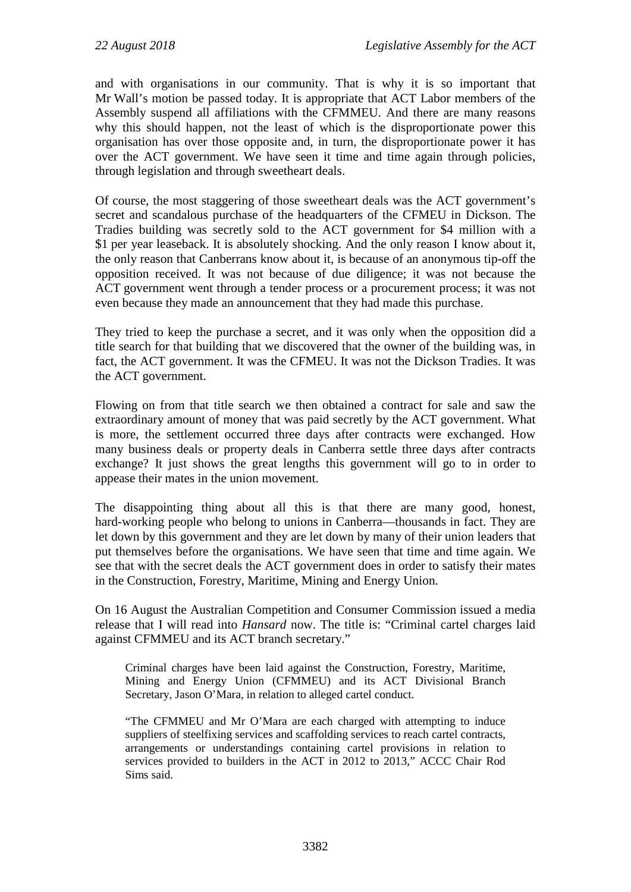and with organisations in our community. That is why it is so important that Mr Wall's motion be passed today. It is appropriate that ACT Labor members of the Assembly suspend all affiliations with the CFMMEU. And there are many reasons why this should happen, not the least of which is the disproportionate power this organisation has over those opposite and, in turn, the disproportionate power it has over the ACT government. We have seen it time and time again through policies, through legislation and through sweetheart deals.

Of course, the most staggering of those sweetheart deals was the ACT government's secret and scandalous purchase of the headquarters of the CFMEU in Dickson. The Tradies building was secretly sold to the ACT government for $4 million with a $1 per year leaseback. It is absolutely shocking. And the only reason I know about it, the only reason that Canberrans know about it, is because of an anonymous tip-off the opposition received. It was not because of due diligence; it was not because the ACT government went through a tender process or a procurement process; it was not even because they made an announcement that they had made this purchase.

They tried to keep the purchase a secret, and it was only when the opposition did a title search for that building that we discovered that the owner of the building was, in fact, the ACT government. It was the CFMEU. It was not the Dickson Tradies. It was the ACT government.

Flowing on from that title search we then obtained a contract for sale and saw the extraordinary amount of money that was paid secretly by the ACT government. What is more, the settlement occurred three days after contracts were exchanged. How many business deals or property deals in Canberra settle three days after contracts exchange? It just shows the great lengths this government will go to in order to appease their mates in the union movement.

The disappointing thing about all this is that there are many good, honest, hard-working people who belong to unions in Canberra—thousands in fact. They are let down by this government and they are let down by many of their union leaders that put themselves before the organisations. We have seen that time and time again. We see that with the secret deals the ACT government does in order to satisfy their mates in the Construction, Forestry, Maritime, Mining and Energy Union.

On 16 August the Australian Competition and Consumer Commission issued a media release that I will read into *Hansard* now. The title is: "Criminal cartel charges laid against CFMMEU and its ACT branch secretary."

> Criminal charges have been laid against the Construction, Forestry, Maritime, Mining and Energy Union (CFMMEU) and its ACT Divisional Branch Secretary, Jason O'Mara, in relation to alleged cartel conduct.
>
> "The CFMMEU and Mr O'Mara are each charged with attempting to induce suppliers of steelfixing services and scaffolding services to reach cartel contracts, arrangements or understandings containing cartel provisions in relation to services provided to builders in the ACT in 2012 to 2013," ACCC Chair Rod Sims said.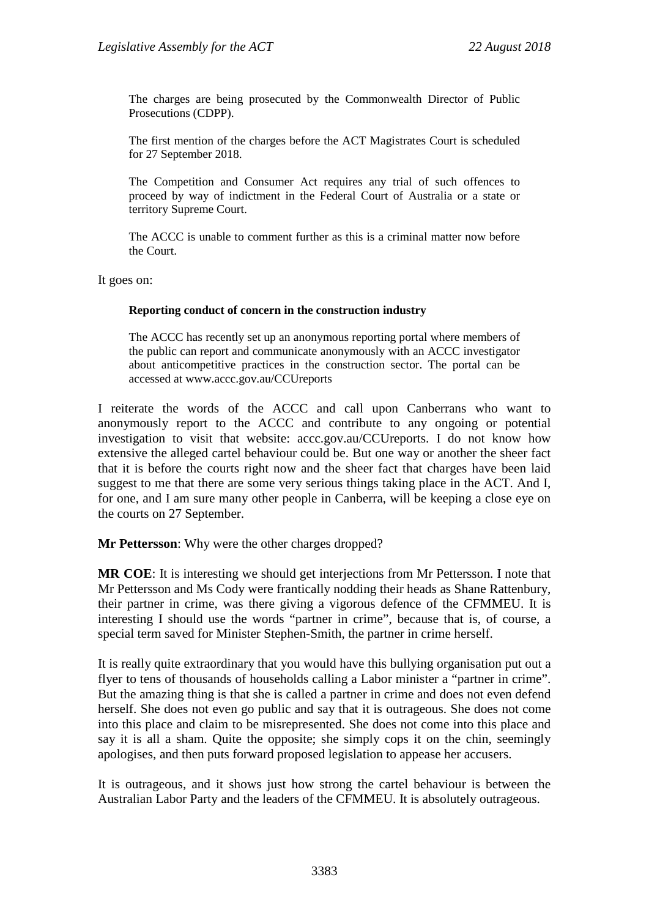> The charges are being prosecuted by the Commonwealth Director of Public Prosecutions (CDPP).
>
> The first mention of the charges before the ACT Magistrates Court is scheduled for 27 September 2018.
>
> The Competition and Consumer Act requires any trial of such offences to proceed by way of indictment in the Federal Court of Australia or a state or territory Supreme Court.
>
> The ACCC is unable to comment further as this is a criminal matter now before the Court.

It goes on:

> **Reporting conduct of concern in the construction industry**
>
> The ACCC has recently set up an anonymous reporting portal where members of the public can report and communicate anonymously with an ACCC investigator about anticompetitive practices in the construction sector. The portal can be accessed at www.accc.gov.au/CCUreports

I reiterate the words of the ACCC and call upon Canberrans who want to anonymously report to the ACCC and contribute to any ongoing or potential investigation to visit that website: accc.gov.au/CCUreports. I do not know how extensive the alleged cartel behaviour could be. But one way or another the sheer fact that it is before the courts right now and the sheer fact that charges have been laid suggest to me that there are some very serious things taking place in the ACT. And I, for one, and I am sure many other people in Canberra, will be keeping a close eye on the courts on 27 September.

**Mr Pettersson**: Why were the other charges dropped?

**MR COE**: It is interesting we should get interjections from Mr Pettersson. I note that Mr Pettersson and Ms Cody were frantically nodding their heads as Shane Rattenbury, their partner in crime, was there giving a vigorous defence of the CFMMEU. It is interesting I should use the words "partner in crime", because that is, of course, a special term saved for Minister Stephen-Smith, the partner in crime herself.

It is really quite extraordinary that you would have this bullying organisation put out a flyer to tens of thousands of households calling a Labor minister a "partner in crime". But the amazing thing is that she is called a partner in crime and does not even defend herself. She does not even go public and say that it is outrageous. She does not come into this place and claim to be misrepresented. She does not come into this place and say it is all a sham. Quite the opposite; she simply cops it on the chin, seemingly apologises, and then puts forward proposed legislation to appease her accusers.

It is outrageous, and it shows just how strong the cartel behaviour is between the Australian Labor Party and the leaders of the CFMMEU. It is absolutely outrageous.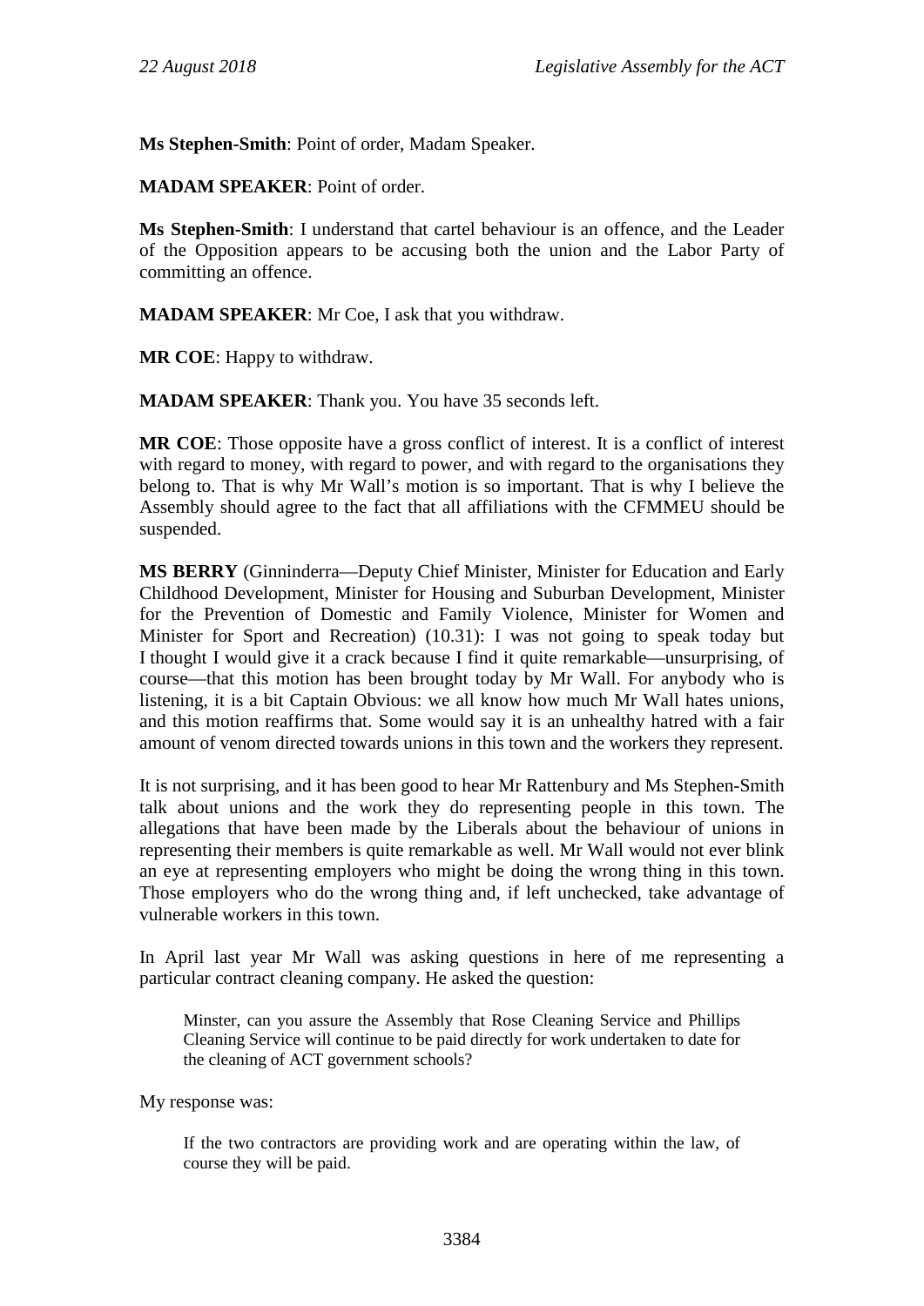**Ms Stephen-Smith**: Point of order, Madam Speaker.

**MADAM SPEAKER**: Point of order.

**Ms Stephen-Smith**: I understand that cartel behaviour is an offence, and the Leader of the Opposition appears to be accusing both the union and the Labor Party of committing an offence.

**MADAM SPEAKER**: Mr Coe, I ask that you withdraw.

**MR COE**: Happy to withdraw.

**MADAM SPEAKER**: Thank you. You have 35 seconds left.

**MR COE**: Those opposite have a gross conflict of interest. It is a conflict of interest with regard to money, with regard to power, and with regard to the organisations they belong to. That is why Mr Wall's motion is so important. That is why I believe the Assembly should agree to the fact that all affiliations with the CFMMEU should be suspended.

**MS BERRY** (Ginninderra—Deputy Chief Minister, Minister for Education and Early Childhood Development, Minister for Housing and Suburban Development, Minister for the Prevention of Domestic and Family Violence, Minister for Women and Minister for Sport and Recreation) (10.31): I was not going to speak today but I thought I would give it a crack because I find it quite remarkable—unsurprising, of course—that this motion has been brought today by Mr Wall. For anybody who is listening, it is a bit Captain Obvious: we all know how much Mr Wall hates unions, and this motion reaffirms that. Some would say it is an unhealthy hatred with a fair amount of venom directed towards unions in this town and the workers they represent.

It is not surprising, and it has been good to hear Mr Rattenbury and Ms Stephen-Smith talk about unions and the work they do representing people in this town. The allegations that have been made by the Liberals about the behaviour of unions in representing their members is quite remarkable as well. Mr Wall would not ever blink an eye at representing employers who might be doing the wrong thing in this town. Those employers who do the wrong thing and, if left unchecked, take advantage of vulnerable workers in this town.

In April last year Mr Wall was asking questions in here of me representing a particular contract cleaning company. He asked the question:

> Minster, can you assure the Assembly that Rose Cleaning Service and Phillips Cleaning Service will continue to be paid directly for work undertaken to date for the cleaning of ACT government schools?

My response was:

> If the two contractors are providing work and are operating within the law, of course they will be paid.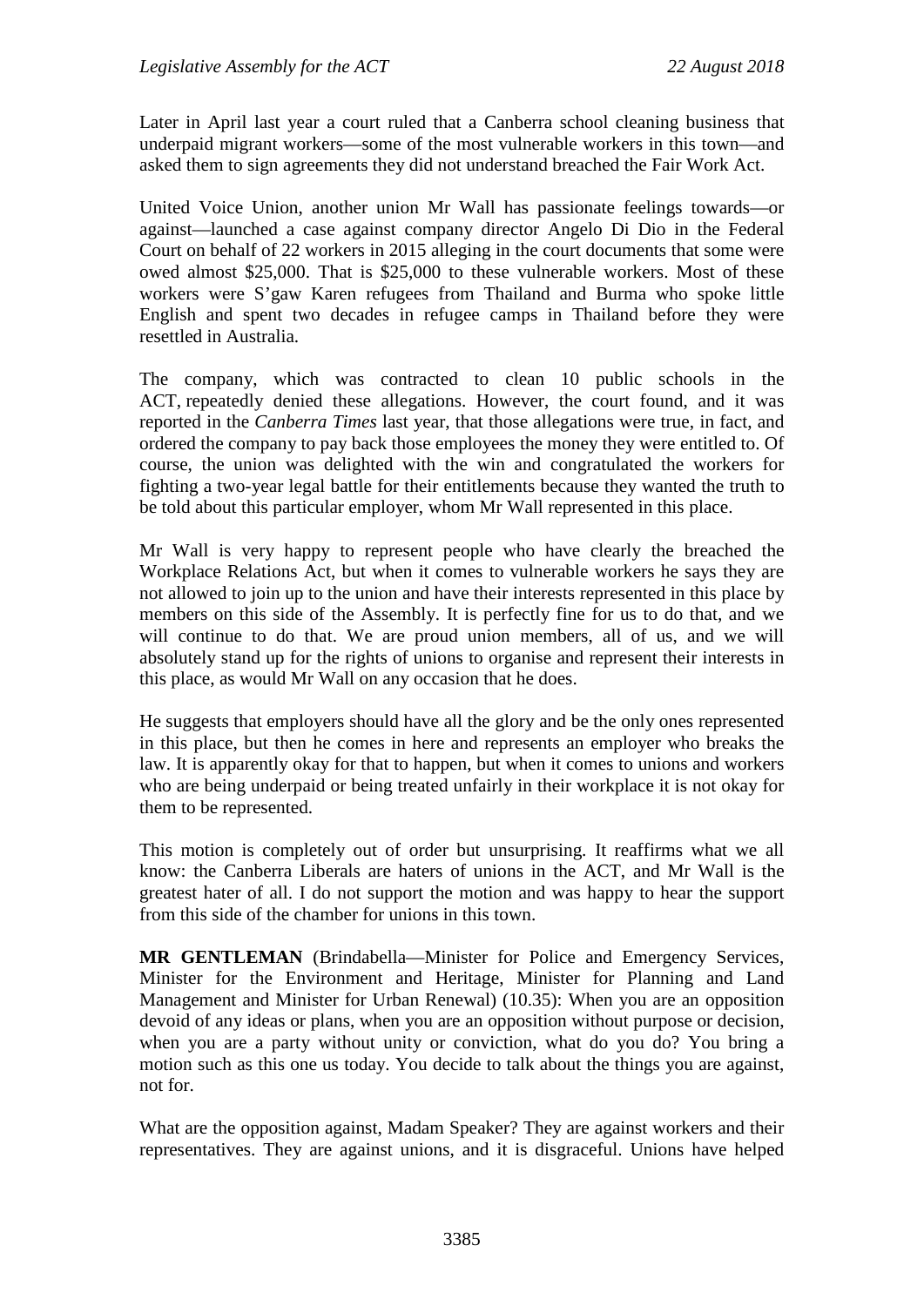Later in April last year a court ruled that a Canberra school cleaning business that underpaid migrant workers—some of the most vulnerable workers in this town—and asked them to sign agreements they did not understand breached the Fair Work Act.

United Voice Union, another union Mr Wall has passionate feelings towards—or against—launched a case against company director Angelo Di Dio in the Federal Court on behalf of 22 workers in 2015 alleging in the court documents that some were owed almost $25,000. That is $25,000 to these vulnerable workers. Most of these workers were S'gaw Karen refugees from Thailand and Burma who spoke little English and spent two decades in refugee camps in Thailand before they were resettled in Australia.

The company, which was contracted to clean 10 public schools in the ACT, repeatedly denied these allegations. However, the court found, and it was reported in the *Canberra Times* last year, that those allegations were true, in fact, and ordered the company to pay back those employees the money they were entitled to. Of course, the union was delighted with the win and congratulated the workers for fighting a two-year legal battle for their entitlements because they wanted the truth to be told about this particular employer, whom Mr Wall represented in this place.

Mr Wall is very happy to represent people who have clearly the breached the Workplace Relations Act, but when it comes to vulnerable workers he says they are not allowed to join up to the union and have their interests represented in this place by members on this side of the Assembly. It is perfectly fine for us to do that, and we will continue to do that. We are proud union members, all of us, and we will absolutely stand up for the rights of unions to organise and represent their interests in this place, as would Mr Wall on any occasion that he does.

He suggests that employers should have all the glory and be the only ones represented in this place, but then he comes in here and represents an employer who breaks the law. It is apparently okay for that to happen, but when it comes to unions and workers who are being underpaid or being treated unfairly in their workplace it is not okay for them to be represented.

This motion is completely out of order but unsurprising. It reaffirms what we all know: the Canberra Liberals are haters of unions in the ACT, and Mr Wall is the greatest hater of all. I do not support the motion and was happy to hear the support from this side of the chamber for unions in this town.

**MR GENTLEMAN** (Brindabella—Minister for Police and Emergency Services, Minister for the Environment and Heritage, Minister for Planning and Land Management and Minister for Urban Renewal) (10.35): When you are an opposition devoid of any ideas or plans, when you are an opposition without purpose or decision, when you are a party without unity or conviction, what do you do? You bring a motion such as this one us today. You decide to talk about the things you are against, not for.

What are the opposition against, Madam Speaker? They are against workers and their representatives. They are against unions, and it is disgraceful. Unions have helped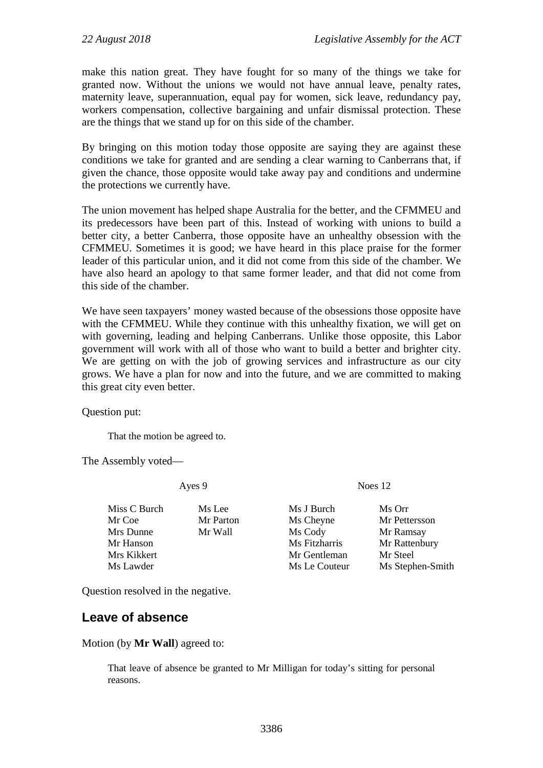make this nation great. They have fought for so many of the things we take for granted now. Without the unions we would not have annual leave, penalty rates, maternity leave, superannuation, equal pay for women, sick leave, redundancy pay, workers compensation, collective bargaining and unfair dismissal protection. These are the things that we stand up for on this side of the chamber.

By bringing on this motion today those opposite are saying they are against these conditions we take for granted and are sending a clear warning to Canberrans that, if given the chance, those opposite would take away pay and conditions and undermine the protections we currently have.

The union movement has helped shape Australia for the better, and the CFMMEU and its predecessors have been part of this. Instead of working with unions to build a better city, a better Canberra, those opposite have an unhealthy obsession with the CFMMEU. Sometimes it is good; we have heard in this place praise for the former leader of this particular union, and it did not come from this side of the chamber. We have also heard an apology to that same former leader, and that did not come from this side of the chamber.

We have seen taxpayers' money wasted because of the obsessions those opposite have with the CFMMEU. While they continue with this unhealthy fixation, we will get on with governing, leading and helping Canberrans. Unlike those opposite, this Labor government will work with all of those who want to build a better and brighter city. We are getting on with the job of growing services and infrastructure as our city grows. We have a plan for now and into the future, and we are committed to making this great city even better.

Question put:

> That the motion be agreed to.

The Assembly voted—

| Ayes 9 | | Noes 12 | |
|---|---|---|---|
| Miss C Burch | Ms Lee | Ms J Burch | Ms Orr |
| Mr Coe | Mr Parton | Ms Cheyne | Mr Pettersson |
| Mrs Dunne | Mr Wall | Ms Cody | Mr Ramsay |
| Mr Hanson | | Ms Fitzharris | Mr Rattenbury |
| Mrs Kikkert | | Mr Gentleman | Mr Steel |
| Ms Lawder | | Ms Le Couteur | Ms Stephen-Smith |

Question resolved in the negative.

## Leave of absence

Motion (by **Mr Wall**) agreed to:

> That leave of absence be granted to Mr Milligan for today's sitting for personal reasons.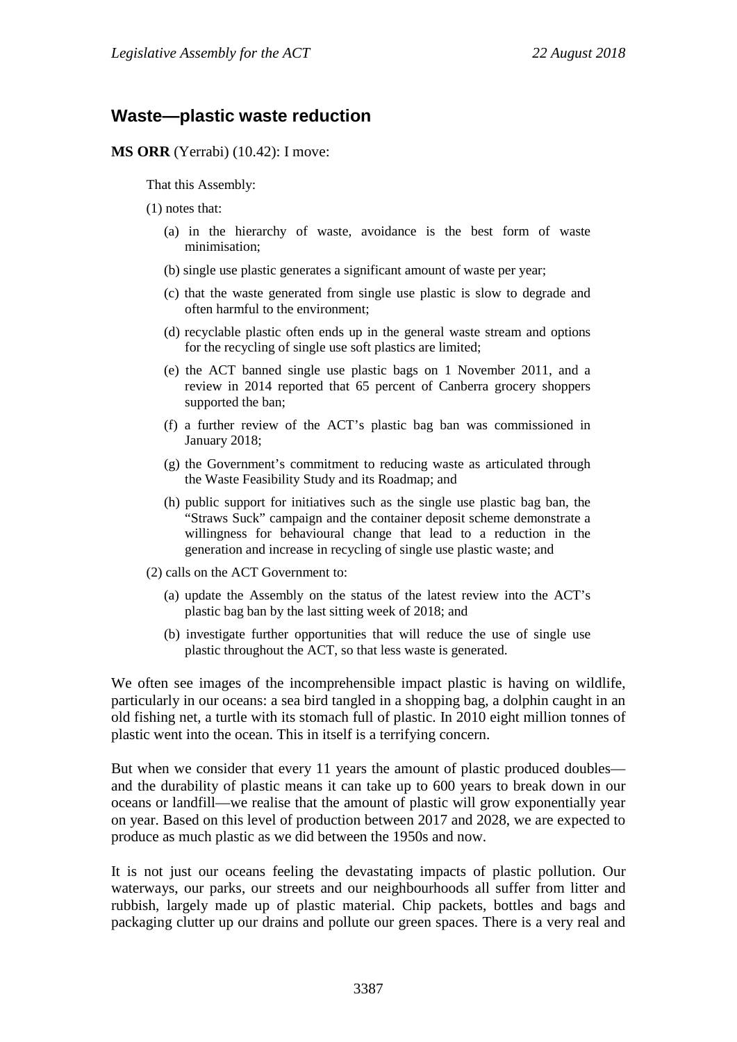## Waste—plastic waste reduction

**MS ORR** (Yerrabi) (10.42): I move:

That this Assembly:

(1) notes that:

(a) in the hierarchy of waste, avoidance is the best form of waste minimisation;

(b) single use plastic generates a significant amount of waste per year;

(c) that the waste generated from single use plastic is slow to degrade and often harmful to the environment;

(d) recyclable plastic often ends up in the general waste stream and options for the recycling of single use soft plastics are limited;

(e) the ACT banned single use plastic bags on 1 November 2011, and a review in 2014 reported that 65 percent of Canberra grocery shoppers supported the ban;

(f) a further review of the ACT's plastic bag ban was commissioned in January 2018;

(g) the Government's commitment to reducing waste as articulated through the Waste Feasibility Study and its Roadmap; and

(h) public support for initiatives such as the single use plastic bag ban, the "Straws Suck" campaign and the container deposit scheme demonstrate a willingness for behavioural change that lead to a reduction in the generation and increase in recycling of single use plastic waste; and

(2) calls on the ACT Government to:

(a) update the Assembly on the status of the latest review into the ACT's plastic bag ban by the last sitting week of 2018; and

(b) investigate further opportunities that will reduce the use of single use plastic throughout the ACT, so that less waste is generated.

We often see images of the incomprehensible impact plastic is having on wildlife, particularly in our oceans: a sea bird tangled in a shopping bag, a dolphin caught in an old fishing net, a turtle with its stomach full of plastic. In 2010 eight million tonnes of plastic went into the ocean. This in itself is a terrifying concern.

But when we consider that every 11 years the amount of plastic produced doubles—and the durability of plastic means it can take up to 600 years to break down in our oceans or landfill—we realise that the amount of plastic will grow exponentially year on year. Based on this level of production between 2017 and 2028, we are expected to produce as much plastic as we did between the 1950s and now.

It is not just our oceans feeling the devastating impacts of plastic pollution. Our waterways, our parks, our streets and our neighbourhoods all suffer from litter and rubbish, largely made up of plastic material. Chip packets, bottles and bags and packaging clutter up our drains and pollute our green spaces. There is a very real and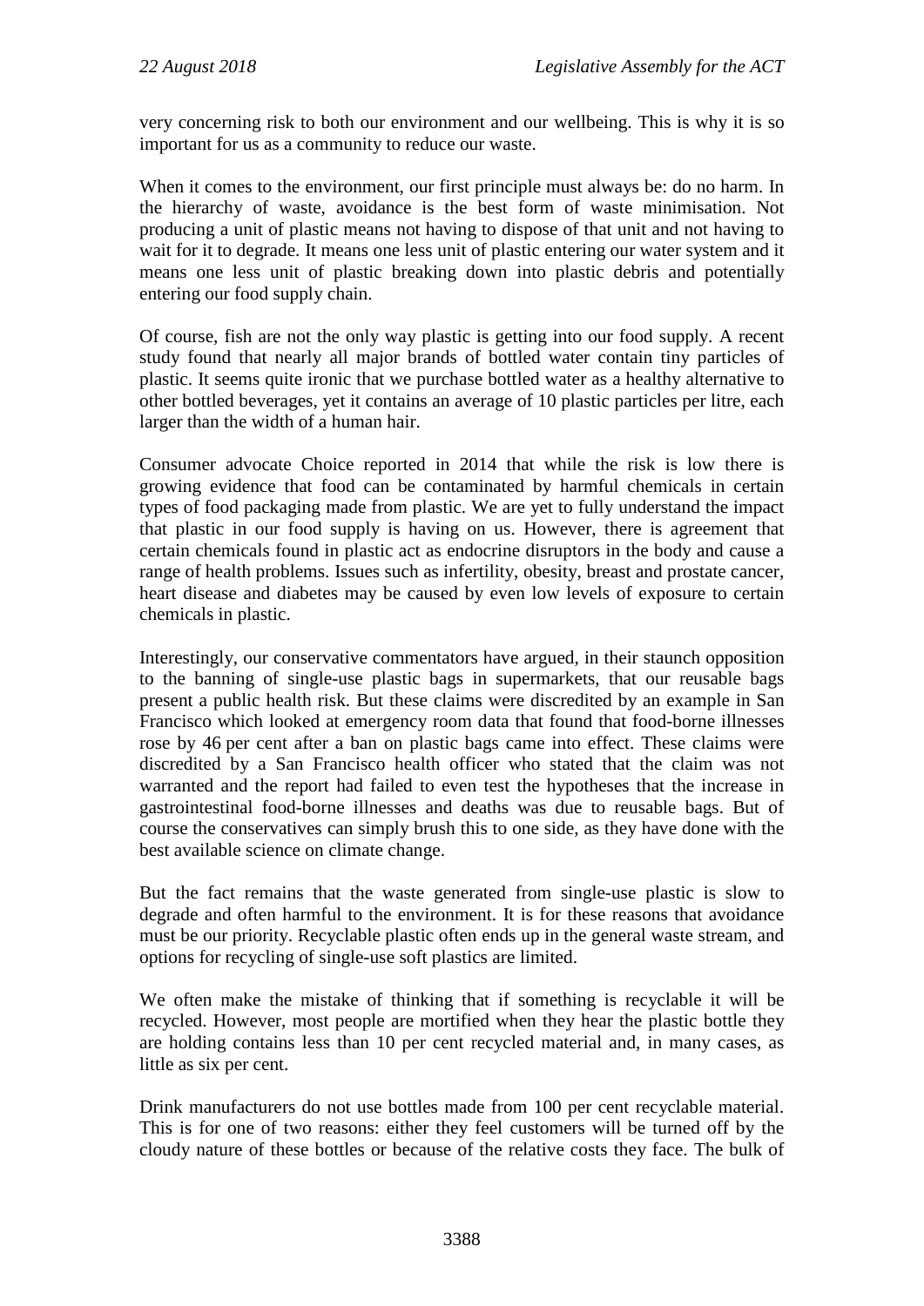very concerning risk to both our environment and our wellbeing. This is why it is so important for us as a community to reduce our waste.

When it comes to the environment, our first principle must always be: do no harm. In the hierarchy of waste, avoidance is the best form of waste minimisation. Not producing a unit of plastic means not having to dispose of that unit and not having to wait for it to degrade. It means one less unit of plastic entering our water system and it means one less unit of plastic breaking down into plastic debris and potentially entering our food supply chain.

Of course, fish are not the only way plastic is getting into our food supply. A recent study found that nearly all major brands of bottled water contain tiny particles of plastic. It seems quite ironic that we purchase bottled water as a healthy alternative to other bottled beverages, yet it contains an average of 10 plastic particles per litre, each larger than the width of a human hair.

Consumer advocate Choice reported in 2014 that while the risk is low there is growing evidence that food can be contaminated by harmful chemicals in certain types of food packaging made from plastic. We are yet to fully understand the impact that plastic in our food supply is having on us. However, there is agreement that certain chemicals found in plastic act as endocrine disruptors in the body and cause a range of health problems. Issues such as infertility, obesity, breast and prostate cancer, heart disease and diabetes may be caused by even low levels of exposure to certain chemicals in plastic.

Interestingly, our conservative commentators have argued, in their staunch opposition to the banning of single-use plastic bags in supermarkets, that our reusable bags present a public health risk. But these claims were discredited by an example in San Francisco which looked at emergency room data that found that food-borne illnesses rose by 46 per cent after a ban on plastic bags came into effect. These claims were discredited by a San Francisco health officer who stated that the claim was not warranted and the report had failed to even test the hypotheses that the increase in gastrointestinal food-borne illnesses and deaths was due to reusable bags. But of course the conservatives can simply brush this to one side, as they have done with the best available science on climate change.

But the fact remains that the waste generated from single-use plastic is slow to degrade and often harmful to the environment. It is for these reasons that avoidance must be our priority. Recyclable plastic often ends up in the general waste stream, and options for recycling of single-use soft plastics are limited.

We often make the mistake of thinking that if something is recyclable it will be recycled. However, most people are mortified when they hear the plastic bottle they are holding contains less than 10 per cent recycled material and, in many cases, as little as six per cent.

Drink manufacturers do not use bottles made from 100 per cent recyclable material. This is for one of two reasons: either they feel customers will be turned off by the cloudy nature of these bottles or because of the relative costs they face. The bulk of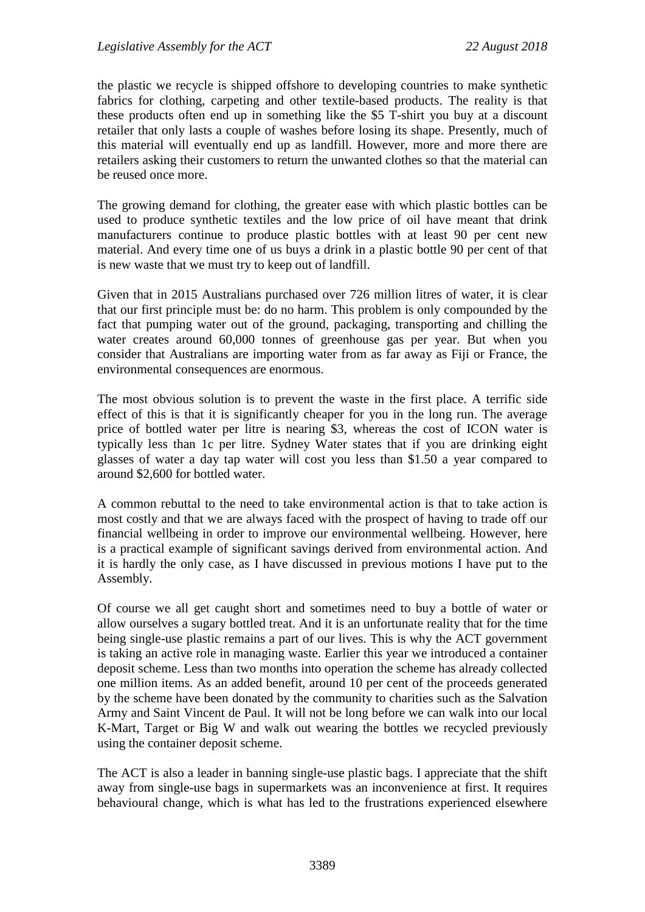the plastic we recycle is shipped offshore to developing countries to make synthetic fabrics for clothing, carpeting and other textile-based products. The reality is that these products often end up in something like the $5 T-shirt you buy at a discount retailer that only lasts a couple of washes before losing its shape. Presently, much of this material will eventually end up as landfill. However, more and more there are retailers asking their customers to return the unwanted clothes so that the material can be reused once more.

The growing demand for clothing, the greater ease with which plastic bottles can be used to produce synthetic textiles and the low price of oil have meant that drink manufacturers continue to produce plastic bottles with at least 90 per cent new material. And every time one of us buys a drink in a plastic bottle 90 per cent of that is new waste that we must try to keep out of landfill.

Given that in 2015 Australians purchased over 726 million litres of water, it is clear that our first principle must be: do no harm. This problem is only compounded by the fact that pumping water out of the ground, packaging, transporting and chilling the water creates around 60,000 tonnes of greenhouse gas per year. But when you consider that Australians are importing water from as far away as Fiji or France, the environmental consequences are enormous.

The most obvious solution is to prevent the waste in the first place. A terrific side effect of this is that it is significantly cheaper for you in the long run. The average price of bottled water per litre is nearing $3, whereas the cost of ICON water is typically less than 1c per litre. Sydney Water states that if you are drinking eight glasses of water a day tap water will cost you less than $1.50 a year compared to around $2,600 for bottled water.

A common rebuttal to the need to take environmental action is that to take action is most costly and that we are always faced with the prospect of having to trade off our financial wellbeing in order to improve our environmental wellbeing. However, here is a practical example of significant savings derived from environmental action. And it is hardly the only case, as I have discussed in previous motions I have put to the Assembly.

Of course we all get caught short and sometimes need to buy a bottle of water or allow ourselves a sugary bottled treat. And it is an unfortunate reality that for the time being single-use plastic remains a part of our lives. This is why the ACT government is taking an active role in managing waste. Earlier this year we introduced a container deposit scheme. Less than two months into operation the scheme has already collected one million items. As an added benefit, around 10 per cent of the proceeds generated by the scheme have been donated by the community to charities such as the Salvation Army and Saint Vincent de Paul. It will not be long before we can walk into our local K-Mart, Target or Big W and walk out wearing the bottles we recycled previously using the container deposit scheme.

The ACT is also a leader in banning single-use plastic bags. I appreciate that the shift away from single-use bags in supermarkets was an inconvenience at first. It requires behavioural change, which is what has led to the frustrations experienced elsewhere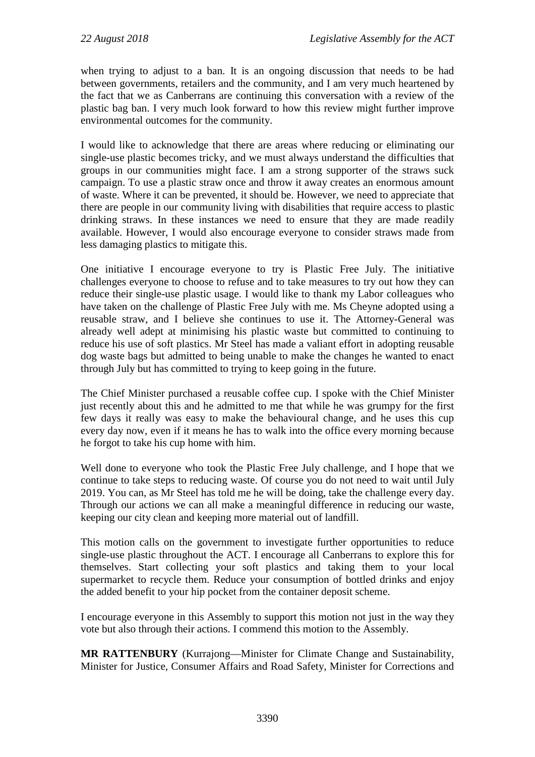when trying to adjust to a ban. It is an ongoing discussion that needs to be had between governments, retailers and the community, and I am very much heartened by the fact that we as Canberrans are continuing this conversation with a review of the plastic bag ban. I very much look forward to how this review might further improve environmental outcomes for the community.

I would like to acknowledge that there are areas where reducing or eliminating our single-use plastic becomes tricky, and we must always understand the difficulties that groups in our communities might face. I am a strong supporter of the straws suck campaign. To use a plastic straw once and throw it away creates an enormous amount of waste. Where it can be prevented, it should be. However, we need to appreciate that there are people in our community living with disabilities that require access to plastic drinking straws. In these instances we need to ensure that they are made readily available. However, I would also encourage everyone to consider straws made from less damaging plastics to mitigate this.

One initiative I encourage everyone to try is Plastic Free July. The initiative challenges everyone to choose to refuse and to take measures to try out how they can reduce their single-use plastic usage. I would like to thank my Labor colleagues who have taken on the challenge of Plastic Free July with me. Ms Cheyne adopted using a reusable straw, and I believe she continues to use it. The Attorney-General was already well adept at minimising his plastic waste but committed to continuing to reduce his use of soft plastics. Mr Steel has made a valiant effort in adopting reusable dog waste bags but admitted to being unable to make the changes he wanted to enact through July but has committed to trying to keep going in the future.

The Chief Minister purchased a reusable coffee cup. I spoke with the Chief Minister just recently about this and he admitted to me that while he was grumpy for the first few days it really was easy to make the behavioural change, and he uses this cup every day now, even if it means he has to walk into the office every morning because he forgot to take his cup home with him.

Well done to everyone who took the Plastic Free July challenge, and I hope that we continue to take steps to reducing waste. Of course you do not need to wait until July 2019. You can, as Mr Steel has told me he will be doing, take the challenge every day. Through our actions we can all make a meaningful difference in reducing our waste, keeping our city clean and keeping more material out of landfill.

This motion calls on the government to investigate further opportunities to reduce single-use plastic throughout the ACT. I encourage all Canberrans to explore this for themselves. Start collecting your soft plastics and taking them to your local supermarket to recycle them. Reduce your consumption of bottled drinks and enjoy the added benefit to your hip pocket from the container deposit scheme.

I encourage everyone in this Assembly to support this motion not just in the way they vote but also through their actions. I commend this motion to the Assembly.

**MR RATTENBURY** (Kurrajong—Minister for Climate Change and Sustainability, Minister for Justice, Consumer Affairs and Road Safety, Minister for Corrections and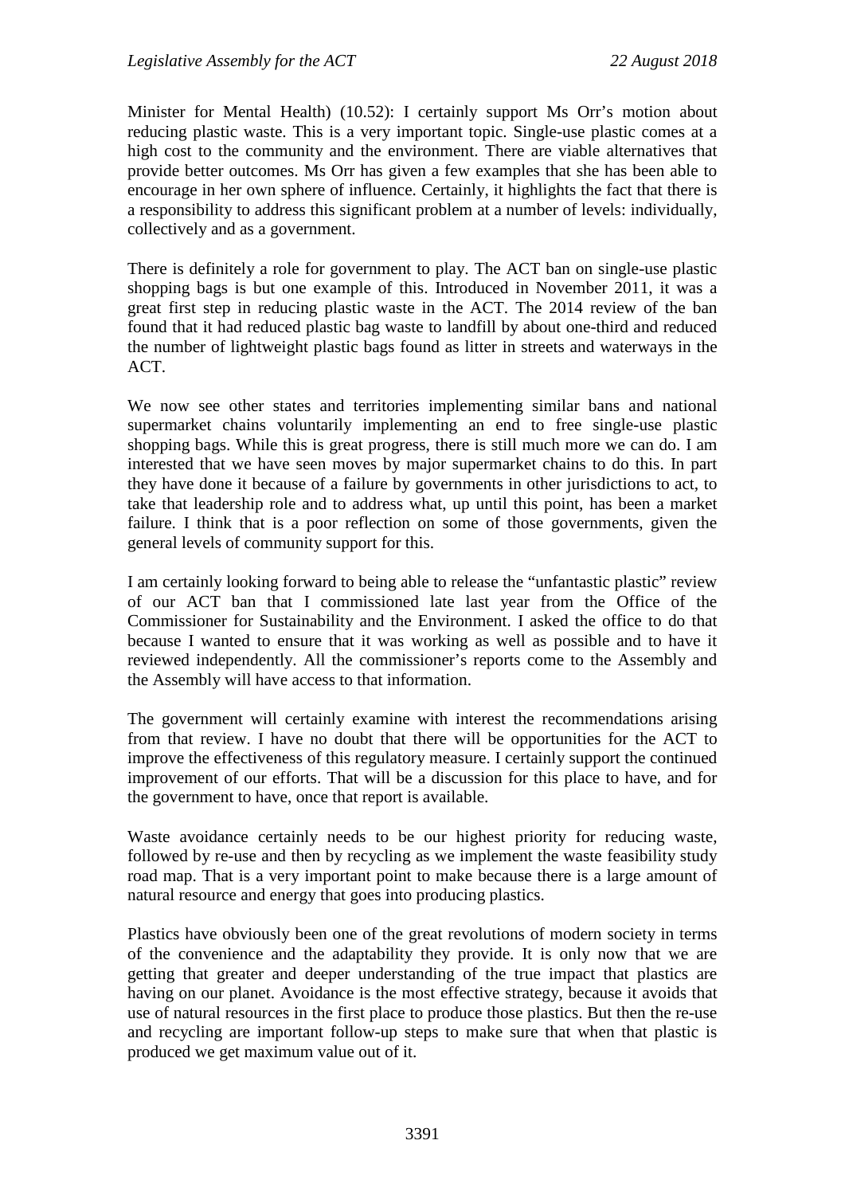Minister for Mental Health) (10.52): I certainly support Ms Orr's motion about reducing plastic waste. This is a very important topic. Single-use plastic comes at a high cost to the community and the environment. There are viable alternatives that provide better outcomes. Ms Orr has given a few examples that she has been able to encourage in her own sphere of influence. Certainly, it highlights the fact that there is a responsibility to address this significant problem at a number of levels: individually, collectively and as a government.

There is definitely a role for government to play. The ACT ban on single-use plastic shopping bags is but one example of this. Introduced in November 2011, it was a great first step in reducing plastic waste in the ACT. The 2014 review of the ban found that it had reduced plastic bag waste to landfill by about one-third and reduced the number of lightweight plastic bags found as litter in streets and waterways in the ACT.

We now see other states and territories implementing similar bans and national supermarket chains voluntarily implementing an end to free single-use plastic shopping bags. While this is great progress, there is still much more we can do. I am interested that we have seen moves by major supermarket chains to do this. In part they have done it because of a failure by governments in other jurisdictions to act, to take that leadership role and to address what, up until this point, has been a market failure. I think that is a poor reflection on some of those governments, given the general levels of community support for this.

I am certainly looking forward to being able to release the "unfantastic plastic" review of our ACT ban that I commissioned late last year from the Office of the Commissioner for Sustainability and the Environment. I asked the office to do that because I wanted to ensure that it was working as well as possible and to have it reviewed independently. All the commissioner's reports come to the Assembly and the Assembly will have access to that information.

The government will certainly examine with interest the recommendations arising from that review. I have no doubt that there will be opportunities for the ACT to improve the effectiveness of this regulatory measure. I certainly support the continued improvement of our efforts. That will be a discussion for this place to have, and for the government to have, once that report is available.

Waste avoidance certainly needs to be our highest priority for reducing waste, followed by re-use and then by recycling as we implement the waste feasibility study road map. That is a very important point to make because there is a large amount of natural resource and energy that goes into producing plastics.

Plastics have obviously been one of the great revolutions of modern society in terms of the convenience and the adaptability they provide. It is only now that we are getting that greater and deeper understanding of the true impact that plastics are having on our planet. Avoidance is the most effective strategy, because it avoids that use of natural resources in the first place to produce those plastics. But then the re-use and recycling are important follow-up steps to make sure that when that plastic is produced we get maximum value out of it.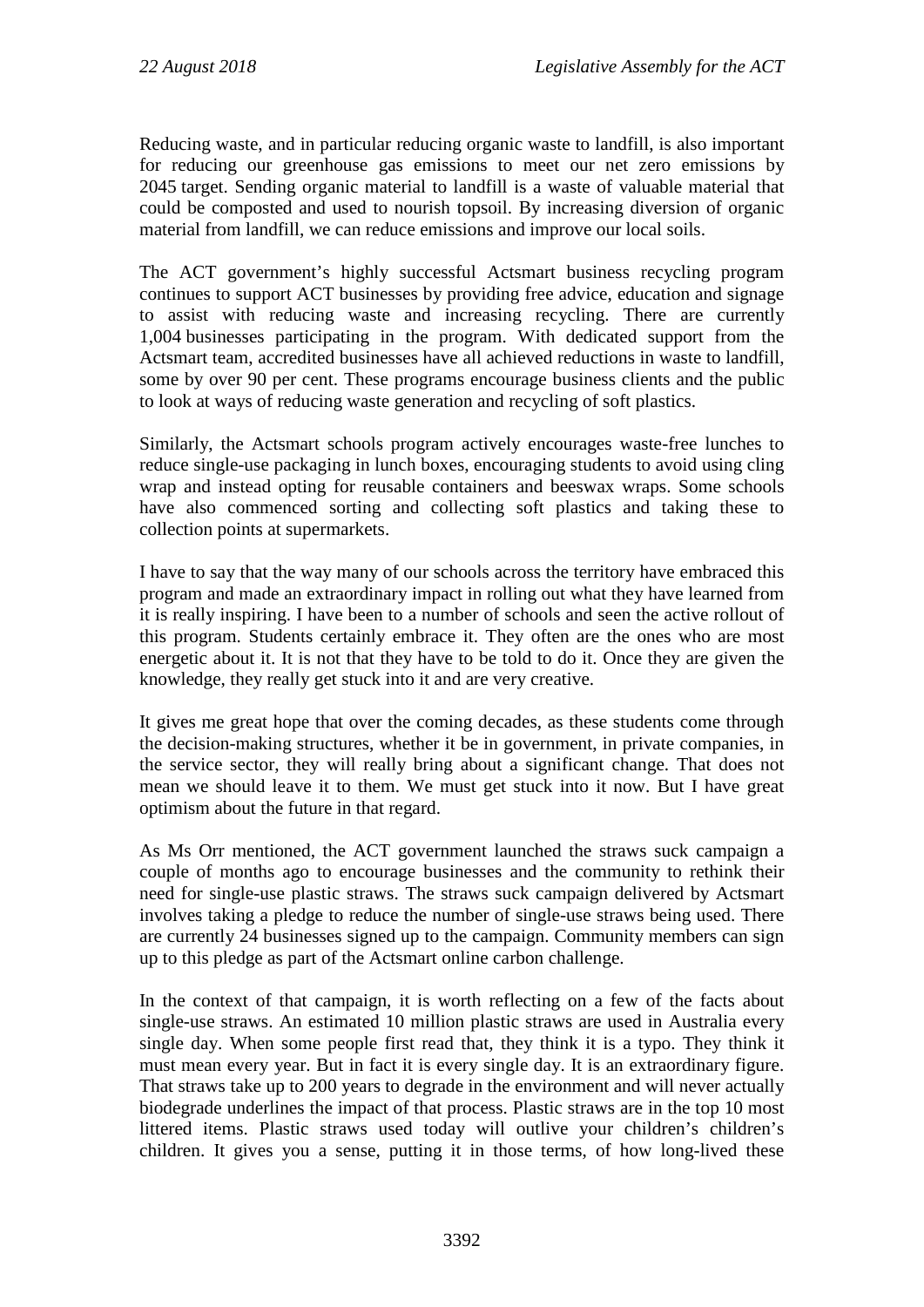Reducing waste, and in particular reducing organic waste to landfill, is also important for reducing our greenhouse gas emissions to meet our net zero emissions by 2045 target. Sending organic material to landfill is a waste of valuable material that could be composted and used to nourish topsoil. By increasing diversion of organic material from landfill, we can reduce emissions and improve our local soils.

The ACT government's highly successful Actsmart business recycling program continues to support ACT businesses by providing free advice, education and signage to assist with reducing waste and increasing recycling. There are currently 1,004 businesses participating in the program. With dedicated support from the Actsmart team, accredited businesses have all achieved reductions in waste to landfill, some by over 90 per cent. These programs encourage business clients and the public to look at ways of reducing waste generation and recycling of soft plastics.

Similarly, the Actsmart schools program actively encourages waste-free lunches to reduce single-use packaging in lunch boxes, encouraging students to avoid using cling wrap and instead opting for reusable containers and beeswax wraps. Some schools have also commenced sorting and collecting soft plastics and taking these to collection points at supermarkets.

I have to say that the way many of our schools across the territory have embraced this program and made an extraordinary impact in rolling out what they have learned from it is really inspiring. I have been to a number of schools and seen the active rollout of this program. Students certainly embrace it. They often are the ones who are most energetic about it. It is not that they have to be told to do it. Once they are given the knowledge, they really get stuck into it and are very creative.

It gives me great hope that over the coming decades, as these students come through the decision-making structures, whether it be in government, in private companies, in the service sector, they will really bring about a significant change. That does not mean we should leave it to them. We must get stuck into it now. But I have great optimism about the future in that regard.

As Ms Orr mentioned, the ACT government launched the straws suck campaign a couple of months ago to encourage businesses and the community to rethink their need for single-use plastic straws. The straws suck campaign delivered by Actsmart involves taking a pledge to reduce the number of single-use straws being used. There are currently 24 businesses signed up to the campaign. Community members can sign up to this pledge as part of the Actsmart online carbon challenge.

In the context of that campaign, it is worth reflecting on a few of the facts about single-use straws. An estimated 10 million plastic straws are used in Australia every single day. When some people first read that, they think it is a typo. They think it must mean every year. But in fact it is every single day. It is an extraordinary figure. That straws take up to 200 years to degrade in the environment and will never actually biodegrade underlines the impact of that process. Plastic straws are in the top 10 most littered items. Plastic straws used today will outlive your children's children's children. It gives you a sense, putting it in those terms, of how long-lived these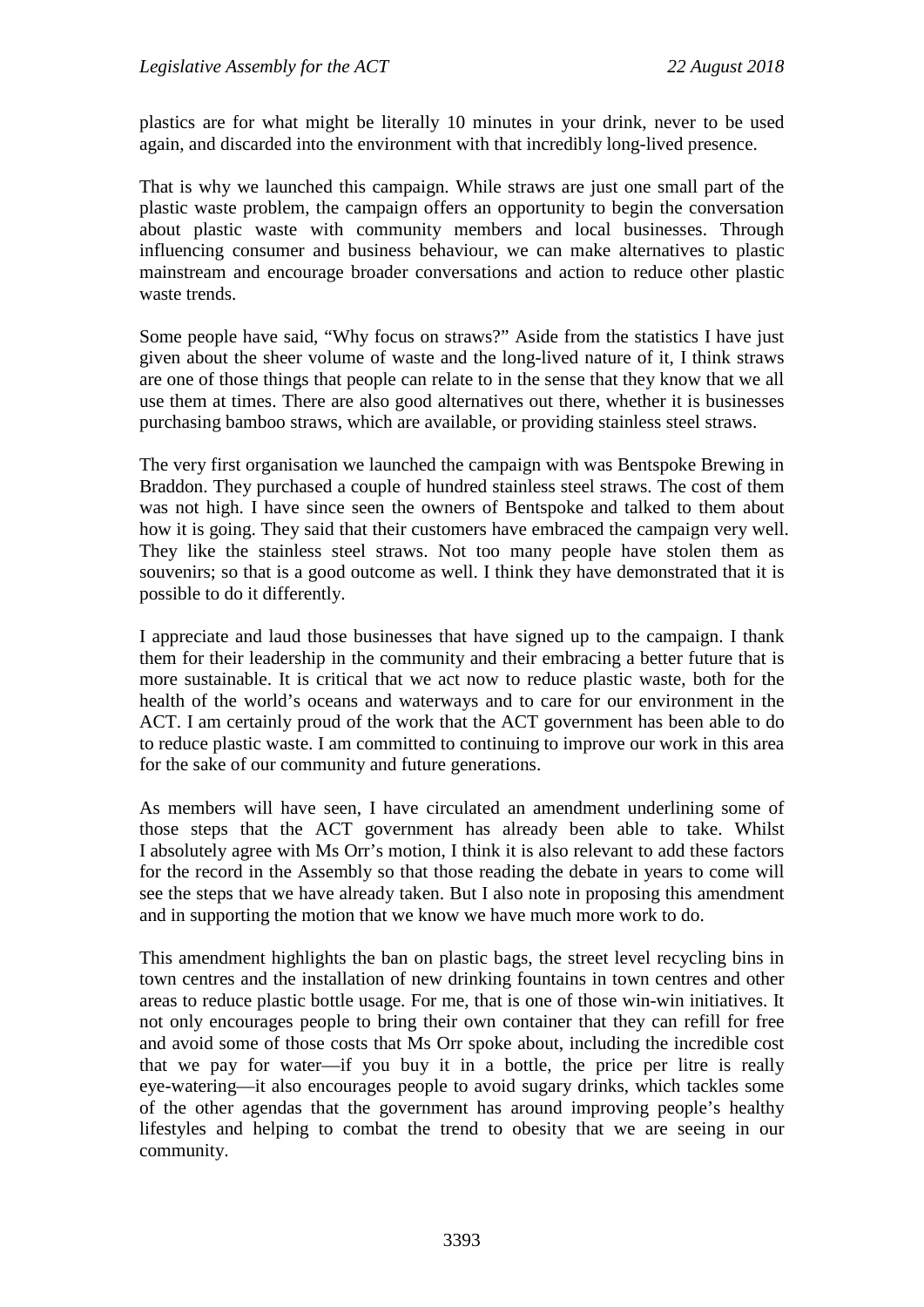plastics are for what might be literally 10 minutes in your drink, never to be used again, and discarded into the environment with that incredibly long-lived presence.

That is why we launched this campaign. While straws are just one small part of the plastic waste problem, the campaign offers an opportunity to begin the conversation about plastic waste with community members and local businesses. Through influencing consumer and business behaviour, we can make alternatives to plastic mainstream and encourage broader conversations and action to reduce other plastic waste trends.

Some people have said, "Why focus on straws?" Aside from the statistics I have just given about the sheer volume of waste and the long-lived nature of it, I think straws are one of those things that people can relate to in the sense that they know that we all use them at times. There are also good alternatives out there, whether it is businesses purchasing bamboo straws, which are available, or providing stainless steel straws.

The very first organisation we launched the campaign with was Bentspoke Brewing in Braddon. They purchased a couple of hundred stainless steel straws. The cost of them was not high. I have since seen the owners of Bentspoke and talked to them about how it is going. They said that their customers have embraced the campaign very well. They like the stainless steel straws. Not too many people have stolen them as souvenirs; so that is a good outcome as well. I think they have demonstrated that it is possible to do it differently.

I appreciate and laud those businesses that have signed up to the campaign. I thank them for their leadership in the community and their embracing a better future that is more sustainable. It is critical that we act now to reduce plastic waste, both for the health of the world's oceans and waterways and to care for our environment in the ACT. I am certainly proud of the work that the ACT government has been able to do to reduce plastic waste. I am committed to continuing to improve our work in this area for the sake of our community and future generations.

As members will have seen, I have circulated an amendment underlining some of those steps that the ACT government has already been able to take. Whilst I absolutely agree with Ms Orr's motion, I think it is also relevant to add these factors for the record in the Assembly so that those reading the debate in years to come will see the steps that we have already taken. But I also note in proposing this amendment and in supporting the motion that we know we have much more work to do.

This amendment highlights the ban on plastic bags, the street level recycling bins in town centres and the installation of new drinking fountains in town centres and other areas to reduce plastic bottle usage. For me, that is one of those win-win initiatives. It not only encourages people to bring their own container that they can refill for free and avoid some of those costs that Ms Orr spoke about, including the incredible cost that we pay for water—if you buy it in a bottle, the price per litre is really eye-watering—it also encourages people to avoid sugary drinks, which tackles some of the other agendas that the government has around improving people's healthy lifestyles and helping to combat the trend to obesity that we are seeing in our community.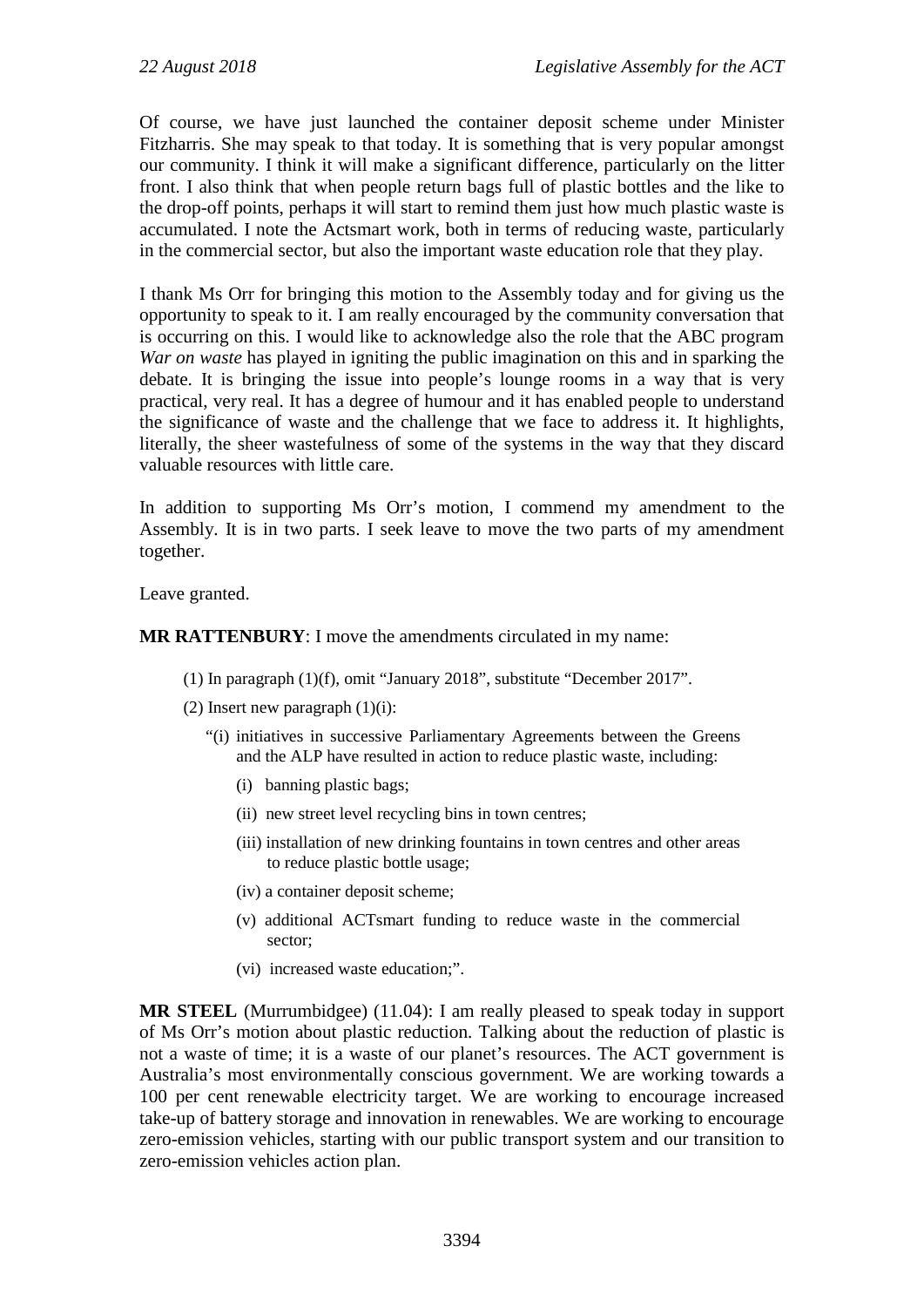Of course, we have just launched the container deposit scheme under Minister Fitzharris. She may speak to that today. It is something that is very popular amongst our community. I think it will make a significant difference, particularly on the litter front. I also think that when people return bags full of plastic bottles and the like to the drop-off points, perhaps it will start to remind them just how much plastic waste is accumulated. I note the Actsmart work, both in terms of reducing waste, particularly in the commercial sector, but also the important waste education role that they play.

I thank Ms Orr for bringing this motion to the Assembly today and for giving us the opportunity to speak to it. I am really encouraged by the community conversation that is occurring on this. I would like to acknowledge also the role that the ABC program *War on waste* has played in igniting the public imagination on this and in sparking the debate. It is bringing the issue into people's lounge rooms in a way that is very practical, very real. It has a degree of humour and it has enabled people to understand the significance of waste and the challenge that we face to address it. It highlights, literally, the sheer wastefulness of some of the systems in the way that they discard valuable resources with little care.

In addition to supporting Ms Orr's motion, I commend my amendment to the Assembly. It is in two parts. I seek leave to move the two parts of my amendment together.

Leave granted.

**MR RATTENBURY**: I move the amendments circulated in my name:

(1) In paragraph (1)(f), omit "January 2018", substitute "December 2017".

(2) Insert new paragraph (1)(i):

"(i) initiatives in successive Parliamentary Agreements between the Greens and the ALP have resulted in action to reduce plastic waste, including:

(i) banning plastic bags;

(ii) new street level recycling bins in town centres;

(iii) installation of new drinking fountains in town centres and other areas to reduce plastic bottle usage;

(iv) a container deposit scheme;

(v) additional ACTsmart funding to reduce waste in the commercial sector;

(vi) increased waste education;".

**MR STEEL** (Murrumbidgee) (11.04): I am really pleased to speak today in support of Ms Orr's motion about plastic reduction. Talking about the reduction of plastic is not a waste of time; it is a waste of our planet's resources. The ACT government is Australia's most environmentally conscious government. We are working towards a 100 per cent renewable electricity target. We are working to encourage increased take-up of battery storage and innovation in renewables. We are working to encourage zero-emission vehicles, starting with our public transport system and our transition to zero-emission vehicles action plan.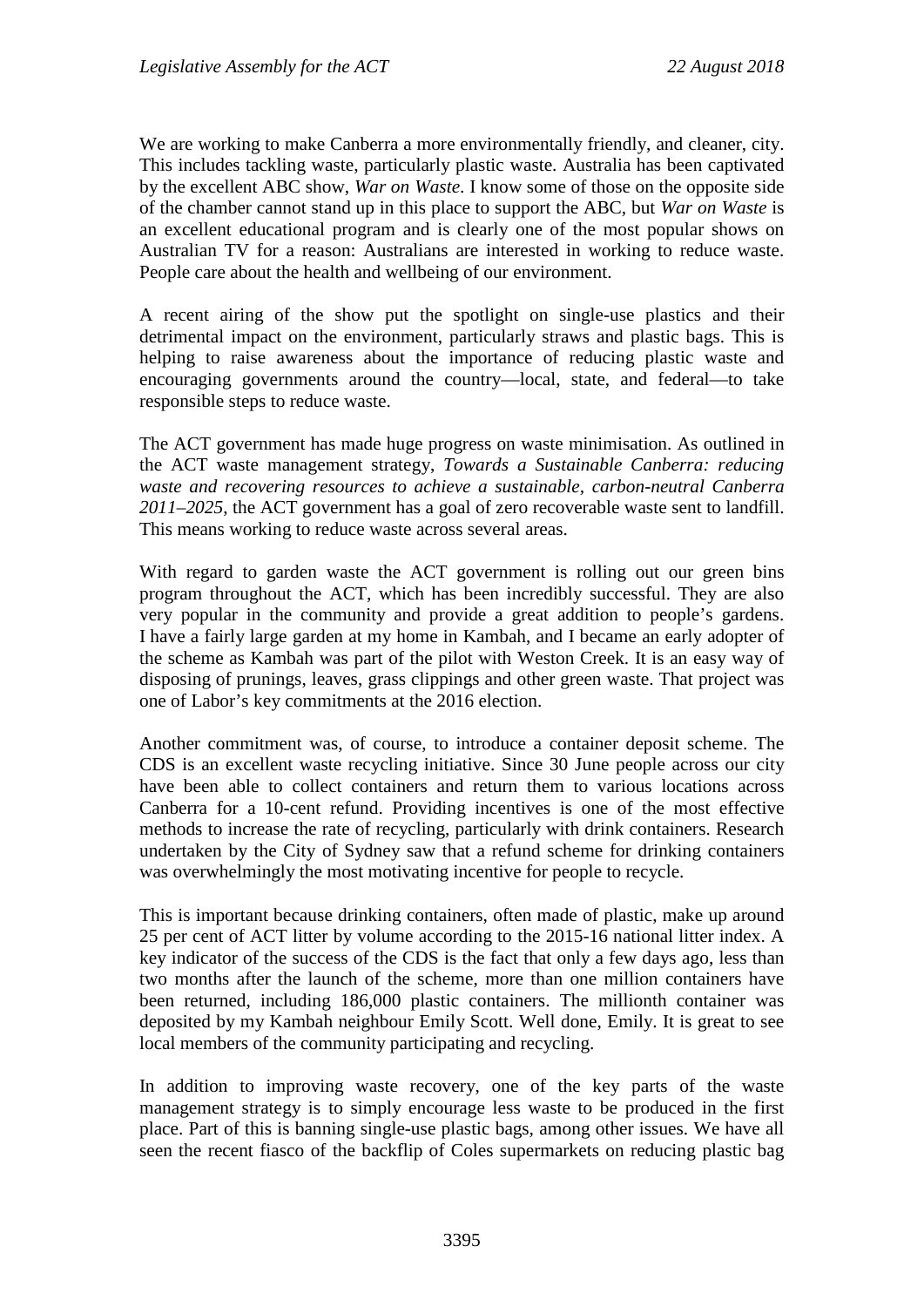We are working to make Canberra a more environmentally friendly, and cleaner, city. This includes tackling waste, particularly plastic waste. Australia has been captivated by the excellent ABC show, *War on Waste*. I know some of those on the opposite side of the chamber cannot stand up in this place to support the ABC, but *War on Waste* is an excellent educational program and is clearly one of the most popular shows on Australian TV for a reason: Australians are interested in working to reduce waste. People care about the health and wellbeing of our environment.

A recent airing of the show put the spotlight on single-use plastics and their detrimental impact on the environment, particularly straws and plastic bags. This is helping to raise awareness about the importance of reducing plastic waste and encouraging governments around the country—local, state, and federal—to take responsible steps to reduce waste.

The ACT government has made huge progress on waste minimisation. As outlined in the ACT waste management strategy, *Towards a Sustainable Canberra: reducing waste and recovering resources to achieve a sustainable, carbon-neutral Canberra 2011–2025*, the ACT government has a goal of zero recoverable waste sent to landfill. This means working to reduce waste across several areas.

With regard to garden waste the ACT government is rolling out our green bins program throughout the ACT, which has been incredibly successful. They are also very popular in the community and provide a great addition to people's gardens. I have a fairly large garden at my home in Kambah, and I became an early adopter of the scheme as Kambah was part of the pilot with Weston Creek. It is an easy way of disposing of prunings, leaves, grass clippings and other green waste. That project was one of Labor's key commitments at the 2016 election.

Another commitment was, of course, to introduce a container deposit scheme. The CDS is an excellent waste recycling initiative. Since 30 June people across our city have been able to collect containers and return them to various locations across Canberra for a 10-cent refund. Providing incentives is one of the most effective methods to increase the rate of recycling, particularly with drink containers. Research undertaken by the City of Sydney saw that a refund scheme for drinking containers was overwhelmingly the most motivating incentive for people to recycle.

This is important because drinking containers, often made of plastic, make up around 25 per cent of ACT litter by volume according to the 2015-16 national litter index. A key indicator of the success of the CDS is the fact that only a few days ago, less than two months after the launch of the scheme, more than one million containers have been returned, including 186,000 plastic containers. The millionth container was deposited by my Kambah neighbour Emily Scott. Well done, Emily. It is great to see local members of the community participating and recycling.

In addition to improving waste recovery, one of the key parts of the waste management strategy is to simply encourage less waste to be produced in the first place. Part of this is banning single-use plastic bags, among other issues. We have all seen the recent fiasco of the backflip of Coles supermarkets on reducing plastic bag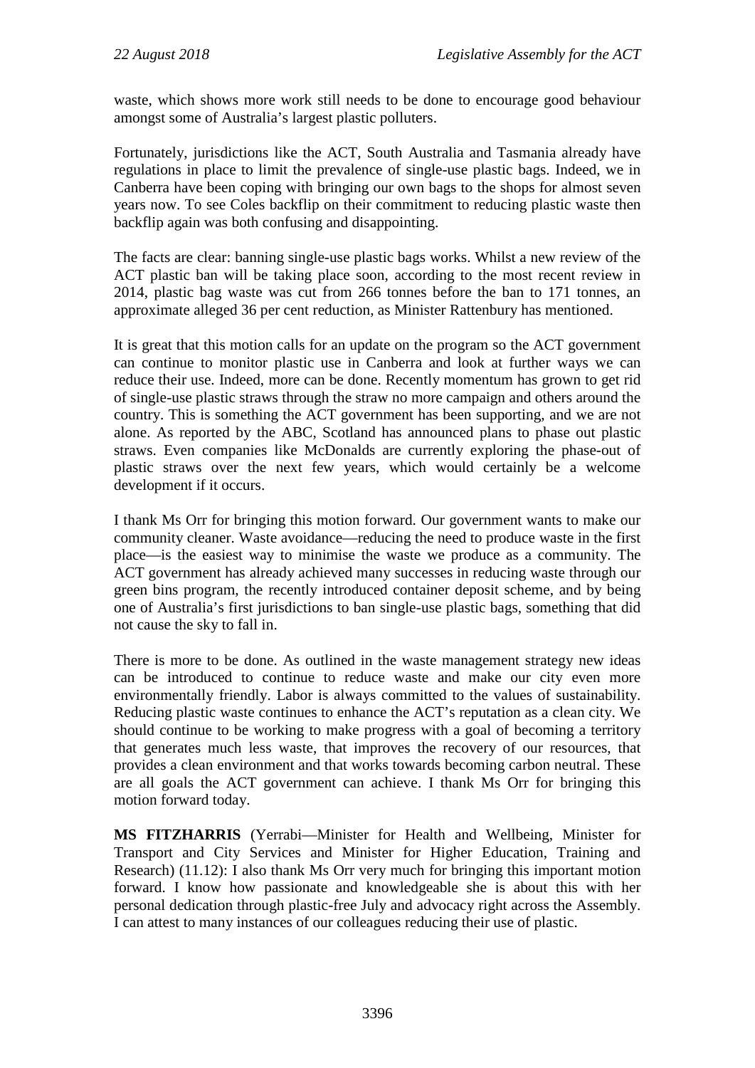waste, which shows more work still needs to be done to encourage good behaviour amongst some of Australia's largest plastic polluters.

Fortunately, jurisdictions like the ACT, South Australia and Tasmania already have regulations in place to limit the prevalence of single-use plastic bags. Indeed, we in Canberra have been coping with bringing our own bags to the shops for almost seven years now. To see Coles backflip on their commitment to reducing plastic waste then backflip again was both confusing and disappointing.

The facts are clear: banning single-use plastic bags works. Whilst a new review of the ACT plastic ban will be taking place soon, according to the most recent review in 2014, plastic bag waste was cut from 266 tonnes before the ban to 171 tonnes, an approximate alleged 36 per cent reduction, as Minister Rattenbury has mentioned.

It is great that this motion calls for an update on the program so the ACT government can continue to monitor plastic use in Canberra and look at further ways we can reduce their use. Indeed, more can be done. Recently momentum has grown to get rid of single-use plastic straws through the straw no more campaign and others around the country. This is something the ACT government has been supporting, and we are not alone. As reported by the ABC, Scotland has announced plans to phase out plastic straws. Even companies like McDonalds are currently exploring the phase-out of plastic straws over the next few years, which would certainly be a welcome development if it occurs.

I thank Ms Orr for bringing this motion forward. Our government wants to make our community cleaner. Waste avoidance—reducing the need to produce waste in the first place—is the easiest way to minimise the waste we produce as a community. The ACT government has already achieved many successes in reducing waste through our green bins program, the recently introduced container deposit scheme, and by being one of Australia's first jurisdictions to ban single-use plastic bags, something that did not cause the sky to fall in.

There is more to be done. As outlined in the waste management strategy new ideas can be introduced to continue to reduce waste and make our city even more environmentally friendly. Labor is always committed to the values of sustainability. Reducing plastic waste continues to enhance the ACT's reputation as a clean city. We should continue to be working to make progress with a goal of becoming a territory that generates much less waste, that improves the recovery of our resources, that provides a clean environment and that works towards becoming carbon neutral. These are all goals the ACT government can achieve. I thank Ms Orr for bringing this motion forward today.

**MS FITZHARRIS** (Yerrabi—Minister for Health and Wellbeing, Minister for Transport and City Services and Minister for Higher Education, Training and Research) (11.12): I also thank Ms Orr very much for bringing this important motion forward. I know how passionate and knowledgeable she is about this with her personal dedication through plastic-free July and advocacy right across the Assembly. I can attest to many instances of our colleagues reducing their use of plastic.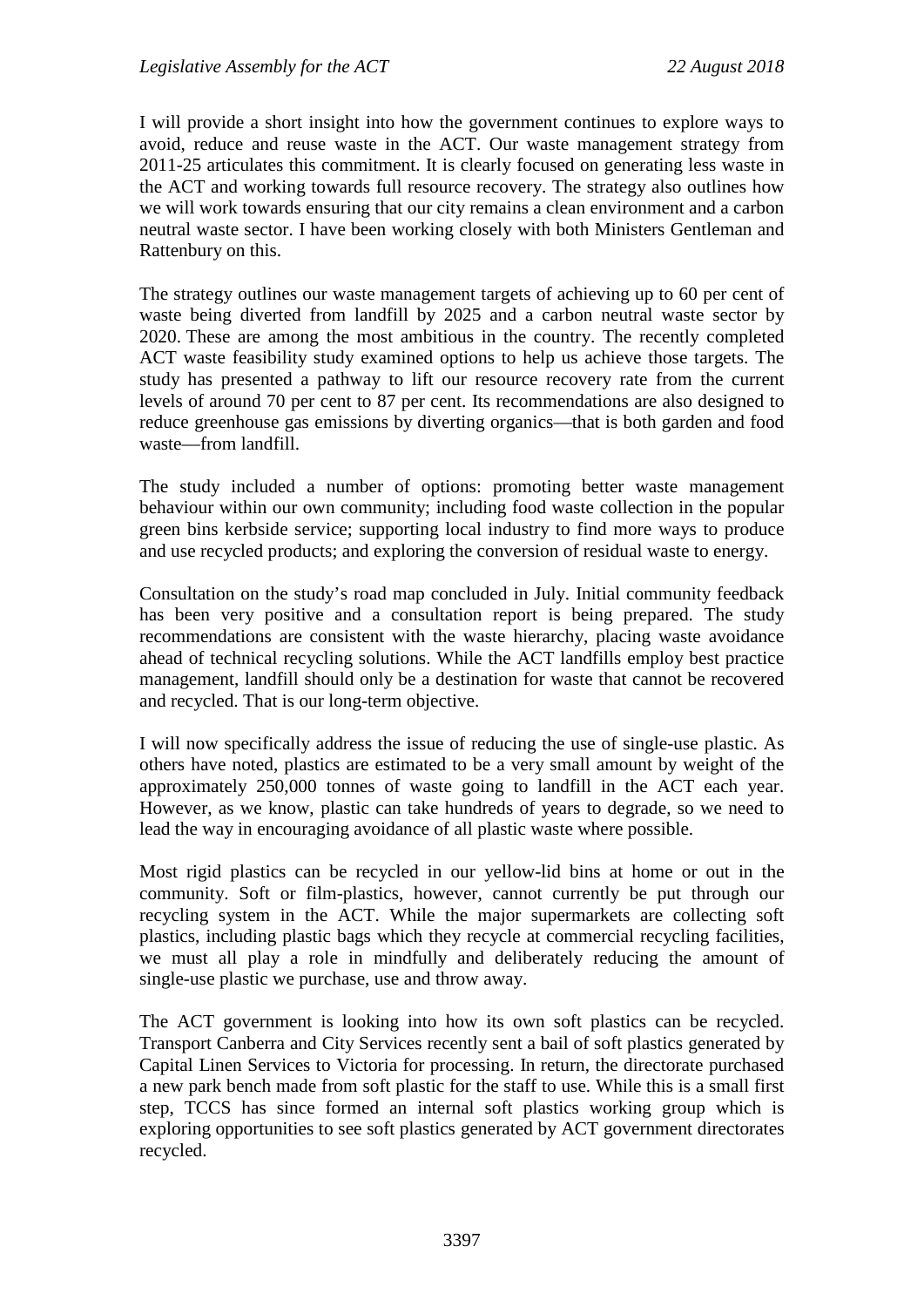I will provide a short insight into how the government continues to explore ways to avoid, reduce and reuse waste in the ACT. Our waste management strategy from 2011-25 articulates this commitment. It is clearly focused on generating less waste in the ACT and working towards full resource recovery. The strategy also outlines how we will work towards ensuring that our city remains a clean environment and a carbon neutral waste sector. I have been working closely with both Ministers Gentleman and Rattenbury on this.

The strategy outlines our waste management targets of achieving up to 60 per cent of waste being diverted from landfill by 2025 and a carbon neutral waste sector by 2020. These are among the most ambitious in the country. The recently completed ACT waste feasibility study examined options to help us achieve those targets. The study has presented a pathway to lift our resource recovery rate from the current levels of around 70 per cent to 87 per cent. Its recommendations are also designed to reduce greenhouse gas emissions by diverting organics—that is both garden and food waste—from landfill.

The study included a number of options: promoting better waste management behaviour within our own community; including food waste collection in the popular green bins kerbside service; supporting local industry to find more ways to produce and use recycled products; and exploring the conversion of residual waste to energy.

Consultation on the study's road map concluded in July. Initial community feedback has been very positive and a consultation report is being prepared. The study recommendations are consistent with the waste hierarchy, placing waste avoidance ahead of technical recycling solutions. While the ACT landfills employ best practice management, landfill should only be a destination for waste that cannot be recovered and recycled. That is our long-term objective.

I will now specifically address the issue of reducing the use of single-use plastic. As others have noted, plastics are estimated to be a very small amount by weight of the approximately 250,000 tonnes of waste going to landfill in the ACT each year. However, as we know, plastic can take hundreds of years to degrade, so we need to lead the way in encouraging avoidance of all plastic waste where possible.

Most rigid plastics can be recycled in our yellow-lid bins at home or out in the community. Soft or film-plastics, however, cannot currently be put through our recycling system in the ACT. While the major supermarkets are collecting soft plastics, including plastic bags which they recycle at commercial recycling facilities, we must all play a role in mindfully and deliberately reducing the amount of single-use plastic we purchase, use and throw away.

The ACT government is looking into how its own soft plastics can be recycled. Transport Canberra and City Services recently sent a bail of soft plastics generated by Capital Linen Services to Victoria for processing. In return, the directorate purchased a new park bench made from soft plastic for the staff to use. While this is a small first step, TCCS has since formed an internal soft plastics working group which is exploring opportunities to see soft plastics generated by ACT government directorates recycled.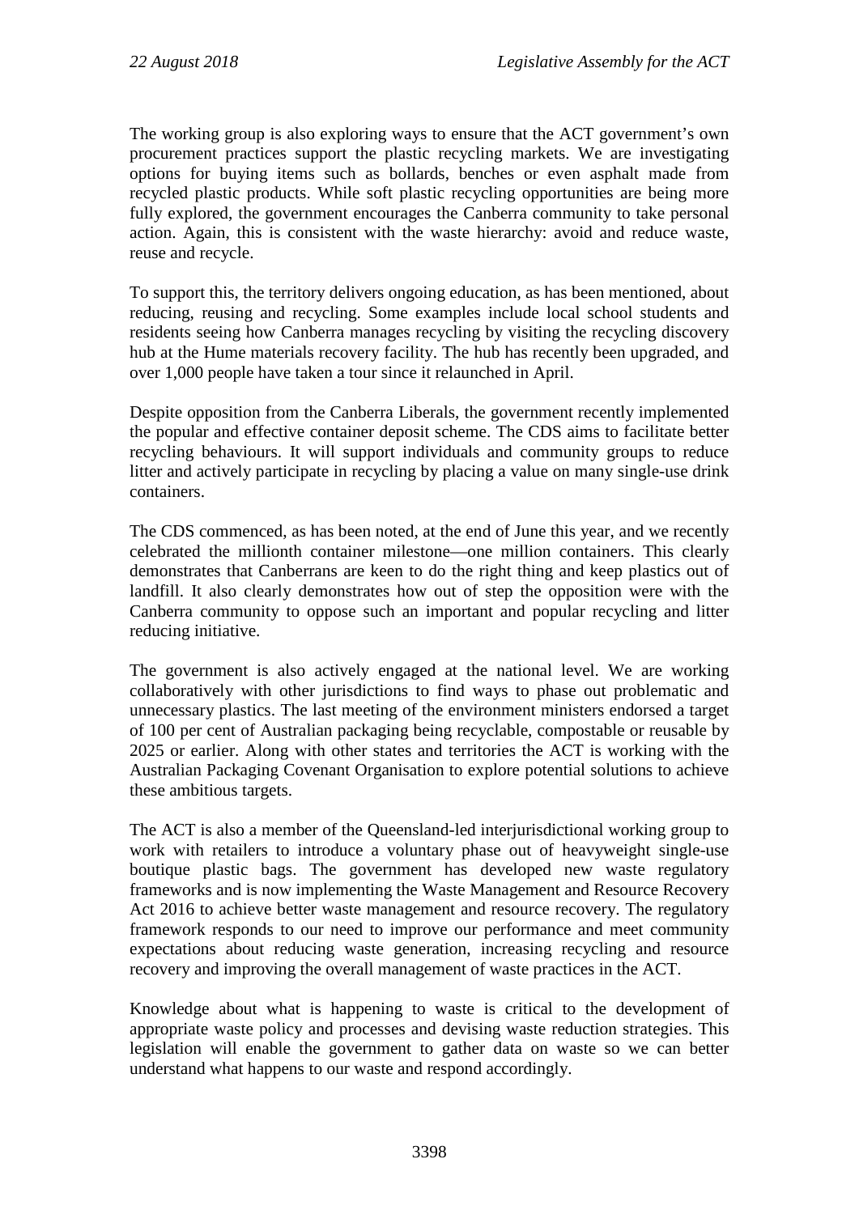The working group is also exploring ways to ensure that the ACT government's own procurement practices support the plastic recycling markets. We are investigating options for buying items such as bollards, benches or even asphalt made from recycled plastic products. While soft plastic recycling opportunities are being more fully explored, the government encourages the Canberra community to take personal action. Again, this is consistent with the waste hierarchy: avoid and reduce waste, reuse and recycle.

To support this, the territory delivers ongoing education, as has been mentioned, about reducing, reusing and recycling. Some examples include local school students and residents seeing how Canberra manages recycling by visiting the recycling discovery hub at the Hume materials recovery facility. The hub has recently been upgraded, and over 1,000 people have taken a tour since it relaunched in April.

Despite opposition from the Canberra Liberals, the government recently implemented the popular and effective container deposit scheme. The CDS aims to facilitate better recycling behaviours. It will support individuals and community groups to reduce litter and actively participate in recycling by placing a value on many single-use drink containers.

The CDS commenced, as has been noted, at the end of June this year, and we recently celebrated the millionth container milestone—one million containers. This clearly demonstrates that Canberrans are keen to do the right thing and keep plastics out of landfill. It also clearly demonstrates how out of step the opposition were with the Canberra community to oppose such an important and popular recycling and litter reducing initiative.

The government is also actively engaged at the national level. We are working collaboratively with other jurisdictions to find ways to phase out problematic and unnecessary plastics. The last meeting of the environment ministers endorsed a target of 100 per cent of Australian packaging being recyclable, compostable or reusable by 2025 or earlier. Along with other states and territories the ACT is working with the Australian Packaging Covenant Organisation to explore potential solutions to achieve these ambitious targets.

The ACT is also a member of the Queensland-led interjurisdictional working group to work with retailers to introduce a voluntary phase out of heavyweight single-use boutique plastic bags. The government has developed new waste regulatory frameworks and is now implementing the Waste Management and Resource Recovery Act 2016 to achieve better waste management and resource recovery. The regulatory framework responds to our need to improve our performance and meet community expectations about reducing waste generation, increasing recycling and resource recovery and improving the overall management of waste practices in the ACT.

Knowledge about what is happening to waste is critical to the development of appropriate waste policy and processes and devising waste reduction strategies. This legislation will enable the government to gather data on waste so we can better understand what happens to our waste and respond accordingly.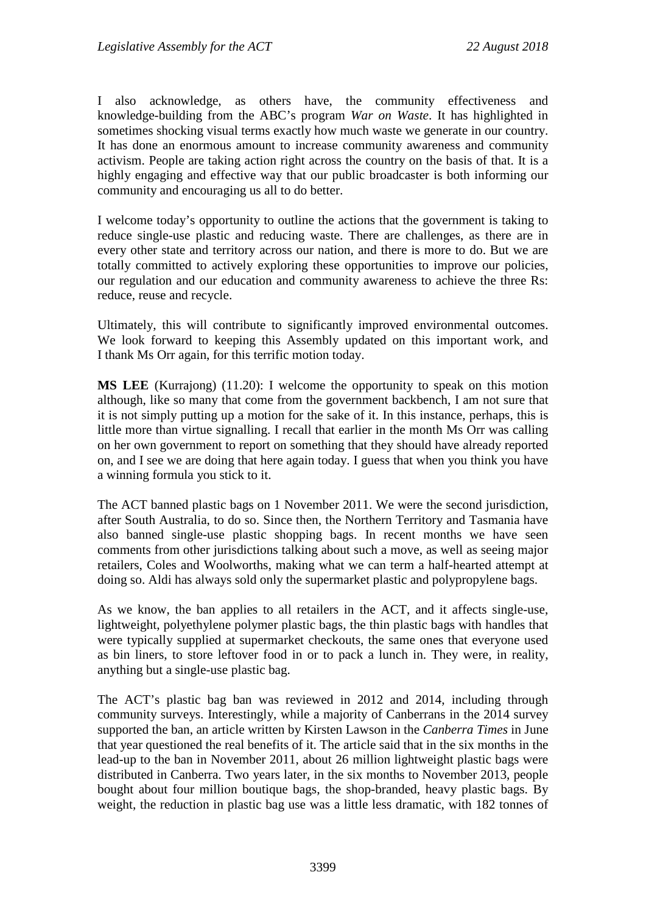I also acknowledge, as others have, the community effectiveness and knowledge-building from the ABC's program *War on Waste*. It has highlighted in sometimes shocking visual terms exactly how much waste we generate in our country. It has done an enormous amount to increase community awareness and community activism. People are taking action right across the country on the basis of that. It is a highly engaging and effective way that our public broadcaster is both informing our community and encouraging us all to do better.

I welcome today's opportunity to outline the actions that the government is taking to reduce single-use plastic and reducing waste. There are challenges, as there are in every other state and territory across our nation, and there is more to do. But we are totally committed to actively exploring these opportunities to improve our policies, our regulation and our education and community awareness to achieve the three Rs: reduce, reuse and recycle.

Ultimately, this will contribute to significantly improved environmental outcomes. We look forward to keeping this Assembly updated on this important work, and I thank Ms Orr again, for this terrific motion today.

**MS LEE** (Kurrajong) (11.20): I welcome the opportunity to speak on this motion although, like so many that come from the government backbench, I am not sure that it is not simply putting up a motion for the sake of it. In this instance, perhaps, this is little more than virtue signalling. I recall that earlier in the month Ms Orr was calling on her own government to report on something that they should have already reported on, and I see we are doing that here again today. I guess that when you think you have a winning formula you stick to it.

The ACT banned plastic bags on 1 November 2011. We were the second jurisdiction, after South Australia, to do so. Since then, the Northern Territory and Tasmania have also banned single-use plastic shopping bags. In recent months we have seen comments from other jurisdictions talking about such a move, as well as seeing major retailers, Coles and Woolworths, making what we can term a half-hearted attempt at doing so. Aldi has always sold only the supermarket plastic and polypropylene bags.

As we know, the ban applies to all retailers in the ACT, and it affects single-use, lightweight, polyethylene polymer plastic bags, the thin plastic bags with handles that were typically supplied at supermarket checkouts, the same ones that everyone used as bin liners, to store leftover food in or to pack a lunch in. They were, in reality, anything but a single-use plastic bag.

The ACT's plastic bag ban was reviewed in 2012 and 2014, including through community surveys. Interestingly, while a majority of Canberrans in the 2014 survey supported the ban, an article written by Kirsten Lawson in the *Canberra Times* in June that year questioned the real benefits of it. The article said that in the six months in the lead-up to the ban in November 2011, about 26 million lightweight plastic bags were distributed in Canberra. Two years later, in the six months to November 2013, people bought about four million boutique bags, the shop-branded, heavy plastic bags. By weight, the reduction in plastic bag use was a little less dramatic, with 182 tonnes of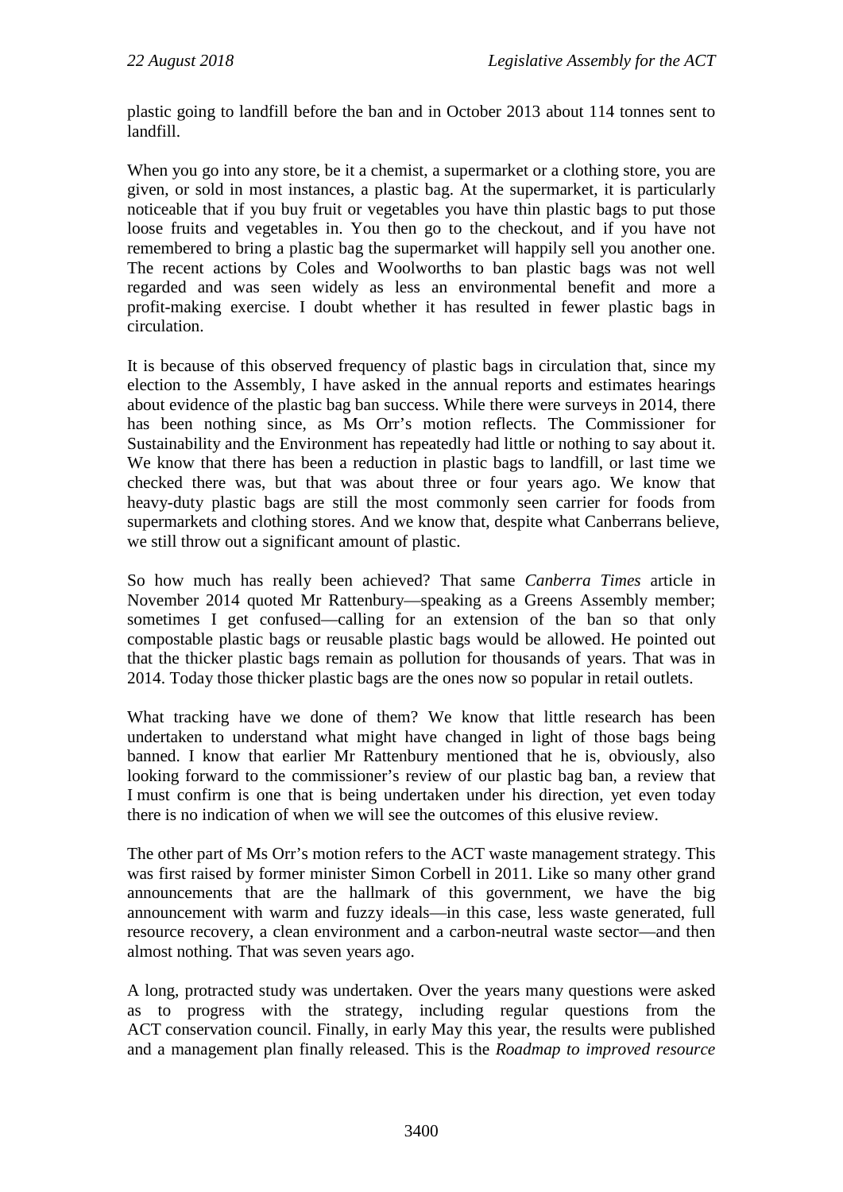plastic going to landfill before the ban and in October 2013 about 114 tonnes sent to landfill.

When you go into any store, be it a chemist, a supermarket or a clothing store, you are given, or sold in most instances, a plastic bag. At the supermarket, it is particularly noticeable that if you buy fruit or vegetables you have thin plastic bags to put those loose fruits and vegetables in. You then go to the checkout, and if you have not remembered to bring a plastic bag the supermarket will happily sell you another one. The recent actions by Coles and Woolworths to ban plastic bags was not well regarded and was seen widely as less an environmental benefit and more a profit-making exercise. I doubt whether it has resulted in fewer plastic bags in circulation.

It is because of this observed frequency of plastic bags in circulation that, since my election to the Assembly, I have asked in the annual reports and estimates hearings about evidence of the plastic bag ban success. While there were surveys in 2014, there has been nothing since, as Ms Orr's motion reflects. The Commissioner for Sustainability and the Environment has repeatedly had little or nothing to say about it. We know that there has been a reduction in plastic bags to landfill, or last time we checked there was, but that was about three or four years ago. We know that heavy-duty plastic bags are still the most commonly seen carrier for foods from supermarkets and clothing stores. And we know that, despite what Canberrans believe, we still throw out a significant amount of plastic.

So how much has really been achieved? That same *Canberra Times* article in November 2014 quoted Mr Rattenbury—speaking as a Greens Assembly member; sometimes I get confused—calling for an extension of the ban so that only compostable plastic bags or reusable plastic bags would be allowed. He pointed out that the thicker plastic bags remain as pollution for thousands of years. That was in 2014. Today those thicker plastic bags are the ones now so popular in retail outlets.

What tracking have we done of them? We know that little research has been undertaken to understand what might have changed in light of those bags being banned. I know that earlier Mr Rattenbury mentioned that he is, obviously, also looking forward to the commissioner's review of our plastic bag ban, a review that I must confirm is one that is being undertaken under his direction, yet even today there is no indication of when we will see the outcomes of this elusive review.

The other part of Ms Orr's motion refers to the ACT waste management strategy. This was first raised by former minister Simon Corbell in 2011. Like so many other grand announcements that are the hallmark of this government, we have the big announcement with warm and fuzzy ideals—in this case, less waste generated, full resource recovery, a clean environment and a carbon-neutral waste sector—and then almost nothing. That was seven years ago.

A long, protracted study was undertaken. Over the years many questions were asked as to progress with the strategy, including regular questions from the ACT conservation council. Finally, in early May this year, the results were published and a management plan finally released. This is the *Roadmap to improved resource*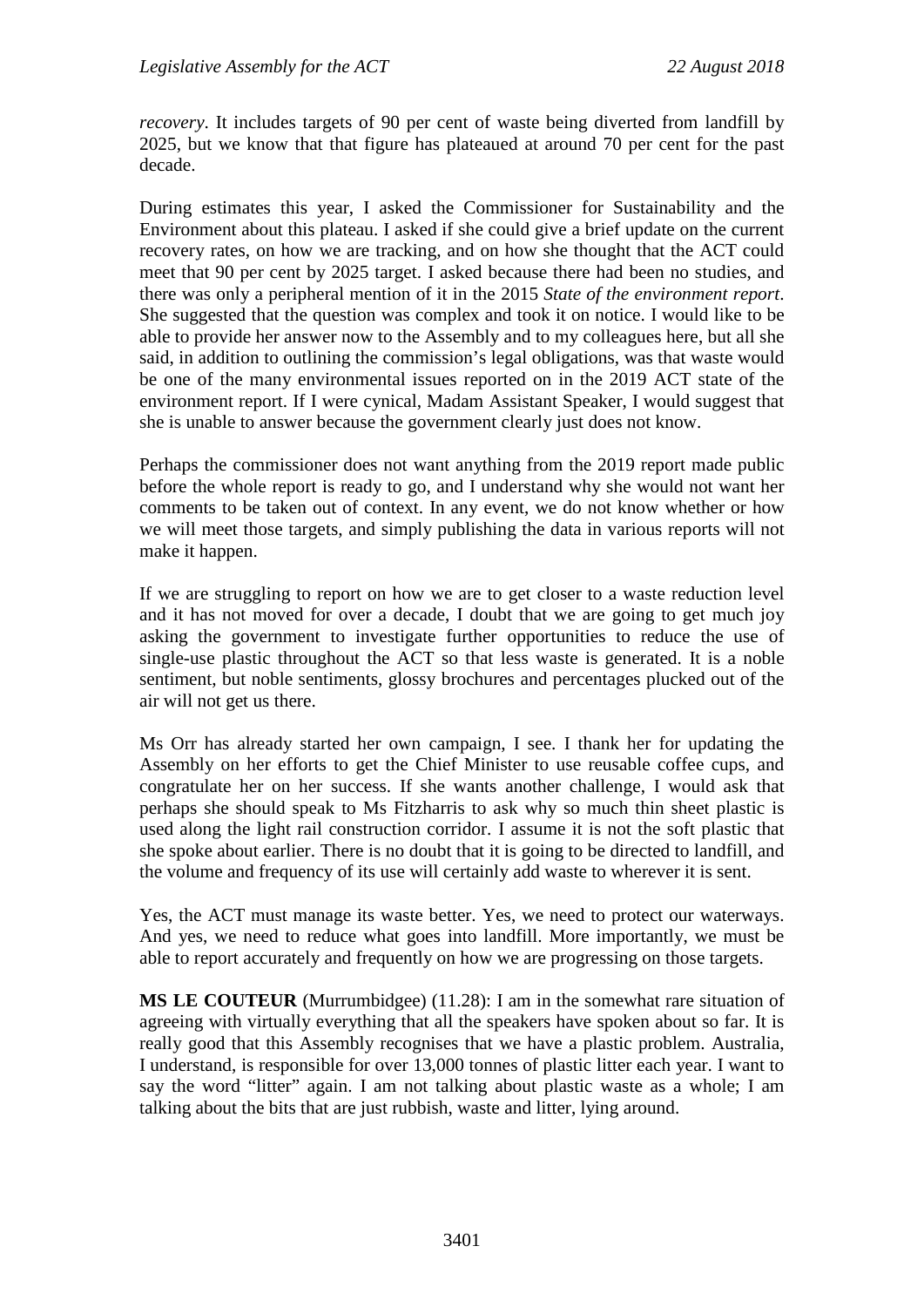*recovery*. It includes targets of 90 per cent of waste being diverted from landfill by 2025, but we know that that figure has plateaued at around 70 per cent for the past decade.

During estimates this year, I asked the Commissioner for Sustainability and the Environment about this plateau. I asked if she could give a brief update on the current recovery rates, on how we are tracking, and on how she thought that the ACT could meet that 90 per cent by 2025 target. I asked because there had been no studies, and there was only a peripheral mention of it in the 2015 *State of the environment report*. She suggested that the question was complex and took it on notice. I would like to be able to provide her answer now to the Assembly and to my colleagues here, but all she said, in addition to outlining the commission's legal obligations, was that waste would be one of the many environmental issues reported on in the 2019 ACT state of the environment report. If I were cynical, Madam Assistant Speaker, I would suggest that she is unable to answer because the government clearly just does not know.

Perhaps the commissioner does not want anything from the 2019 report made public before the whole report is ready to go, and I understand why she would not want her comments to be taken out of context. In any event, we do not know whether or how we will meet those targets, and simply publishing the data in various reports will not make it happen.

If we are struggling to report on how we are to get closer to a waste reduction level and it has not moved for over a decade, I doubt that we are going to get much joy asking the government to investigate further opportunities to reduce the use of single-use plastic throughout the ACT so that less waste is generated. It is a noble sentiment, but noble sentiments, glossy brochures and percentages plucked out of the air will not get us there.

Ms Orr has already started her own campaign, I see. I thank her for updating the Assembly on her efforts to get the Chief Minister to use reusable coffee cups, and congratulate her on her success. If she wants another challenge, I would ask that perhaps she should speak to Ms Fitzharris to ask why so much thin sheet plastic is used along the light rail construction corridor. I assume it is not the soft plastic that she spoke about earlier. There is no doubt that it is going to be directed to landfill, and the volume and frequency of its use will certainly add waste to wherever it is sent.

Yes, the ACT must manage its waste better. Yes, we need to protect our waterways. And yes, we need to reduce what goes into landfill. More importantly, we must be able to report accurately and frequently on how we are progressing on those targets.

**MS LE COUTEUR** (Murrumbidgee) (11.28): I am in the somewhat rare situation of agreeing with virtually everything that all the speakers have spoken about so far. It is really good that this Assembly recognises that we have a plastic problem. Australia, I understand, is responsible for over 13,000 tonnes of plastic litter each year. I want to say the word "litter" again. I am not talking about plastic waste as a whole; I am talking about the bits that are just rubbish, waste and litter, lying around.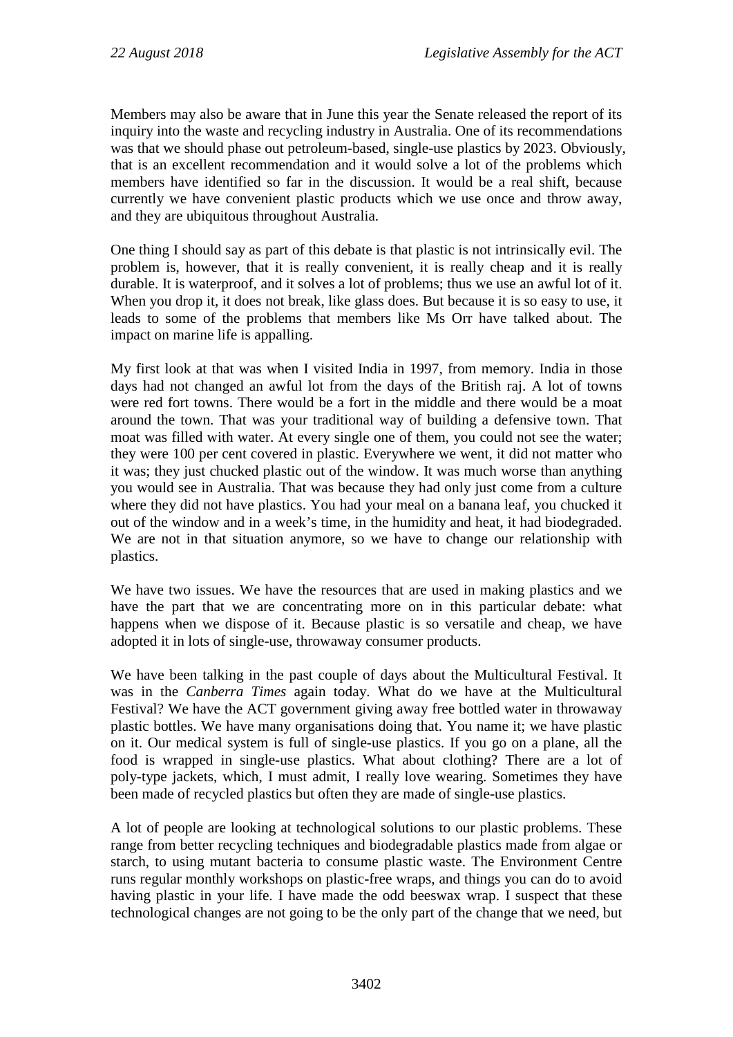Members may also be aware that in June this year the Senate released the report of its inquiry into the waste and recycling industry in Australia. One of its recommendations was that we should phase out petroleum-based, single-use plastics by 2023. Obviously, that is an excellent recommendation and it would solve a lot of the problems which members have identified so far in the discussion. It would be a real shift, because currently we have convenient plastic products which we use once and throw away, and they are ubiquitous throughout Australia.

One thing I should say as part of this debate is that plastic is not intrinsically evil. The problem is, however, that it is really convenient, it is really cheap and it is really durable. It is waterproof, and it solves a lot of problems; thus we use an awful lot of it. When you drop it, it does not break, like glass does. But because it is so easy to use, it leads to some of the problems that members like Ms Orr have talked about. The impact on marine life is appalling.

My first look at that was when I visited India in 1997, from memory. India in those days had not changed an awful lot from the days of the British raj. A lot of towns were red fort towns. There would be a fort in the middle and there would be a moat around the town. That was your traditional way of building a defensive town. That moat was filled with water. At every single one of them, you could not see the water; they were 100 per cent covered in plastic. Everywhere we went, it did not matter who it was; they just chucked plastic out of the window. It was much worse than anything you would see in Australia. That was because they had only just come from a culture where they did not have plastics. You had your meal on a banana leaf, you chucked it out of the window and in a week's time, in the humidity and heat, it had biodegraded. We are not in that situation anymore, so we have to change our relationship with plastics.

We have two issues. We have the resources that are used in making plastics and we have the part that we are concentrating more on in this particular debate: what happens when we dispose of it. Because plastic is so versatile and cheap, we have adopted it in lots of single-use, throwaway consumer products.

We have been talking in the past couple of days about the Multicultural Festival. It was in the *Canberra Times* again today. What do we have at the Multicultural Festival? We have the ACT government giving away free bottled water in throwaway plastic bottles. We have many organisations doing that. You name it; we have plastic on it. Our medical system is full of single-use plastics. If you go on a plane, all the food is wrapped in single-use plastics. What about clothing? There are a lot of poly-type jackets, which, I must admit, I really love wearing. Sometimes they have been made of recycled plastics but often they are made of single-use plastics.

A lot of people are looking at technological solutions to our plastic problems. These range from better recycling techniques and biodegradable plastics made from algae or starch, to using mutant bacteria to consume plastic waste. The Environment Centre runs regular monthly workshops on plastic-free wraps, and things you can do to avoid having plastic in your life. I have made the odd beeswax wrap. I suspect that these technological changes are not going to be the only part of the change that we need, but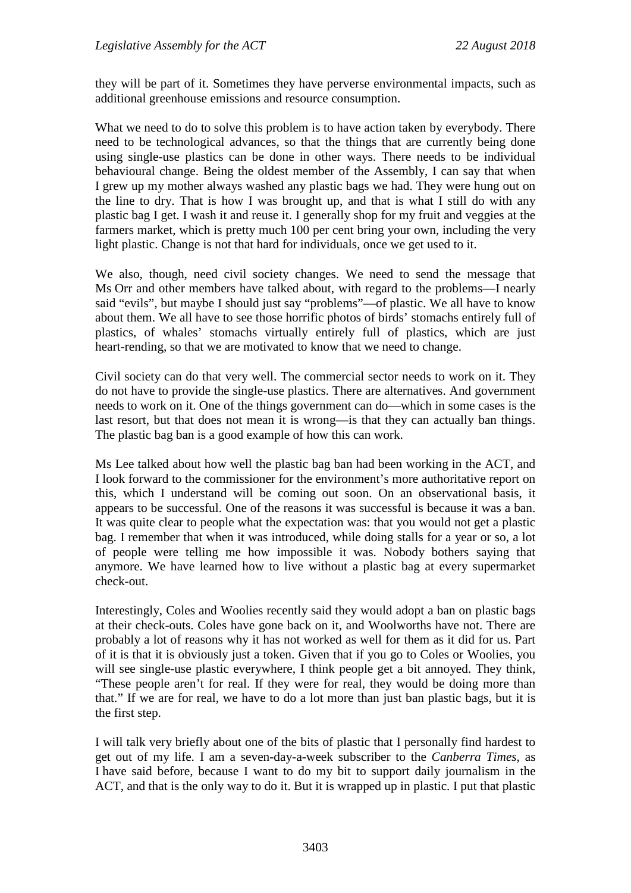they will be part of it. Sometimes they have perverse environmental impacts, such as additional greenhouse emissions and resource consumption.

What we need to do to solve this problem is to have action taken by everybody. There need to be technological advances, so that the things that are currently being done using single-use plastics can be done in other ways. There needs to be individual behavioural change. Being the oldest member of the Assembly, I can say that when I grew up my mother always washed any plastic bags we had. They were hung out on the line to dry. That is how I was brought up, and that is what I still do with any plastic bag I get. I wash it and reuse it. I generally shop for my fruit and veggies at the farmers market, which is pretty much 100 per cent bring your own, including the very light plastic. Change is not that hard for individuals, once we get used to it.

We also, though, need civil society changes. We need to send the message that Ms Orr and other members have talked about, with regard to the problems—I nearly said "evils", but maybe I should just say "problems"—of plastic. We all have to know about them. We all have to see those horrific photos of birds' stomachs entirely full of plastics, of whales' stomachs virtually entirely full of plastics, which are just heart-rending, so that we are motivated to know that we need to change.

Civil society can do that very well. The commercial sector needs to work on it. They do not have to provide the single-use plastics. There are alternatives. And government needs to work on it. One of the things government can do—which in some cases is the last resort, but that does not mean it is wrong—is that they can actually ban things. The plastic bag ban is a good example of how this can work.

Ms Lee talked about how well the plastic bag ban had been working in the ACT, and I look forward to the commissioner for the environment's more authoritative report on this, which I understand will be coming out soon. On an observational basis, it appears to be successful. One of the reasons it was successful is because it was a ban. It was quite clear to people what the expectation was: that you would not get a plastic bag. I remember that when it was introduced, while doing stalls for a year or so, a lot of people were telling me how impossible it was. Nobody bothers saying that anymore. We have learned how to live without a plastic bag at every supermarket check-out.

Interestingly, Coles and Woolies recently said they would adopt a ban on plastic bags at their check-outs. Coles have gone back on it, and Woolworths have not. There are probably a lot of reasons why it has not worked as well for them as it did for us. Part of it is that it is obviously just a token. Given that if you go to Coles or Woolies, you will see single-use plastic everywhere, I think people get a bit annoyed. They think, "These people aren't for real. If they were for real, they would be doing more than that." If we are for real, we have to do a lot more than just ban plastic bags, but it is the first step.

I will talk very briefly about one of the bits of plastic that I personally find hardest to get out of my life. I am a seven-day-a-week subscriber to the *Canberra Times*, as I have said before, because I want to do my bit to support daily journalism in the ACT, and that is the only way to do it. But it is wrapped up in plastic. I put that plastic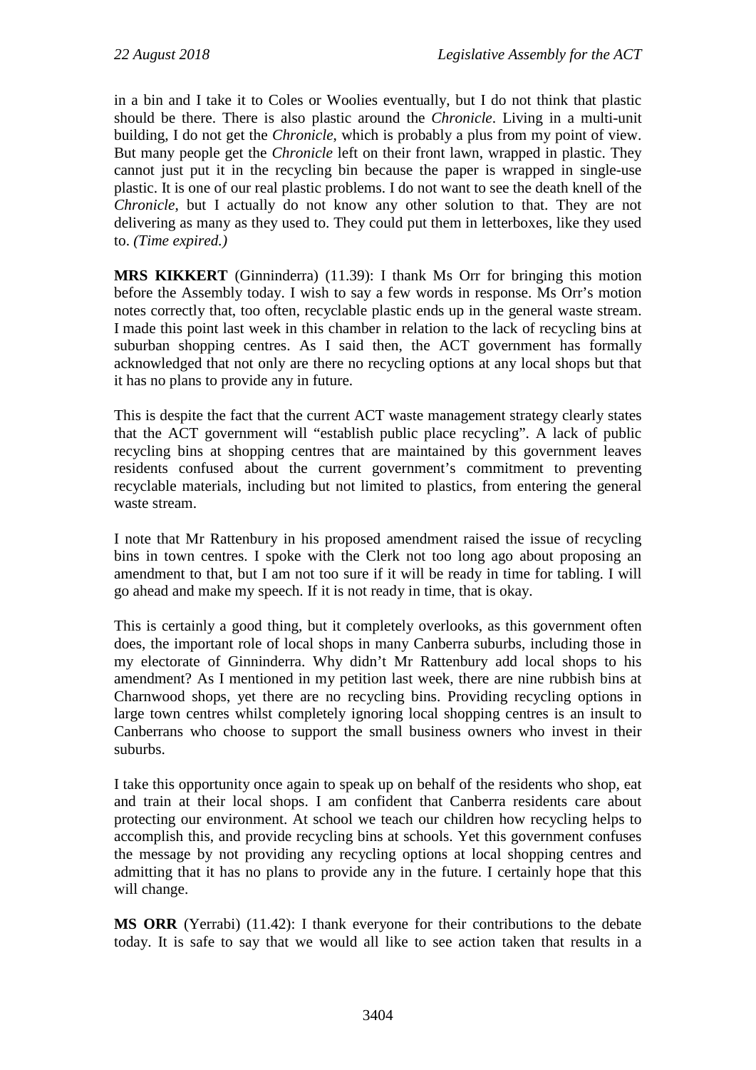in a bin and I take it to Coles or Woolies eventually, but I do not think that plastic should be there. There is also plastic around the *Chronicle*. Living in a multi-unit building, I do not get the *Chronicle*, which is probably a plus from my point of view. But many people get the *Chronicle* left on their front lawn, wrapped in plastic. They cannot just put it in the recycling bin because the paper is wrapped in single-use plastic. It is one of our real plastic problems. I do not want to see the death knell of the *Chronicle*, but I actually do not know any other solution to that. They are not delivering as many as they used to. They could put them in letterboxes, like they used to. *(Time expired.)*

**MRS KIKKERT** (Ginninderra) (11.39): I thank Ms Orr for bringing this motion before the Assembly today. I wish to say a few words in response. Ms Orr's motion notes correctly that, too often, recyclable plastic ends up in the general waste stream. I made this point last week in this chamber in relation to the lack of recycling bins at suburban shopping centres. As I said then, the ACT government has formally acknowledged that not only are there no recycling options at any local shops but that it has no plans to provide any in future.

This is despite the fact that the current ACT waste management strategy clearly states that the ACT government will "establish public place recycling". A lack of public recycling bins at shopping centres that are maintained by this government leaves residents confused about the current government's commitment to preventing recyclable materials, including but not limited to plastics, from entering the general waste stream.

I note that Mr Rattenbury in his proposed amendment raised the issue of recycling bins in town centres. I spoke with the Clerk not too long ago about proposing an amendment to that, but I am not too sure if it will be ready in time for tabling. I will go ahead and make my speech. If it is not ready in time, that is okay.

This is certainly a good thing, but it completely overlooks, as this government often does, the important role of local shops in many Canberra suburbs, including those in my electorate of Ginninderra. Why didn't Mr Rattenbury add local shops to his amendment? As I mentioned in my petition last week, there are nine rubbish bins at Charnwood shops, yet there are no recycling bins. Providing recycling options in large town centres whilst completely ignoring local shopping centres is an insult to Canberrans who choose to support the small business owners who invest in their suburbs.

I take this opportunity once again to speak up on behalf of the residents who shop, eat and train at their local shops. I am confident that Canberra residents care about protecting our environment. At school we teach our children how recycling helps to accomplish this, and provide recycling bins at schools. Yet this government confuses the message by not providing any recycling options at local shopping centres and admitting that it has no plans to provide any in the future. I certainly hope that this will change.

**MS ORR** (Yerrabi) (11.42): I thank everyone for their contributions to the debate today. It is safe to say that we would all like to see action taken that results in a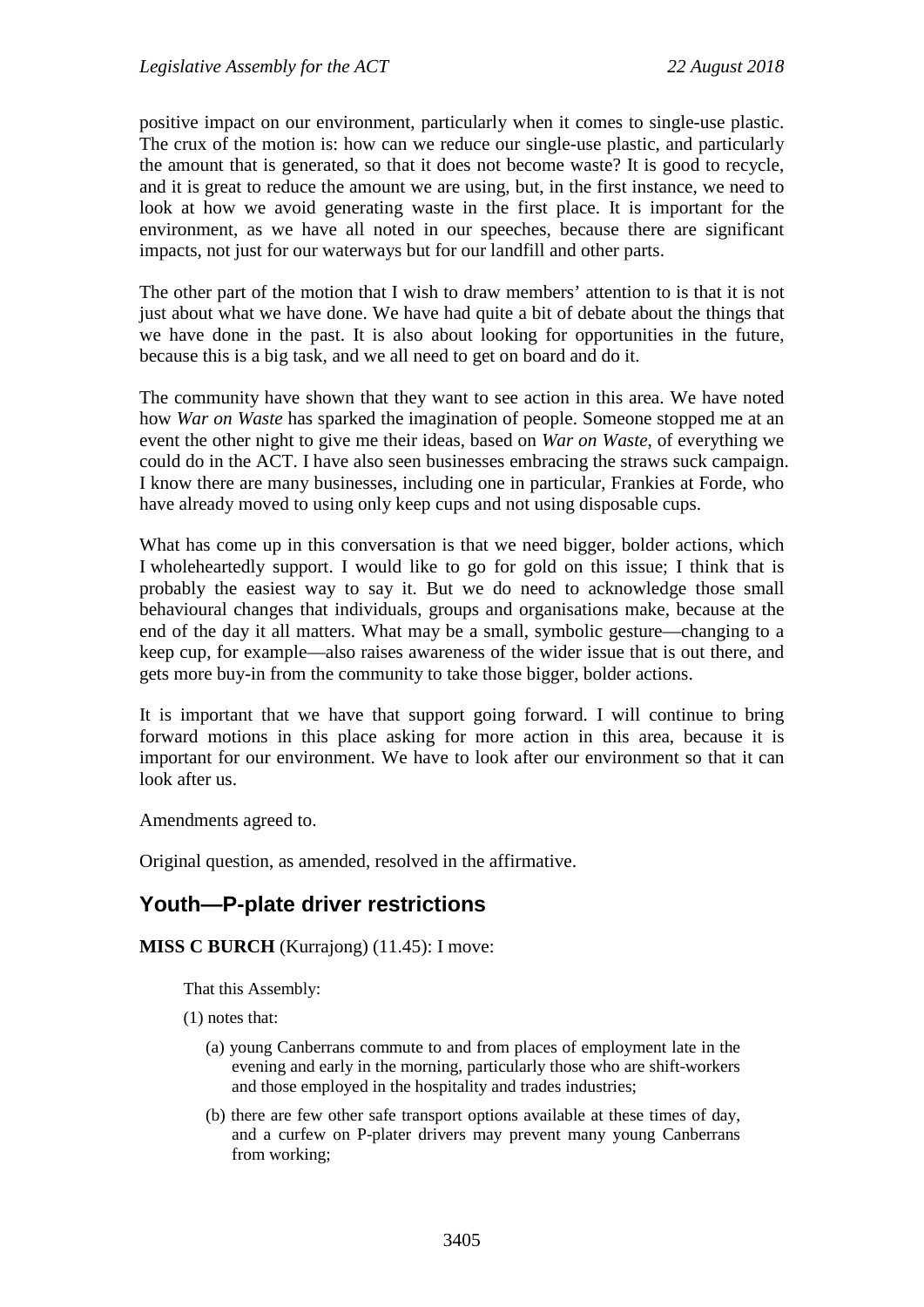positive impact on our environment, particularly when it comes to single-use plastic. The crux of the motion is: how can we reduce our single-use plastic, and particularly the amount that is generated, so that it does not become waste? It is good to recycle, and it is great to reduce the amount we are using, but, in the first instance, we need to look at how we avoid generating waste in the first place. It is important for the environment, as we have all noted in our speeches, because there are significant impacts, not just for our waterways but for our landfill and other parts.

The other part of the motion that I wish to draw members' attention to is that it is not just about what we have done. We have had quite a bit of debate about the things that we have done in the past. It is also about looking for opportunities in the future, because this is a big task, and we all need to get on board and do it.

The community have shown that they want to see action in this area. We have noted how *War on Waste* has sparked the imagination of people. Someone stopped me at an event the other night to give me their ideas, based on *War on Waste*, of everything we could do in the ACT. I have also seen businesses embracing the straws suck campaign. I know there are many businesses, including one in particular, Frankies at Forde, who have already moved to using only keep cups and not using disposable cups.

What has come up in this conversation is that we need bigger, bolder actions, which I wholeheartedly support. I would like to go for gold on this issue; I think that is probably the easiest way to say it. But we do need to acknowledge those small behavioural changes that individuals, groups and organisations make, because at the end of the day it all matters. What may be a small, symbolic gesture—changing to a keep cup, for example—also raises awareness of the wider issue that is out there, and gets more buy-in from the community to take those bigger, bolder actions.

It is important that we have that support going forward. I will continue to bring forward motions in this place asking for more action in this area, because it is important for our environment. We have to look after our environment so that it can look after us.

Amendments agreed to.

Original question, as amended, resolved in the affirmative.

## Youth—P-plate driver restrictions

**MISS C BURCH** (Kurrajong) (11.45): I move:

That this Assembly:

(1) notes that:

(a) young Canberrans commute to and from places of employment late in the evening and early in the morning, particularly those who are shift-workers and those employed in the hospitality and trades industries;

(b) there are few other safe transport options available at these times of day, and a curfew on P-plater drivers may prevent many young Canberrans from working;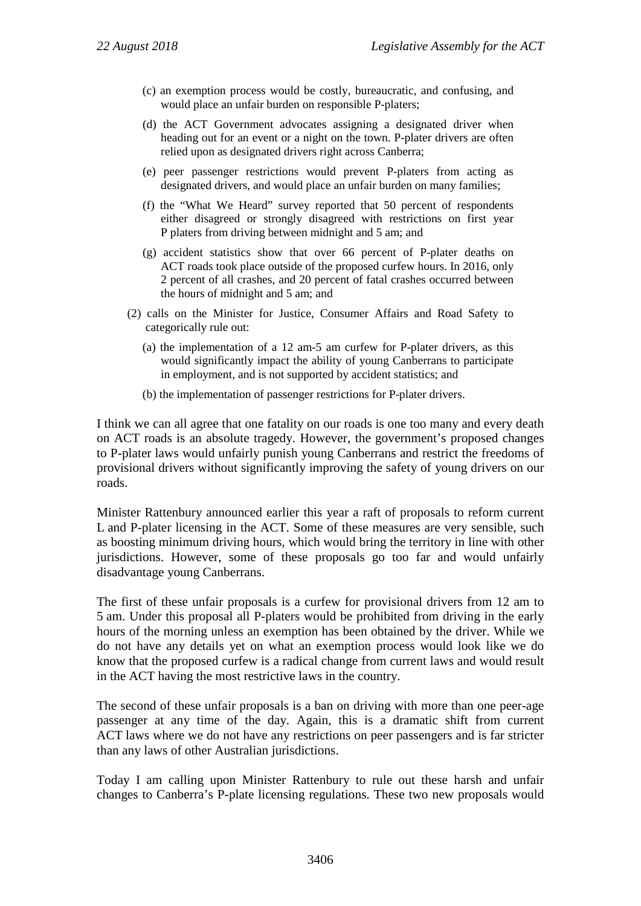(c) an exemption process would be costly, bureaucratic, and confusing, and would place an unfair burden on responsible P-platers;

(d) the ACT Government advocates assigning a designated driver when heading out for an event or a night on the town. P-plater drivers are often relied upon as designated drivers right across Canberra;

(e) peer passenger restrictions would prevent P-platers from acting as designated drivers, and would place an unfair burden on many families;

(f) the "What We Heard" survey reported that 50 percent of respondents either disagreed or strongly disagreed with restrictions on first year P platers from driving between midnight and 5 am; and

(g) accident statistics show that over 66 percent of P-plater deaths on ACT roads took place outside of the proposed curfew hours. In 2016, only 2 percent of all crashes, and 20 percent of fatal crashes occurred between the hours of midnight and 5 am; and

(2) calls on the Minister for Justice, Consumer Affairs and Road Safety to categorically rule out:

(a) the implementation of a 12 am-5 am curfew for P-plater drivers, as this would significantly impact the ability of young Canberrans to participate in employment, and is not supported by accident statistics; and

(b) the implementation of passenger restrictions for P-plater drivers.

I think we can all agree that one fatality on our roads is one too many and every death on ACT roads is an absolute tragedy. However, the government's proposed changes to P-plater laws would unfairly punish young Canberrans and restrict the freedoms of provisional drivers without significantly improving the safety of young drivers on our roads.

Minister Rattenbury announced earlier this year a raft of proposals to reform current L and P-plater licensing in the ACT. Some of these measures are very sensible, such as boosting minimum driving hours, which would bring the territory in line with other jurisdictions. However, some of these proposals go too far and would unfairly disadvantage young Canberrans.

The first of these unfair proposals is a curfew for provisional drivers from 12 am to 5 am. Under this proposal all P-platers would be prohibited from driving in the early hours of the morning unless an exemption has been obtained by the driver. While we do not have any details yet on what an exemption process would look like we do know that the proposed curfew is a radical change from current laws and would result in the ACT having the most restrictive laws in the country.

The second of these unfair proposals is a ban on driving with more than one peer-age passenger at any time of the day. Again, this is a dramatic shift from current ACT laws where we do not have any restrictions on peer passengers and is far stricter than any laws of other Australian jurisdictions.

Today I am calling upon Minister Rattenbury to rule out these harsh and unfair changes to Canberra's P-plate licensing regulations. These two new proposals would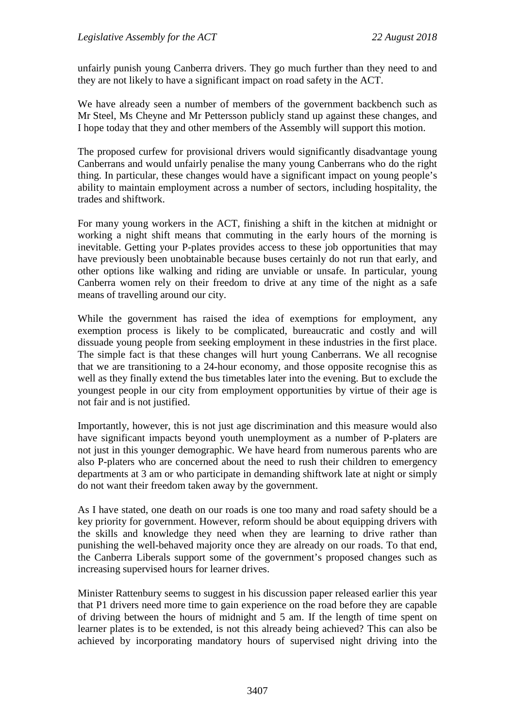unfairly punish young Canberra drivers. They go much further than they need to and they are not likely to have a significant impact on road safety in the ACT.

We have already seen a number of members of the government backbench such as Mr Steel, Ms Cheyne and Mr Pettersson publicly stand up against these changes, and I hope today that they and other members of the Assembly will support this motion.

The proposed curfew for provisional drivers would significantly disadvantage young Canberrans and would unfairly penalise the many young Canberrans who do the right thing. In particular, these changes would have a significant impact on young people's ability to maintain employment across a number of sectors, including hospitality, the trades and shiftwork.

For many young workers in the ACT, finishing a shift in the kitchen at midnight or working a night shift means that commuting in the early hours of the morning is inevitable. Getting your P-plates provides access to these job opportunities that may have previously been unobtainable because buses certainly do not run that early, and other options like walking and riding are unviable or unsafe. In particular, young Canberra women rely on their freedom to drive at any time of the night as a safe means of travelling around our city.

While the government has raised the idea of exemptions for employment, any exemption process is likely to be complicated, bureaucratic and costly and will dissuade young people from seeking employment in these industries in the first place. The simple fact is that these changes will hurt young Canberrans. We all recognise that we are transitioning to a 24-hour economy, and those opposite recognise this as well as they finally extend the bus timetables later into the evening. But to exclude the youngest people in our city from employment opportunities by virtue of their age is not fair and is not justified.

Importantly, however, this is not just age discrimination and this measure would also have significant impacts beyond youth unemployment as a number of P-platers are not just in this younger demographic. We have heard from numerous parents who are also P-platers who are concerned about the need to rush their children to emergency departments at 3 am or who participate in demanding shiftwork late at night or simply do not want their freedom taken away by the government.

As I have stated, one death on our roads is one too many and road safety should be a key priority for government. However, reform should be about equipping drivers with the skills and knowledge they need when they are learning to drive rather than punishing the well-behaved majority once they are already on our roads. To that end, the Canberra Liberals support some of the government's proposed changes such as increasing supervised hours for learner drives.

Minister Rattenbury seems to suggest in his discussion paper released earlier this year that P1 drivers need more time to gain experience on the road before they are capable of driving between the hours of midnight and 5 am. If the length of time spent on learner plates is to be extended, is not this already being achieved? This can also be achieved by incorporating mandatory hours of supervised night driving into the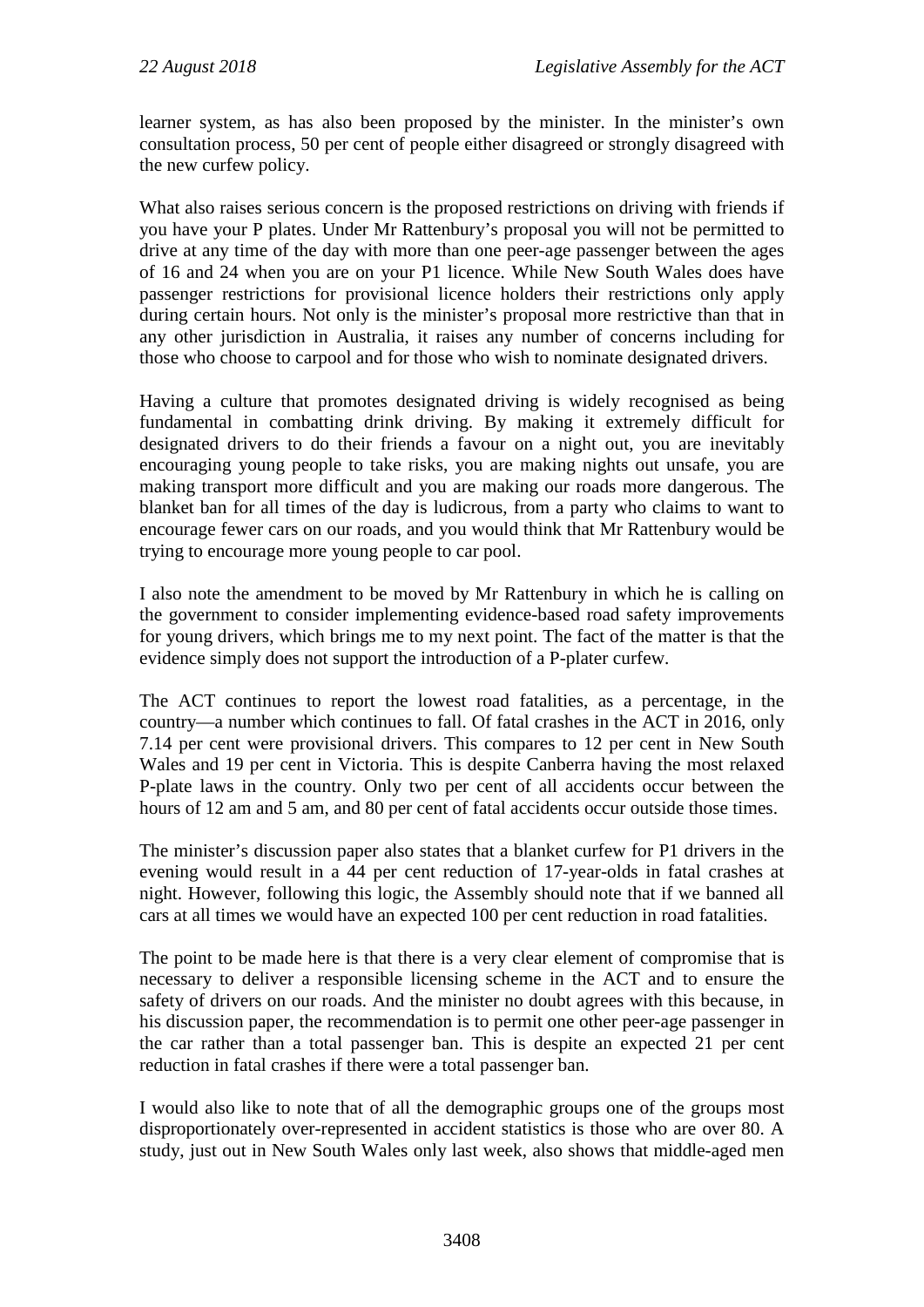learner system, as has also been proposed by the minister. In the minister's own consultation process, 50 per cent of people either disagreed or strongly disagreed with the new curfew policy.

What also raises serious concern is the proposed restrictions on driving with friends if you have your P plates. Under Mr Rattenbury's proposal you will not be permitted to drive at any time of the day with more than one peer-age passenger between the ages of 16 and 24 when you are on your P1 licence. While New South Wales does have passenger restrictions for provisional licence holders their restrictions only apply during certain hours. Not only is the minister's proposal more restrictive than that in any other jurisdiction in Australia, it raises any number of concerns including for those who choose to carpool and for those who wish to nominate designated drivers.

Having a culture that promotes designated driving is widely recognised as being fundamental in combatting drink driving. By making it extremely difficult for designated drivers to do their friends a favour on a night out, you are inevitably encouraging young people to take risks, you are making nights out unsafe, you are making transport more difficult and you are making our roads more dangerous. The blanket ban for all times of the day is ludicrous, from a party who claims to want to encourage fewer cars on our roads, and you would think that Mr Rattenbury would be trying to encourage more young people to car pool.

I also note the amendment to be moved by Mr Rattenbury in which he is calling on the government to consider implementing evidence-based road safety improvements for young drivers, which brings me to my next point. The fact of the matter is that the evidence simply does not support the introduction of a P-plater curfew.

The ACT continues to report the lowest road fatalities, as a percentage, in the country—a number which continues to fall. Of fatal crashes in the ACT in 2016, only 7.14 per cent were provisional drivers. This compares to 12 per cent in New South Wales and 19 per cent in Victoria. This is despite Canberra having the most relaxed P-plate laws in the country. Only two per cent of all accidents occur between the hours of 12 am and 5 am, and 80 per cent of fatal accidents occur outside those times.

The minister's discussion paper also states that a blanket curfew for P1 drivers in the evening would result in a 44 per cent reduction of 17-year-olds in fatal crashes at night. However, following this logic, the Assembly should note that if we banned all cars at all times we would have an expected 100 per cent reduction in road fatalities.

The point to be made here is that there is a very clear element of compromise that is necessary to deliver a responsible licensing scheme in the ACT and to ensure the safety of drivers on our roads. And the minister no doubt agrees with this because, in his discussion paper, the recommendation is to permit one other peer-age passenger in the car rather than a total passenger ban. This is despite an expected 21 per cent reduction in fatal crashes if there were a total passenger ban.

I would also like to note that of all the demographic groups one of the groups most disproportionately over-represented in accident statistics is those who are over 80. A study, just out in New South Wales only last week, also shows that middle-aged men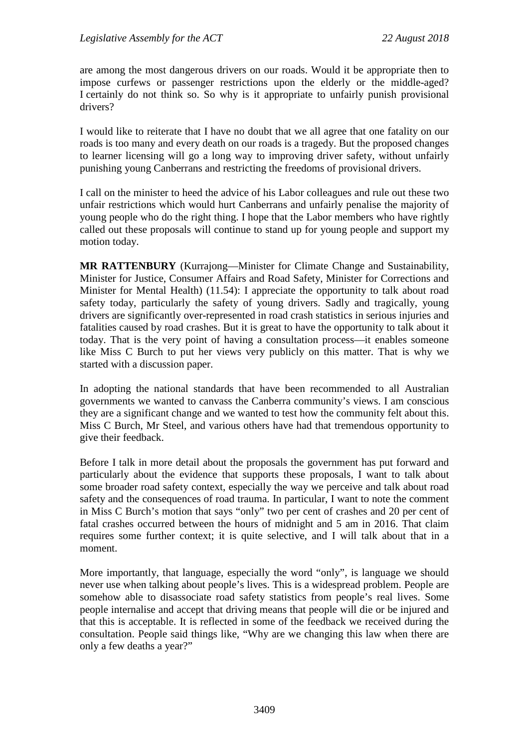are among the most dangerous drivers on our roads. Would it be appropriate then to impose curfews or passenger restrictions upon the elderly or the middle-aged? I certainly do not think so. So why is it appropriate to unfairly punish provisional drivers?

I would like to reiterate that I have no doubt that we all agree that one fatality on our roads is too many and every death on our roads is a tragedy. But the proposed changes to learner licensing will go a long way to improving driver safety, without unfairly punishing young Canberrans and restricting the freedoms of provisional drivers.

I call on the minister to heed the advice of his Labor colleagues and rule out these two unfair restrictions which would hurt Canberrans and unfairly penalise the majority of young people who do the right thing. I hope that the Labor members who have rightly called out these proposals will continue to stand up for young people and support my motion today.

**MR RATTENBURY** (Kurrajong—Minister for Climate Change and Sustainability, Minister for Justice, Consumer Affairs and Road Safety, Minister for Corrections and Minister for Mental Health) (11.54): I appreciate the opportunity to talk about road safety today, particularly the safety of young drivers. Sadly and tragically, young drivers are significantly over-represented in road crash statistics in serious injuries and fatalities caused by road crashes. But it is great to have the opportunity to talk about it today. That is the very point of having a consultation process—it enables someone like Miss C Burch to put her views very publicly on this matter. That is why we started with a discussion paper.

In adopting the national standards that have been recommended to all Australian governments we wanted to canvass the Canberra community's views. I am conscious they are a significant change and we wanted to test how the community felt about this. Miss C Burch, Mr Steel, and various others have had that tremendous opportunity to give their feedback.

Before I talk in more detail about the proposals the government has put forward and particularly about the evidence that supports these proposals, I want to talk about some broader road safety context, especially the way we perceive and talk about road safety and the consequences of road trauma. In particular, I want to note the comment in Miss C Burch's motion that says "only" two per cent of crashes and 20 per cent of fatal crashes occurred between the hours of midnight and 5 am in 2016. That claim requires some further context; it is quite selective, and I will talk about that in a moment.

More importantly, that language, especially the word "only", is language we should never use when talking about people's lives. This is a widespread problem. People are somehow able to disassociate road safety statistics from people's real lives. Some people internalise and accept that driving means that people will die or be injured and that this is acceptable. It is reflected in some of the feedback we received during the consultation. People said things like, "Why are we changing this law when there are only a few deaths a year?"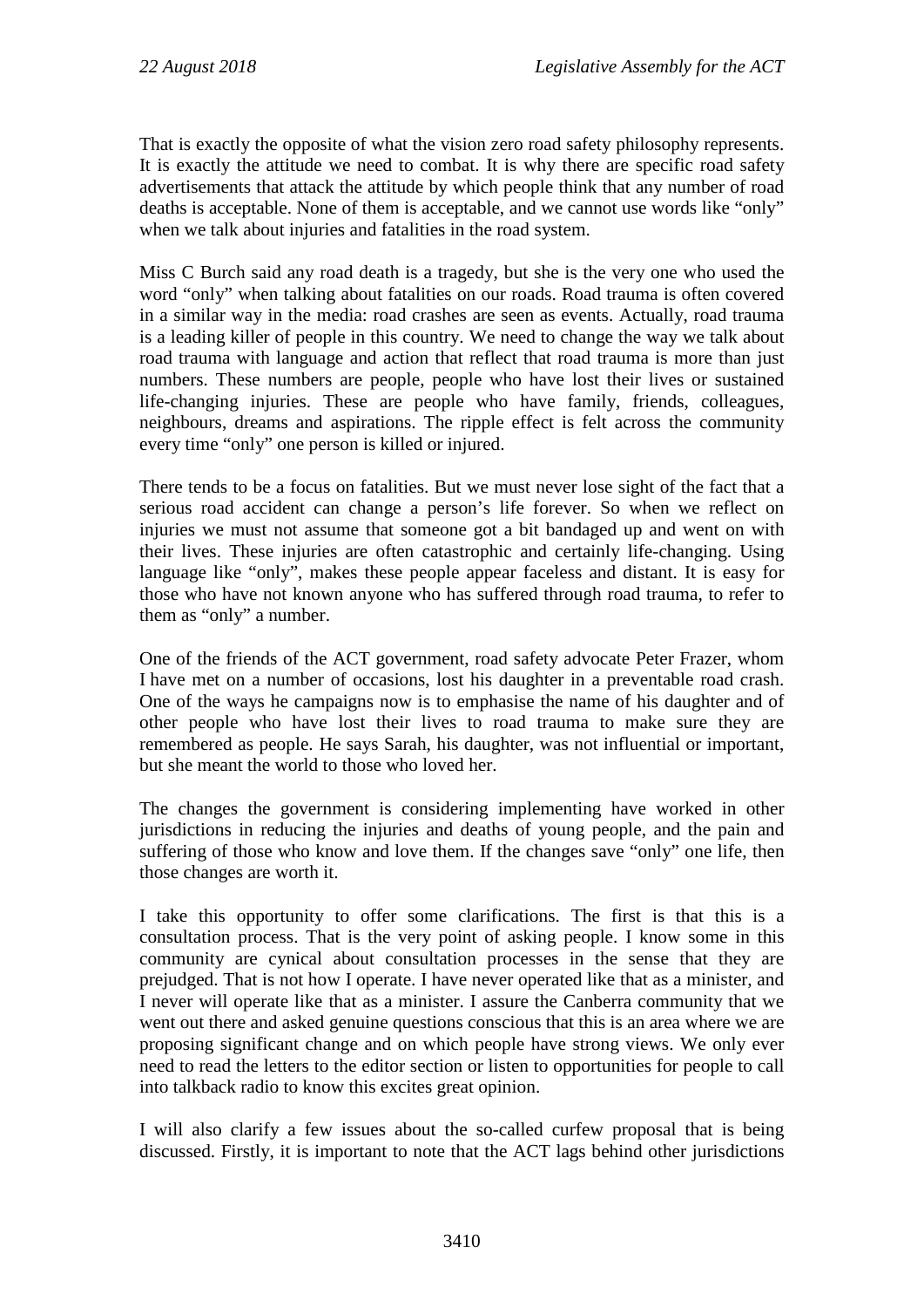That is exactly the opposite of what the vision zero road safety philosophy represents. It is exactly the attitude we need to combat. It is why there are specific road safety advertisements that attack the attitude by which people think that any number of road deaths is acceptable. None of them is acceptable, and we cannot use words like "only" when we talk about injuries and fatalities in the road system.

Miss C Burch said any road death is a tragedy, but she is the very one who used the word "only" when talking about fatalities on our roads. Road trauma is often covered in a similar way in the media: road crashes are seen as events. Actually, road trauma is a leading killer of people in this country. We need to change the way we talk about road trauma with language and action that reflect that road trauma is more than just numbers. These numbers are people, people who have lost their lives or sustained life-changing injuries. These are people who have family, friends, colleagues, neighbours, dreams and aspirations. The ripple effect is felt across the community every time "only" one person is killed or injured.

There tends to be a focus on fatalities. But we must never lose sight of the fact that a serious road accident can change a person's life forever. So when we reflect on injuries we must not assume that someone got a bit bandaged up and went on with their lives. These injuries are often catastrophic and certainly life-changing. Using language like "only", makes these people appear faceless and distant. It is easy for those who have not known anyone who has suffered through road trauma, to refer to them as "only" a number.

One of the friends of the ACT government, road safety advocate Peter Frazer, whom I have met on a number of occasions, lost his daughter in a preventable road crash. One of the ways he campaigns now is to emphasise the name of his daughter and of other people who have lost their lives to road trauma to make sure they are remembered as people. He says Sarah, his daughter, was not influential or important, but she meant the world to those who loved her.

The changes the government is considering implementing have worked in other jurisdictions in reducing the injuries and deaths of young people, and the pain and suffering of those who know and love them. If the changes save "only" one life, then those changes are worth it.

I take this opportunity to offer some clarifications. The first is that this is a consultation process. That is the very point of asking people. I know some in this community are cynical about consultation processes in the sense that they are prejudged. That is not how I operate. I have never operated like that as a minister, and I never will operate like that as a minister. I assure the Canberra community that we went out there and asked genuine questions conscious that this is an area where we are proposing significant change and on which people have strong views. We only ever need to read the letters to the editor section or listen to opportunities for people to call into talkback radio to know this excites great opinion.

I will also clarify a few issues about the so-called curfew proposal that is being discussed. Firstly, it is important to note that the ACT lags behind other jurisdictions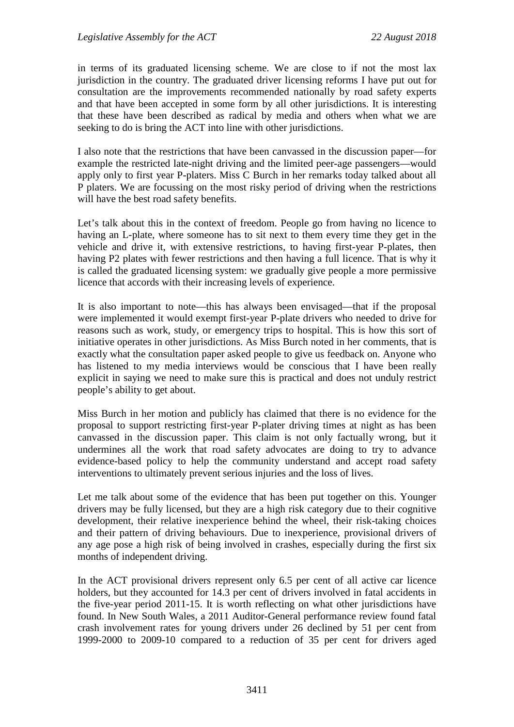in terms of its graduated licensing scheme. We are close to if not the most lax jurisdiction in the country. The graduated driver licensing reforms I have put out for consultation are the improvements recommended nationally by road safety experts and that have been accepted in some form by all other jurisdictions. It is interesting that these have been described as radical by media and others when what we are seeking to do is bring the ACT into line with other jurisdictions.

I also note that the restrictions that have been canvassed in the discussion paper—for example the restricted late-night driving and the limited peer-age passengers—would apply only to first year P-platers. Miss C Burch in her remarks today talked about all P platers. We are focussing on the most risky period of driving when the restrictions will have the best road safety benefits.

Let's talk about this in the context of freedom. People go from having no licence to having an L-plate, where someone has to sit next to them every time they get in the vehicle and drive it, with extensive restrictions, to having first-year P-plates, then having P2 plates with fewer restrictions and then having a full licence. That is why it is called the graduated licensing system: we gradually give people a more permissive licence that accords with their increasing levels of experience.

It is also important to note—this has always been envisaged—that if the proposal were implemented it would exempt first-year P-plate drivers who needed to drive for reasons such as work, study, or emergency trips to hospital. This is how this sort of initiative operates in other jurisdictions. As Miss Burch noted in her comments, that is exactly what the consultation paper asked people to give us feedback on. Anyone who has listened to my media interviews would be conscious that I have been really explicit in saying we need to make sure this is practical and does not unduly restrict people's ability to get about.

Miss Burch in her motion and publicly has claimed that there is no evidence for the proposal to support restricting first-year P-plater driving times at night as has been canvassed in the discussion paper. This claim is not only factually wrong, but it undermines all the work that road safety advocates are doing to try to advance evidence-based policy to help the community understand and accept road safety interventions to ultimately prevent serious injuries and the loss of lives.

Let me talk about some of the evidence that has been put together on this. Younger drivers may be fully licensed, but they are a high risk category due to their cognitive development, their relative inexperience behind the wheel, their risk-taking choices and their pattern of driving behaviours. Due to inexperience, provisional drivers of any age pose a high risk of being involved in crashes, especially during the first six months of independent driving.

In the ACT provisional drivers represent only 6.5 per cent of all active car licence holders, but they accounted for 14.3 per cent of drivers involved in fatal accidents in the five-year period 2011-15. It is worth reflecting on what other jurisdictions have found. In New South Wales, a 2011 Auditor-General performance review found fatal crash involvement rates for young drivers under 26 declined by 51 per cent from 1999-2000 to 2009-10 compared to a reduction of 35 per cent for drivers aged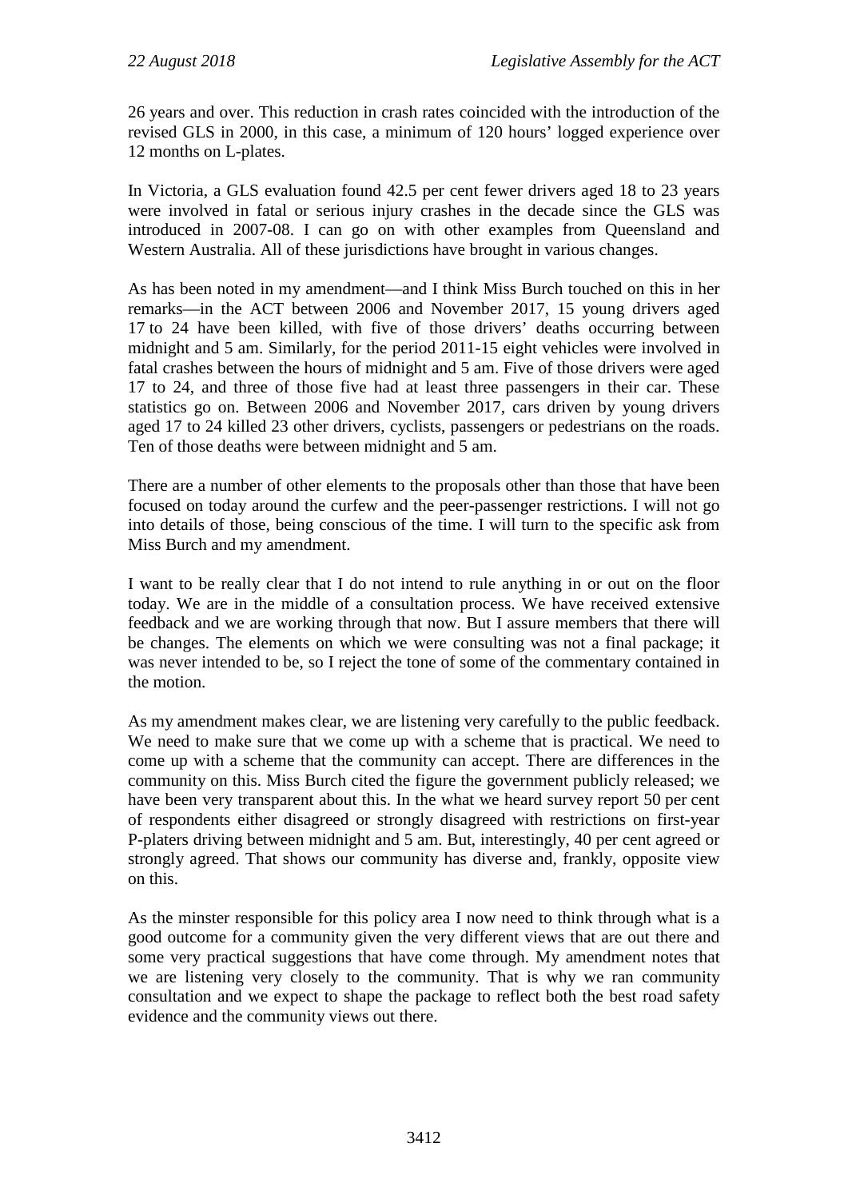26 years and over. This reduction in crash rates coincided with the introduction of the revised GLS in 2000, in this case, a minimum of 120 hours' logged experience over 12 months on L-plates.

In Victoria, a GLS evaluation found 42.5 per cent fewer drivers aged 18 to 23 years were involved in fatal or serious injury crashes in the decade since the GLS was introduced in 2007-08. I can go on with other examples from Queensland and Western Australia. All of these jurisdictions have brought in various changes.

As has been noted in my amendment—and I think Miss Burch touched on this in her remarks—in the ACT between 2006 and November 2017, 15 young drivers aged 17 to 24 have been killed, with five of those drivers' deaths occurring between midnight and 5 am. Similarly, for the period 2011-15 eight vehicles were involved in fatal crashes between the hours of midnight and 5 am. Five of those drivers were aged 17 to 24, and three of those five had at least three passengers in their car. These statistics go on. Between 2006 and November 2017, cars driven by young drivers aged 17 to 24 killed 23 other drivers, cyclists, passengers or pedestrians on the roads. Ten of those deaths were between midnight and 5 am.

There are a number of other elements to the proposals other than those that have been focused on today around the curfew and the peer-passenger restrictions. I will not go into details of those, being conscious of the time. I will turn to the specific ask from Miss Burch and my amendment.

I want to be really clear that I do not intend to rule anything in or out on the floor today. We are in the middle of a consultation process. We have received extensive feedback and we are working through that now. But I assure members that there will be changes. The elements on which we were consulting was not a final package; it was never intended to be, so I reject the tone of some of the commentary contained in the motion.

As my amendment makes clear, we are listening very carefully to the public feedback. We need to make sure that we come up with a scheme that is practical. We need to come up with a scheme that the community can accept. There are differences in the community on this. Miss Burch cited the figure the government publicly released; we have been very transparent about this. In the what we heard survey report 50 per cent of respondents either disagreed or strongly disagreed with restrictions on first-year P-platers driving between midnight and 5 am. But, interestingly, 40 per cent agreed or strongly agreed. That shows our community has diverse and, frankly, opposite view on this.

As the minster responsible for this policy area I now need to think through what is a good outcome for a community given the very different views that are out there and some very practical suggestions that have come through. My amendment notes that we are listening very closely to the community. That is why we ran community consultation and we expect to shape the package to reflect both the best road safety evidence and the community views out there.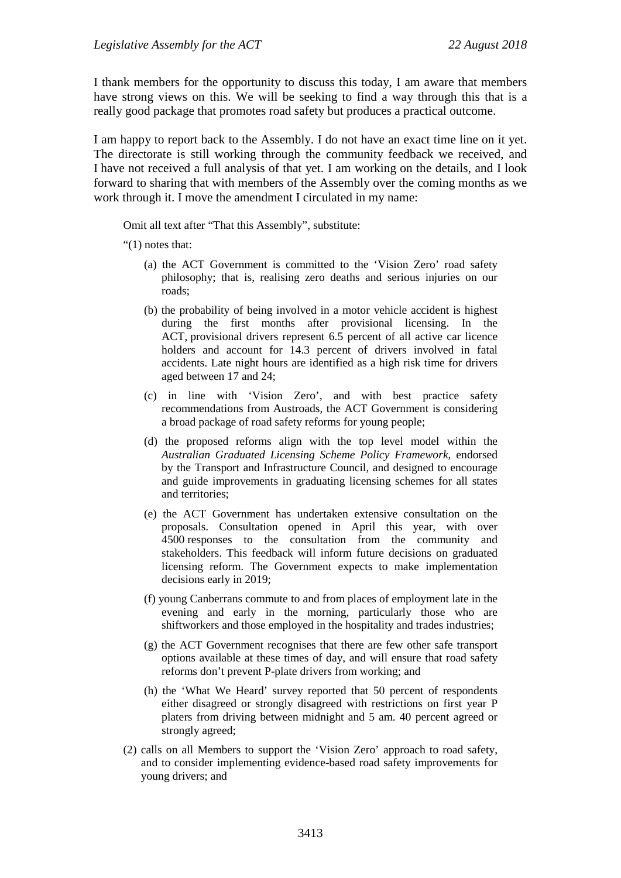I thank members for the opportunity to discuss this today, I am aware that members have strong views on this. We will be seeking to find a way through this that is a really good package that promotes road safety but produces a practical outcome.

I am happy to report back to the Assembly. I do not have an exact time line on it yet. The directorate is still working through the community feedback we received, and I have not received a full analysis of that yet. I am working on the details, and I look forward to sharing that with members of the Assembly over the coming months as we work through it. I move the amendment I circulated in my name:

> Omit all text after "That this Assembly", substitute:
>
> "(1) notes that:
>
> (a) the ACT Government is committed to the 'Vision Zero' road safety philosophy; that is, realising zero deaths and serious injuries on our roads;
>
> (b) the probability of being involved in a motor vehicle accident is highest during the first months after provisional licensing. In the ACT, provisional drivers represent 6.5 percent of all active car licence holders and account for 14.3 percent of drivers involved in fatal accidents. Late night hours are identified as a high risk time for drivers aged between 17 and 24;
>
> (c) in line with 'Vision Zero', and with best practice safety recommendations from Austroads, the ACT Government is considering a broad package of road safety reforms for young people;
>
> (d) the proposed reforms align with the top level model within the *Australian Graduated Licensing Scheme Policy Framework*, endorsed by the Transport and Infrastructure Council, and designed to encourage and guide improvements in graduating licensing schemes for all states and territories;
>
> (e) the ACT Government has undertaken extensive consultation on the proposals. Consultation opened in April this year, with over 4500 responses to the consultation from the community and stakeholders. This feedback will inform future decisions on graduated licensing reform. The Government expects to make implementation decisions early in 2019;
>
> (f) young Canberrans commute to and from places of employment late in the evening and early in the morning, particularly those who are shiftworkers and those employed in the hospitality and trades industries;
>
> (g) the ACT Government recognises that there are few other safe transport options available at these times of day, and will ensure that road safety reforms don't prevent P-plate drivers from working; and
>
> (h) the 'What We Heard' survey reported that 50 percent of respondents either disagreed or strongly disagreed with restrictions on first year P platers from driving between midnight and 5 am. 40 percent agreed or strongly agreed;
>
> (2) calls on all Members to support the 'Vision Zero' approach to road safety, and to consider implementing evidence-based road safety improvements for young drivers; and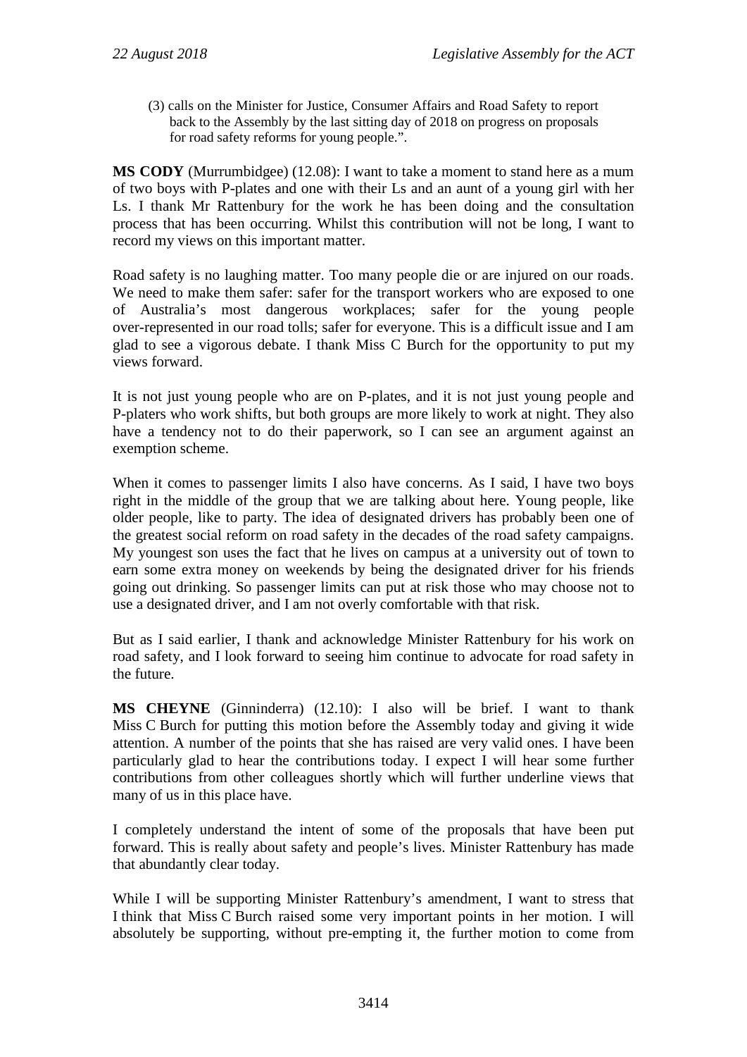(3) calls on the Minister for Justice, Consumer Affairs and Road Safety to report back to the Assembly by the last sitting day of 2018 on progress on proposals for road safety reforms for young people.".

**MS CODY** (Murrumbidgee) (12.08): I want to take a moment to stand here as a mum of two boys with P-plates and one with their Ls and an aunt of a young girl with her Ls. I thank Mr Rattenbury for the work he has been doing and the consultation process that has been occurring. Whilst this contribution will not be long, I want to record my views on this important matter.

Road safety is no laughing matter. Too many people die or are injured on our roads. We need to make them safer: safer for the transport workers who are exposed to one of Australia's most dangerous workplaces; safer for the young people over-represented in our road tolls; safer for everyone. This is a difficult issue and I am glad to see a vigorous debate. I thank Miss C Burch for the opportunity to put my views forward.

It is not just young people who are on P-plates, and it is not just young people and P-platers who work shifts, but both groups are more likely to work at night. They also have a tendency not to do their paperwork, so I can see an argument against an exemption scheme.

When it comes to passenger limits I also have concerns. As I said, I have two boys right in the middle of the group that we are talking about here. Young people, like older people, like to party. The idea of designated drivers has probably been one of the greatest social reform on road safety in the decades of the road safety campaigns. My youngest son uses the fact that he lives on campus at a university out of town to earn some extra money on weekends by being the designated driver for his friends going out drinking. So passenger limits can put at risk those who may choose not to use a designated driver, and I am not overly comfortable with that risk.

But as I said earlier, I thank and acknowledge Minister Rattenbury for his work on road safety, and I look forward to seeing him continue to advocate for road safety in the future.

**MS CHEYNE** (Ginninderra) (12.10): I also will be brief. I want to thank Miss C Burch for putting this motion before the Assembly today and giving it wide attention. A number of the points that she has raised are very valid ones. I have been particularly glad to hear the contributions today. I expect I will hear some further contributions from other colleagues shortly which will further underline views that many of us in this place have.

I completely understand the intent of some of the proposals that have been put forward. This is really about safety and people's lives. Minister Rattenbury has made that abundantly clear today.

While I will be supporting Minister Rattenbury's amendment, I want to stress that I think that Miss C Burch raised some very important points in her motion. I will absolutely be supporting, without pre-empting it, the further motion to come from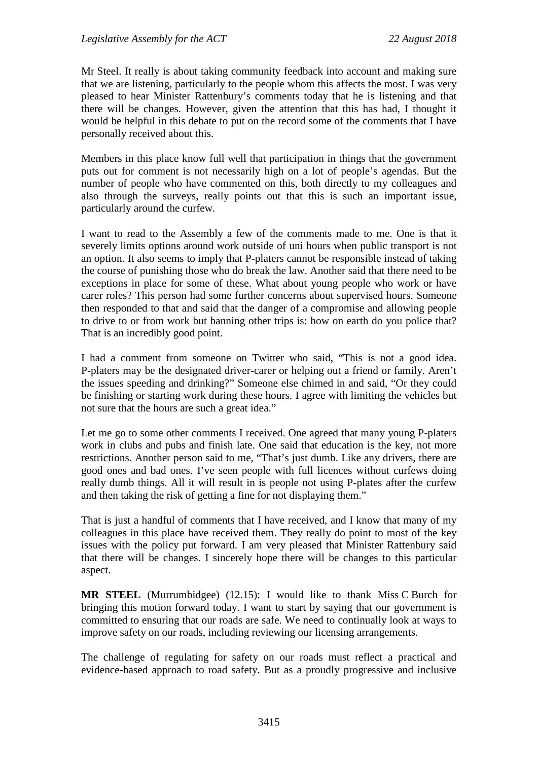Mr Steel. It really is about taking community feedback into account and making sure that we are listening, particularly to the people whom this affects the most. I was very pleased to hear Minister Rattenbury's comments today that he is listening and that there will be changes. However, given the attention that this has had, I thought it would be helpful in this debate to put on the record some of the comments that I have personally received about this.

Members in this place know full well that participation in things that the government puts out for comment is not necessarily high on a lot of people's agendas. But the number of people who have commented on this, both directly to my colleagues and also through the surveys, really points out that this is such an important issue, particularly around the curfew.

I want to read to the Assembly a few of the comments made to me. One is that it severely limits options around work outside of uni hours when public transport is not an option. It also seems to imply that P-platers cannot be responsible instead of taking the course of punishing those who do break the law. Another said that there need to be exceptions in place for some of these. What about young people who work or have carer roles? This person had some further concerns about supervised hours. Someone then responded to that and said that the danger of a compromise and allowing people to drive to or from work but banning other trips is: how on earth do you police that? That is an incredibly good point.

I had a comment from someone on Twitter who said, "This is not a good idea. P-platers may be the designated driver-carer or helping out a friend or family. Aren't the issues speeding and drinking?" Someone else chimed in and said, "Or they could be finishing or starting work during these hours. I agree with limiting the vehicles but not sure that the hours are such a great idea."

Let me go to some other comments I received. One agreed that many young P-platers work in clubs and pubs and finish late. One said that education is the key, not more restrictions. Another person said to me, "That's just dumb. Like any drivers, there are good ones and bad ones. I've seen people with full licences without curfews doing really dumb things. All it will result in is people not using P-plates after the curfew and then taking the risk of getting a fine for not displaying them."

That is just a handful of comments that I have received, and I know that many of my colleagues in this place have received them. They really do point to most of the key issues with the policy put forward. I am very pleased that Minister Rattenbury said that there will be changes. I sincerely hope there will be changes to this particular aspect.

**MR STEEL** (Murrumbidgee) (12.15): I would like to thank Miss C Burch for bringing this motion forward today. I want to start by saying that our government is committed to ensuring that our roads are safe. We need to continually look at ways to improve safety on our roads, including reviewing our licensing arrangements.

The challenge of regulating for safety on our roads must reflect a practical and evidence-based approach to road safety. But as a proudly progressive and inclusive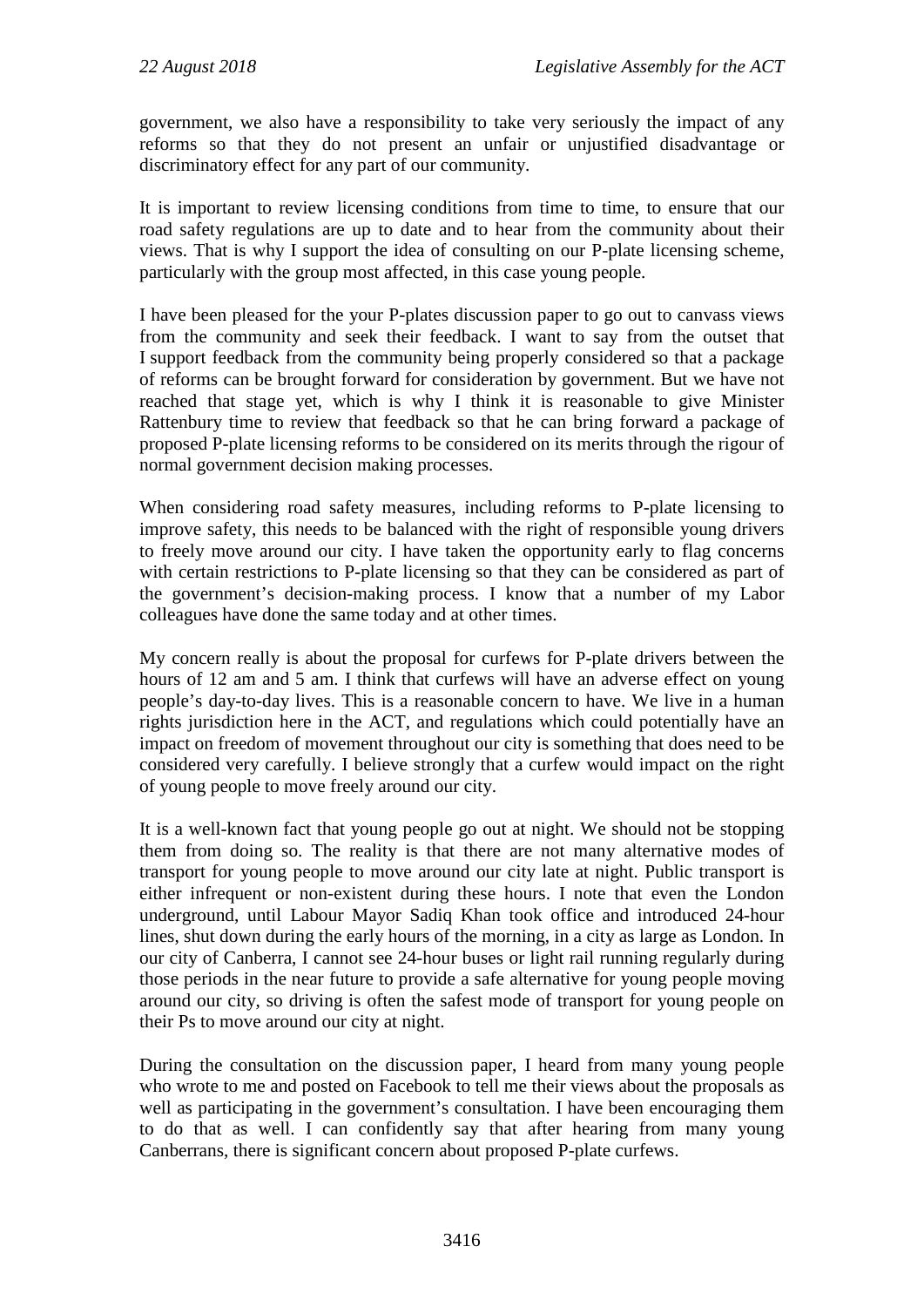government, we also have a responsibility to take very seriously the impact of any reforms so that they do not present an unfair or unjustified disadvantage or discriminatory effect for any part of our community.

It is important to review licensing conditions from time to time, to ensure that our road safety regulations are up to date and to hear from the community about their views. That is why I support the idea of consulting on our P-plate licensing scheme, particularly with the group most affected, in this case young people.

I have been pleased for the your P-plates discussion paper to go out to canvass views from the community and seek their feedback. I want to say from the outset that I support feedback from the community being properly considered so that a package of reforms can be brought forward for consideration by government. But we have not reached that stage yet, which is why I think it is reasonable to give Minister Rattenbury time to review that feedback so that he can bring forward a package of proposed P-plate licensing reforms to be considered on its merits through the rigour of normal government decision making processes.

When considering road safety measures, including reforms to P-plate licensing to improve safety, this needs to be balanced with the right of responsible young drivers to freely move around our city. I have taken the opportunity early to flag concerns with certain restrictions to P-plate licensing so that they can be considered as part of the government's decision-making process. I know that a number of my Labor colleagues have done the same today and at other times.

My concern really is about the proposal for curfews for P-plate drivers between the hours of 12 am and 5 am. I think that curfews will have an adverse effect on young people's day-to-day lives. This is a reasonable concern to have. We live in a human rights jurisdiction here in the ACT, and regulations which could potentially have an impact on freedom of movement throughout our city is something that does need to be considered very carefully. I believe strongly that a curfew would impact on the right of young people to move freely around our city.

It is a well-known fact that young people go out at night. We should not be stopping them from doing so. The reality is that there are not many alternative modes of transport for young people to move around our city late at night. Public transport is either infrequent or non-existent during these hours. I note that even the London underground, until Labour Mayor Sadiq Khan took office and introduced 24-hour lines, shut down during the early hours of the morning, in a city as large as London. In our city of Canberra, I cannot see 24-hour buses or light rail running regularly during those periods in the near future to provide a safe alternative for young people moving around our city, so driving is often the safest mode of transport for young people on their Ps to move around our city at night.

During the consultation on the discussion paper, I heard from many young people who wrote to me and posted on Facebook to tell me their views about the proposals as well as participating in the government's consultation. I have been encouraging them to do that as well. I can confidently say that after hearing from many young Canberrans, there is significant concern about proposed P-plate curfews.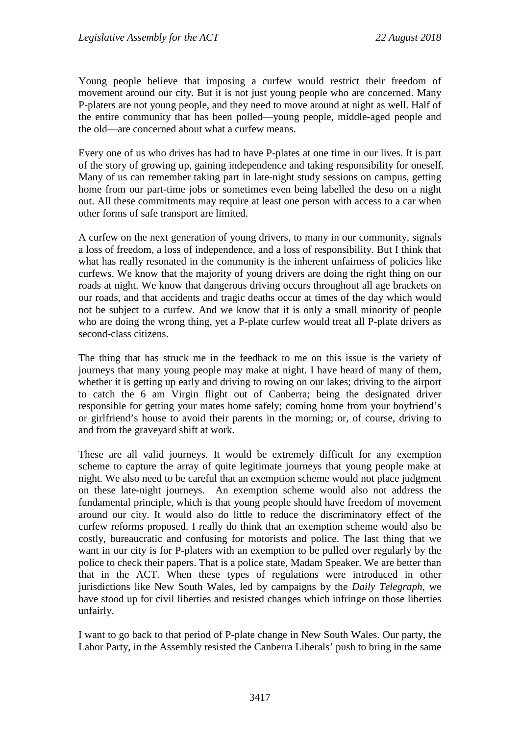Young people believe that imposing a curfew would restrict their freedom of movement around our city. But it is not just young people who are concerned. Many P-platers are not young people, and they need to move around at night as well. Half of the entire community that has been polled—young people, middle-aged people and the old—are concerned about what a curfew means.

Every one of us who drives has had to have P-plates at one time in our lives. It is part of the story of growing up, gaining independence and taking responsibility for oneself. Many of us can remember taking part in late-night study sessions on campus, getting home from our part-time jobs or sometimes even being labelled the deso on a night out. All these commitments may require at least one person with access to a car when other forms of safe transport are limited.

A curfew on the next generation of young drivers, to many in our community, signals a loss of freedom, a loss of independence, and a loss of responsibility. But I think that what has really resonated in the community is the inherent unfairness of policies like curfews. We know that the majority of young drivers are doing the right thing on our roads at night. We know that dangerous driving occurs throughout all age brackets on our roads, and that accidents and tragic deaths occur at times of the day which would not be subject to a curfew. And we know that it is only a small minority of people who are doing the wrong thing, yet a P-plate curfew would treat all P-plate drivers as second-class citizens.

The thing that has struck me in the feedback to me on this issue is the variety of journeys that many young people may make at night. I have heard of many of them, whether it is getting up early and driving to rowing on our lakes; driving to the airport to catch the 6 am Virgin flight out of Canberra; being the designated driver responsible for getting your mates home safely; coming home from your boyfriend's or girlfriend's house to avoid their parents in the morning; or, of course, driving to and from the graveyard shift at work.

These are all valid journeys. It would be extremely difficult for any exemption scheme to capture the array of quite legitimate journeys that young people make at night. We also need to be careful that an exemption scheme would not place judgment on these late-night journeys. An exemption scheme would also not address the fundamental principle, which is that young people should have freedom of movement around our city. It would also do little to reduce the discriminatory effect of the curfew reforms proposed. I really do think that an exemption scheme would also be costly, bureaucratic and confusing for motorists and police. The last thing that we want in our city is for P-platers with an exemption to be pulled over regularly by the police to check their papers. That is a police state, Madam Speaker. We are better than that in the ACT. When these types of regulations were introduced in other jurisdictions like New South Wales, led by campaigns by the *Daily Telegraph*, we have stood up for civil liberties and resisted changes which infringe on those liberties unfairly.

I want to go back to that period of P-plate change in New South Wales. Our party, the Labor Party, in the Assembly resisted the Canberra Liberals' push to bring in the same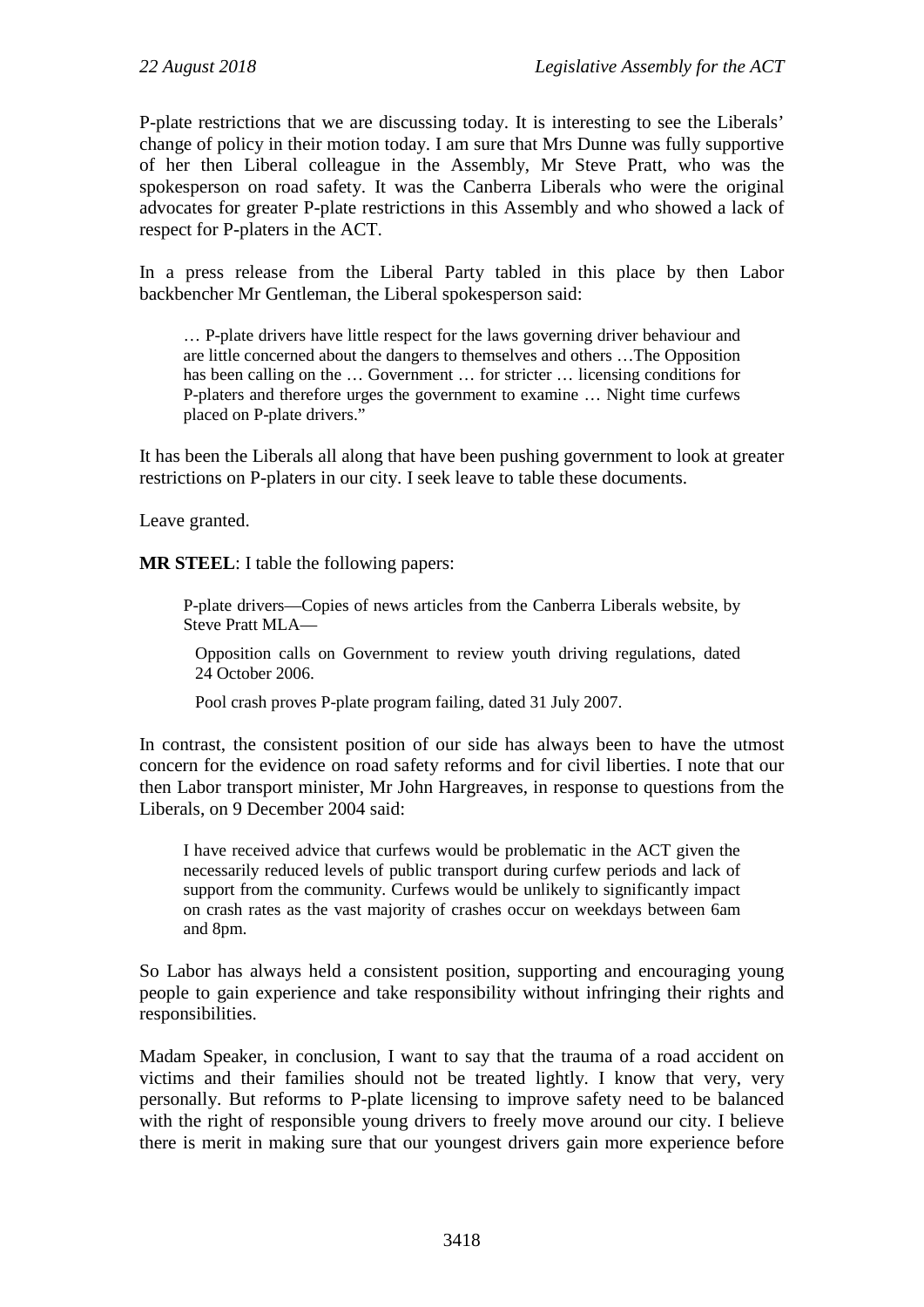P-plate restrictions that we are discussing today. It is interesting to see the Liberals' change of policy in their motion today. I am sure that Mrs Dunne was fully supportive of her then Liberal colleague in the Assembly, Mr Steve Pratt, who was the spokesperson on road safety. It was the Canberra Liberals who were the original advocates for greater P-plate restrictions in this Assembly and who showed a lack of respect for P-platers in the ACT.

In a press release from the Liberal Party tabled in this place by then Labor backbencher Mr Gentleman, the Liberal spokesperson said:

> … P-plate drivers have little respect for the laws governing driver behaviour and are little concerned about the dangers to themselves and others …The Opposition has been calling on the … Government … for stricter … licensing conditions for P-platers and therefore urges the government to examine … Night time curfews placed on P-plate drivers."

It has been the Liberals all along that have been pushing government to look at greater restrictions on P-platers in our city. I seek leave to table these documents.

Leave granted.

**MR STEEL**: I table the following papers:

> P-plate drivers—Copies of news articles from the Canberra Liberals website, by Steve Pratt MLA—
>
> Opposition calls on Government to review youth driving regulations, dated 24 October 2006.
>
> Pool crash proves P-plate program failing, dated 31 July 2007.

In contrast, the consistent position of our side has always been to have the utmost concern for the evidence on road safety reforms and for civil liberties. I note that our then Labor transport minister, Mr John Hargreaves, in response to questions from the Liberals, on 9 December 2004 said:

> I have received advice that curfews would be problematic in the ACT given the necessarily reduced levels of public transport during curfew periods and lack of support from the community. Curfews would be unlikely to significantly impact on crash rates as the vast majority of crashes occur on weekdays between 6am and 8pm.

So Labor has always held a consistent position, supporting and encouraging young people to gain experience and take responsibility without infringing their rights and responsibilities.

Madam Speaker, in conclusion, I want to say that the trauma of a road accident on victims and their families should not be treated lightly. I know that very, very personally. But reforms to P-plate licensing to improve safety need to be balanced with the right of responsible young drivers to freely move around our city. I believe there is merit in making sure that our youngest drivers gain more experience before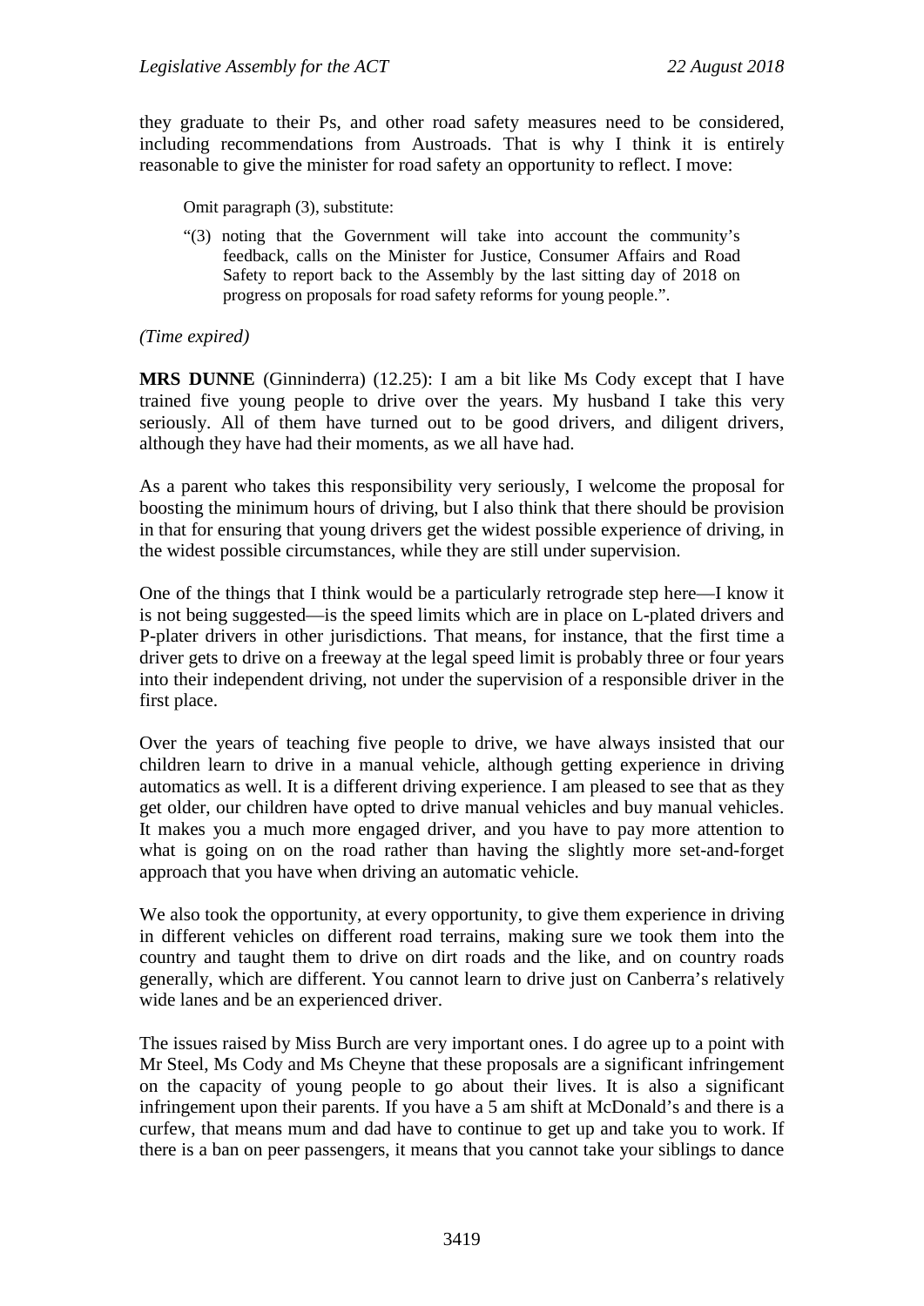they graduate to their Ps, and other road safety measures need to be considered, including recommendations from Austroads. That is why I think it is entirely reasonable to give the minister for road safety an opportunity to reflect. I move:

> Omit paragraph (3), substitute:
>
> "(3) noting that the Government will take into account the community's feedback, calls on the Minister for Justice, Consumer Affairs and Road Safety to report back to the Assembly by the last sitting day of 2018 on progress on proposals for road safety reforms for young people.".

*(Time expired)*

**MRS DUNNE** (Ginninderra) (12.25): I am a bit like Ms Cody except that I have trained five young people to drive over the years. My husband I take this very seriously. All of them have turned out to be good drivers, and diligent drivers, although they have had their moments, as we all have had.

As a parent who takes this responsibility very seriously, I welcome the proposal for boosting the minimum hours of driving, but I also think that there should be provision in that for ensuring that young drivers get the widest possible experience of driving, in the widest possible circumstances, while they are still under supervision.

One of the things that I think would be a particularly retrograde step here—I know it is not being suggested—is the speed limits which are in place on L-plated drivers and P-plater drivers in other jurisdictions. That means, for instance, that the first time a driver gets to drive on a freeway at the legal speed limit is probably three or four years into their independent driving, not under the supervision of a responsible driver in the first place.

Over the years of teaching five people to drive, we have always insisted that our children learn to drive in a manual vehicle, although getting experience in driving automatics as well. It is a different driving experience. I am pleased to see that as they get older, our children have opted to drive manual vehicles and buy manual vehicles. It makes you a much more engaged driver, and you have to pay more attention to what is going on on the road rather than having the slightly more set-and-forget approach that you have when driving an automatic vehicle.

We also took the opportunity, at every opportunity, to give them experience in driving in different vehicles on different road terrains, making sure we took them into the country and taught them to drive on dirt roads and the like, and on country roads generally, which are different. You cannot learn to drive just on Canberra's relatively wide lanes and be an experienced driver.

The issues raised by Miss Burch are very important ones. I do agree up to a point with Mr Steel, Ms Cody and Ms Cheyne that these proposals are a significant infringement on the capacity of young people to go about their lives. It is also a significant infringement upon their parents. If you have a 5 am shift at McDonald's and there is a curfew, that means mum and dad have to continue to get up and take you to work. If there is a ban on peer passengers, it means that you cannot take your siblings to dance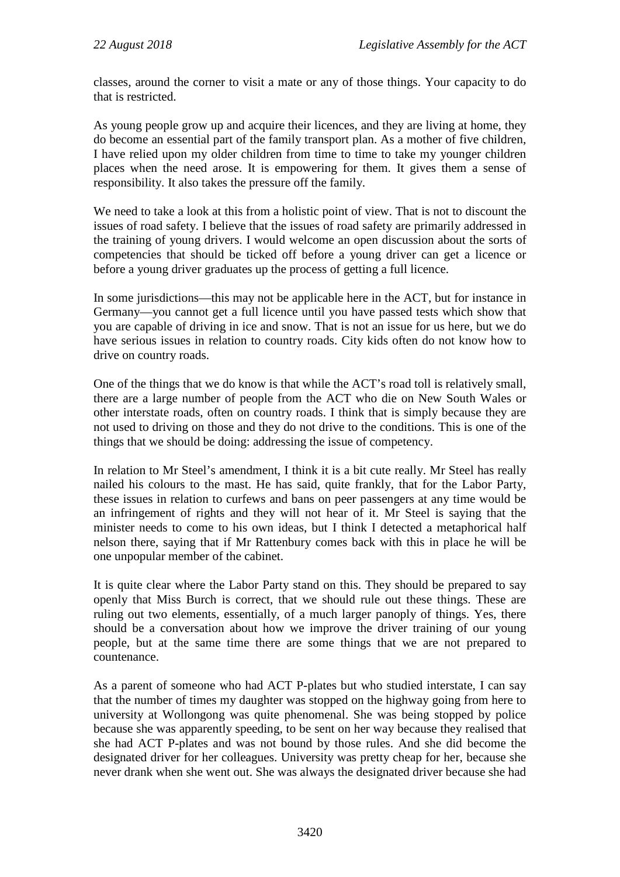classes, around the corner to visit a mate or any of those things. Your capacity to do that is restricted.

As young people grow up and acquire their licences, and they are living at home, they do become an essential part of the family transport plan. As a mother of five children, I have relied upon my older children from time to time to take my younger children places when the need arose. It is empowering for them. It gives them a sense of responsibility. It also takes the pressure off the family.

We need to take a look at this from a holistic point of view. That is not to discount the issues of road safety. I believe that the issues of road safety are primarily addressed in the training of young drivers. I would welcome an open discussion about the sorts of competencies that should be ticked off before a young driver can get a licence or before a young driver graduates up the process of getting a full licence.

In some jurisdictions—this may not be applicable here in the ACT, but for instance in Germany—you cannot get a full licence until you have passed tests which show that you are capable of driving in ice and snow. That is not an issue for us here, but we do have serious issues in relation to country roads. City kids often do not know how to drive on country roads.

One of the things that we do know is that while the ACT's road toll is relatively small, there are a large number of people from the ACT who die on New South Wales or other interstate roads, often on country roads. I think that is simply because they are not used to driving on those and they do not drive to the conditions. This is one of the things that we should be doing: addressing the issue of competency.

In relation to Mr Steel's amendment, I think it is a bit cute really. Mr Steel has really nailed his colours to the mast. He has said, quite frankly, that for the Labor Party, these issues in relation to curfews and bans on peer passengers at any time would be an infringement of rights and they will not hear of it. Mr Steel is saying that the minister needs to come to his own ideas, but I think I detected a metaphorical half nelson there, saying that if Mr Rattenbury comes back with this in place he will be one unpopular member of the cabinet.

It is quite clear where the Labor Party stand on this. They should be prepared to say openly that Miss Burch is correct, that we should rule out these things. These are ruling out two elements, essentially, of a much larger panoply of things. Yes, there should be a conversation about how we improve the driver training of our young people, but at the same time there are some things that we are not prepared to countenance.

As a parent of someone who had ACT P-plates but who studied interstate, I can say that the number of times my daughter was stopped on the highway going from here to university at Wollongong was quite phenomenal. She was being stopped by police because she was apparently speeding, to be sent on her way because they realised that she had ACT P-plates and was not bound by those rules. And she did become the designated driver for her colleagues. University was pretty cheap for her, because she never drank when she went out. She was always the designated driver because she had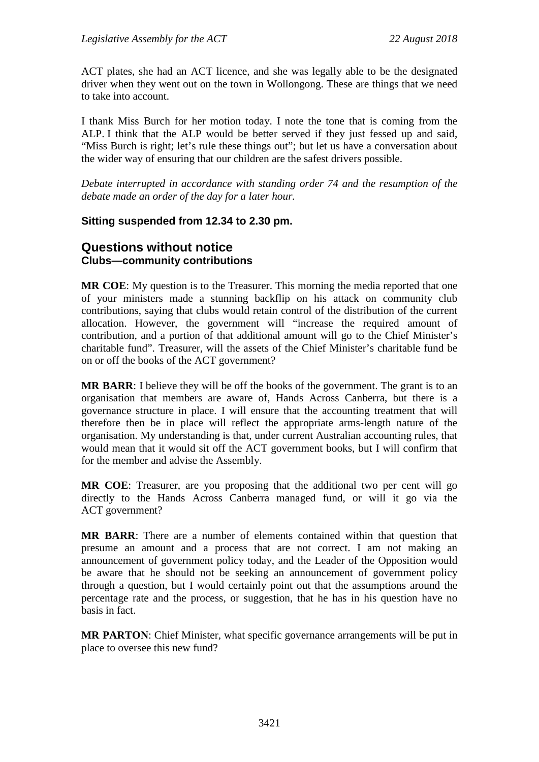ACT plates, she had an ACT licence, and she was legally able to be the designated driver when they went out on the town in Wollongong. These are things that we need to take into account.

I thank Miss Burch for her motion today. I note the tone that is coming from the ALP. I think that the ALP would be better served if they just fessed up and said, "Miss Burch is right; let's rule these things out"; but let us have a conversation about the wider way of ensuring that our children are the safest drivers possible.

*Debate interrupted in accordance with standing order 74 and the resumption of the debate made an order of the day for a later hour.*

**Sitting suspended from 12.34 to 2.30 pm.**

## Questions without notice

### Clubs—community contributions

**MR COE**: My question is to the Treasurer. This morning the media reported that one of your ministers made a stunning backflip on his attack on community club contributions, saying that clubs would retain control of the distribution of the current allocation. However, the government will "increase the required amount of contribution, and a portion of that additional amount will go to the Chief Minister's charitable fund". Treasurer, will the assets of the Chief Minister's charitable fund be on or off the books of the ACT government?

**MR BARR**: I believe they will be off the books of the government. The grant is to an organisation that members are aware of, Hands Across Canberra, but there is a governance structure in place. I will ensure that the accounting treatment that will therefore then be in place will reflect the appropriate arms-length nature of the organisation. My understanding is that, under current Australian accounting rules, that would mean that it would sit off the ACT government books, but I will confirm that for the member and advise the Assembly.

**MR COE**: Treasurer, are you proposing that the additional two per cent will go directly to the Hands Across Canberra managed fund, or will it go via the ACT government?

**MR BARR**: There are a number of elements contained within that question that presume an amount and a process that are not correct. I am not making an announcement of government policy today, and the Leader of the Opposition would be aware that he should not be seeking an announcement of government policy through a question, but I would certainly point out that the assumptions around the percentage rate and the process, or suggestion, that he has in his question have no basis in fact.

**MR PARTON**: Chief Minister, what specific governance arrangements will be put in place to oversee this new fund?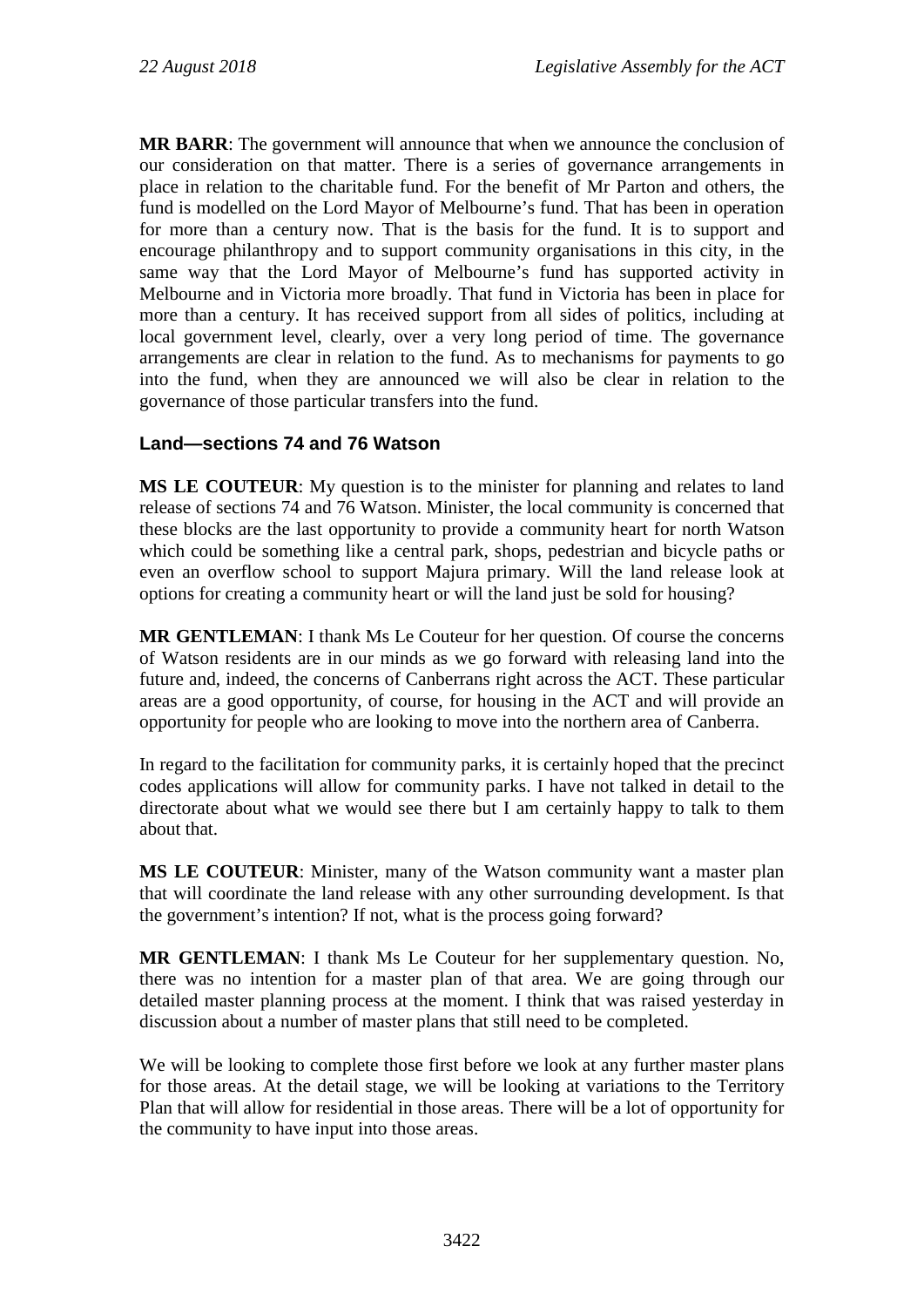**MR BARR**: The government will announce that when we announce the conclusion of our consideration on that matter. There is a series of governance arrangements in place in relation to the charitable fund. For the benefit of Mr Parton and others, the fund is modelled on the Lord Mayor of Melbourne's fund. That has been in operation for more than a century now. That is the basis for the fund. It is to support and encourage philanthropy and to support community organisations in this city, in the same way that the Lord Mayor of Melbourne's fund has supported activity in Melbourne and in Victoria more broadly. That fund in Victoria has been in place for more than a century. It has received support from all sides of politics, including at local government level, clearly, over a very long period of time. The governance arrangements are clear in relation to the fund. As to mechanisms for payments to go into the fund, when they are announced we will also be clear in relation to the governance of those particular transfers into the fund.

### Land—sections 74 and 76 Watson

**MS LE COUTEUR**: My question is to the minister for planning and relates to land release of sections 74 and 76 Watson. Minister, the local community is concerned that these blocks are the last opportunity to provide a community heart for north Watson which could be something like a central park, shops, pedestrian and bicycle paths or even an overflow school to support Majura primary. Will the land release look at options for creating a community heart or will the land just be sold for housing?

**MR GENTLEMAN**: I thank Ms Le Couteur for her question. Of course the concerns of Watson residents are in our minds as we go forward with releasing land into the future and, indeed, the concerns of Canberrans right across the ACT. These particular areas are a good opportunity, of course, for housing in the ACT and will provide an opportunity for people who are looking to move into the northern area of Canberra.

In regard to the facilitation for community parks, it is certainly hoped that the precinct codes applications will allow for community parks. I have not talked in detail to the directorate about what we would see there but I am certainly happy to talk to them about that.

**MS LE COUTEUR**: Minister, many of the Watson community want a master plan that will coordinate the land release with any other surrounding development. Is that the government's intention? If not, what is the process going forward?

**MR GENTLEMAN**: I thank Ms Le Couteur for her supplementary question. No, there was no intention for a master plan of that area. We are going through our detailed master planning process at the moment. I think that was raised yesterday in discussion about a number of master plans that still need to be completed.

We will be looking to complete those first before we look at any further master plans for those areas. At the detail stage, we will be looking at variations to the Territory Plan that will allow for residential in those areas. There will be a lot of opportunity for the community to have input into those areas.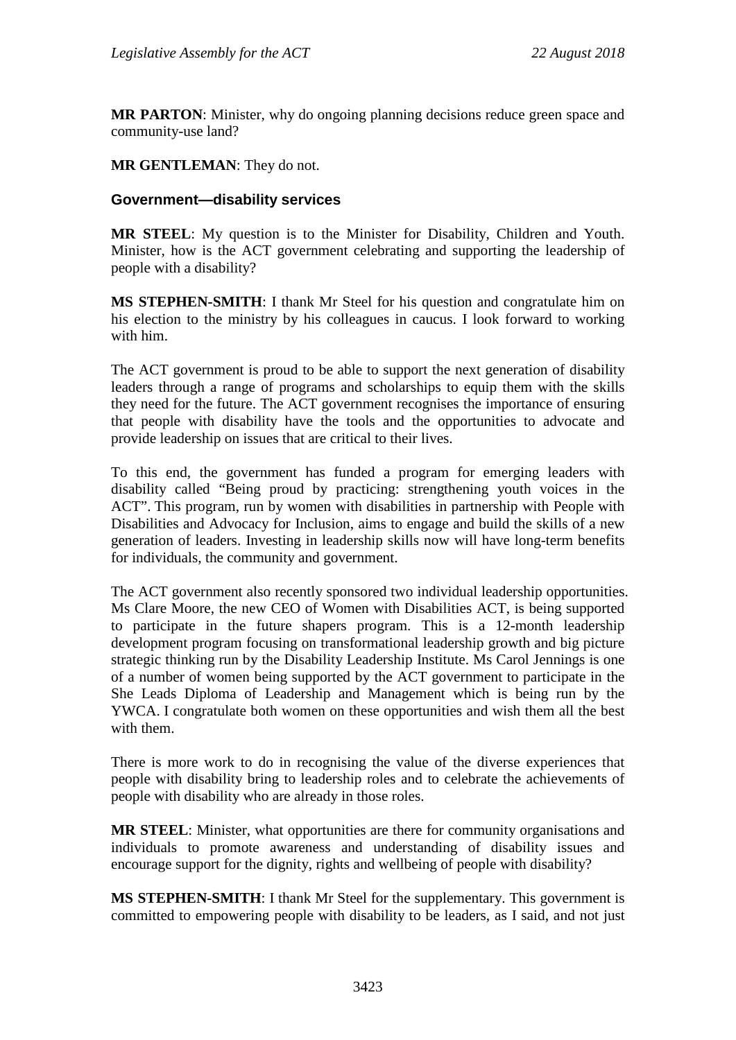**MR PARTON**: Minister, why do ongoing planning decisions reduce green space and community-use land?

**MR GENTLEMAN**: They do not.

### Government—disability services

**MR STEEL**: My question is to the Minister for Disability, Children and Youth. Minister, how is the ACT government celebrating and supporting the leadership of people with a disability?

**MS STEPHEN-SMITH**: I thank Mr Steel for his question and congratulate him on his election to the ministry by his colleagues in caucus. I look forward to working with him.

The ACT government is proud to be able to support the next generation of disability leaders through a range of programs and scholarships to equip them with the skills they need for the future. The ACT government recognises the importance of ensuring that people with disability have the tools and the opportunities to advocate and provide leadership on issues that are critical to their lives.

To this end, the government has funded a program for emerging leaders with disability called "Being proud by practicing: strengthening youth voices in the ACT". This program, run by women with disabilities in partnership with People with Disabilities and Advocacy for Inclusion, aims to engage and build the skills of a new generation of leaders. Investing in leadership skills now will have long-term benefits for individuals, the community and government.

The ACT government also recently sponsored two individual leadership opportunities. Ms Clare Moore, the new CEO of Women with Disabilities ACT, is being supported to participate in the future shapers program. This is a 12-month leadership development program focusing on transformational leadership growth and big picture strategic thinking run by the Disability Leadership Institute. Ms Carol Jennings is one of a number of women being supported by the ACT government to participate in the She Leads Diploma of Leadership and Management which is being run by the YWCA. I congratulate both women on these opportunities and wish them all the best with them.

There is more work to do in recognising the value of the diverse experiences that people with disability bring to leadership roles and to celebrate the achievements of people with disability who are already in those roles.

**MR STEEL**: Minister, what opportunities are there for community organisations and individuals to promote awareness and understanding of disability issues and encourage support for the dignity, rights and wellbeing of people with disability?

**MS STEPHEN-SMITH**: I thank Mr Steel for the supplementary. This government is committed to empowering people with disability to be leaders, as I said, and not just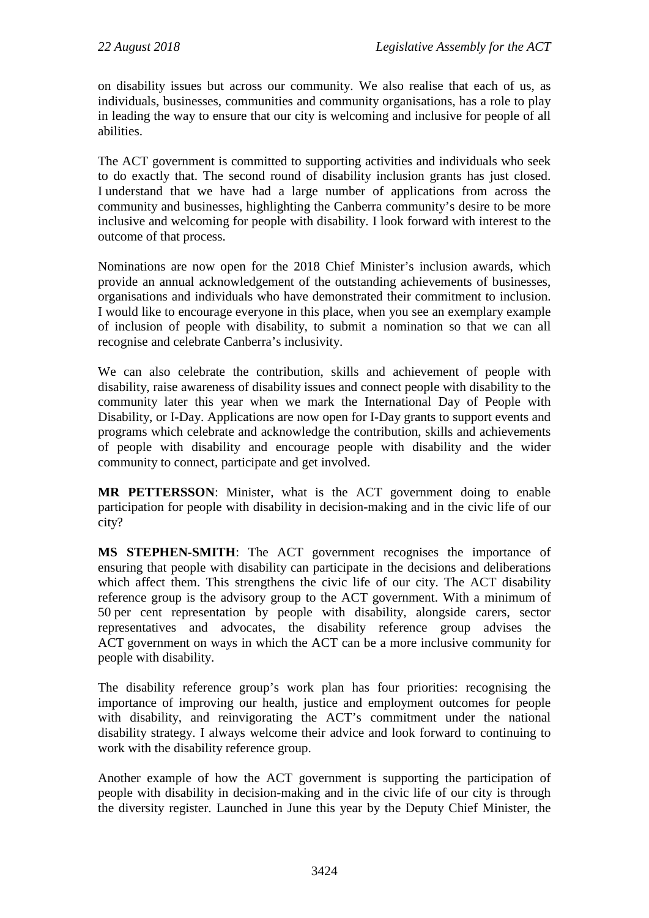on disability issues but across our community. We also realise that each of us, as individuals, businesses, communities and community organisations, has a role to play in leading the way to ensure that our city is welcoming and inclusive for people of all abilities.

The ACT government is committed to supporting activities and individuals who seek to do exactly that. The second round of disability inclusion grants has just closed. I understand that we have had a large number of applications from across the community and businesses, highlighting the Canberra community's desire to be more inclusive and welcoming for people with disability. I look forward with interest to the outcome of that process.

Nominations are now open for the 2018 Chief Minister's inclusion awards, which provide an annual acknowledgement of the outstanding achievements of businesses, organisations and individuals who have demonstrated their commitment to inclusion. I would like to encourage everyone in this place, when you see an exemplary example of inclusion of people with disability, to submit a nomination so that we can all recognise and celebrate Canberra's inclusivity.

We can also celebrate the contribution, skills and achievement of people with disability, raise awareness of disability issues and connect people with disability to the community later this year when we mark the International Day of People with Disability, or I-Day. Applications are now open for I-Day grants to support events and programs which celebrate and acknowledge the contribution, skills and achievements of people with disability and encourage people with disability and the wider community to connect, participate and get involved.

**MR PETTERSSON**: Minister, what is the ACT government doing to enable participation for people with disability in decision-making and in the civic life of our city?

**MS STEPHEN-SMITH**: The ACT government recognises the importance of ensuring that people with disability can participate in the decisions and deliberations which affect them. This strengthens the civic life of our city. The ACT disability reference group is the advisory group to the ACT government. With a minimum of 50 per cent representation by people with disability, alongside carers, sector representatives and advocates, the disability reference group advises the ACT government on ways in which the ACT can be a more inclusive community for people with disability.

The disability reference group's work plan has four priorities: recognising the importance of improving our health, justice and employment outcomes for people with disability, and reinvigorating the ACT's commitment under the national disability strategy. I always welcome their advice and look forward to continuing to work with the disability reference group.

Another example of how the ACT government is supporting the participation of people with disability in decision-making and in the civic life of our city is through the diversity register. Launched in June this year by the Deputy Chief Minister, the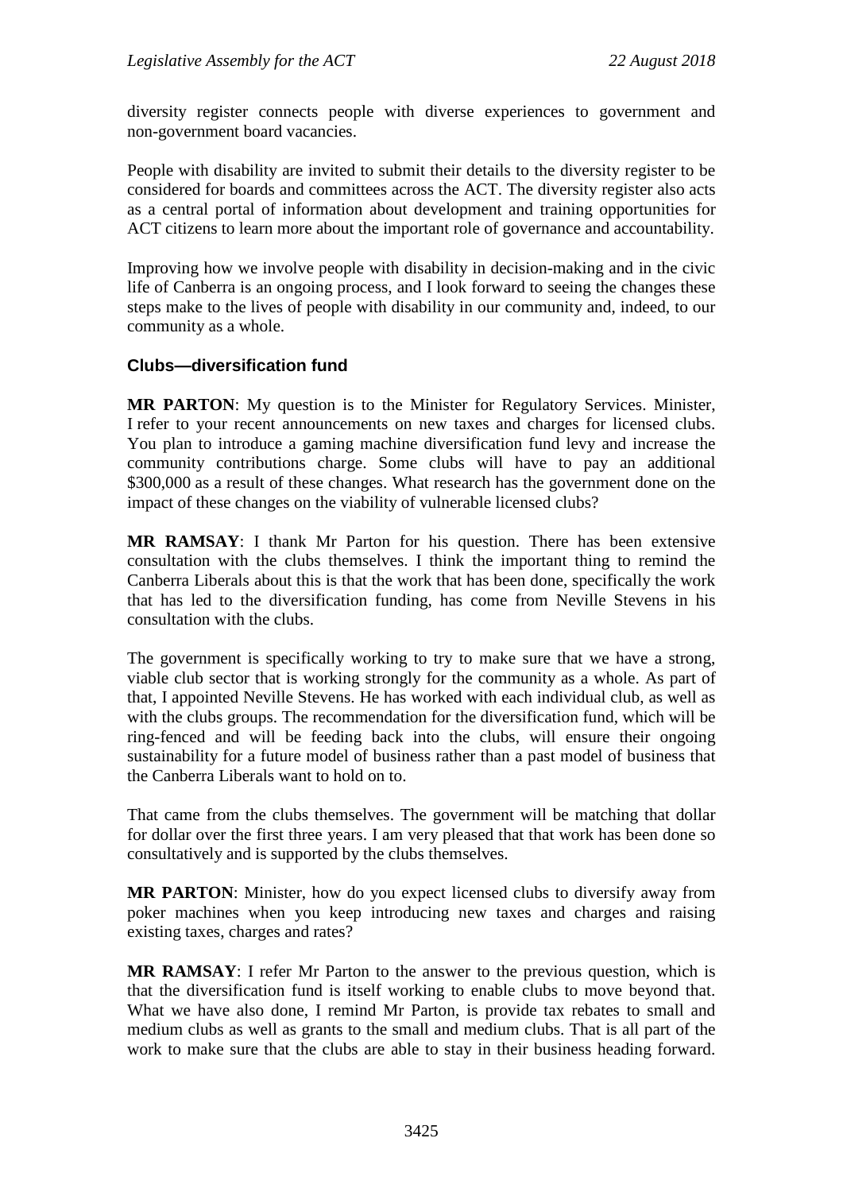diversity register connects people with diverse experiences to government and non-government board vacancies.

People with disability are invited to submit their details to the diversity register to be considered for boards and committees across the ACT. The diversity register also acts as a central portal of information about development and training opportunities for ACT citizens to learn more about the important role of governance and accountability.

Improving how we involve people with disability in decision-making and in the civic life of Canberra is an ongoing process, and I look forward to seeing the changes these steps make to the lives of people with disability in our community and, indeed, to our community as a whole.

### Clubs—diversification fund

**MR PARTON**: My question is to the Minister for Regulatory Services. Minister, I refer to your recent announcements on new taxes and charges for licensed clubs. You plan to introduce a gaming machine diversification fund levy and increase the community contributions charge. Some clubs will have to pay an additional $300,000 as a result of these changes. What research has the government done on the impact of these changes on the viability of vulnerable licensed clubs?

**MR RAMSAY**: I thank Mr Parton for his question. There has been extensive consultation with the clubs themselves. I think the important thing to remind the Canberra Liberals about this is that the work that has been done, specifically the work that has led to the diversification funding, has come from Neville Stevens in his consultation with the clubs.

The government is specifically working to try to make sure that we have a strong, viable club sector that is working strongly for the community as a whole. As part of that, I appointed Neville Stevens. He has worked with each individual club, as well as with the clubs groups. The recommendation for the diversification fund, which will be ring-fenced and will be feeding back into the clubs, will ensure their ongoing sustainability for a future model of business rather than a past model of business that the Canberra Liberals want to hold on to.

That came from the clubs themselves. The government will be matching that dollar for dollar over the first three years. I am very pleased that that work has been done so consultatively and is supported by the clubs themselves.

**MR PARTON**: Minister, how do you expect licensed clubs to diversify away from poker machines when you keep introducing new taxes and charges and raising existing taxes, charges and rates?

**MR RAMSAY**: I refer Mr Parton to the answer to the previous question, which is that the diversification fund is itself working to enable clubs to move beyond that. What we have also done, I remind Mr Parton, is provide tax rebates to small and medium clubs as well as grants to the small and medium clubs. That is all part of the work to make sure that the clubs are able to stay in their business heading forward.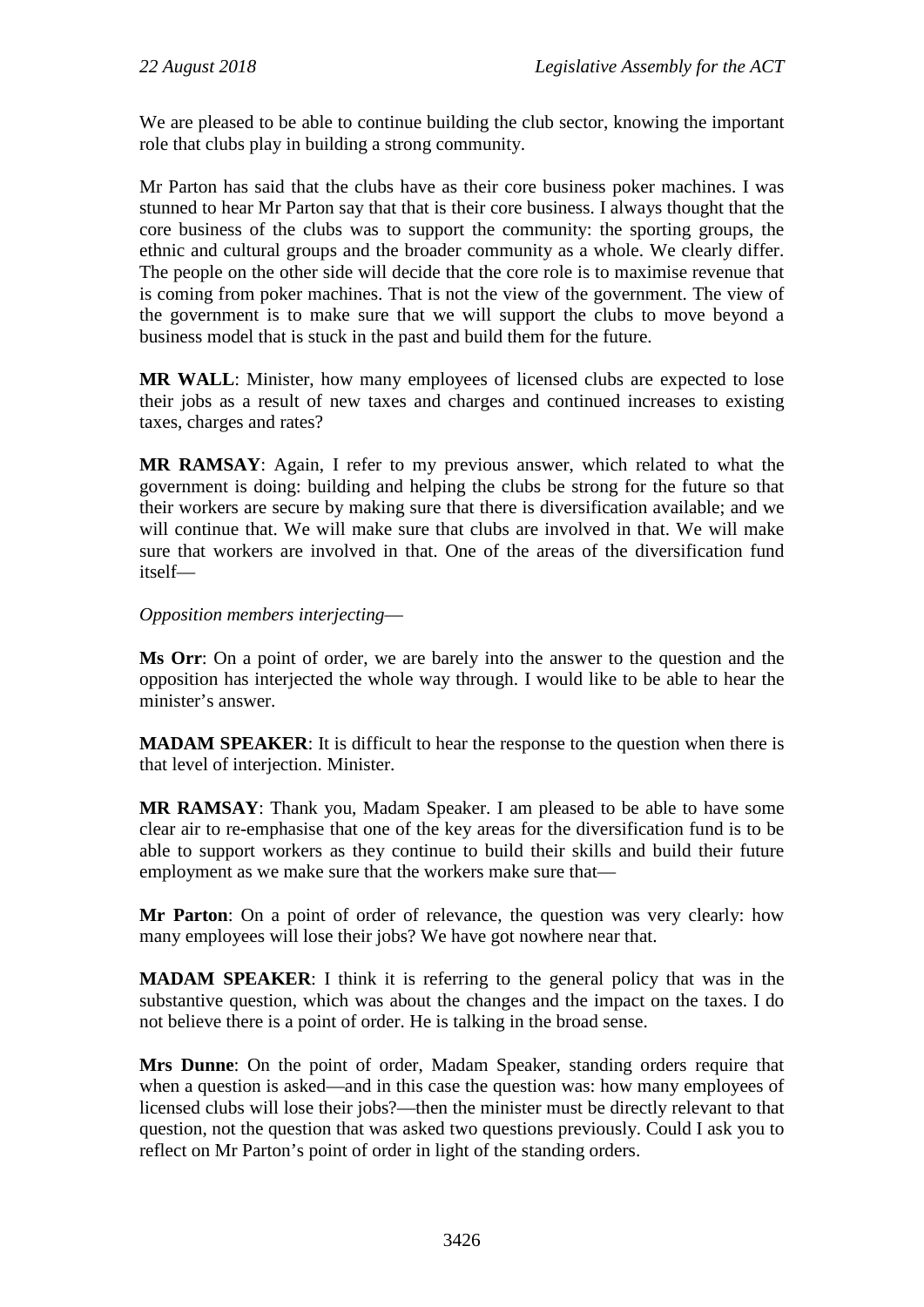We are pleased to be able to continue building the club sector, knowing the important role that clubs play in building a strong community.

Mr Parton has said that the clubs have as their core business poker machines. I was stunned to hear Mr Parton say that that is their core business. I always thought that the core business of the clubs was to support the community: the sporting groups, the ethnic and cultural groups and the broader community as a whole. We clearly differ. The people on the other side will decide that the core role is to maximise revenue that is coming from poker machines. That is not the view of the government. The view of the government is to make sure that we will support the clubs to move beyond a business model that is stuck in the past and build them for the future.

**MR WALL**: Minister, how many employees of licensed clubs are expected to lose their jobs as a result of new taxes and charges and continued increases to existing taxes, charges and rates?

**MR RAMSAY**: Again, I refer to my previous answer, which related to what the government is doing: building and helping the clubs be strong for the future so that their workers are secure by making sure that there is diversification available; and we will continue that. We will make sure that clubs are involved in that. We will make sure that workers are involved in that. One of the areas of the diversification fund itself—

*Opposition members interjecting*—

**Ms Orr**: On a point of order, we are barely into the answer to the question and the opposition has interjected the whole way through. I would like to be able to hear the minister's answer.

**MADAM SPEAKER**: It is difficult to hear the response to the question when there is that level of interjection. Minister.

**MR RAMSAY**: Thank you, Madam Speaker. I am pleased to be able to have some clear air to re-emphasise that one of the key areas for the diversification fund is to be able to support workers as they continue to build their skills and build their future employment as we make sure that the workers make sure that—

**Mr Parton**: On a point of order of relevance, the question was very clearly: how many employees will lose their jobs? We have got nowhere near that.

**MADAM SPEAKER**: I think it is referring to the general policy that was in the substantive question, which was about the changes and the impact on the taxes. I do not believe there is a point of order. He is talking in the broad sense.

**Mrs Dunne**: On the point of order, Madam Speaker, standing orders require that when a question is asked—and in this case the question was: how many employees of licensed clubs will lose their jobs?—then the minister must be directly relevant to that question, not the question that was asked two questions previously. Could I ask you to reflect on Mr Parton's point of order in light of the standing orders.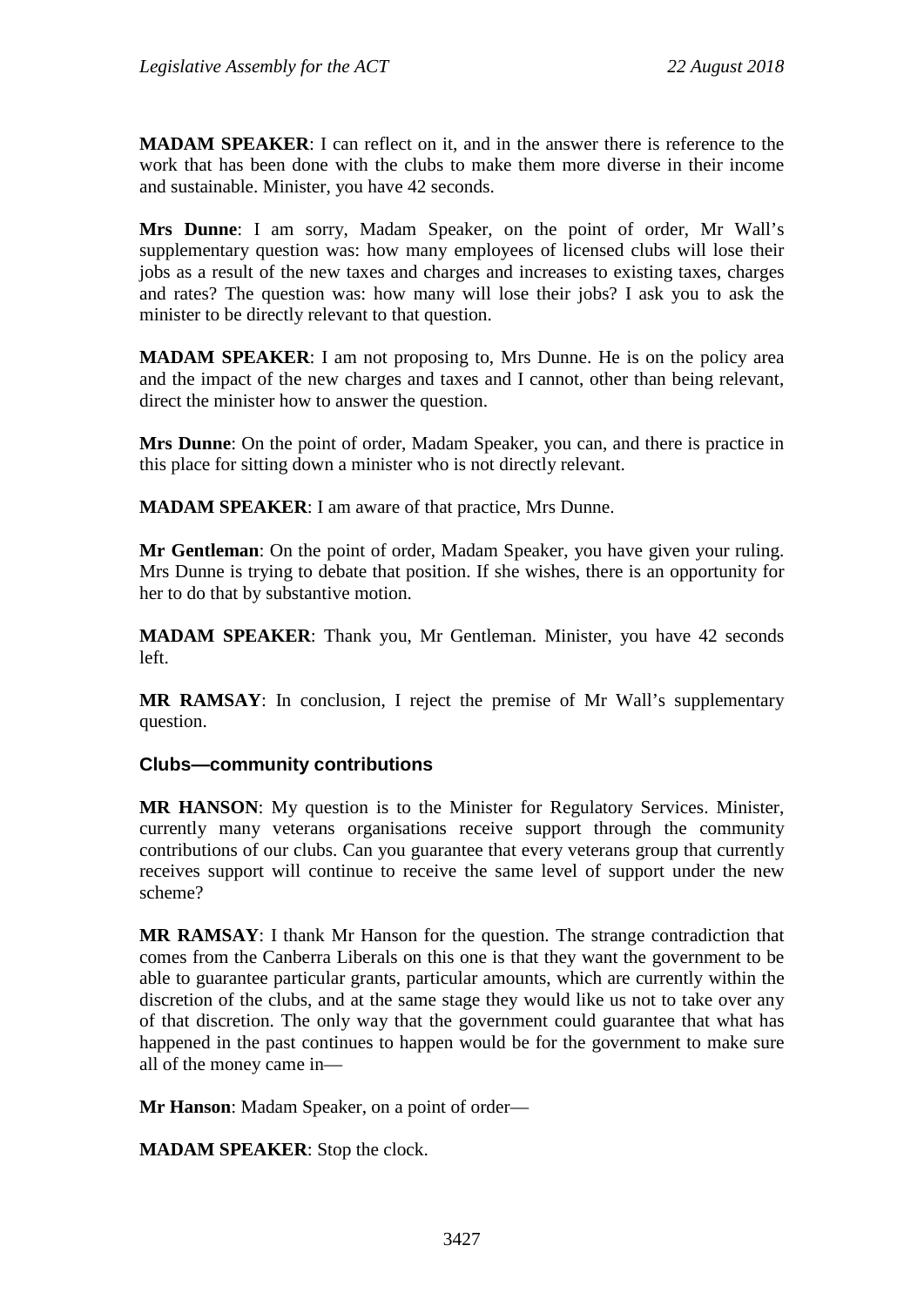**MADAM SPEAKER**: I can reflect on it, and in the answer there is reference to the work that has been done with the clubs to make them more diverse in their income and sustainable. Minister, you have 42 seconds.

**Mrs Dunne**: I am sorry, Madam Speaker, on the point of order, Mr Wall's supplementary question was: how many employees of licensed clubs will lose their jobs as a result of the new taxes and charges and increases to existing taxes, charges and rates? The question was: how many will lose their jobs? I ask you to ask the minister to be directly relevant to that question.

**MADAM SPEAKER**: I am not proposing to, Mrs Dunne. He is on the policy area and the impact of the new charges and taxes and I cannot, other than being relevant, direct the minister how to answer the question.

**Mrs Dunne**: On the point of order, Madam Speaker, you can, and there is practice in this place for sitting down a minister who is not directly relevant.

**MADAM SPEAKER**: I am aware of that practice, Mrs Dunne.

**Mr Gentleman**: On the point of order, Madam Speaker, you have given your ruling. Mrs Dunne is trying to debate that position. If she wishes, there is an opportunity for her to do that by substantive motion.

**MADAM SPEAKER**: Thank you, Mr Gentleman. Minister, you have 42 seconds left.

**MR RAMSAY**: In conclusion, I reject the premise of Mr Wall's supplementary question.

### Clubs—community contributions

**MR HANSON**: My question is to the Minister for Regulatory Services. Minister, currently many veterans organisations receive support through the community contributions of our clubs. Can you guarantee that every veterans group that currently receives support will continue to receive the same level of support under the new scheme?

**MR RAMSAY**: I thank Mr Hanson for the question. The strange contradiction that comes from the Canberra Liberals on this one is that they want the government to be able to guarantee particular grants, particular amounts, which are currently within the discretion of the clubs, and at the same stage they would like us not to take over any of that discretion. The only way that the government could guarantee that what has happened in the past continues to happen would be for the government to make sure all of the money came in—

**Mr Hanson**: Madam Speaker, on a point of order—

**MADAM SPEAKER**: Stop the clock.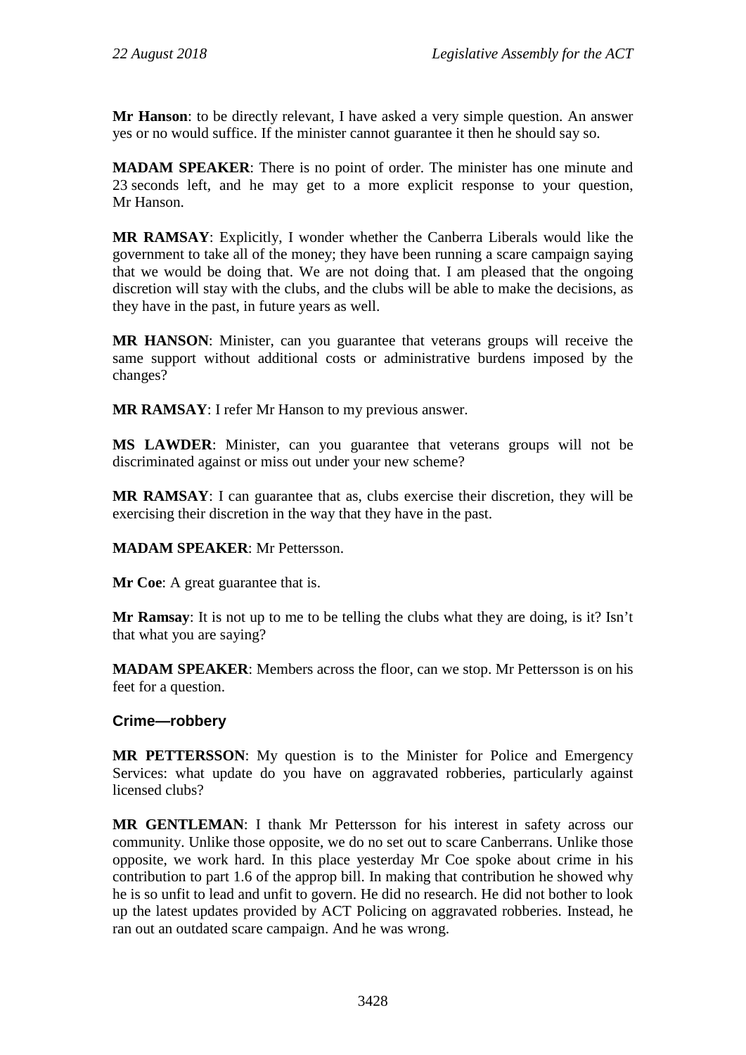**Mr Hanson**: to be directly relevant, I have asked a very simple question. An answer yes or no would suffice. If the minister cannot guarantee it then he should say so.

**MADAM SPEAKER**: There is no point of order. The minister has one minute and 23 seconds left, and he may get to a more explicit response to your question, Mr Hanson.

**MR RAMSAY**: Explicitly, I wonder whether the Canberra Liberals would like the government to take all of the money; they have been running a scare campaign saying that we would be doing that. We are not doing that. I am pleased that the ongoing discretion will stay with the clubs, and the clubs will be able to make the decisions, as they have in the past, in future years as well.

**MR HANSON**: Minister, can you guarantee that veterans groups will receive the same support without additional costs or administrative burdens imposed by the changes?

**MR RAMSAY**: I refer Mr Hanson to my previous answer.

**MS LAWDER**: Minister, can you guarantee that veterans groups will not be discriminated against or miss out under your new scheme?

**MR RAMSAY**: I can guarantee that as, clubs exercise their discretion, they will be exercising their discretion in the way that they have in the past.

**MADAM SPEAKER**: Mr Pettersson.

**Mr Coe**: A great guarantee that is.

**Mr Ramsay**: It is not up to me to be telling the clubs what they are doing, is it? Isn't that what you are saying?

**MADAM SPEAKER**: Members across the floor, can we stop. Mr Pettersson is on his feet for a question.

### Crime—robbery

**MR PETTERSSON**: My question is to the Minister for Police and Emergency Services: what update do you have on aggravated robberies, particularly against licensed clubs?

**MR GENTLEMAN**: I thank Mr Pettersson for his interest in safety across our community. Unlike those opposite, we do no set out to scare Canberrans. Unlike those opposite, we work hard. In this place yesterday Mr Coe spoke about crime in his contribution to part 1.6 of the approp bill. In making that contribution he showed why he is so unfit to lead and unfit to govern. He did no research. He did not bother to look up the latest updates provided by ACT Policing on aggravated robberies. Instead, he ran out an outdated scare campaign. And he was wrong.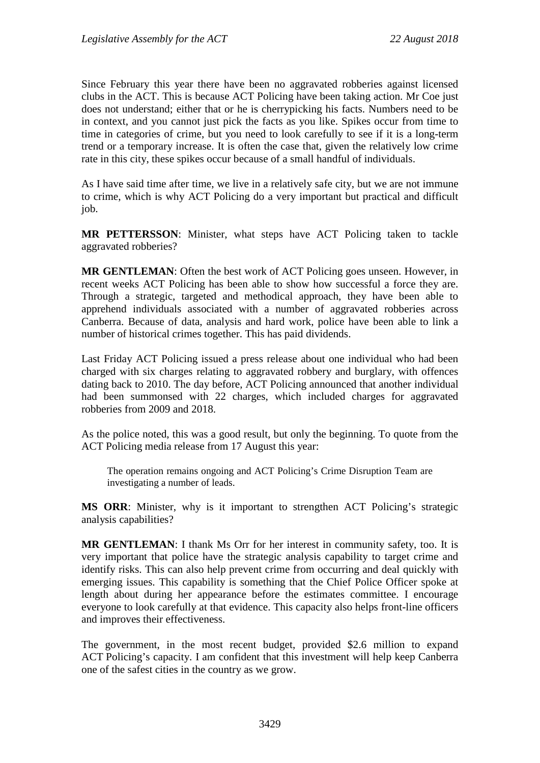Since February this year there have been no aggravated robberies against licensed clubs in the ACT. This is because ACT Policing have been taking action. Mr Coe just does not understand; either that or he is cherrypicking his facts. Numbers need to be in context, and you cannot just pick the facts as you like. Spikes occur from time to time in categories of crime, but you need to look carefully to see if it is a long-term trend or a temporary increase. It is often the case that, given the relatively low crime rate in this city, these spikes occur because of a small handful of individuals.

As I have said time after time, we live in a relatively safe city, but we are not immune to crime, which is why ACT Policing do a very important but practical and difficult job.

**MR PETTERSSON**: Minister, what steps have ACT Policing taken to tackle aggravated robberies?

**MR GENTLEMAN**: Often the best work of ACT Policing goes unseen. However, in recent weeks ACT Policing has been able to show how successful a force they are. Through a strategic, targeted and methodical approach, they have been able to apprehend individuals associated with a number of aggravated robberies across Canberra. Because of data, analysis and hard work, police have been able to link a number of historical crimes together. This has paid dividends.

Last Friday ACT Policing issued a press release about one individual who had been charged with six charges relating to aggravated robbery and burglary, with offences dating back to 2010. The day before, ACT Policing announced that another individual had been summonsed with 22 charges, which included charges for aggravated robberies from 2009 and 2018.

As the police noted, this was a good result, but only the beginning. To quote from the ACT Policing media release from 17 August this year:

> The operation remains ongoing and ACT Policing's Crime Disruption Team are investigating a number of leads.

**MS ORR**: Minister, why is it important to strengthen ACT Policing's strategic analysis capabilities?

**MR GENTLEMAN**: I thank Ms Orr for her interest in community safety, too. It is very important that police have the strategic analysis capability to target crime and identify risks. This can also help prevent crime from occurring and deal quickly with emerging issues. This capability is something that the Chief Police Officer spoke at length about during her appearance before the estimates committee. I encourage everyone to look carefully at that evidence. This capacity also helps front-line officers and improves their effectiveness.

The government, in the most recent budget, provided $2.6 million to expand ACT Policing's capacity. I am confident that this investment will help keep Canberra one of the safest cities in the country as we grow.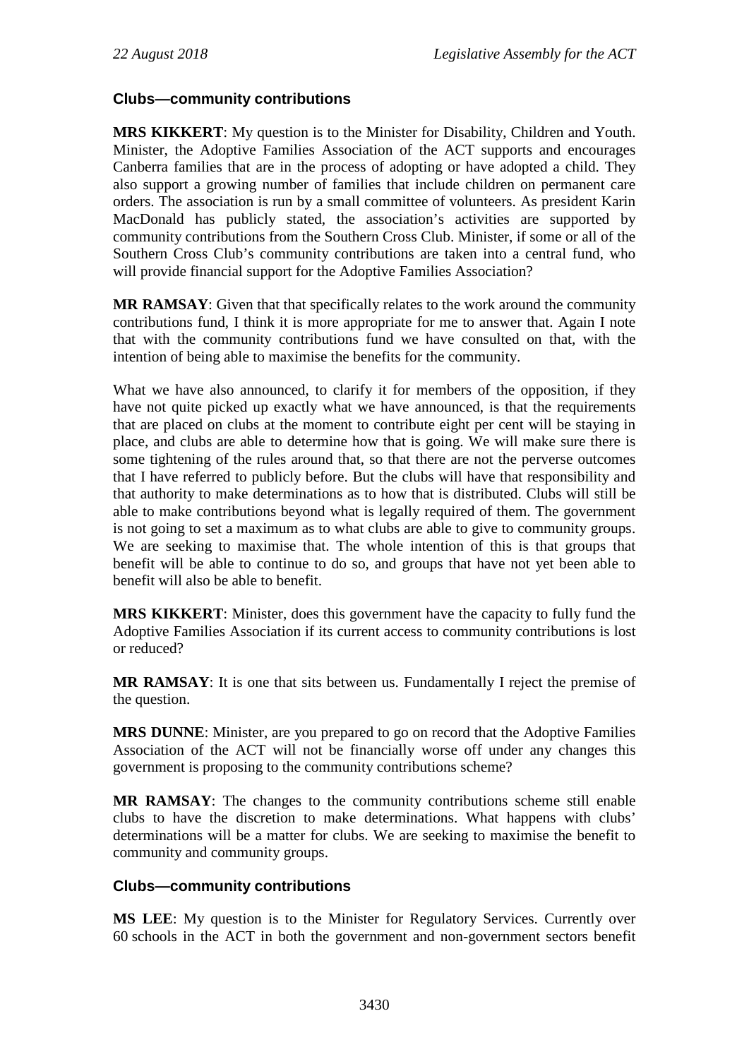### Clubs—community contributions

**MRS KIKKERT**: My question is to the Minister for Disability, Children and Youth. Minister, the Adoptive Families Association of the ACT supports and encourages Canberra families that are in the process of adopting or have adopted a child. They also support a growing number of families that include children on permanent care orders. The association is run by a small committee of volunteers. As president Karin MacDonald has publicly stated, the association's activities are supported by community contributions from the Southern Cross Club. Minister, if some or all of the Southern Cross Club's community contributions are taken into a central fund, who will provide financial support for the Adoptive Families Association?

**MR RAMSAY**: Given that that specifically relates to the work around the community contributions fund, I think it is more appropriate for me to answer that. Again I note that with the community contributions fund we have consulted on that, with the intention of being able to maximise the benefits for the community.

What we have also announced, to clarify it for members of the opposition, if they have not quite picked up exactly what we have announced, is that the requirements that are placed on clubs at the moment to contribute eight per cent will be staying in place, and clubs are able to determine how that is going. We will make sure there is some tightening of the rules around that, so that there are not the perverse outcomes that I have referred to publicly before. But the clubs will have that responsibility and that authority to make determinations as to how that is distributed. Clubs will still be able to make contributions beyond what is legally required of them. The government is not going to set a maximum as to what clubs are able to give to community groups. We are seeking to maximise that. The whole intention of this is that groups that benefit will be able to continue to do so, and groups that have not yet been able to benefit will also be able to benefit.

**MRS KIKKERT**: Minister, does this government have the capacity to fully fund the Adoptive Families Association if its current access to community contributions is lost or reduced?

**MR RAMSAY**: It is one that sits between us. Fundamentally I reject the premise of the question.

**MRS DUNNE**: Minister, are you prepared to go on record that the Adoptive Families Association of the ACT will not be financially worse off under any changes this government is proposing to the community contributions scheme?

**MR RAMSAY**: The changes to the community contributions scheme still enable clubs to have the discretion to make determinations. What happens with clubs' determinations will be a matter for clubs. We are seeking to maximise the benefit to community and community groups.

### Clubs—community contributions

**MS LEE**: My question is to the Minister for Regulatory Services. Currently over 60 schools in the ACT in both the government and non-government sectors benefit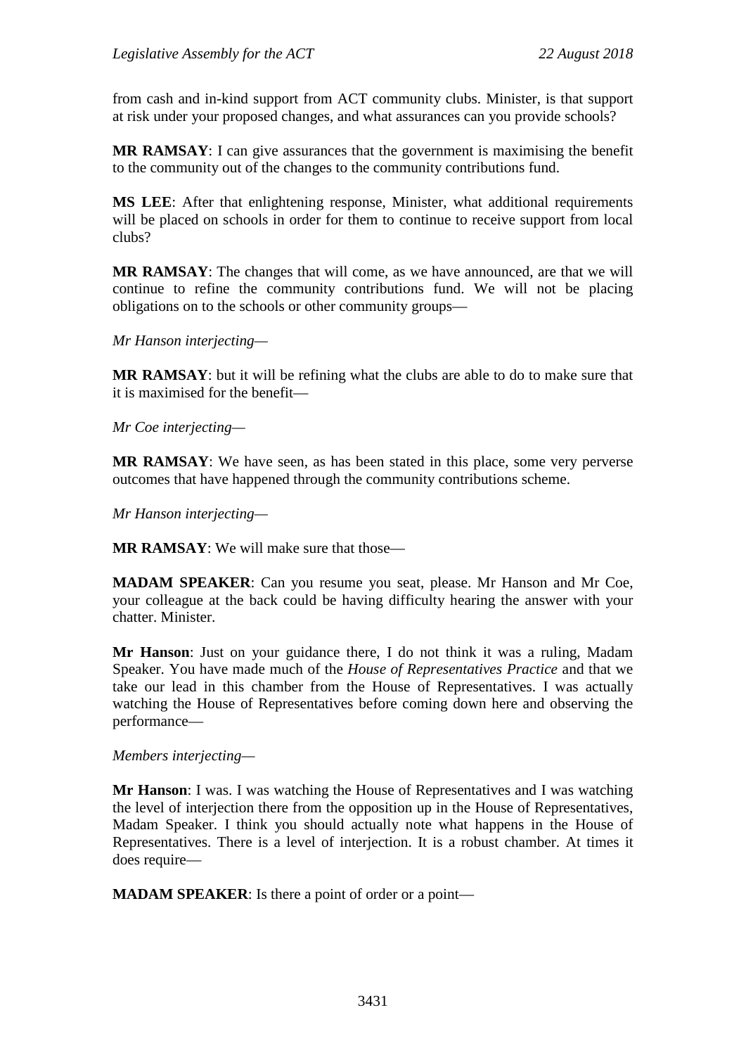from cash and in-kind support from ACT community clubs. Minister, is that support at risk under your proposed changes, and what assurances can you provide schools?

**MR RAMSAY**: I can give assurances that the government is maximising the benefit to the community out of the changes to the community contributions fund.

**MS LEE**: After that enlightening response, Minister, what additional requirements will be placed on schools in order for them to continue to receive support from local clubs?

**MR RAMSAY**: The changes that will come, as we have announced, are that we will continue to refine the community contributions fund. We will not be placing obligations on to the schools or other community groups—

*Mr Hanson interjecting*—

**MR RAMSAY**: but it will be refining what the clubs are able to do to make sure that it is maximised for the benefit—

*Mr Coe interjecting*—

**MR RAMSAY**: We have seen, as has been stated in this place, some very perverse outcomes that have happened through the community contributions scheme.

*Mr Hanson interjecting*—

**MR RAMSAY**: We will make sure that those—

**MADAM SPEAKER**: Can you resume you seat, please. Mr Hanson and Mr Coe, your colleague at the back could be having difficulty hearing the answer with your chatter. Minister.

**Mr Hanson**: Just on your guidance there, I do not think it was a ruling, Madam Speaker. You have made much of the *House of Representatives Practice* and that we take our lead in this chamber from the House of Representatives. I was actually watching the House of Representatives before coming down here and observing the performance—

*Members interjecting*—

**Mr Hanson**: I was. I was watching the House of Representatives and I was watching the level of interjection there from the opposition up in the House of Representatives, Madam Speaker. I think you should actually note what happens in the House of Representatives. There is a level of interjection. It is a robust chamber. At times it does require—

**MADAM SPEAKER**: Is there a point of order or a point—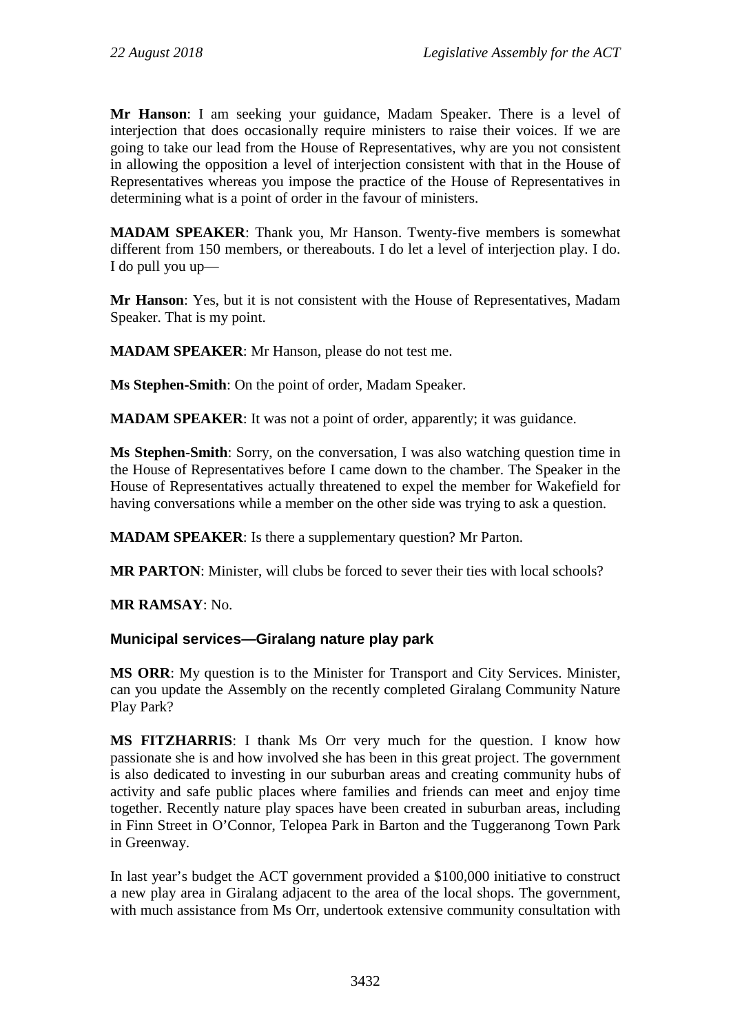**Mr Hanson**: I am seeking your guidance, Madam Speaker. There is a level of interjection that does occasionally require ministers to raise their voices. If we are going to take our lead from the House of Representatives, why are you not consistent in allowing the opposition a level of interjection consistent with that in the House of Representatives whereas you impose the practice of the House of Representatives in determining what is a point of order in the favour of ministers.

**MADAM SPEAKER**: Thank you, Mr Hanson. Twenty-five members is somewhat different from 150 members, or thereabouts. I do let a level of interjection play. I do. I do pull you up—

**Mr Hanson**: Yes, but it is not consistent with the House of Representatives, Madam Speaker. That is my point.

**MADAM SPEAKER**: Mr Hanson, please do not test me.

**Ms Stephen-Smith**: On the point of order, Madam Speaker.

**MADAM SPEAKER**: It was not a point of order, apparently; it was guidance.

**Ms Stephen-Smith**: Sorry, on the conversation, I was also watching question time in the House of Representatives before I came down to the chamber. The Speaker in the House of Representatives actually threatened to expel the member for Wakefield for having conversations while a member on the other side was trying to ask a question.

**MADAM SPEAKER**: Is there a supplementary question? Mr Parton.

**MR PARTON**: Minister, will clubs be forced to sever their ties with local schools?

**MR RAMSAY**: No.

### Municipal services—Giralang nature play park

**MS ORR**: My question is to the Minister for Transport and City Services. Minister, can you update the Assembly on the recently completed Giralang Community Nature Play Park?

**MS FITZHARRIS**: I thank Ms Orr very much for the question. I know how passionate she is and how involved she has been in this great project. The government is also dedicated to investing in our suburban areas and creating community hubs of activity and safe public places where families and friends can meet and enjoy time together. Recently nature play spaces have been created in suburban areas, including in Finn Street in O'Connor, Telopea Park in Barton and the Tuggeranong Town Park in Greenway.

In last year's budget the ACT government provided a $100,000 initiative to construct a new play area in Giralang adjacent to the area of the local shops. The government, with much assistance from Ms Orr, undertook extensive community consultation with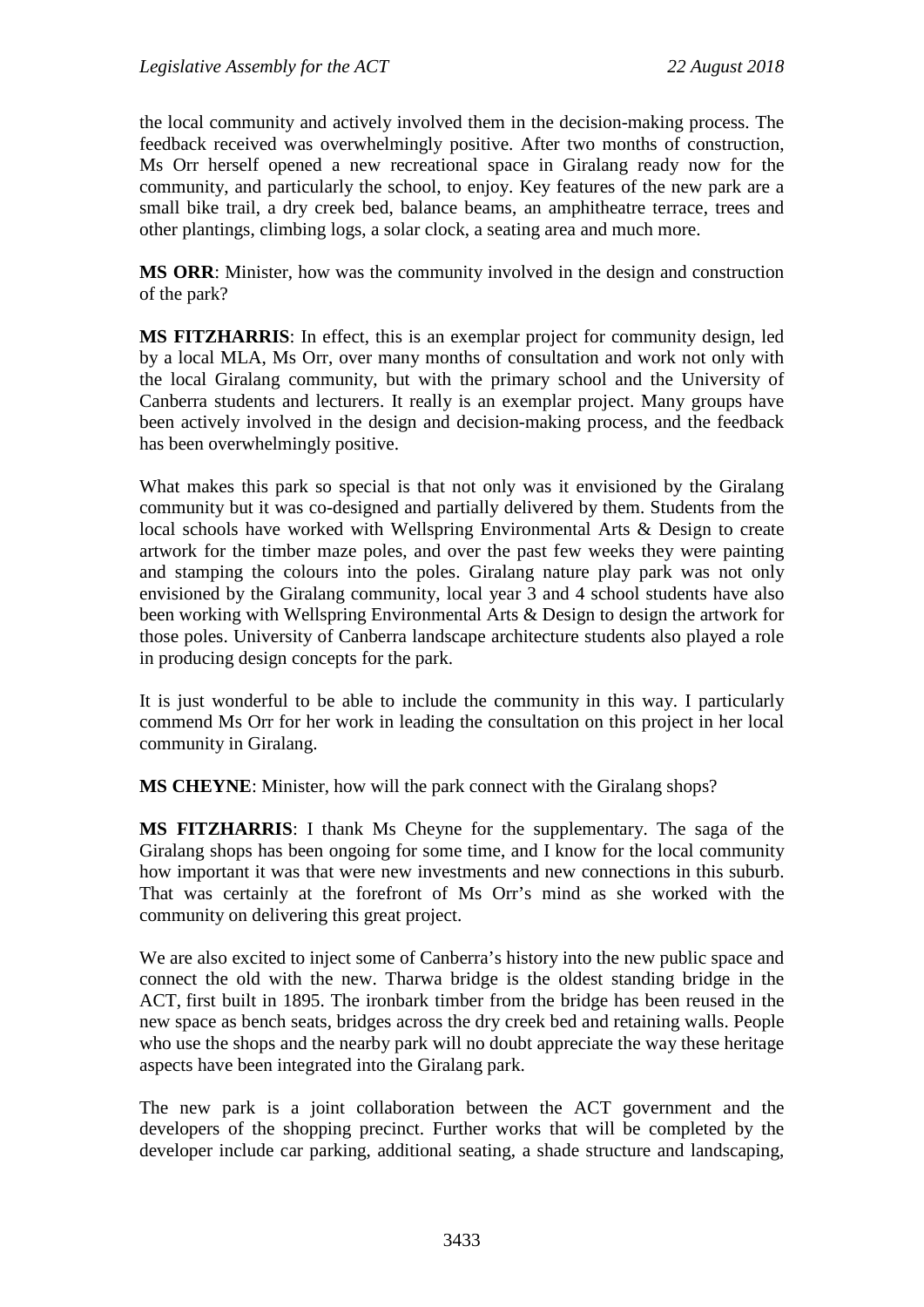the local community and actively involved them in the decision-making process. The feedback received was overwhelmingly positive. After two months of construction, Ms Orr herself opened a new recreational space in Giralang ready now for the community, and particularly the school, to enjoy. Key features of the new park are a small bike trail, a dry creek bed, balance beams, an amphitheatre terrace, trees and other plantings, climbing logs, a solar clock, a seating area and much more.

**MS ORR**: Minister, how was the community involved in the design and construction of the park?

**MS FITZHARRIS**: In effect, this is an exemplar project for community design, led by a local MLA, Ms Orr, over many months of consultation and work not only with the local Giralang community, but with the primary school and the University of Canberra students and lecturers. It really is an exemplar project. Many groups have been actively involved in the design and decision-making process, and the feedback has been overwhelmingly positive.

What makes this park so special is that not only was it envisioned by the Giralang community but it was co-designed and partially delivered by them. Students from the local schools have worked with Wellspring Environmental Arts & Design to create artwork for the timber maze poles, and over the past few weeks they were painting and stamping the colours into the poles. Giralang nature play park was not only envisioned by the Giralang community, local year 3 and 4 school students have also been working with Wellspring Environmental Arts & Design to design the artwork for those poles. University of Canberra landscape architecture students also played a role in producing design concepts for the park.

It is just wonderful to be able to include the community in this way. I particularly commend Ms Orr for her work in leading the consultation on this project in her local community in Giralang.

**MS CHEYNE**: Minister, how will the park connect with the Giralang shops?

**MS FITZHARRIS**: I thank Ms Cheyne for the supplementary. The saga of the Giralang shops has been ongoing for some time, and I know for the local community how important it was that were new investments and new connections in this suburb. That was certainly at the forefront of Ms Orr's mind as she worked with the community on delivering this great project.

We are also excited to inject some of Canberra's history into the new public space and connect the old with the new. Tharwa bridge is the oldest standing bridge in the ACT, first built in 1895. The ironbark timber from the bridge has been reused in the new space as bench seats, bridges across the dry creek bed and retaining walls. People who use the shops and the nearby park will no doubt appreciate the way these heritage aspects have been integrated into the Giralang park.

The new park is a joint collaboration between the ACT government and the developers of the shopping precinct. Further works that will be completed by the developer include car parking, additional seating, a shade structure and landscaping,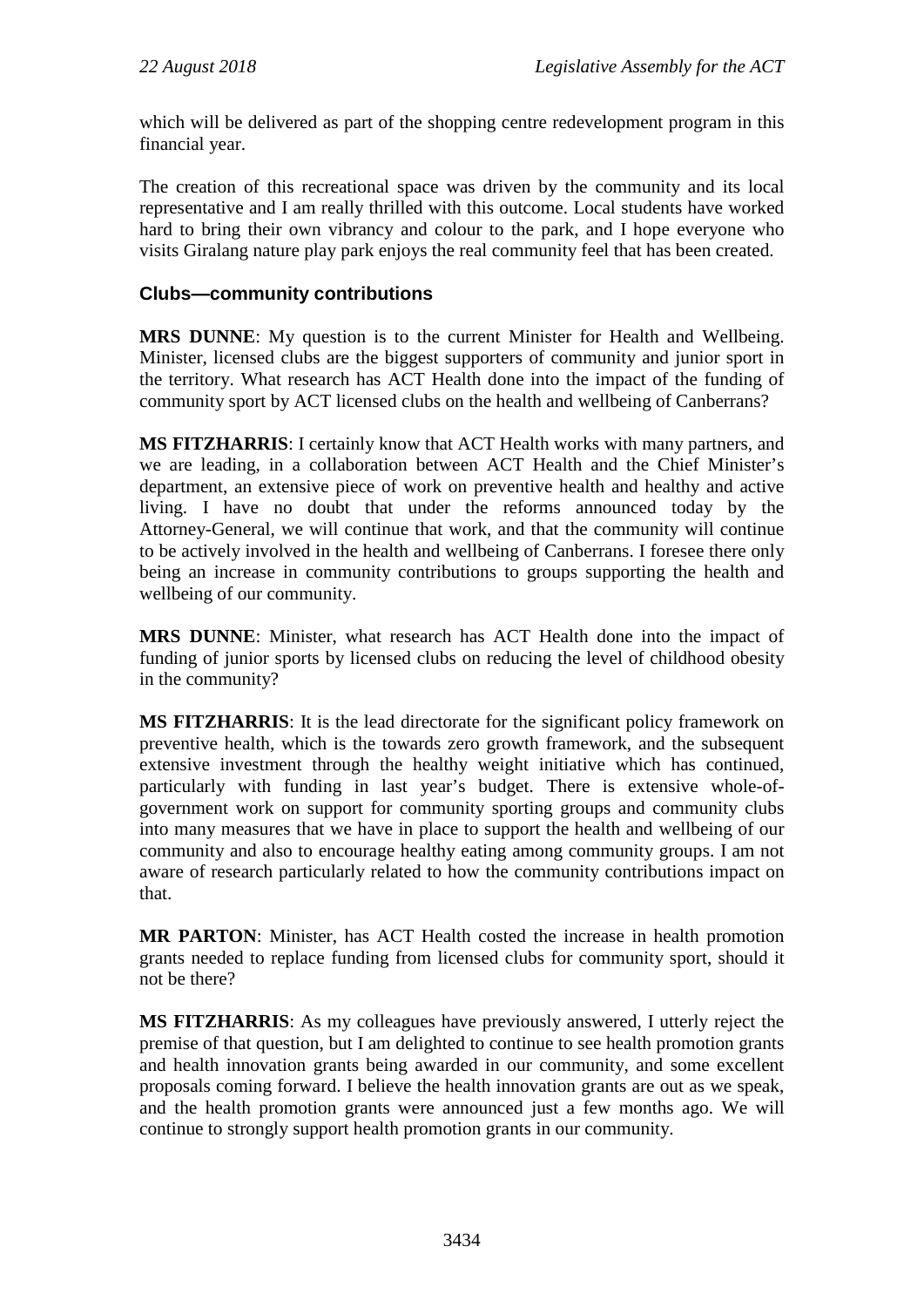which will be delivered as part of the shopping centre redevelopment program in this financial year.

The creation of this recreational space was driven by the community and its local representative and I am really thrilled with this outcome. Local students have worked hard to bring their own vibrancy and colour to the park, and I hope everyone who visits Giralang nature play park enjoys the real community feel that has been created.

### Clubs—community contributions

**MRS DUNNE**: My question is to the current Minister for Health and Wellbeing. Minister, licensed clubs are the biggest supporters of community and junior sport in the territory. What research has ACT Health done into the impact of the funding of community sport by ACT licensed clubs on the health and wellbeing of Canberrans?

**MS FITZHARRIS**: I certainly know that ACT Health works with many partners, and we are leading, in a collaboration between ACT Health and the Chief Minister's department, an extensive piece of work on preventive health and healthy and active living. I have no doubt that under the reforms announced today by the Attorney-General, we will continue that work, and that the community will continue to be actively involved in the health and wellbeing of Canberrans. I foresee there only being an increase in community contributions to groups supporting the health and wellbeing of our community.

**MRS DUNNE**: Minister, what research has ACT Health done into the impact of funding of junior sports by licensed clubs on reducing the level of childhood obesity in the community?

**MS FITZHARRIS**: It is the lead directorate for the significant policy framework on preventive health, which is the towards zero growth framework, and the subsequent extensive investment through the healthy weight initiative which has continued, particularly with funding in last year's budget. There is extensive whole-of-government work on support for community sporting groups and community clubs into many measures that we have in place to support the health and wellbeing of our community and also to encourage healthy eating among community groups. I am not aware of research particularly related to how the community contributions impact on that.

**MR PARTON**: Minister, has ACT Health costed the increase in health promotion grants needed to replace funding from licensed clubs for community sport, should it not be there?

**MS FITZHARRIS**: As my colleagues have previously answered, I utterly reject the premise of that question, but I am delighted to continue to see health promotion grants and health innovation grants being awarded in our community, and some excellent proposals coming forward. I believe the health innovation grants are out as we speak, and the health promotion grants were announced just a few months ago. We will continue to strongly support health promotion grants in our community.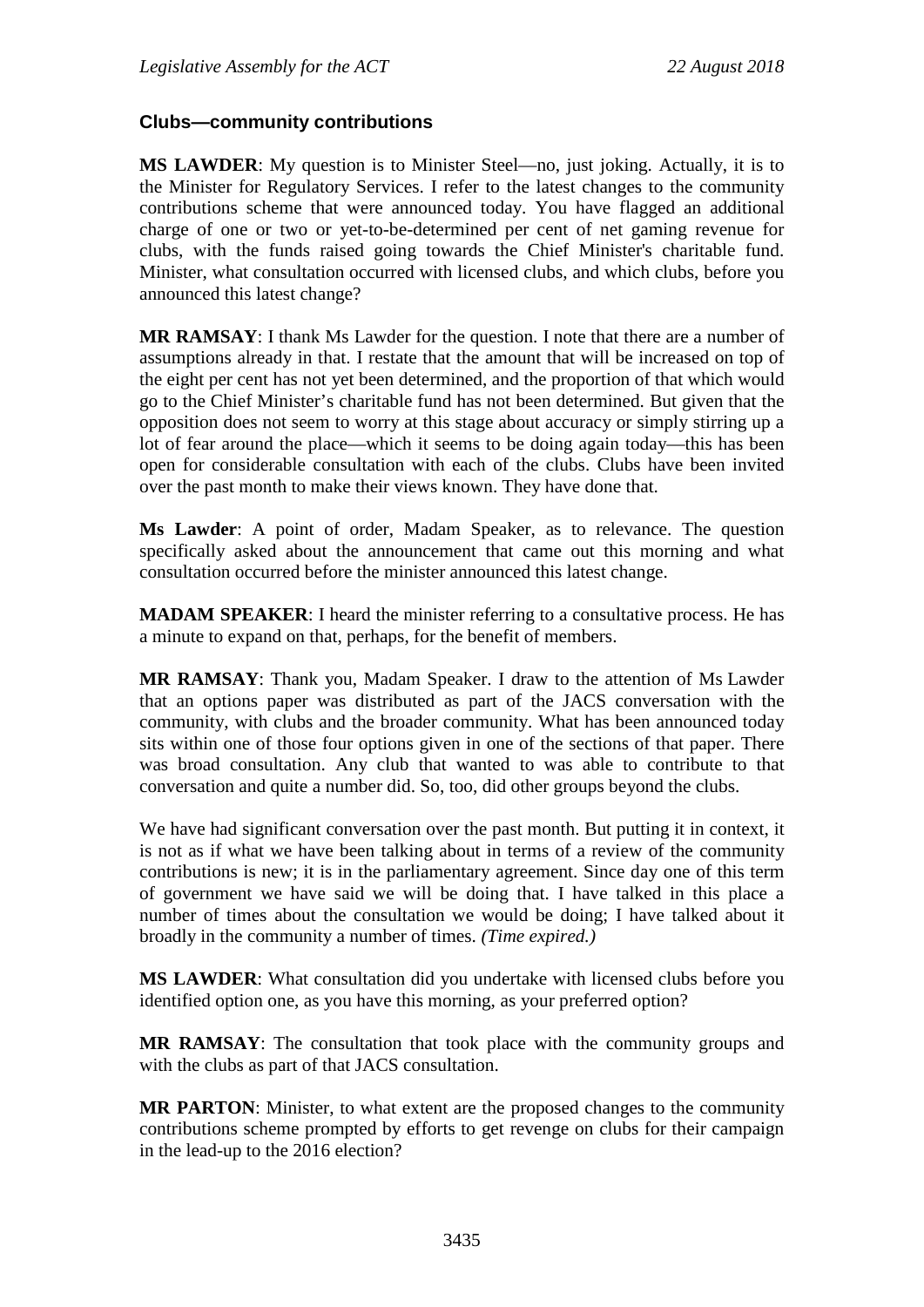### Clubs—community contributions

**MS LAWDER**: My question is to Minister Steel—no, just joking. Actually, it is to the Minister for Regulatory Services. I refer to the latest changes to the community contributions scheme that were announced today. You have flagged an additional charge of one or two or yet-to-be-determined per cent of net gaming revenue for clubs, with the funds raised going towards the Chief Minister's charitable fund. Minister, what consultation occurred with licensed clubs, and which clubs, before you announced this latest change?

**MR RAMSAY**: I thank Ms Lawder for the question. I note that there are a number of assumptions already in that. I restate that the amount that will be increased on top of the eight per cent has not yet been determined, and the proportion of that which would go to the Chief Minister's charitable fund has not been determined. But given that the opposition does not seem to worry at this stage about accuracy or simply stirring up a lot of fear around the place—which it seems to be doing again today—this has been open for considerable consultation with each of the clubs. Clubs have been invited over the past month to make their views known. They have done that.

**Ms Lawder**: A point of order, Madam Speaker, as to relevance. The question specifically asked about the announcement that came out this morning and what consultation occurred before the minister announced this latest change.

**MADAM SPEAKER**: I heard the minister referring to a consultative process. He has a minute to expand on that, perhaps, for the benefit of members.

**MR RAMSAY**: Thank you, Madam Speaker. I draw to the attention of Ms Lawder that an options paper was distributed as part of the JACS conversation with the community, with clubs and the broader community. What has been announced today sits within one of those four options given in one of the sections of that paper. There was broad consultation. Any club that wanted to was able to contribute to that conversation and quite a number did. So, too, did other groups beyond the clubs.

We have had significant conversation over the past month. But putting it in context, it is not as if what we have been talking about in terms of a review of the community contributions is new; it is in the parliamentary agreement. Since day one of this term of government we have said we will be doing that. I have talked in this place a number of times about the consultation we would be doing; I have talked about it broadly in the community a number of times. *(Time expired.)*

**MS LAWDER**: What consultation did you undertake with licensed clubs before you identified option one, as you have this morning, as your preferred option?

**MR RAMSAY**: The consultation that took place with the community groups and with the clubs as part of that JACS consultation.

**MR PARTON**: Minister, to what extent are the proposed changes to the community contributions scheme prompted by efforts to get revenge on clubs for their campaign in the lead-up to the 2016 election?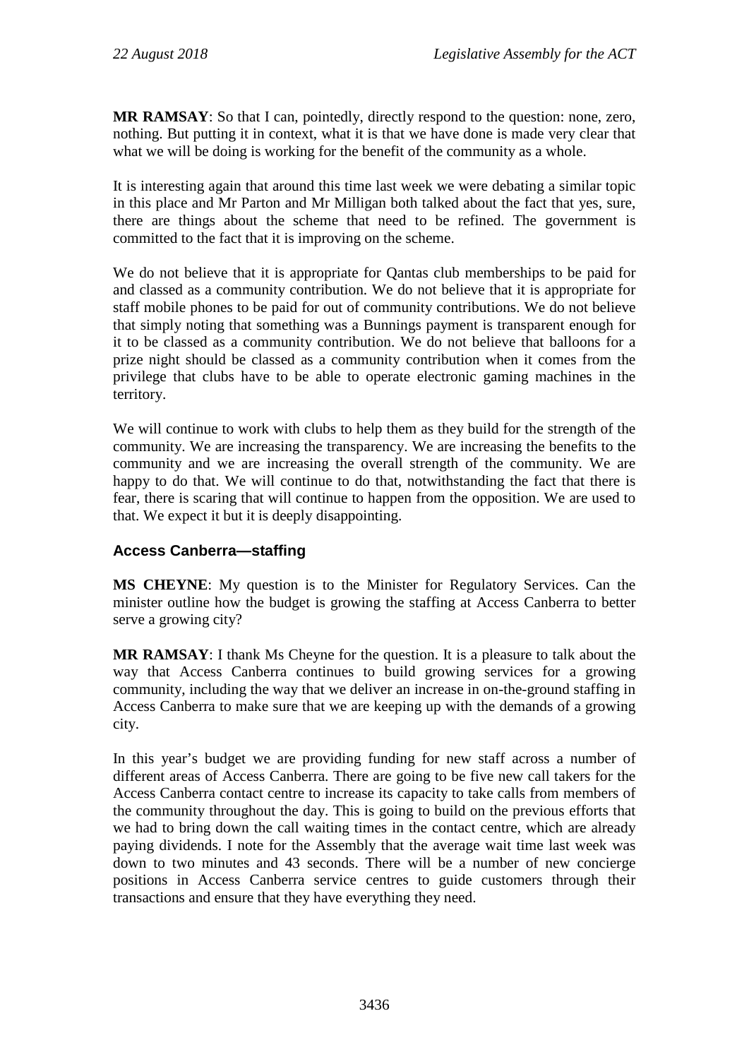**MR RAMSAY**: So that I can, pointedly, directly respond to the question: none, zero, nothing. But putting it in context, what it is that we have done is made very clear that what we will be doing is working for the benefit of the community as a whole.

It is interesting again that around this time last week we were debating a similar topic in this place and Mr Parton and Mr Milligan both talked about the fact that yes, sure, there are things about the scheme that need to be refined. The government is committed to the fact that it is improving on the scheme.

We do not believe that it is appropriate for Qantas club memberships to be paid for and classed as a community contribution. We do not believe that it is appropriate for staff mobile phones to be paid for out of community contributions. We do not believe that simply noting that something was a Bunnings payment is transparent enough for it to be classed as a community contribution. We do not believe that balloons for a prize night should be classed as a community contribution when it comes from the privilege that clubs have to be able to operate electronic gaming machines in the territory.

We will continue to work with clubs to help them as they build for the strength of the community. We are increasing the transparency. We are increasing the benefits to the community and we are increasing the overall strength of the community. We are happy to do that. We will continue to do that, notwithstanding the fact that there is fear, there is scaring that will continue to happen from the opposition. We are used to that. We expect it but it is deeply disappointing.

### Access Canberra—staffing

**MS CHEYNE**: My question is to the Minister for Regulatory Services. Can the minister outline how the budget is growing the staffing at Access Canberra to better serve a growing city?

**MR RAMSAY**: I thank Ms Cheyne for the question. It is a pleasure to talk about the way that Access Canberra continues to build growing services for a growing community, including the way that we deliver an increase in on-the-ground staffing in Access Canberra to make sure that we are keeping up with the demands of a growing city.

In this year's budget we are providing funding for new staff across a number of different areas of Access Canberra. There are going to be five new call takers for the Access Canberra contact centre to increase its capacity to take calls from members of the community throughout the day. This is going to build on the previous efforts that we had to bring down the call waiting times in the contact centre, which are already paying dividends. I note for the Assembly that the average wait time last week was down to two minutes and 43 seconds. There will be a number of new concierge positions in Access Canberra service centres to guide customers through their transactions and ensure that they have everything they need.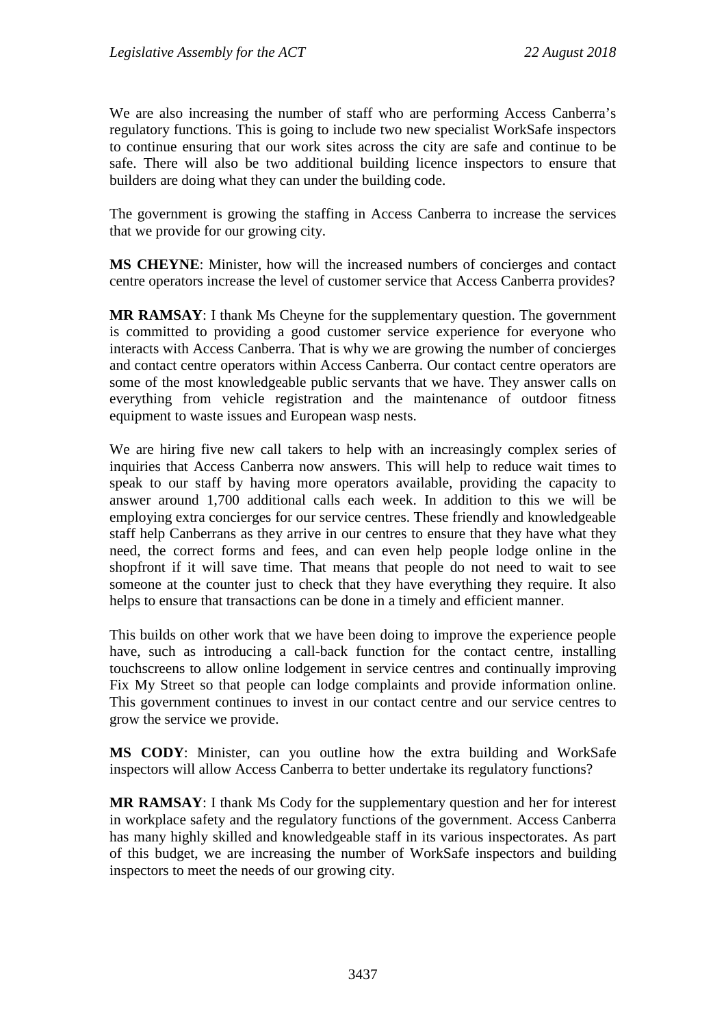We are also increasing the number of staff who are performing Access Canberra's regulatory functions. This is going to include two new specialist WorkSafe inspectors to continue ensuring that our work sites across the city are safe and continue to be safe. There will also be two additional building licence inspectors to ensure that builders are doing what they can under the building code.

The government is growing the staffing in Access Canberra to increase the services that we provide for our growing city.

**MS CHEYNE**: Minister, how will the increased numbers of concierges and contact centre operators increase the level of customer service that Access Canberra provides?

**MR RAMSAY**: I thank Ms Cheyne for the supplementary question. The government is committed to providing a good customer service experience for everyone who interacts with Access Canberra. That is why we are growing the number of concierges and contact centre operators within Access Canberra. Our contact centre operators are some of the most knowledgeable public servants that we have. They answer calls on everything from vehicle registration and the maintenance of outdoor fitness equipment to waste issues and European wasp nests.

We are hiring five new call takers to help with an increasingly complex series of inquiries that Access Canberra now answers. This will help to reduce wait times to speak to our staff by having more operators available, providing the capacity to answer around 1,700 additional calls each week. In addition to this we will be employing extra concierges for our service centres. These friendly and knowledgeable staff help Canberrans as they arrive in our centres to ensure that they have what they need, the correct forms and fees, and can even help people lodge online in the shopfront if it will save time. That means that people do not need to wait to see someone at the counter just to check that they have everything they require. It also helps to ensure that transactions can be done in a timely and efficient manner.

This builds on other work that we have been doing to improve the experience people have, such as introducing a call-back function for the contact centre, installing touchscreens to allow online lodgement in service centres and continually improving Fix My Street so that people can lodge complaints and provide information online. This government continues to invest in our contact centre and our service centres to grow the service we provide.

**MS CODY**: Minister, can you outline how the extra building and WorkSafe inspectors will allow Access Canberra to better undertake its regulatory functions?

**MR RAMSAY**: I thank Ms Cody for the supplementary question and her for interest in workplace safety and the regulatory functions of the government. Access Canberra has many highly skilled and knowledgeable staff in its various inspectorates. As part of this budget, we are increasing the number of WorkSafe inspectors and building inspectors to meet the needs of our growing city.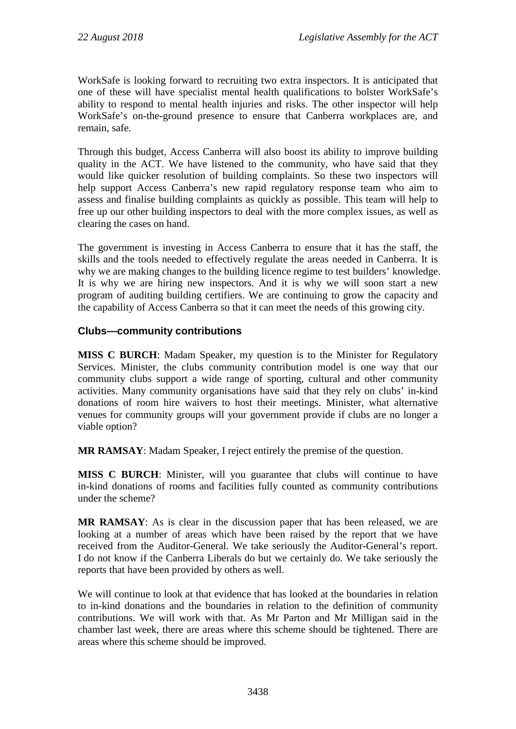WorkSafe is looking forward to recruiting two extra inspectors. It is anticipated that one of these will have specialist mental health qualifications to bolster WorkSafe's ability to respond to mental health injuries and risks. The other inspector will help WorkSafe's on-the-ground presence to ensure that Canberra workplaces are, and remain, safe.

Through this budget, Access Canberra will also boost its ability to improve building quality in the ACT. We have listened to the community, who have said that they would like quicker resolution of building complaints. So these two inspectors will help support Access Canberra's new rapid regulatory response team who aim to assess and finalise building complaints as quickly as possible. This team will help to free up our other building inspectors to deal with the more complex issues, as well as clearing the cases on hand.

The government is investing in Access Canberra to ensure that it has the staff, the skills and the tools needed to effectively regulate the areas needed in Canberra. It is why we are making changes to the building licence regime to test builders' knowledge. It is why we are hiring new inspectors. And it is why we will soon start a new program of auditing building certifiers. We are continuing to grow the capacity and the capability of Access Canberra so that it can meet the needs of this growing city.

### Clubs—community contributions

**MISS C BURCH**: Madam Speaker, my question is to the Minister for Regulatory Services. Minister, the clubs community contribution model is one way that our community clubs support a wide range of sporting, cultural and other community activities. Many community organisations have said that they rely on clubs' in-kind donations of room hire waivers to host their meetings. Minister, what alternative venues for community groups will your government provide if clubs are no longer a viable option?

**MR RAMSAY**: Madam Speaker, I reject entirely the premise of the question.

**MISS C BURCH**: Minister, will you guarantee that clubs will continue to have in-kind donations of rooms and facilities fully counted as community contributions under the scheme?

**MR RAMSAY**: As is clear in the discussion paper that has been released, we are looking at a number of areas which have been raised by the report that we have received from the Auditor-General. We take seriously the Auditor-General's report. I do not know if the Canberra Liberals do but we certainly do. We take seriously the reports that have been provided by others as well.

We will continue to look at that evidence that has looked at the boundaries in relation to in-kind donations and the boundaries in relation to the definition of community contributions. We will work with that. As Mr Parton and Mr Milligan said in the chamber last week, there are areas where this scheme should be tightened. There are areas where this scheme should be improved.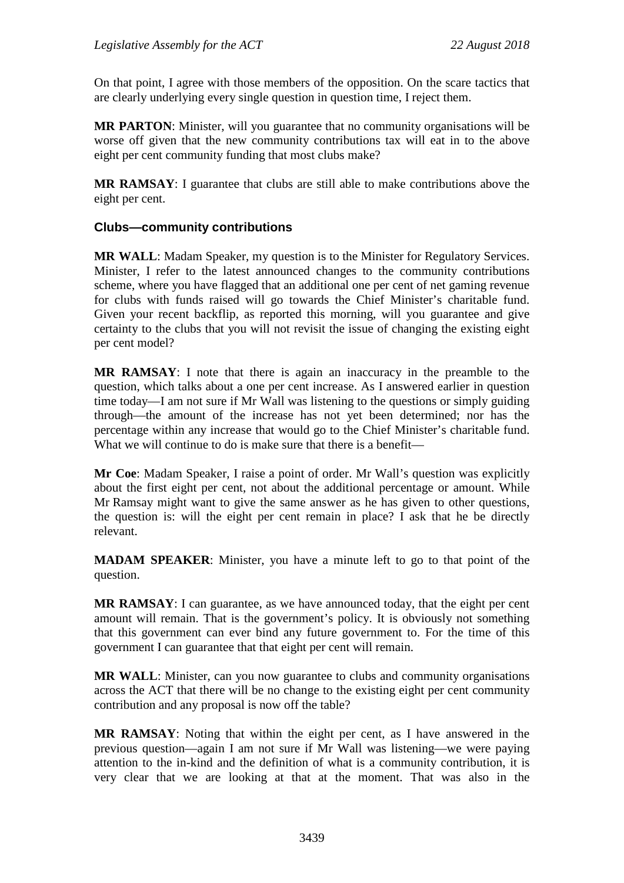On that point, I agree with those members of the opposition. On the scare tactics that are clearly underlying every single question in question time, I reject them.

**MR PARTON**: Minister, will you guarantee that no community organisations will be worse off given that the new community contributions tax will eat in to the above eight per cent community funding that most clubs make?

**MR RAMSAY**: I guarantee that clubs are still able to make contributions above the eight per cent.

### Clubs—community contributions

**MR WALL**: Madam Speaker, my question is to the Minister for Regulatory Services. Minister, I refer to the latest announced changes to the community contributions scheme, where you have flagged that an additional one per cent of net gaming revenue for clubs with funds raised will go towards the Chief Minister's charitable fund. Given your recent backflip, as reported this morning, will you guarantee and give certainty to the clubs that you will not revisit the issue of changing the existing eight per cent model?

**MR RAMSAY**: I note that there is again an inaccuracy in the preamble to the question, which talks about a one per cent increase. As I answered earlier in question time today—I am not sure if Mr Wall was listening to the questions or simply guiding through—the amount of the increase has not yet been determined; nor has the percentage within any increase that would go to the Chief Minister's charitable fund. What we will continue to do is make sure that there is a benefit—

**Mr Coe**: Madam Speaker, I raise a point of order. Mr Wall's question was explicitly about the first eight per cent, not about the additional percentage or amount. While Mr Ramsay might want to give the same answer as he has given to other questions, the question is: will the eight per cent remain in place? I ask that he be directly relevant.

**MADAM SPEAKER**: Minister, you have a minute left to go to that point of the question.

**MR RAMSAY**: I can guarantee, as we have announced today, that the eight per cent amount will remain. That is the government's policy. It is obviously not something that this government can ever bind any future government to. For the time of this government I can guarantee that that eight per cent will remain.

**MR WALL**: Minister, can you now guarantee to clubs and community organisations across the ACT that there will be no change to the existing eight per cent community contribution and any proposal is now off the table?

**MR RAMSAY**: Noting that within the eight per cent, as I have answered in the previous question—again I am not sure if Mr Wall was listening—we were paying attention to the in-kind and the definition of what is a community contribution, it is very clear that we are looking at that at the moment. That was also in the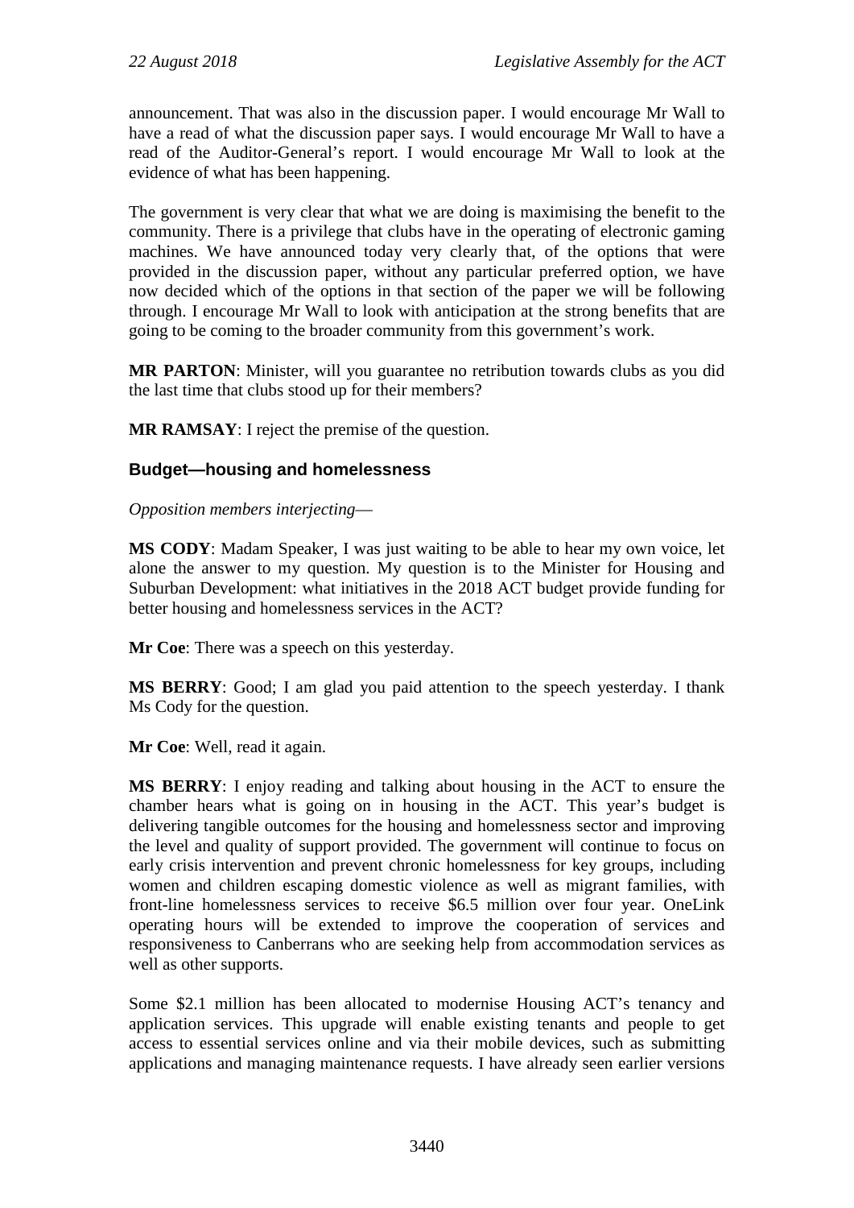announcement. That was also in the discussion paper. I would encourage Mr Wall to have a read of what the discussion paper says. I would encourage Mr Wall to have a read of the Auditor-General's report. I would encourage Mr Wall to look at the evidence of what has been happening.

The government is very clear that what we are doing is maximising the benefit to the community. There is a privilege that clubs have in the operating of electronic gaming machines. We have announced today very clearly that, of the options that were provided in the discussion paper, without any particular preferred option, we have now decided which of the options in that section of the paper we will be following through. I encourage Mr Wall to look with anticipation at the strong benefits that are going to be coming to the broader community from this government's work.

**MR PARTON**: Minister, will you guarantee no retribution towards clubs as you did the last time that clubs stood up for their members?

**MR RAMSAY**: I reject the premise of the question.

### Budget—housing and homelessness

*Opposition members interjecting*—

**MS CODY**: Madam Speaker, I was just waiting to be able to hear my own voice, let alone the answer to my question. My question is to the Minister for Housing and Suburban Development: what initiatives in the 2018 ACT budget provide funding for better housing and homelessness services in the ACT?

**Mr Coe**: There was a speech on this yesterday.

**MS BERRY**: Good; I am glad you paid attention to the speech yesterday. I thank Ms Cody for the question.

**Mr Coe**: Well, read it again.

**MS BERRY**: I enjoy reading and talking about housing in the ACT to ensure the chamber hears what is going on in housing in the ACT. This year's budget is delivering tangible outcomes for the housing and homelessness sector and improving the level and quality of support provided. The government will continue to focus on early crisis intervention and prevent chronic homelessness for key groups, including women and children escaping domestic violence as well as migrant families, with front-line homelessness services to receive $6.5 million over four year. OneLink operating hours will be extended to improve the cooperation of services and responsiveness to Canberrans who are seeking help from accommodation services as well as other supports.

Some $2.1 million has been allocated to modernise Housing ACT's tenancy and application services. This upgrade will enable existing tenants and people to get access to essential services online and via their mobile devices, such as submitting applications and managing maintenance requests. I have already seen earlier versions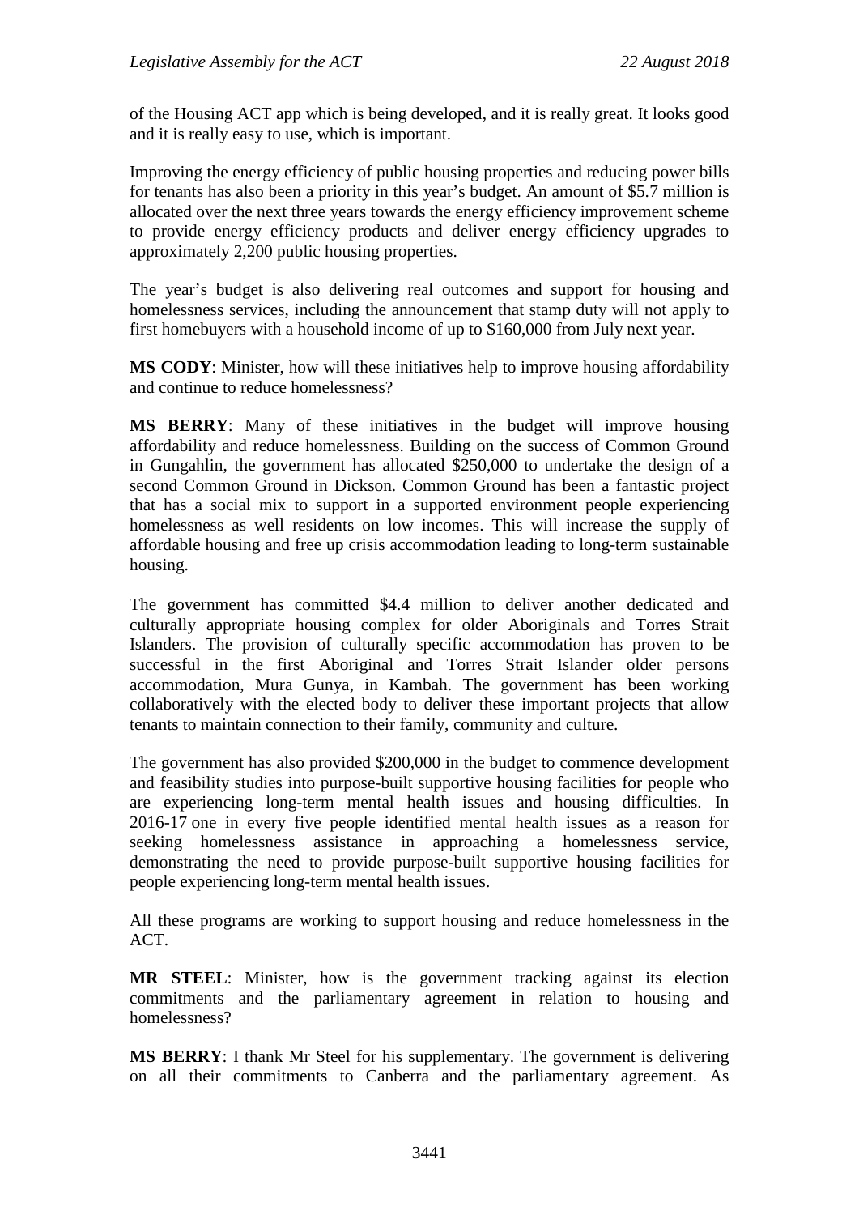of the Housing ACT app which is being developed, and it is really great. It looks good and it is really easy to use, which is important.

Improving the energy efficiency of public housing properties and reducing power bills for tenants has also been a priority in this year's budget. An amount of $5.7 million is allocated over the next three years towards the energy efficiency improvement scheme to provide energy efficiency products and deliver energy efficiency upgrades to approximately 2,200 public housing properties.

The year's budget is also delivering real outcomes and support for housing and homelessness services, including the announcement that stamp duty will not apply to first homebuyers with a household income of up to $160,000 from July next year.

**MS CODY**: Minister, how will these initiatives help to improve housing affordability and continue to reduce homelessness?

**MS BERRY**: Many of these initiatives in the budget will improve housing affordability and reduce homelessness. Building on the success of Common Ground in Gungahlin, the government has allocated $250,000 to undertake the design of a second Common Ground in Dickson. Common Ground has been a fantastic project that has a social mix to support in a supported environment people experiencing homelessness as well residents on low incomes. This will increase the supply of affordable housing and free up crisis accommodation leading to long-term sustainable housing.

The government has committed $4.4 million to deliver another dedicated and culturally appropriate housing complex for older Aboriginals and Torres Strait Islanders. The provision of culturally specific accommodation has proven to be successful in the first Aboriginal and Torres Strait Islander older persons accommodation, Mura Gunya, in Kambah. The government has been working collaboratively with the elected body to deliver these important projects that allow tenants to maintain connection to their family, community and culture.

The government has also provided $200,000 in the budget to commence development and feasibility studies into purpose-built supportive housing facilities for people who are experiencing long-term mental health issues and housing difficulties. In 2016-17 one in every five people identified mental health issues as a reason for seeking homelessness assistance in approaching a homelessness service, demonstrating the need to provide purpose-built supportive housing facilities for people experiencing long-term mental health issues.

All these programs are working to support housing and reduce homelessness in the ACT.

**MR STEEL**: Minister, how is the government tracking against its election commitments and the parliamentary agreement in relation to housing and homelessness?

**MS BERRY**: I thank Mr Steel for his supplementary. The government is delivering on all their commitments to Canberra and the parliamentary agreement. As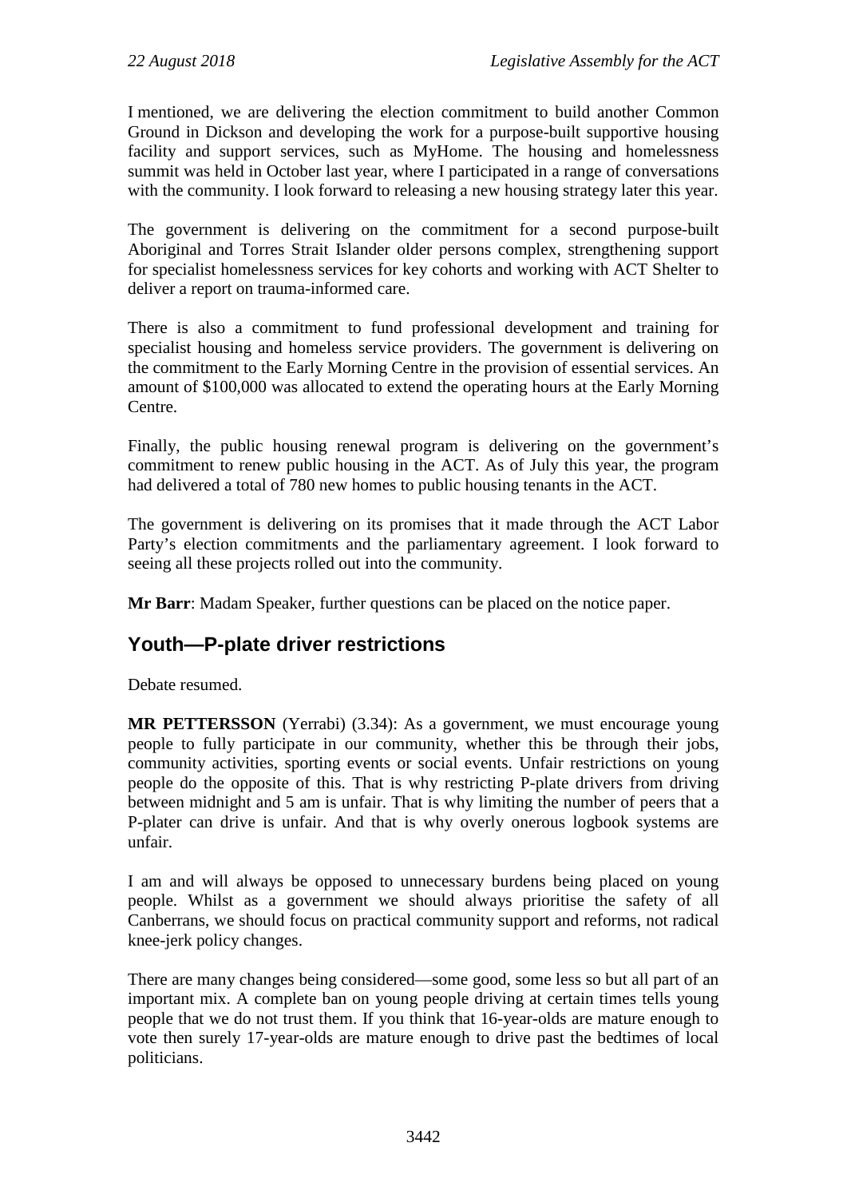I mentioned, we are delivering the election commitment to build another Common Ground in Dickson and developing the work for a purpose-built supportive housing facility and support services, such as MyHome. The housing and homelessness summit was held in October last year, where I participated in a range of conversations with the community. I look forward to releasing a new housing strategy later this year.

The government is delivering on the commitment for a second purpose-built Aboriginal and Torres Strait Islander older persons complex, strengthening support for specialist homelessness services for key cohorts and working with ACT Shelter to deliver a report on trauma-informed care.

There is also a commitment to fund professional development and training for specialist housing and homeless service providers. The government is delivering on the commitment to the Early Morning Centre in the provision of essential services. An amount of $100,000 was allocated to extend the operating hours at the Early Morning Centre.

Finally, the public housing renewal program is delivering on the government's commitment to renew public housing in the ACT. As of July this year, the program had delivered a total of 780 new homes to public housing tenants in the ACT.

The government is delivering on its promises that it made through the ACT Labor Party's election commitments and the parliamentary agreement. I look forward to seeing all these projects rolled out into the community.

**Mr Barr**: Madam Speaker, further questions can be placed on the notice paper.

## Youth—P-plate driver restrictions

Debate resumed.

**MR PETTERSSON** (Yerrabi) (3.34): As a government, we must encourage young people to fully participate in our community, whether this be through their jobs, community activities, sporting events or social events. Unfair restrictions on young people do the opposite of this. That is why restricting P-plate drivers from driving between midnight and 5 am is unfair. That is why limiting the number of peers that a P-plater can drive is unfair. And that is why overly onerous logbook systems are unfair.

I am and will always be opposed to unnecessary burdens being placed on young people. Whilst as a government we should always prioritise the safety of all Canberrans, we should focus on practical community support and reforms, not radical knee-jerk policy changes.

There are many changes being considered—some good, some less so but all part of an important mix. A complete ban on young people driving at certain times tells young people that we do not trust them. If you think that 16-year-olds are mature enough to vote then surely 17-year-olds are mature enough to drive past the bedtimes of local politicians.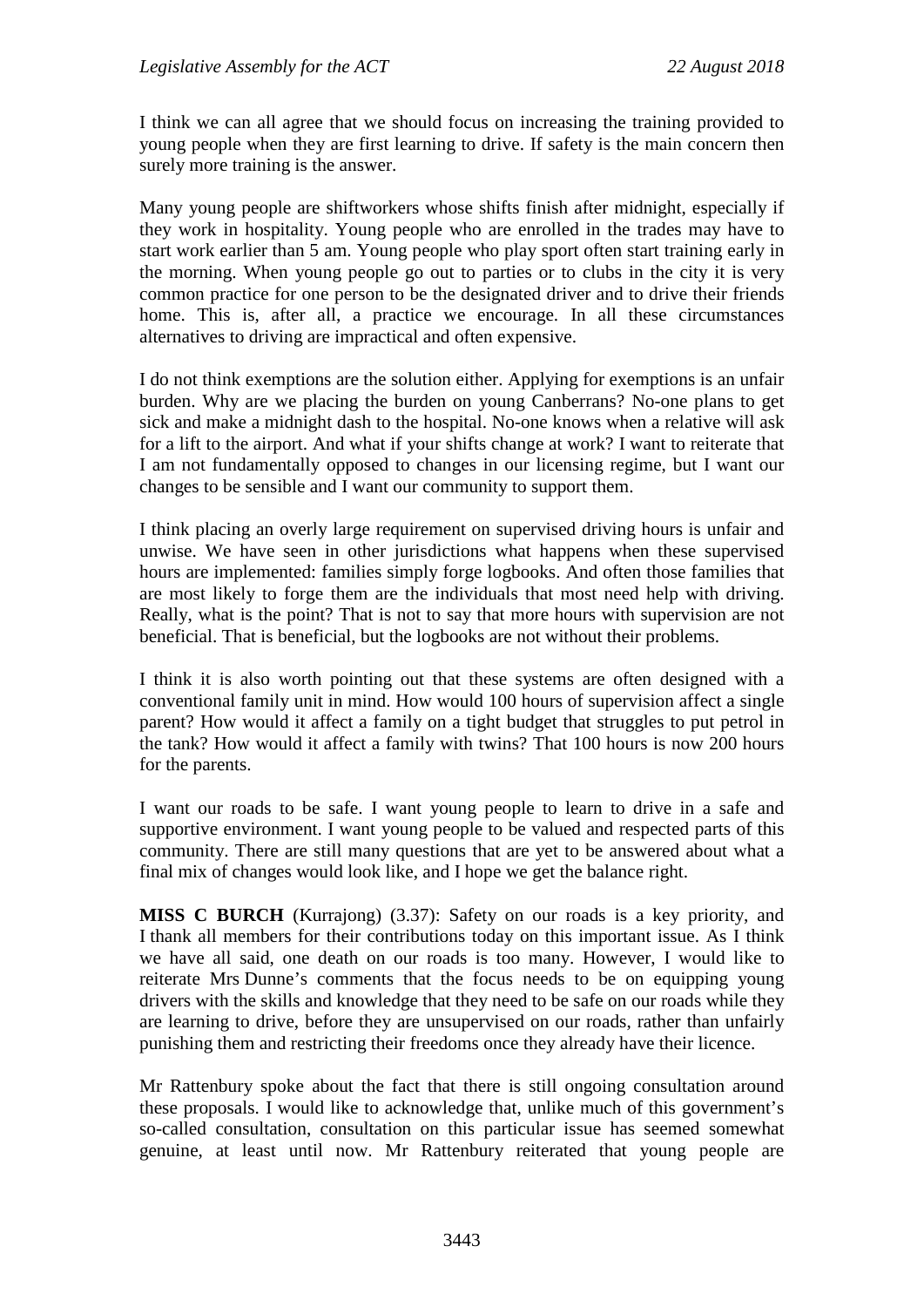I think we can all agree that we should focus on increasing the training provided to young people when they are first learning to drive. If safety is the main concern then surely more training is the answer.

Many young people are shiftworkers whose shifts finish after midnight, especially if they work in hospitality. Young people who are enrolled in the trades may have to start work earlier than 5 am. Young people who play sport often start training early in the morning. When young people go out to parties or to clubs in the city it is very common practice for one person to be the designated driver and to drive their friends home. This is, after all, a practice we encourage. In all these circumstances alternatives to driving are impractical and often expensive.

I do not think exemptions are the solution either. Applying for exemptions is an unfair burden. Why are we placing the burden on young Canberrans? No-one plans to get sick and make a midnight dash to the hospital. No-one knows when a relative will ask for a lift to the airport. And what if your shifts change at work? I want to reiterate that I am not fundamentally opposed to changes in our licensing regime, but I want our changes to be sensible and I want our community to support them.

I think placing an overly large requirement on supervised driving hours is unfair and unwise. We have seen in other jurisdictions what happens when these supervised hours are implemented: families simply forge logbooks. And often those families that are most likely to forge them are the individuals that most need help with driving. Really, what is the point? That is not to say that more hours with supervision are not beneficial. That is beneficial, but the logbooks are not without their problems.

I think it is also worth pointing out that these systems are often designed with a conventional family unit in mind. How would 100 hours of supervision affect a single parent? How would it affect a family on a tight budget that struggles to put petrol in the tank? How would it affect a family with twins? That 100 hours is now 200 hours for the parents.

I want our roads to be safe. I want young people to learn to drive in a safe and supportive environment. I want young people to be valued and respected parts of this community. There are still many questions that are yet to be answered about what a final mix of changes would look like, and I hope we get the balance right.

**MISS C BURCH** (Kurrajong) (3.37): Safety on our roads is a key priority, and I thank all members for their contributions today on this important issue. As I think we have all said, one death on our roads is too many. However, I would like to reiterate Mrs Dunne's comments that the focus needs to be on equipping young drivers with the skills and knowledge that they need to be safe on our roads while they are learning to drive, before they are unsupervised on our roads, rather than unfairly punishing them and restricting their freedoms once they already have their licence.

Mr Rattenbury spoke about the fact that there is still ongoing consultation around these proposals. I would like to acknowledge that, unlike much of this government's so-called consultation, consultation on this particular issue has seemed somewhat genuine, at least until now. Mr Rattenbury reiterated that young people are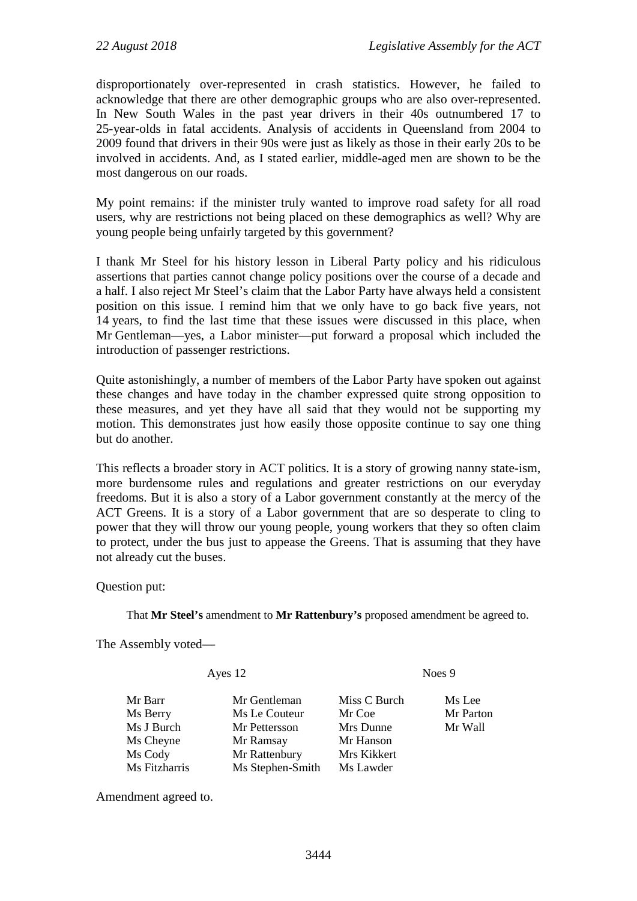disproportionately over-represented in crash statistics. However, he failed to acknowledge that there are other demographic groups who are also over-represented. In New South Wales in the past year drivers in their 40s outnumbered 17 to 25-year-olds in fatal accidents. Analysis of accidents in Queensland from 2004 to 2009 found that drivers in their 90s were just as likely as those in their early 20s to be involved in accidents. And, as I stated earlier, middle-aged men are shown to be the most dangerous on our roads.

My point remains: if the minister truly wanted to improve road safety for all road users, why are restrictions not being placed on these demographics as well? Why are young people being unfairly targeted by this government?

I thank Mr Steel for his history lesson in Liberal Party policy and his ridiculous assertions that parties cannot change policy positions over the course of a decade and a half. I also reject Mr Steel's claim that the Labor Party have always held a consistent position on this issue. I remind him that we only have to go back five years, not 14 years, to find the last time that these issues were discussed in this place, when Mr Gentleman—yes, a Labor minister—put forward a proposal which included the introduction of passenger restrictions.

Quite astonishingly, a number of members of the Labor Party have spoken out against these changes and have today in the chamber expressed quite strong opposition to these measures, and yet they have all said that they would not be supporting my motion. This demonstrates just how easily those opposite continue to say one thing but do another.

This reflects a broader story in ACT politics. It is a story of growing nanny state-ism, more burdensome rules and regulations and greater restrictions on our everyday freedoms. But it is also a story of a Labor government constantly at the mercy of the ACT Greens. It is a story of a Labor government that are so desperate to cling to power that they will throw our young people, young workers that they so often claim to protect, under the bus just to appease the Greens. That is assuming that they have not already cut the buses.

Question put:

> That **Mr Steel's** amendment to **Mr Rattenbury's** proposed amendment be agreed to.

The Assembly voted—

| Ayes 12 | | Noes 9 | |
|---|---|---|---|
| Mr Barr | Mr Gentleman | Miss C Burch | Ms Lee |
| Ms Berry | Ms Le Couteur | Mr Coe | Mr Parton |
| Ms J Burch | Mr Pettersson | Mrs Dunne | Mr Wall |
| Ms Cheyne | Mr Ramsay | Mr Hanson | |
| Ms Cody | Mr Rattenbury | Mrs Kikkert | |
| Ms Fitzharris | Ms Stephen-Smith | Ms Lawder | |

Amendment agreed to.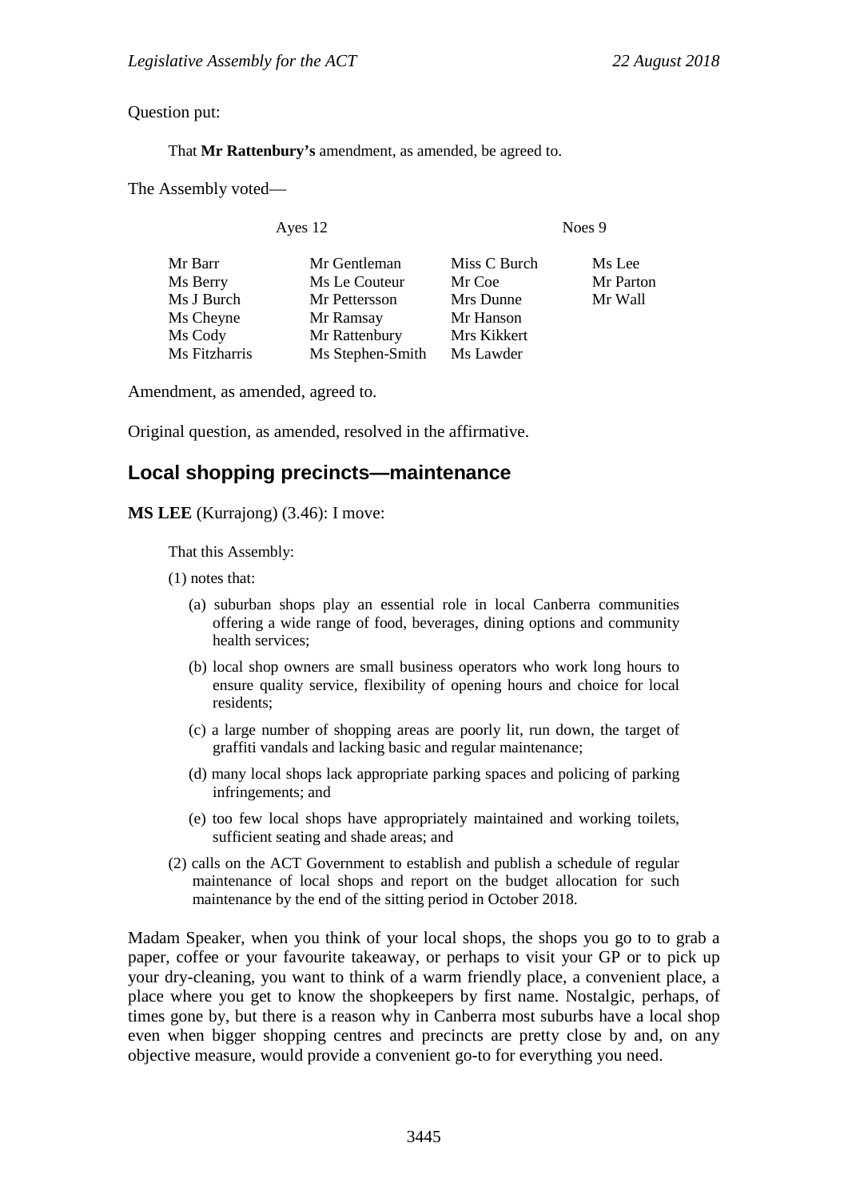Question put:

> That **Mr Rattenbury's** amendment, as amended, be agreed to.

The Assembly voted—

| Ayes 12 | | Noes 9 | |
|---|---|---|---|
| Mr Barr | Mr Gentleman | Miss C Burch | Ms Lee |
| Ms Berry | Ms Le Couteur | Mr Coe | Mr Parton |
| Ms J Burch | Mr Pettersson | Mrs Dunne | Mr Wall |
| Ms Cheyne | Mr Ramsay | Mr Hanson | |
| Ms Cody | Mr Rattenbury | Mrs Kikkert | |
| Ms Fitzharris | Ms Stephen-Smith | Ms Lawder | |

Amendment, as amended, agreed to.

Original question, as amended, resolved in the affirmative.

## Local shopping precincts—maintenance

**MS LEE** (Kurrajong) (3.46): I move:

> That this Assembly:
>
> (1) notes that:
>
> (a) suburban shops play an essential role in local Canberra communities offering a wide range of food, beverages, dining options and community health services;
>
> (b) local shop owners are small business operators who work long hours to ensure quality service, flexibility of opening hours and choice for local residents;
>
> (c) a large number of shopping areas are poorly lit, run down, the target of graffiti vandals and lacking basic and regular maintenance;
>
> (d) many local shops lack appropriate parking spaces and policing of parking infringements; and
>
> (e) too few local shops have appropriately maintained and working toilets, sufficient seating and shade areas; and
>
> (2) calls on the ACT Government to establish and publish a schedule of regular maintenance of local shops and report on the budget allocation for such maintenance by the end of the sitting period in October 2018.

Madam Speaker, when you think of your local shops, the shops you go to to grab a paper, coffee or your favourite takeaway, or perhaps to visit your GP or to pick up your dry-cleaning, you want to think of a warm friendly place, a convenient place, a place where you get to know the shopkeepers by first name. Nostalgic, perhaps, of times gone by, but there is a reason why in Canberra most suburbs have a local shop even when bigger shopping centres and precincts are pretty close by and, on any objective measure, would provide a convenient go-to for everything you need.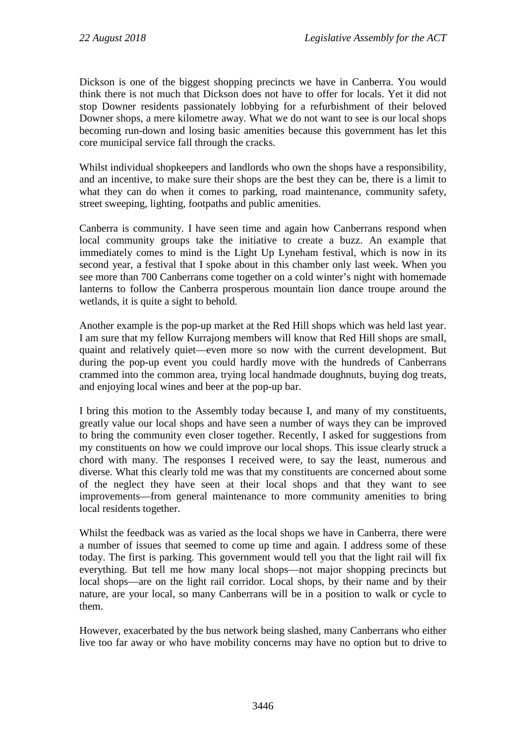Dickson is one of the biggest shopping precincts we have in Canberra. You would think there is not much that Dickson does not have to offer for locals. Yet it did not stop Downer residents passionately lobbying for a refurbishment of their beloved Downer shops, a mere kilometre away. What we do not want to see is our local shops becoming run-down and losing basic amenities because this government has let this core municipal service fall through the cracks.

Whilst individual shopkeepers and landlords who own the shops have a responsibility, and an incentive, to make sure their shops are the best they can be, there is a limit to what they can do when it comes to parking, road maintenance, community safety, street sweeping, lighting, footpaths and public amenities.

Canberra is community. I have seen time and again how Canberrans respond when local community groups take the initiative to create a buzz. An example that immediately comes to mind is the Light Up Lyneham festival, which is now in its second year, a festival that I spoke about in this chamber only last week. When you see more than 700 Canberrans come together on a cold winter's night with homemade lanterns to follow the Canberra prosperous mountain lion dance troupe around the wetlands, it is quite a sight to behold.

Another example is the pop-up market at the Red Hill shops which was held last year. I am sure that my fellow Kurrajong members will know that Red Hill shops are small, quaint and relatively quiet—even more so now with the current development. But during the pop-up event you could hardly move with the hundreds of Canberrans crammed into the common area, trying local handmade doughnuts, buying dog treats, and enjoying local wines and beer at the pop-up bar.

I bring this motion to the Assembly today because I, and many of my constituents, greatly value our local shops and have seen a number of ways they can be improved to bring the community even closer together. Recently, I asked for suggestions from my constituents on how we could improve our local shops. This issue clearly struck a chord with many. The responses I received were, to say the least, numerous and diverse. What this clearly told me was that my constituents are concerned about some of the neglect they have seen at their local shops and that they want to see improvements—from general maintenance to more community amenities to bring local residents together.

Whilst the feedback was as varied as the local shops we have in Canberra, there were a number of issues that seemed to come up time and again. I address some of these today. The first is parking. This government would tell you that the light rail will fix everything. But tell me how many local shops—not major shopping precincts but local shops—are on the light rail corridor. Local shops, by their name and by their nature, are your local, so many Canberrans will be in a position to walk or cycle to them.

However, exacerbated by the bus network being slashed, many Canberrans who either live too far away or who have mobility concerns may have no option but to drive to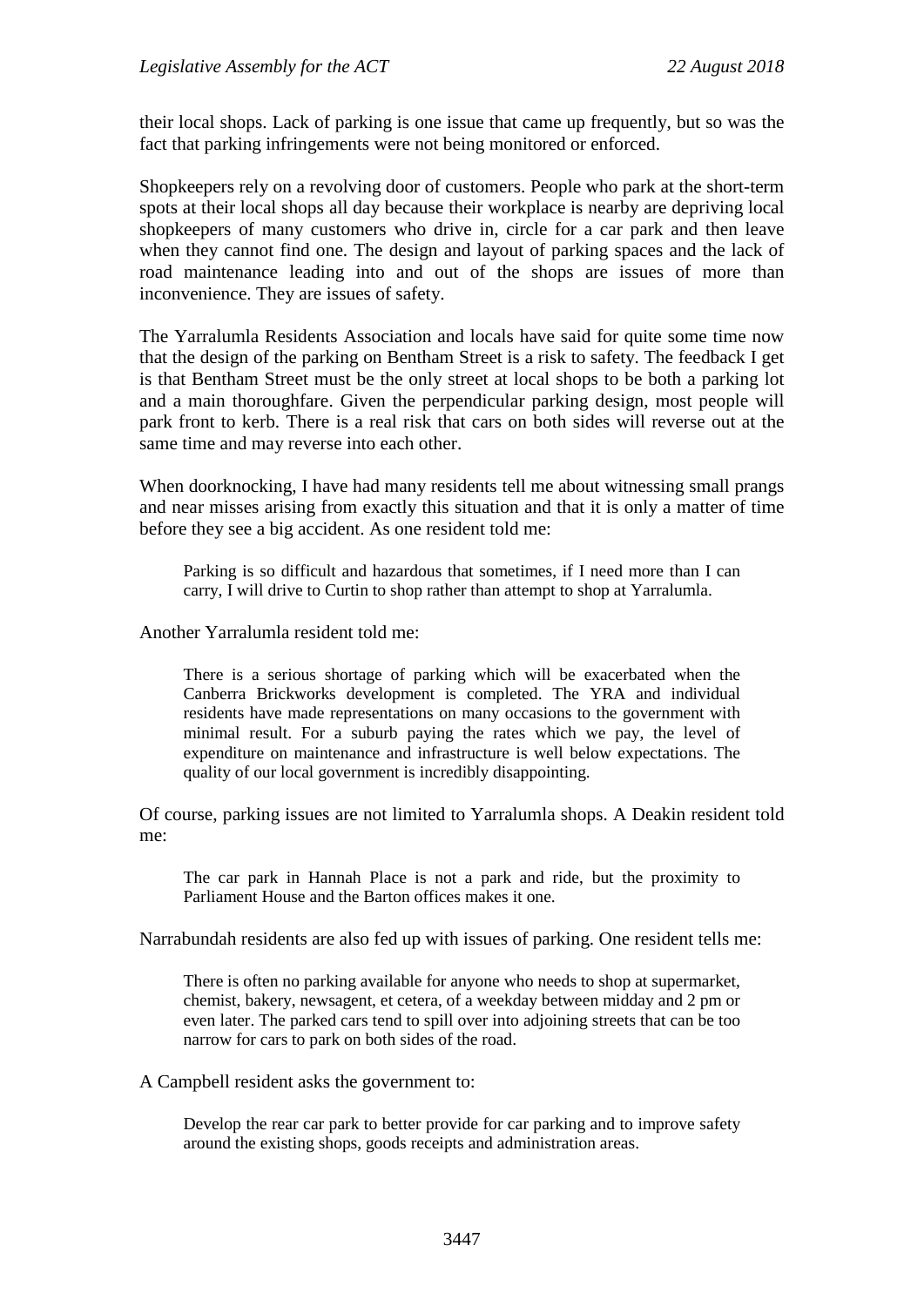their local shops. Lack of parking is one issue that came up frequently, but so was the fact that parking infringements were not being monitored or enforced.

Shopkeepers rely on a revolving door of customers. People who park at the short-term spots at their local shops all day because their workplace is nearby are depriving local shopkeepers of many customers who drive in, circle for a car park and then leave when they cannot find one. The design and layout of parking spaces and the lack of road maintenance leading into and out of the shops are issues of more than inconvenience. They are issues of safety.

The Yarralumla Residents Association and locals have said for quite some time now that the design of the parking on Bentham Street is a risk to safety. The feedback I get is that Bentham Street must be the only street at local shops to be both a parking lot and a main thoroughfare. Given the perpendicular parking design, most people will park front to kerb. There is a real risk that cars on both sides will reverse out at the same time and may reverse into each other.

When doorknocking, I have had many residents tell me about witnessing small prangs and near misses arising from exactly this situation and that it is only a matter of time before they see a big accident. As one resident told me:

> Parking is so difficult and hazardous that sometimes, if I need more than I can carry, I will drive to Curtin to shop rather than attempt to shop at Yarralumla.

Another Yarralumla resident told me:

> There is a serious shortage of parking which will be exacerbated when the Canberra Brickworks development is completed. The YRA and individual residents have made representations on many occasions to the government with minimal result. For a suburb paying the rates which we pay, the level of expenditure on maintenance and infrastructure is well below expectations. The quality of our local government is incredibly disappointing.

Of course, parking issues are not limited to Yarralumla shops. A Deakin resident told me:

> The car park in Hannah Place is not a park and ride, but the proximity to Parliament House and the Barton offices makes it one.

Narrabundah residents are also fed up with issues of parking. One resident tells me:

> There is often no parking available for anyone who needs to shop at supermarket, chemist, bakery, newsagent, et cetera, of a weekday between midday and 2 pm or even later. The parked cars tend to spill over into adjoining streets that can be too narrow for cars to park on both sides of the road.

A Campbell resident asks the government to:

> Develop the rear car park to better provide for car parking and to improve safety around the existing shops, goods receipts and administration areas.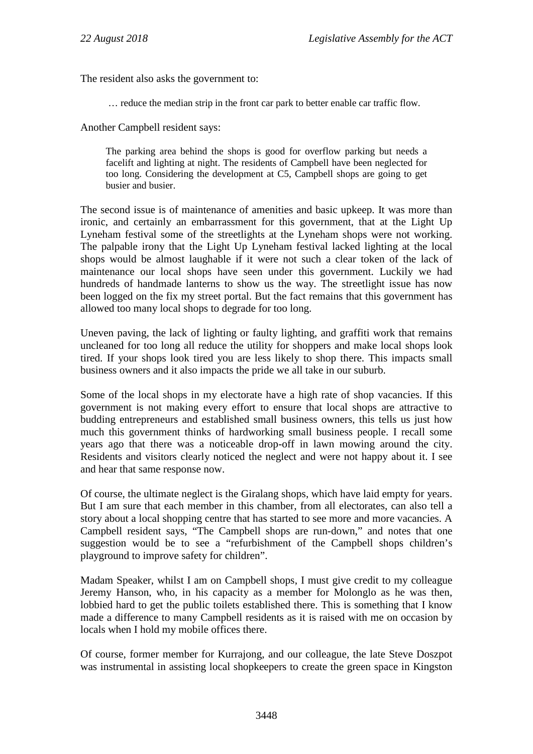The resident also asks the government to:

> … reduce the median strip in the front car park to better enable car traffic flow.

Another Campbell resident says:

> The parking area behind the shops is good for overflow parking but needs a facelift and lighting at night. The residents of Campbell have been neglected for too long. Considering the development at C5, Campbell shops are going to get busier and busier.

The second issue is of maintenance of amenities and basic upkeep. It was more than ironic, and certainly an embarrassment for this government, that at the Light Up Lyneham festival some of the streetlights at the Lyneham shops were not working. The palpable irony that the Light Up Lyneham festival lacked lighting at the local shops would be almost laughable if it were not such a clear token of the lack of maintenance our local shops have seen under this government. Luckily we had hundreds of handmade lanterns to show us the way. The streetlight issue has now been logged on the fix my street portal. But the fact remains that this government has allowed too many local shops to degrade for too long.

Uneven paving, the lack of lighting or faulty lighting, and graffiti work that remains uncleaned for too long all reduce the utility for shoppers and make local shops look tired. If your shops look tired you are less likely to shop there. This impacts small business owners and it also impacts the pride we all take in our suburb.

Some of the local shops in my electorate have a high rate of shop vacancies. If this government is not making every effort to ensure that local shops are attractive to budding entrepreneurs and established small business owners, this tells us just how much this government thinks of hardworking small business people. I recall some years ago that there was a noticeable drop-off in lawn mowing around the city. Residents and visitors clearly noticed the neglect and were not happy about it. I see and hear that same response now.

Of course, the ultimate neglect is the Giralang shops, which have laid empty for years. But I am sure that each member in this chamber, from all electorates, can also tell a story about a local shopping centre that has started to see more and more vacancies. A Campbell resident says, "The Campbell shops are run-down," and notes that one suggestion would be to see a "refurbishment of the Campbell shops children's playground to improve safety for children".

Madam Speaker, whilst I am on Campbell shops, I must give credit to my colleague Jeremy Hanson, who, in his capacity as a member for Molonglo as he was then, lobbied hard to get the public toilets established there. This is something that I know made a difference to many Campbell residents as it is raised with me on occasion by locals when I hold my mobile offices there.

Of course, former member for Kurrajong, and our colleague, the late Steve Doszpot was instrumental in assisting local shopkeepers to create the green space in Kingston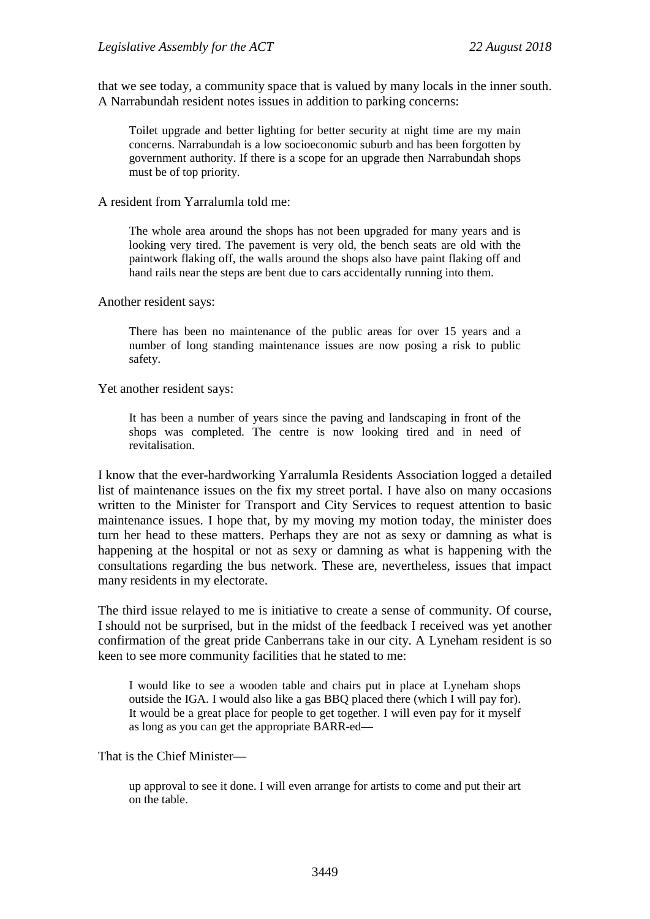that we see today, a community space that is valued by many locals in the inner south. A Narrabundah resident notes issues in addition to parking concerns:

> Toilet upgrade and better lighting for better security at night time are my main concerns. Narrabundah is a low socioeconomic suburb and has been forgotten by government authority. If there is a scope for an upgrade then Narrabundah shops must be of top priority.

A resident from Yarralumla told me:

> The whole area around the shops has not been upgraded for many years and is looking very tired. The pavement is very old, the bench seats are old with the paintwork flaking off, the walls around the shops also have paint flaking off and hand rails near the steps are bent due to cars accidentally running into them.

Another resident says:

> There has been no maintenance of the public areas for over 15 years and a number of long standing maintenance issues are now posing a risk to public safety.

Yet another resident says:

> It has been a number of years since the paving and landscaping in front of the shops was completed. The centre is now looking tired and in need of revitalisation.

I know that the ever-hardworking Yarralumla Residents Association logged a detailed list of maintenance issues on the fix my street portal. I have also on many occasions written to the Minister for Transport and City Services to request attention to basic maintenance issues. I hope that, by my moving my motion today, the minister does turn her head to these matters. Perhaps they are not as sexy or damning as what is happening at the hospital or not as sexy or damning as what is happening with the consultations regarding the bus network. These are, nevertheless, issues that impact many residents in my electorate.

The third issue relayed to me is initiative to create a sense of community. Of course, I should not be surprised, but in the midst of the feedback I received was yet another confirmation of the great pride Canberrans take in our city. A Lyneham resident is so keen to see more community facilities that he stated to me:

> I would like to see a wooden table and chairs put in place at Lyneham shops outside the IGA. I would also like a gas BBQ placed there (which I will pay for). It would be a great place for people to get together. I will even pay for it myself as long as you can get the appropriate BARR-ed—

That is the Chief Minister—

> up approval to see it done. I will even arrange for artists to come and put their art on the table.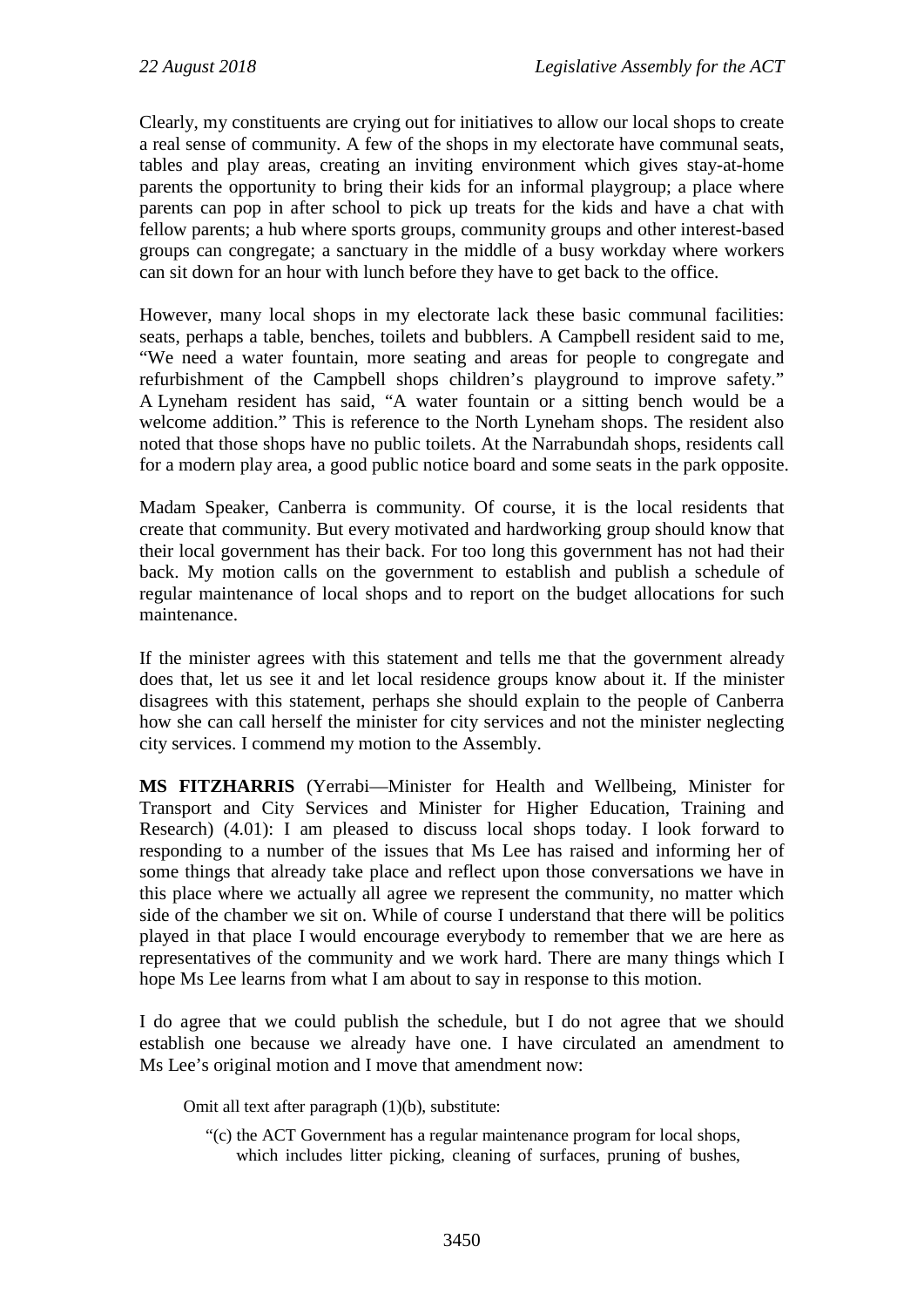Clearly, my constituents are crying out for initiatives to allow our local shops to create a real sense of community. A few of the shops in my electorate have communal seats, tables and play areas, creating an inviting environment which gives stay-at-home parents the opportunity to bring their kids for an informal playgroup; a place where parents can pop in after school to pick up treats for the kids and have a chat with fellow parents; a hub where sports groups, community groups and other interest-based groups can congregate; a sanctuary in the middle of a busy workday where workers can sit down for an hour with lunch before they have to get back to the office.

However, many local shops in my electorate lack these basic communal facilities: seats, perhaps a table, benches, toilets and bubblers. A Campbell resident said to me, "We need a water fountain, more seating and areas for people to congregate and refurbishment of the Campbell shops children's playground to improve safety." A Lyneham resident has said, "A water fountain or a sitting bench would be a welcome addition." This is reference to the North Lyneham shops. The resident also noted that those shops have no public toilets. At the Narrabundah shops, residents call for a modern play area, a good public notice board and some seats in the park opposite.

Madam Speaker, Canberra is community. Of course, it is the local residents that create that community. But every motivated and hardworking group should know that their local government has their back. For too long this government has not had their back. My motion calls on the government to establish and publish a schedule of regular maintenance of local shops and to report on the budget allocations for such maintenance.

If the minister agrees with this statement and tells me that the government already does that, let us see it and let local residence groups know about it. If the minister disagrees with this statement, perhaps she should explain to the people of Canberra how she can call herself the minister for city services and not the minister neglecting city services. I commend my motion to the Assembly.

**MS FITZHARRIS** (Yerrabi—Minister for Health and Wellbeing, Minister for Transport and City Services and Minister for Higher Education, Training and Research) (4.01): I am pleased to discuss local shops today. I look forward to responding to a number of the issues that Ms Lee has raised and informing her of some things that already take place and reflect upon those conversations we have in this place where we actually all agree we represent the community, no matter which side of the chamber we sit on. While of course I understand that there will be politics played in that place I would encourage everybody to remember that we are here as representatives of the community and we work hard. There are many things which I hope Ms Lee learns from what I am about to say in response to this motion.

I do agree that we could publish the schedule, but I do not agree that we should establish one because we already have one. I have circulated an amendment to Ms Lee's original motion and I move that amendment now:

> Omit all text after paragraph (1)(b), substitute:
>
> "(c) the ACT Government has a regular maintenance program for local shops, which includes litter picking, cleaning of surfaces, pruning of bushes,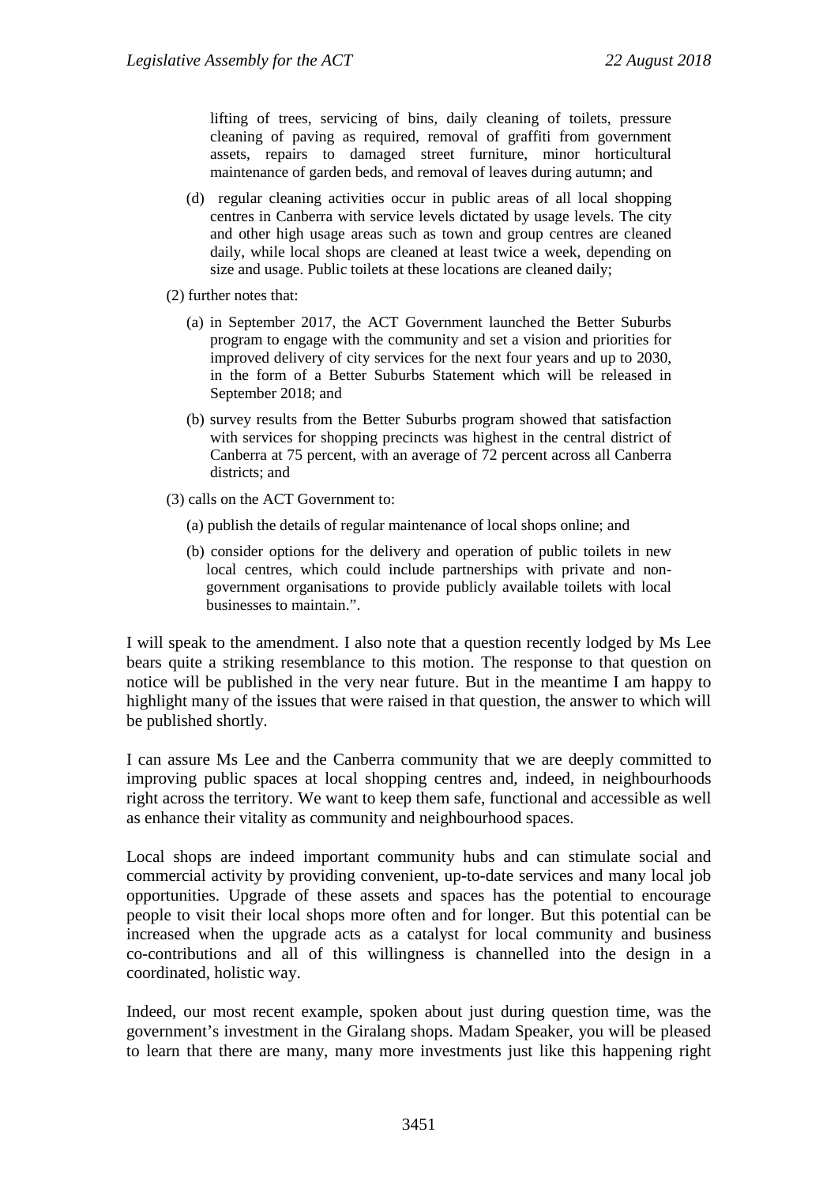lifting of trees, servicing of bins, daily cleaning of toilets, pressure cleaning of paving as required, removal of graffiti from government assets, repairs to damaged street furniture, minor horticultural maintenance of garden beds, and removal of leaves during autumn; and

(d) regular cleaning activities occur in public areas of all local shopping centres in Canberra with service levels dictated by usage levels. The city and other high usage areas such as town and group centres are cleaned daily, while local shops are cleaned at least twice a week, depending on size and usage. Public toilets at these locations are cleaned daily;

(2) further notes that:

(a) in September 2017, the ACT Government launched the Better Suburbs program to engage with the community and set a vision and priorities for improved delivery of city services for the next four years and up to 2030, in the form of a Better Suburbs Statement which will be released in September 2018; and

(b) survey results from the Better Suburbs program showed that satisfaction with services for shopping precincts was highest in the central district of Canberra at 75 percent, with an average of 72 percent across all Canberra districts; and

(3) calls on the ACT Government to:

(a) publish the details of regular maintenance of local shops online; and

(b) consider options for the delivery and operation of public toilets in new local centres, which could include partnerships with private and non-government organisations to provide publicly available toilets with local businesses to maintain.".

I will speak to the amendment. I also note that a question recently lodged by Ms Lee bears quite a striking resemblance to this motion. The response to that question on notice will be published in the very near future. But in the meantime I am happy to highlight many of the issues that were raised in that question, the answer to which will be published shortly.

I can assure Ms Lee and the Canberra community that we are deeply committed to improving public spaces at local shopping centres and, indeed, in neighbourhoods right across the territory. We want to keep them safe, functional and accessible as well as enhance their vitality as community and neighbourhood spaces.

Local shops are indeed important community hubs and can stimulate social and commercial activity by providing convenient, up-to-date services and many local job opportunities. Upgrade of these assets and spaces has the potential to encourage people to visit their local shops more often and for longer. But this potential can be increased when the upgrade acts as a catalyst for local community and business co-contributions and all of this willingness is channelled into the design in a coordinated, holistic way.

Indeed, our most recent example, spoken about just during question time, was the government's investment in the Giralang shops. Madam Speaker, you will be pleased to learn that there are many, many more investments just like this happening right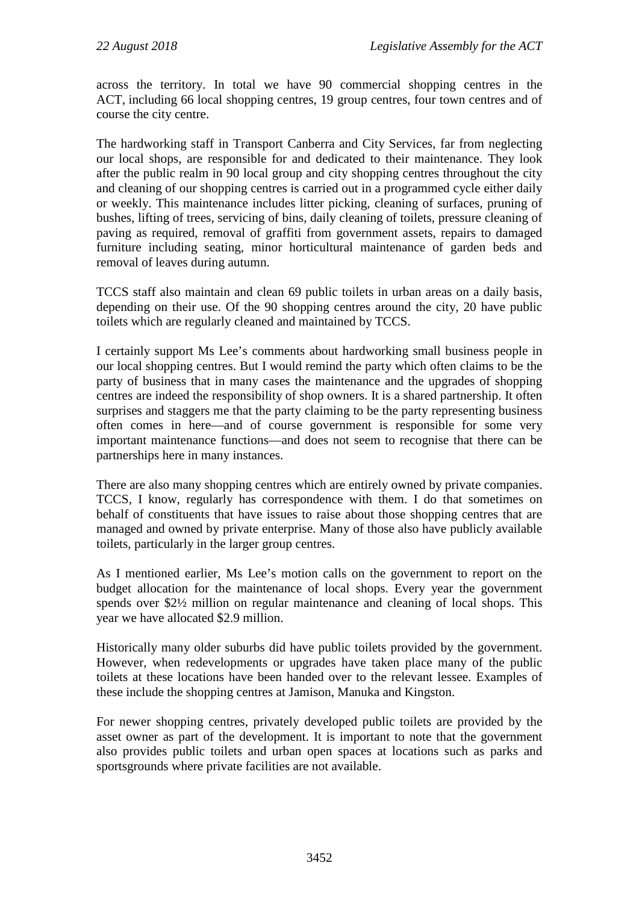across the territory. In total we have 90 commercial shopping centres in the ACT, including 66 local shopping centres, 19 group centres, four town centres and of course the city centre.

The hardworking staff in Transport Canberra and City Services, far from neglecting our local shops, are responsible for and dedicated to their maintenance. They look after the public realm in 90 local group and city shopping centres throughout the city and cleaning of our shopping centres is carried out in a programmed cycle either daily or weekly. This maintenance includes litter picking, cleaning of surfaces, pruning of bushes, lifting of trees, servicing of bins, daily cleaning of toilets, pressure cleaning of paving as required, removal of graffiti from government assets, repairs to damaged furniture including seating, minor horticultural maintenance of garden beds and removal of leaves during autumn.

TCCS staff also maintain and clean 69 public toilets in urban areas on a daily basis, depending on their use. Of the 90 shopping centres around the city, 20 have public toilets which are regularly cleaned and maintained by TCCS.

I certainly support Ms Lee's comments about hardworking small business people in our local shopping centres. But I would remind the party which often claims to be the party of business that in many cases the maintenance and the upgrades of shopping centres are indeed the responsibility of shop owners. It is a shared partnership. It often surprises and staggers me that the party claiming to be the party representing business often comes in here—and of course government is responsible for some very important maintenance functions—and does not seem to recognise that there can be partnerships here in many instances.

There are also many shopping centres which are entirely owned by private companies. TCCS, I know, regularly has correspondence with them. I do that sometimes on behalf of constituents that have issues to raise about those shopping centres that are managed and owned by private enterprise. Many of those also have publicly available toilets, particularly in the larger group centres.

As I mentioned earlier, Ms Lee's motion calls on the government to report on the budget allocation for the maintenance of local shops. Every year the government spends over $2½ million on regular maintenance and cleaning of local shops. This year we have allocated $2.9 million.

Historically many older suburbs did have public toilets provided by the government. However, when redevelopments or upgrades have taken place many of the public toilets at these locations have been handed over to the relevant lessee. Examples of these include the shopping centres at Jamison, Manuka and Kingston.

For newer shopping centres, privately developed public toilets are provided by the asset owner as part of the development. It is important to note that the government also provides public toilets and urban open spaces at locations such as parks and sportsgrounds where private facilities are not available.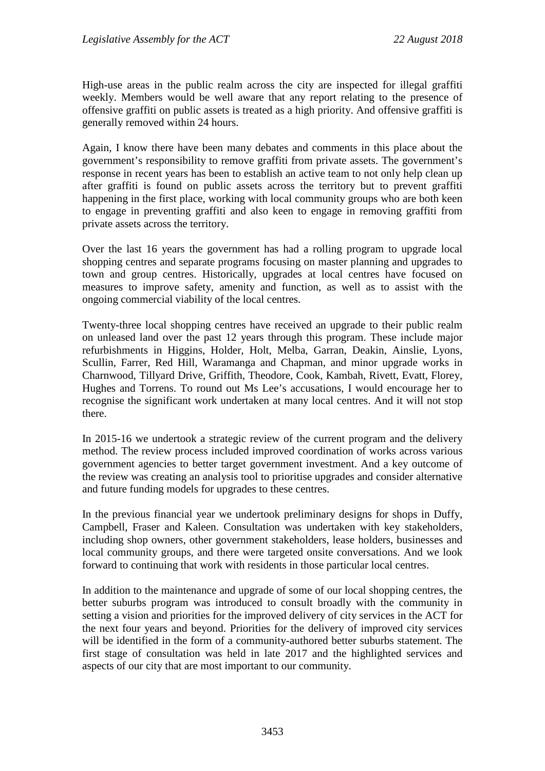High-use areas in the public realm across the city are inspected for illegal graffiti weekly. Members would be well aware that any report relating to the presence of offensive graffiti on public assets is treated as a high priority. And offensive graffiti is generally removed within 24 hours.

Again, I know there have been many debates and comments in this place about the government's responsibility to remove graffiti from private assets. The government's response in recent years has been to establish an active team to not only help clean up after graffiti is found on public assets across the territory but to prevent graffiti happening in the first place, working with local community groups who are both keen to engage in preventing graffiti and also keen to engage in removing graffiti from private assets across the territory.

Over the last 16 years the government has had a rolling program to upgrade local shopping centres and separate programs focusing on master planning and upgrades to town and group centres. Historically, upgrades at local centres have focused on measures to improve safety, amenity and function, as well as to assist with the ongoing commercial viability of the local centres.

Twenty-three local shopping centres have received an upgrade to their public realm on unleased land over the past 12 years through this program. These include major refurbishments in Higgins, Holder, Holt, Melba, Garran, Deakin, Ainslie, Lyons, Scullin, Farrer, Red Hill, Waramanga and Chapman, and minor upgrade works in Charnwood, Tillyard Drive, Griffith, Theodore, Cook, Kambah, Rivett, Evatt, Florey, Hughes and Torrens. To round out Ms Lee's accusations, I would encourage her to recognise the significant work undertaken at many local centres. And it will not stop there.

In 2015-16 we undertook a strategic review of the current program and the delivery method. The review process included improved coordination of works across various government agencies to better target government investment. And a key outcome of the review was creating an analysis tool to prioritise upgrades and consider alternative and future funding models for upgrades to these centres.

In the previous financial year we undertook preliminary designs for shops in Duffy, Campbell, Fraser and Kaleen. Consultation was undertaken with key stakeholders, including shop owners, other government stakeholders, lease holders, businesses and local community groups, and there were targeted onsite conversations. And we look forward to continuing that work with residents in those particular local centres.

In addition to the maintenance and upgrade of some of our local shopping centres, the better suburbs program was introduced to consult broadly with the community in setting a vision and priorities for the improved delivery of city services in the ACT for the next four years and beyond. Priorities for the delivery of improved city services will be identified in the form of a community-authored better suburbs statement. The first stage of consultation was held in late 2017 and the highlighted services and aspects of our city that are most important to our community.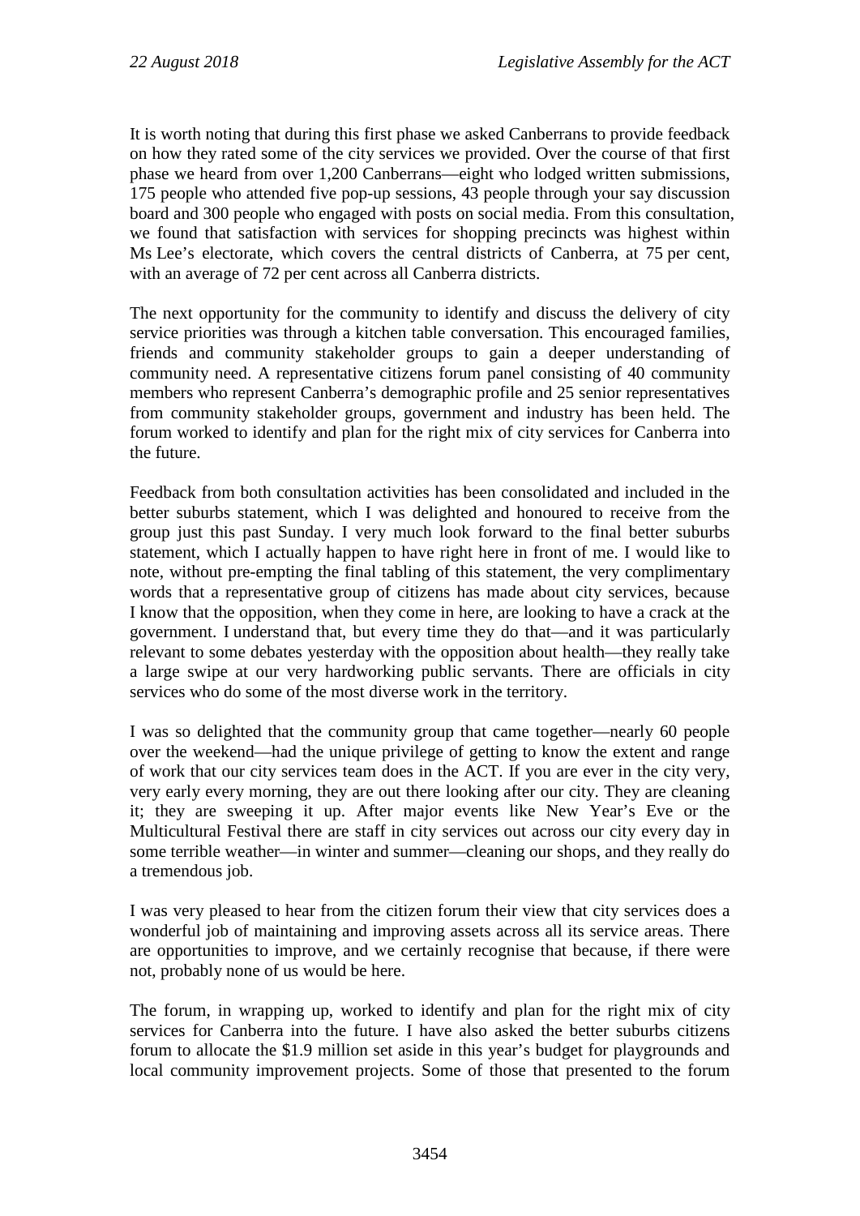It is worth noting that during this first phase we asked Canberrans to provide feedback on how they rated some of the city services we provided. Over the course of that first phase we heard from over 1,200 Canberrans—eight who lodged written submissions, 175 people who attended five pop-up sessions, 43 people through your say discussion board and 300 people who engaged with posts on social media. From this consultation, we found that satisfaction with services for shopping precincts was highest within Ms Lee's electorate, which covers the central districts of Canberra, at 75 per cent, with an average of 72 per cent across all Canberra districts.

The next opportunity for the community to identify and discuss the delivery of city service priorities was through a kitchen table conversation. This encouraged families, friends and community stakeholder groups to gain a deeper understanding of community need. A representative citizens forum panel consisting of 40 community members who represent Canberra's demographic profile and 25 senior representatives from community stakeholder groups, government and industry has been held. The forum worked to identify and plan for the right mix of city services for Canberra into the future.

Feedback from both consultation activities has been consolidated and included in the better suburbs statement, which I was delighted and honoured to receive from the group just this past Sunday. I very much look forward to the final better suburbs statement, which I actually happen to have right here in front of me. I would like to note, without pre-empting the final tabling of this statement, the very complimentary words that a representative group of citizens has made about city services, because I know that the opposition, when they come in here, are looking to have a crack at the government. I understand that, but every time they do that—and it was particularly relevant to some debates yesterday with the opposition about health—they really take a large swipe at our very hardworking public servants. There are officials in city services who do some of the most diverse work in the territory.

I was so delighted that the community group that came together—nearly 60 people over the weekend—had the unique privilege of getting to know the extent and range of work that our city services team does in the ACT. If you are ever in the city very, very early every morning, they are out there looking after our city. They are cleaning it; they are sweeping it up. After major events like New Year's Eve or the Multicultural Festival there are staff in city services out across our city every day in some terrible weather—in winter and summer—cleaning our shops, and they really do a tremendous job.

I was very pleased to hear from the citizen forum their view that city services does a wonderful job of maintaining and improving assets across all its service areas. There are opportunities to improve, and we certainly recognise that because, if there were not, probably none of us would be here.

The forum, in wrapping up, worked to identify and plan for the right mix of city services for Canberra into the future. I have also asked the better suburbs citizens forum to allocate the $1.9 million set aside in this year's budget for playgrounds and local community improvement projects. Some of those that presented to the forum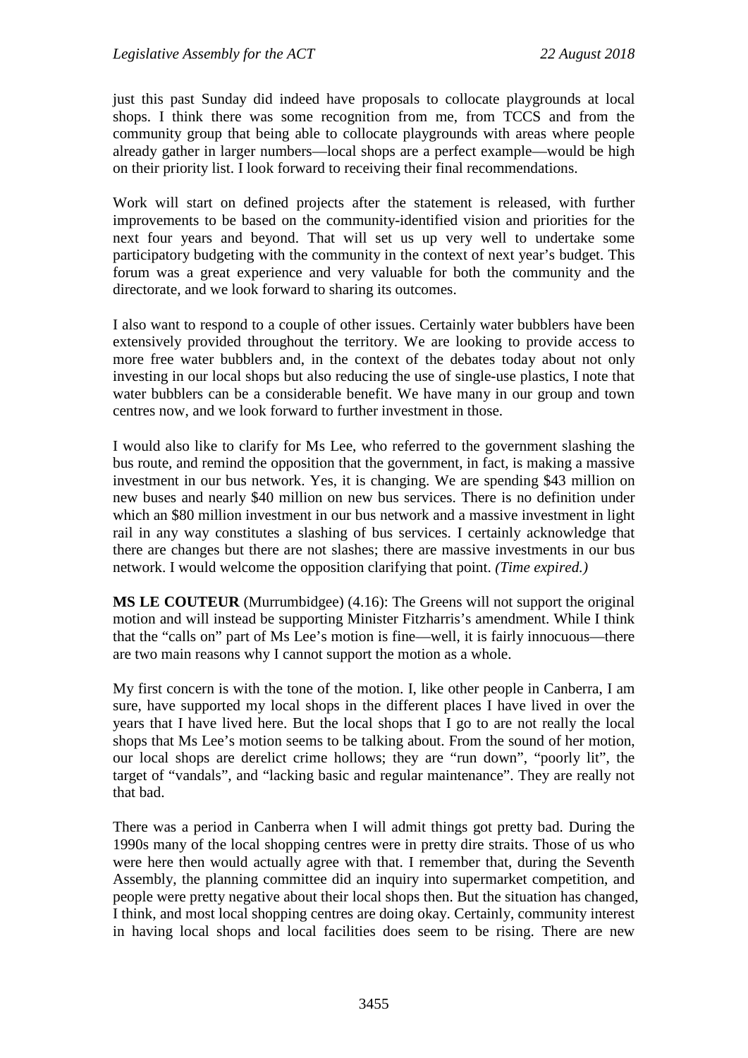just this past Sunday did indeed have proposals to collocate playgrounds at local shops. I think there was some recognition from me, from TCCS and from the community group that being able to collocate playgrounds with areas where people already gather in larger numbers—local shops are a perfect example—would be high on their priority list. I look forward to receiving their final recommendations.

Work will start on defined projects after the statement is released, with further improvements to be based on the community-identified vision and priorities for the next four years and beyond. That will set us up very well to undertake some participatory budgeting with the community in the context of next year's budget. This forum was a great experience and very valuable for both the community and the directorate, and we look forward to sharing its outcomes.

I also want to respond to a couple of other issues. Certainly water bubblers have been extensively provided throughout the territory. We are looking to provide access to more free water bubblers and, in the context of the debates today about not only investing in our local shops but also reducing the use of single-use plastics, I note that water bubblers can be a considerable benefit. We have many in our group and town centres now, and we look forward to further investment in those.

I would also like to clarify for Ms Lee, who referred to the government slashing the bus route, and remind the opposition that the government, in fact, is making a massive investment in our bus network. Yes, it is changing. We are spending $43 million on new buses and nearly $40 million on new bus services. There is no definition under which an $80 million investment in our bus network and a massive investment in light rail in any way constitutes a slashing of bus services. I certainly acknowledge that there are changes but there are not slashes; there are massive investments in our bus network. I would welcome the opposition clarifying that point. *(Time expired.)*

**MS LE COUTEUR** (Murrumbidgee) (4.16): The Greens will not support the original motion and will instead be supporting Minister Fitzharris's amendment. While I think that the "calls on" part of Ms Lee's motion is fine—well, it is fairly innocuous—there are two main reasons why I cannot support the motion as a whole.

My first concern is with the tone of the motion. I, like other people in Canberra, I am sure, have supported my local shops in the different places I have lived in over the years that I have lived here. But the local shops that I go to are not really the local shops that Ms Lee's motion seems to be talking about. From the sound of her motion, our local shops are derelict crime hollows; they are "run down", "poorly lit", the target of "vandals", and "lacking basic and regular maintenance". They are really not that bad.

There was a period in Canberra when I will admit things got pretty bad. During the 1990s many of the local shopping centres were in pretty dire straits. Those of us who were here then would actually agree with that. I remember that, during the Seventh Assembly, the planning committee did an inquiry into supermarket competition, and people were pretty negative about their local shops then. But the situation has changed, I think, and most local shopping centres are doing okay. Certainly, community interest in having local shops and local facilities does seem to be rising. There are new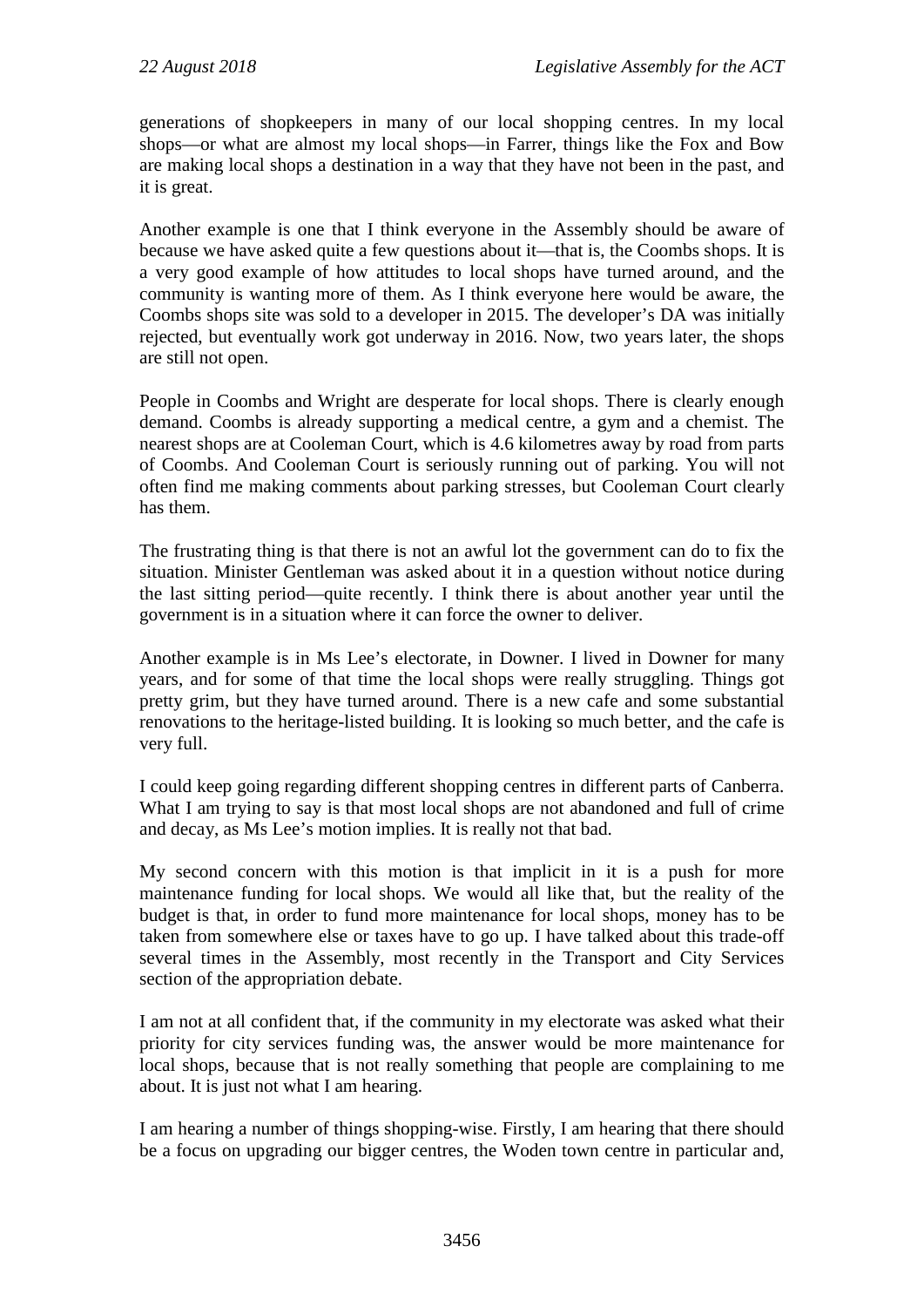generations of shopkeepers in many of our local shopping centres. In my local shops—or what are almost my local shops—in Farrer, things like the Fox and Bow are making local shops a destination in a way that they have not been in the past, and it is great.

Another example is one that I think everyone in the Assembly should be aware of because we have asked quite a few questions about it—that is, the Coombs shops. It is a very good example of how attitudes to local shops have turned around, and the community is wanting more of them. As I think everyone here would be aware, the Coombs shops site was sold to a developer in 2015. The developer's DA was initially rejected, but eventually work got underway in 2016. Now, two years later, the shops are still not open.

People in Coombs and Wright are desperate for local shops. There is clearly enough demand. Coombs is already supporting a medical centre, a gym and a chemist. The nearest shops are at Cooleman Court, which is 4.6 kilometres away by road from parts of Coombs. And Cooleman Court is seriously running out of parking. You will not often find me making comments about parking stresses, but Cooleman Court clearly has them.

The frustrating thing is that there is not an awful lot the government can do to fix the situation. Minister Gentleman was asked about it in a question without notice during the last sitting period—quite recently. I think there is about another year until the government is in a situation where it can force the owner to deliver.

Another example is in Ms Lee's electorate, in Downer. I lived in Downer for many years, and for some of that time the local shops were really struggling. Things got pretty grim, but they have turned around. There is a new cafe and some substantial renovations to the heritage-listed building. It is looking so much better, and the cafe is very full.

I could keep going regarding different shopping centres in different parts of Canberra. What I am trying to say is that most local shops are not abandoned and full of crime and decay, as Ms Lee's motion implies. It is really not that bad.

My second concern with this motion is that implicit in it is a push for more maintenance funding for local shops. We would all like that, but the reality of the budget is that, in order to fund more maintenance for local shops, money has to be taken from somewhere else or taxes have to go up. I have talked about this trade-off several times in the Assembly, most recently in the Transport and City Services section of the appropriation debate.

I am not at all confident that, if the community in my electorate was asked what their priority for city services funding was, the answer would be more maintenance for local shops, because that is not really something that people are complaining to me about. It is just not what I am hearing.

I am hearing a number of things shopping-wise. Firstly, I am hearing that there should be a focus on upgrading our bigger centres, the Woden town centre in particular and,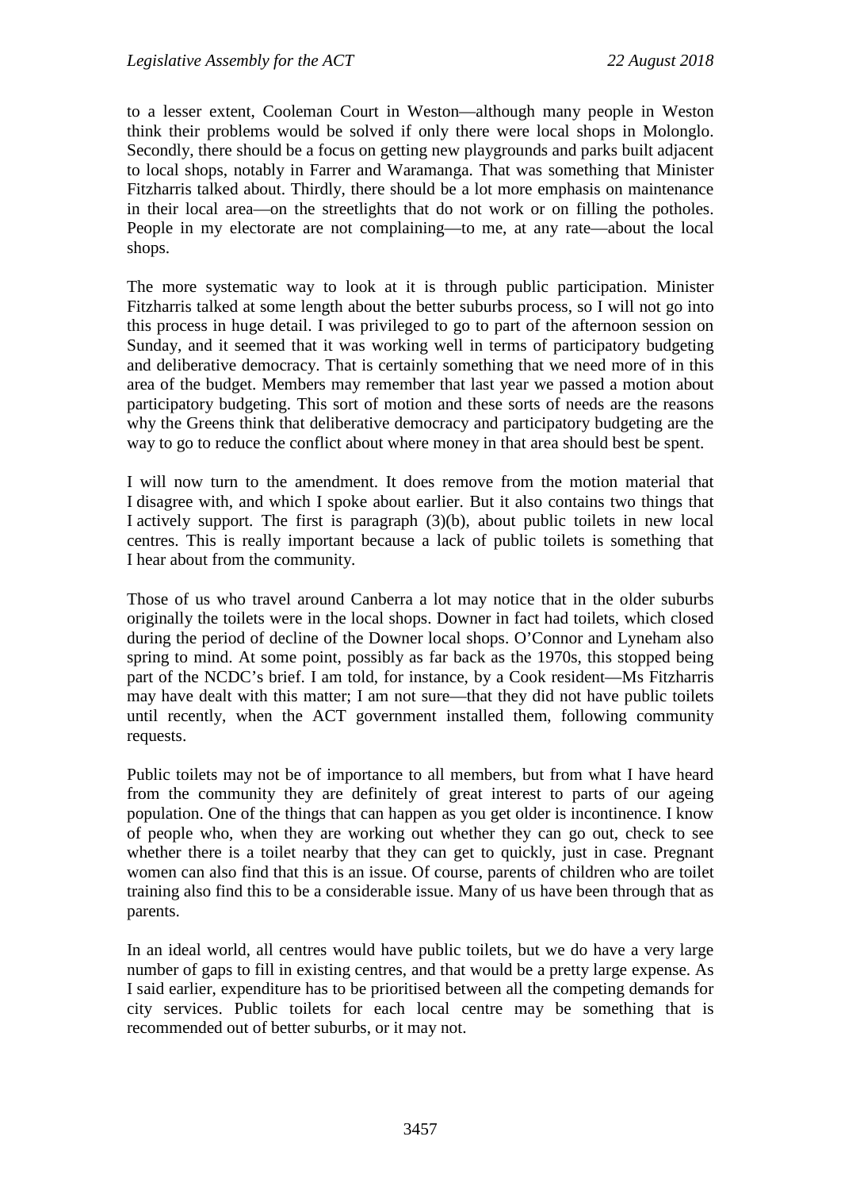to a lesser extent, Cooleman Court in Weston—although many people in Weston think their problems would be solved if only there were local shops in Molonglo. Secondly, there should be a focus on getting new playgrounds and parks built adjacent to local shops, notably in Farrer and Waramanga. That was something that Minister Fitzharris talked about. Thirdly, there should be a lot more emphasis on maintenance in their local area—on the streetlights that do not work or on filling the potholes. People in my electorate are not complaining—to me, at any rate—about the local shops.

The more systematic way to look at it is through public participation. Minister Fitzharris talked at some length about the better suburbs process, so I will not go into this process in huge detail. I was privileged to go to part of the afternoon session on Sunday, and it seemed that it was working well in terms of participatory budgeting and deliberative democracy. That is certainly something that we need more of in this area of the budget. Members may remember that last year we passed a motion about participatory budgeting. This sort of motion and these sorts of needs are the reasons why the Greens think that deliberative democracy and participatory budgeting are the way to go to reduce the conflict about where money in that area should best be spent.

I will now turn to the amendment. It does remove from the motion material that I disagree with, and which I spoke about earlier. But it also contains two things that I actively support. The first is paragraph (3)(b), about public toilets in new local centres. This is really important because a lack of public toilets is something that I hear about from the community.

Those of us who travel around Canberra a lot may notice that in the older suburbs originally the toilets were in the local shops. Downer in fact had toilets, which closed during the period of decline of the Downer local shops. O'Connor and Lyneham also spring to mind. At some point, possibly as far back as the 1970s, this stopped being part of the NCDC's brief. I am told, for instance, by a Cook resident—Ms Fitzharris may have dealt with this matter; I am not sure—that they did not have public toilets until recently, when the ACT government installed them, following community requests.

Public toilets may not be of importance to all members, but from what I have heard from the community they are definitely of great interest to parts of our ageing population. One of the things that can happen as you get older is incontinence. I know of people who, when they are working out whether they can go out, check to see whether there is a toilet nearby that they can get to quickly, just in case. Pregnant women can also find that this is an issue. Of course, parents of children who are toilet training also find this to be a considerable issue. Many of us have been through that as parents.

In an ideal world, all centres would have public toilets, but we do have a very large number of gaps to fill in existing centres, and that would be a pretty large expense. As I said earlier, expenditure has to be prioritised between all the competing demands for city services. Public toilets for each local centre may be something that is recommended out of better suburbs, or it may not.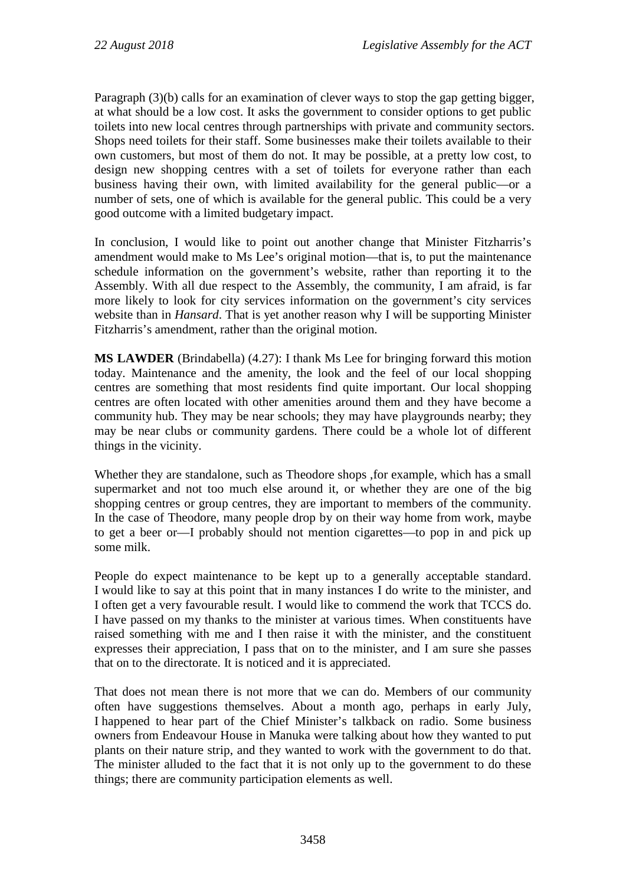Paragraph (3)(b) calls for an examination of clever ways to stop the gap getting bigger, at what should be a low cost. It asks the government to consider options to get public toilets into new local centres through partnerships with private and community sectors. Shops need toilets for their staff. Some businesses make their toilets available to their own customers, but most of them do not. It may be possible, at a pretty low cost, to design new shopping centres with a set of toilets for everyone rather than each business having their own, with limited availability for the general public—or a number of sets, one of which is available for the general public. This could be a very good outcome with a limited budgetary impact.

In conclusion, I would like to point out another change that Minister Fitzharris's amendment would make to Ms Lee's original motion—that is, to put the maintenance schedule information on the government's website, rather than reporting it to the Assembly. With all due respect to the Assembly, the community, I am afraid, is far more likely to look for city services information on the government's city services website than in *Hansard*. That is yet another reason why I will be supporting Minister Fitzharris's amendment, rather than the original motion.

**MS LAWDER** (Brindabella) (4.27): I thank Ms Lee for bringing forward this motion today. Maintenance and the amenity, the look and the feel of our local shopping centres are something that most residents find quite important. Our local shopping centres are often located with other amenities around them and they have become a community hub. They may be near schools; they may have playgrounds nearby; they may be near clubs or community gardens. There could be a whole lot of different things in the vicinity.

Whether they are standalone, such as Theodore shops ,for example, which has a small supermarket and not too much else around it, or whether they are one of the big shopping centres or group centres, they are important to members of the community. In the case of Theodore, many people drop by on their way home from work, maybe to get a beer or—I probably should not mention cigarettes—to pop in and pick up some milk.

People do expect maintenance to be kept up to a generally acceptable standard. I would like to say at this point that in many instances I do write to the minister, and I often get a very favourable result. I would like to commend the work that TCCS do. I have passed on my thanks to the minister at various times. When constituents have raised something with me and I then raise it with the minister, and the constituent expresses their appreciation, I pass that on to the minister, and I am sure she passes that on to the directorate. It is noticed and it is appreciated.

That does not mean there is not more that we can do. Members of our community often have suggestions themselves. About a month ago, perhaps in early July, I happened to hear part of the Chief Minister's talkback on radio. Some business owners from Endeavour House in Manuka were talking about how they wanted to put plants on their nature strip, and they wanted to work with the government to do that. The minister alluded to the fact that it is not only up to the government to do these things; there are community participation elements as well.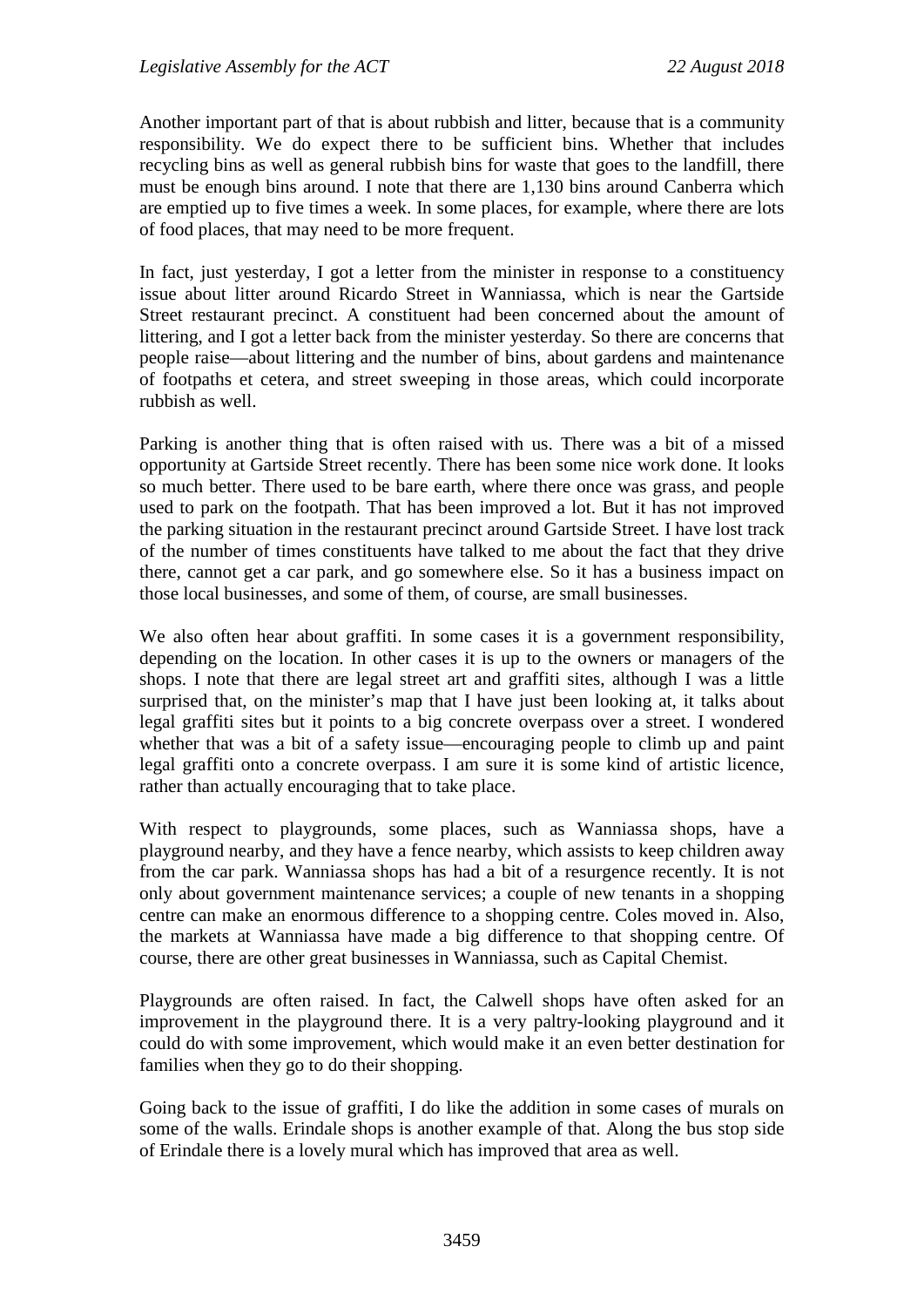Another important part of that is about rubbish and litter, because that is a community responsibility. We do expect there to be sufficient bins. Whether that includes recycling bins as well as general rubbish bins for waste that goes to the landfill, there must be enough bins around. I note that there are 1,130 bins around Canberra which are emptied up to five times a week. In some places, for example, where there are lots of food places, that may need to be more frequent.

In fact, just yesterday, I got a letter from the minister in response to a constituency issue about litter around Ricardo Street in Wanniassa, which is near the Gartside Street restaurant precinct. A constituent had been concerned about the amount of littering, and I got a letter back from the minister yesterday. So there are concerns that people raise—about littering and the number of bins, about gardens and maintenance of footpaths et cetera, and street sweeping in those areas, which could incorporate rubbish as well.

Parking is another thing that is often raised with us. There was a bit of a missed opportunity at Gartside Street recently. There has been some nice work done. It looks so much better. There used to be bare earth, where there once was grass, and people used to park on the footpath. That has been improved a lot. But it has not improved the parking situation in the restaurant precinct around Gartside Street. I have lost track of the number of times constituents have talked to me about the fact that they drive there, cannot get a car park, and go somewhere else. So it has a business impact on those local businesses, and some of them, of course, are small businesses.

We also often hear about graffiti. In some cases it is a government responsibility, depending on the location. In other cases it is up to the owners or managers of the shops. I note that there are legal street art and graffiti sites, although I was a little surprised that, on the minister's map that I have just been looking at, it talks about legal graffiti sites but it points to a big concrete overpass over a street. I wondered whether that was a bit of a safety issue—encouraging people to climb up and paint legal graffiti onto a concrete overpass. I am sure it is some kind of artistic licence, rather than actually encouraging that to take place.

With respect to playgrounds, some places, such as Wanniassa shops, have a playground nearby, and they have a fence nearby, which assists to keep children away from the car park. Wanniassa shops has had a bit of a resurgence recently. It is not only about government maintenance services; a couple of new tenants in a shopping centre can make an enormous difference to a shopping centre. Coles moved in. Also, the markets at Wanniassa have made a big difference to that shopping centre. Of course, there are other great businesses in Wanniassa, such as Capital Chemist.

Playgrounds are often raised. In fact, the Calwell shops have often asked for an improvement in the playground there. It is a very paltry-looking playground and it could do with some improvement, which would make it an even better destination for families when they go to do their shopping.

Going back to the issue of graffiti, I do like the addition in some cases of murals on some of the walls. Erindale shops is another example of that. Along the bus stop side of Erindale there is a lovely mural which has improved that area as well.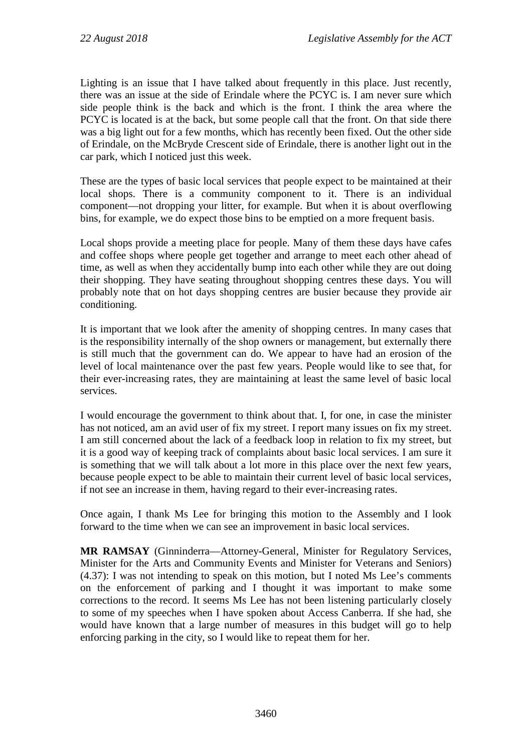Lighting is an issue that I have talked about frequently in this place. Just recently, there was an issue at the side of Erindale where the PCYC is. I am never sure which side people think is the back and which is the front. I think the area where the PCYC is located is at the back, but some people call that the front. On that side there was a big light out for a few months, which has recently been fixed. Out the other side of Erindale, on the McBryde Crescent side of Erindale, there is another light out in the car park, which I noticed just this week.

These are the types of basic local services that people expect to be maintained at their local shops. There is a community component to it. There is an individual component—not dropping your litter, for example. But when it is about overflowing bins, for example, we do expect those bins to be emptied on a more frequent basis.

Local shops provide a meeting place for people. Many of them these days have cafes and coffee shops where people get together and arrange to meet each other ahead of time, as well as when they accidentally bump into each other while they are out doing their shopping. They have seating throughout shopping centres these days. You will probably note that on hot days shopping centres are busier because they provide air conditioning.

It is important that we look after the amenity of shopping centres. In many cases that is the responsibility internally of the shop owners or management, but externally there is still much that the government can do. We appear to have had an erosion of the level of local maintenance over the past few years. People would like to see that, for their ever-increasing rates, they are maintaining at least the same level of basic local services.

I would encourage the government to think about that. I, for one, in case the minister has not noticed, am an avid user of fix my street. I report many issues on fix my street. I am still concerned about the lack of a feedback loop in relation to fix my street, but it is a good way of keeping track of complaints about basic local services. I am sure it is something that we will talk about a lot more in this place over the next few years, because people expect to be able to maintain their current level of basic local services, if not see an increase in them, having regard to their ever-increasing rates.

Once again, I thank Ms Lee for bringing this motion to the Assembly and I look forward to the time when we can see an improvement in basic local services.

**MR RAMSAY** (Ginninderra—Attorney-General, Minister for Regulatory Services, Minister for the Arts and Community Events and Minister for Veterans and Seniors) (4.37): I was not intending to speak on this motion, but I noted Ms Lee's comments on the enforcement of parking and I thought it was important to make some corrections to the record. It seems Ms Lee has not been listening particularly closely to some of my speeches when I have spoken about Access Canberra. If she had, she would have known that a large number of measures in this budget will go to help enforcing parking in the city, so I would like to repeat them for her.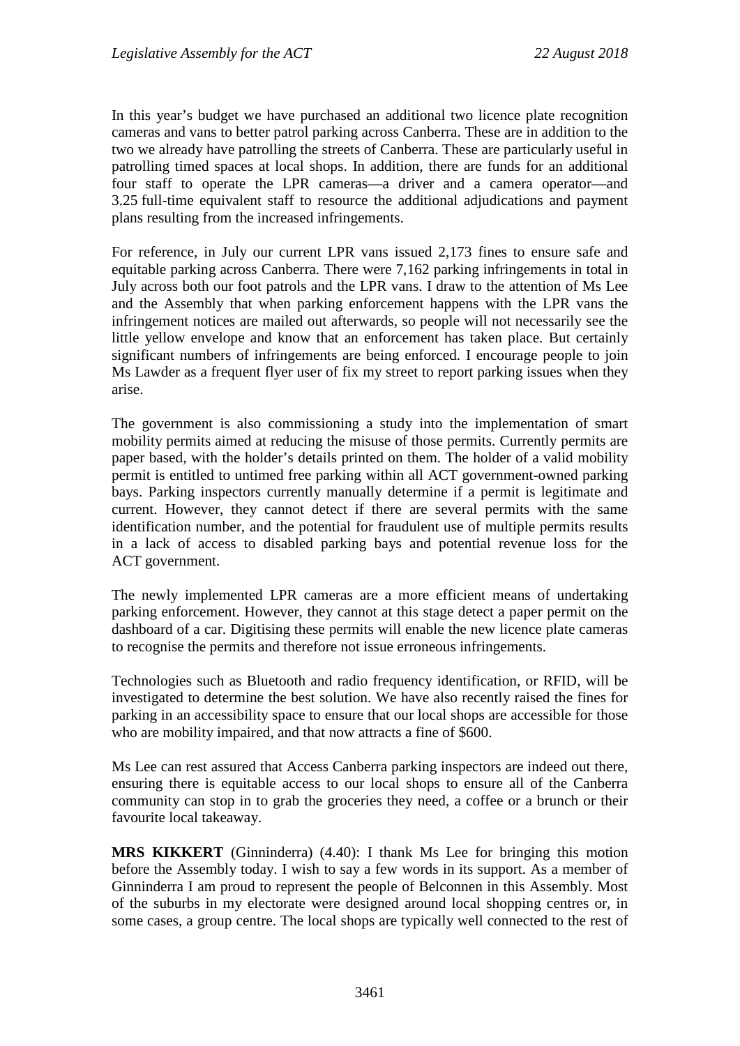In this year's budget we have purchased an additional two licence plate recognition cameras and vans to better patrol parking across Canberra. These are in addition to the two we already have patrolling the streets of Canberra. These are particularly useful in patrolling timed spaces at local shops. In addition, there are funds for an additional four staff to operate the LPR cameras—a driver and a camera operator—and 3.25 full-time equivalent staff to resource the additional adjudications and payment plans resulting from the increased infringements.

For reference, in July our current LPR vans issued 2,173 fines to ensure safe and equitable parking across Canberra. There were 7,162 parking infringements in total in July across both our foot patrols and the LPR vans. I draw to the attention of Ms Lee and the Assembly that when parking enforcement happens with the LPR vans the infringement notices are mailed out afterwards, so people will not necessarily see the little yellow envelope and know that an enforcement has taken place. But certainly significant numbers of infringements are being enforced. I encourage people to join Ms Lawder as a frequent flyer user of fix my street to report parking issues when they arise.

The government is also commissioning a study into the implementation of smart mobility permits aimed at reducing the misuse of those permits. Currently permits are paper based, with the holder's details printed on them. The holder of a valid mobility permit is entitled to untimed free parking within all ACT government-owned parking bays. Parking inspectors currently manually determine if a permit is legitimate and current. However, they cannot detect if there are several permits with the same identification number, and the potential for fraudulent use of multiple permits results in a lack of access to disabled parking bays and potential revenue loss for the ACT government.

The newly implemented LPR cameras are a more efficient means of undertaking parking enforcement. However, they cannot at this stage detect a paper permit on the dashboard of a car. Digitising these permits will enable the new licence plate cameras to recognise the permits and therefore not issue erroneous infringements.

Technologies such as Bluetooth and radio frequency identification, or RFID, will be investigated to determine the best solution. We have also recently raised the fines for parking in an accessibility space to ensure that our local shops are accessible for those who are mobility impaired, and that now attracts a fine of $600.

Ms Lee can rest assured that Access Canberra parking inspectors are indeed out there, ensuring there is equitable access to our local shops to ensure all of the Canberra community can stop in to grab the groceries they need, a coffee or a brunch or their favourite local takeaway.

**MRS KIKKERT** (Ginninderra) (4.40): I thank Ms Lee for bringing this motion before the Assembly today. I wish to say a few words in its support. As a member of Ginninderra I am proud to represent the people of Belconnen in this Assembly. Most of the suburbs in my electorate were designed around local shopping centres or, in some cases, a group centre. The local shops are typically well connected to the rest of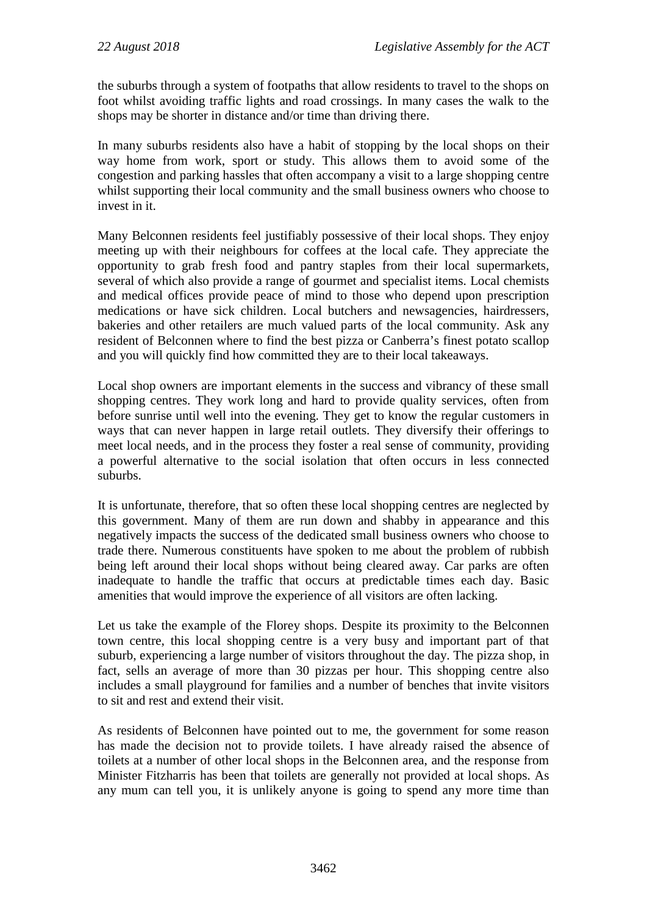the suburbs through a system of footpaths that allow residents to travel to the shops on foot whilst avoiding traffic lights and road crossings. In many cases the walk to the shops may be shorter in distance and/or time than driving there.

In many suburbs residents also have a habit of stopping by the local shops on their way home from work, sport or study. This allows them to avoid some of the congestion and parking hassles that often accompany a visit to a large shopping centre whilst supporting their local community and the small business owners who choose to invest in it.

Many Belconnen residents feel justifiably possessive of their local shops. They enjoy meeting up with their neighbours for coffees at the local cafe. They appreciate the opportunity to grab fresh food and pantry staples from their local supermarkets, several of which also provide a range of gourmet and specialist items. Local chemists and medical offices provide peace of mind to those who depend upon prescription medications or have sick children. Local butchers and newsagencies, hairdressers, bakeries and other retailers are much valued parts of the local community. Ask any resident of Belconnen where to find the best pizza or Canberra's finest potato scallop and you will quickly find how committed they are to their local takeaways.

Local shop owners are important elements in the success and vibrancy of these small shopping centres. They work long and hard to provide quality services, often from before sunrise until well into the evening. They get to know the regular customers in ways that can never happen in large retail outlets. They diversify their offerings to meet local needs, and in the process they foster a real sense of community, providing a powerful alternative to the social isolation that often occurs in less connected suburbs.

It is unfortunate, therefore, that so often these local shopping centres are neglected by this government. Many of them are run down and shabby in appearance and this negatively impacts the success of the dedicated small business owners who choose to trade there. Numerous constituents have spoken to me about the problem of rubbish being left around their local shops without being cleared away. Car parks are often inadequate to handle the traffic that occurs at predictable times each day. Basic amenities that would improve the experience of all visitors are often lacking.

Let us take the example of the Florey shops. Despite its proximity to the Belconnen town centre, this local shopping centre is a very busy and important part of that suburb, experiencing a large number of visitors throughout the day. The pizza shop, in fact, sells an average of more than 30 pizzas per hour. This shopping centre also includes a small playground for families and a number of benches that invite visitors to sit and rest and extend their visit.

As residents of Belconnen have pointed out to me, the government for some reason has made the decision not to provide toilets. I have already raised the absence of toilets at a number of other local shops in the Belconnen area, and the response from Minister Fitzharris has been that toilets are generally not provided at local shops. As any mum can tell you, it is unlikely anyone is going to spend any more time than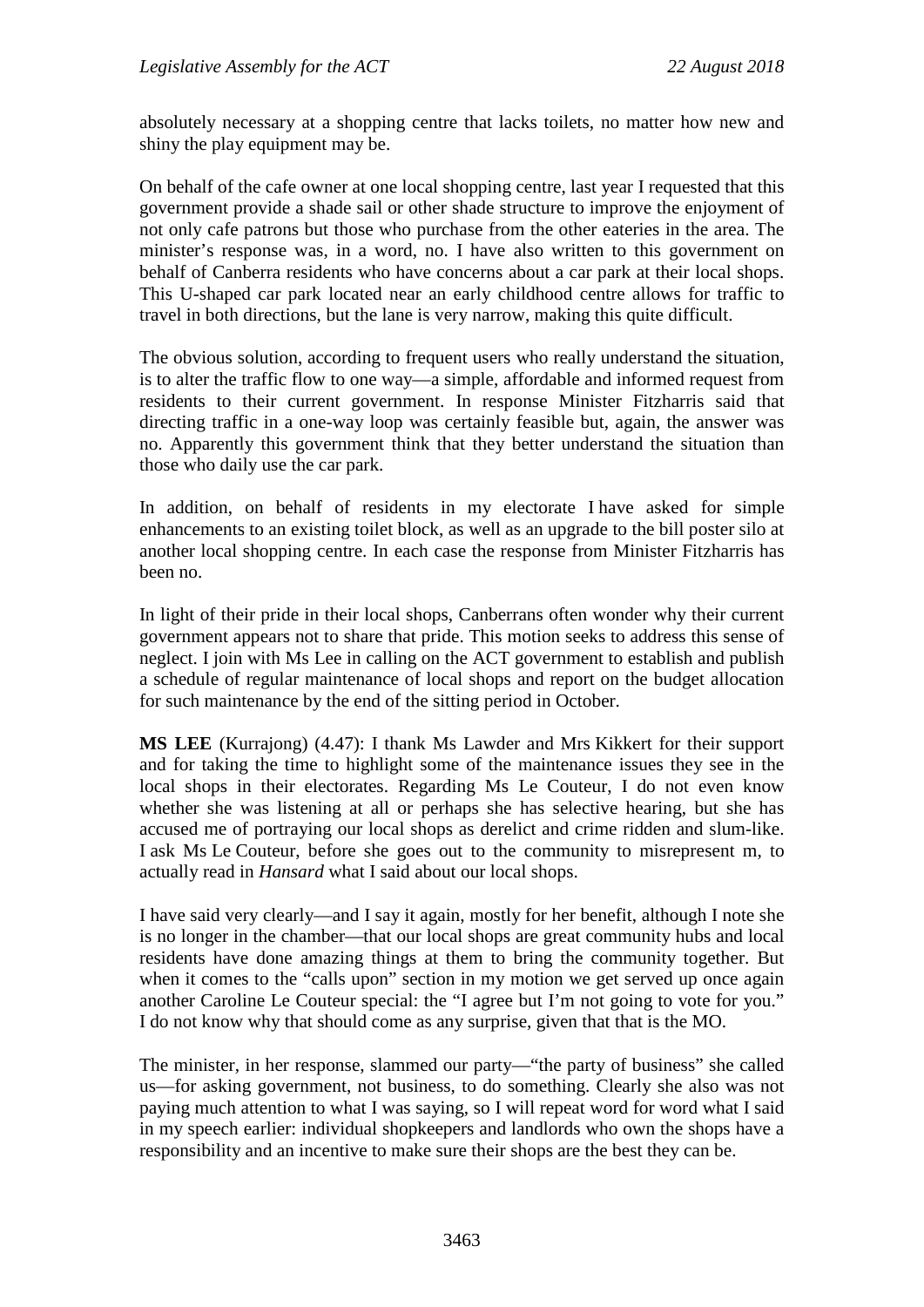absolutely necessary at a shopping centre that lacks toilets, no matter how new and shiny the play equipment may be.

On behalf of the cafe owner at one local shopping centre, last year I requested that this government provide a shade sail or other shade structure to improve the enjoyment of not only cafe patrons but those who purchase from the other eateries in the area. The minister's response was, in a word, no. I have also written to this government on behalf of Canberra residents who have concerns about a car park at their local shops. This U-shaped car park located near an early childhood centre allows for traffic to travel in both directions, but the lane is very narrow, making this quite difficult.

The obvious solution, according to frequent users who really understand the situation, is to alter the traffic flow to one way—a simple, affordable and informed request from residents to their current government. In response Minister Fitzharris said that directing traffic in a one-way loop was certainly feasible but, again, the answer was no. Apparently this government think that they better understand the situation than those who daily use the car park.

In addition, on behalf of residents in my electorate I have asked for simple enhancements to an existing toilet block, as well as an upgrade to the bill poster silo at another local shopping centre. In each case the response from Minister Fitzharris has been no.

In light of their pride in their local shops, Canberrans often wonder why their current government appears not to share that pride. This motion seeks to address this sense of neglect. I join with Ms Lee in calling on the ACT government to establish and publish a schedule of regular maintenance of local shops and report on the budget allocation for such maintenance by the end of the sitting period in October.

**MS LEE** (Kurrajong) (4.47): I thank Ms Lawder and Mrs Kikkert for their support and for taking the time to highlight some of the maintenance issues they see in the local shops in their electorates. Regarding Ms Le Couteur, I do not even know whether she was listening at all or perhaps she has selective hearing, but she has accused me of portraying our local shops as derelict and crime ridden and slum-like. I ask Ms Le Couteur, before she goes out to the community to misrepresent m, to actually read in *Hansard* what I said about our local shops.

I have said very clearly—and I say it again, mostly for her benefit, although I note she is no longer in the chamber—that our local shops are great community hubs and local residents have done amazing things at them to bring the community together. But when it comes to the "calls upon" section in my motion we get served up once again another Caroline Le Couteur special: the "I agree but I'm not going to vote for you." I do not know why that should come as any surprise, given that that is the MO.

The minister, in her response, slammed our party—"the party of business" she called us—for asking government, not business, to do something. Clearly she also was not paying much attention to what I was saying, so I will repeat word for word what I said in my speech earlier: individual shopkeepers and landlords who own the shops have a responsibility and an incentive to make sure their shops are the best they can be.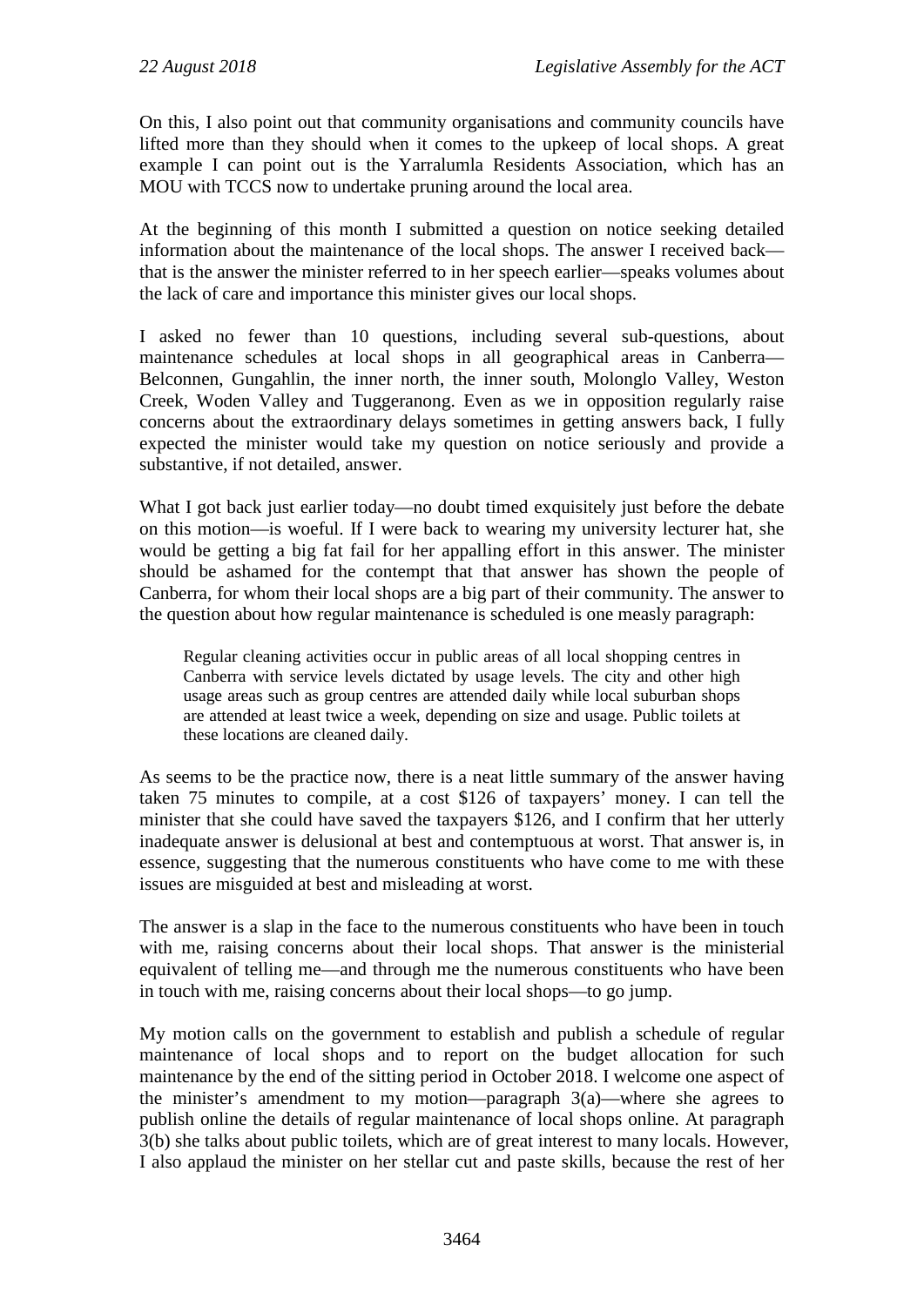On this, I also point out that community organisations and community councils have lifted more than they should when it comes to the upkeep of local shops. A great example I can point out is the Yarralumla Residents Association, which has an MOU with TCCS now to undertake pruning around the local area.

At the beginning of this month I submitted a question on notice seeking detailed information about the maintenance of the local shops. The answer I received back—that is the answer the minister referred to in her speech earlier—speaks volumes about the lack of care and importance this minister gives our local shops.

I asked no fewer than 10 questions, including several sub-questions, about maintenance schedules at local shops in all geographical areas in Canberra—Belconnen, Gungahlin, the inner north, the inner south, Molonglo Valley, Weston Creek, Woden Valley and Tuggeranong. Even as we in opposition regularly raise concerns about the extraordinary delays sometimes in getting answers back, I fully expected the minister would take my question on notice seriously and provide a substantive, if not detailed, answer.

What I got back just earlier today—no doubt timed exquisitely just before the debate on this motion—is woeful. If I were back to wearing my university lecturer hat, she would be getting a big fat fail for her appalling effort in this answer. The minister should be ashamed for the contempt that that answer has shown the people of Canberra, for whom their local shops are a big part of their community. The answer to the question about how regular maintenance is scheduled is one measly paragraph:

> Regular cleaning activities occur in public areas of all local shopping centres in Canberra with service levels dictated by usage levels. The city and other high usage areas such as group centres are attended daily while local suburban shops are attended at least twice a week, depending on size and usage. Public toilets at these locations are cleaned daily.

As seems to be the practice now, there is a neat little summary of the answer having taken 75 minutes to compile, at a cost $126 of taxpayers' money. I can tell the minister that she could have saved the taxpayers $126, and I confirm that her utterly inadequate answer is delusional at best and contemptuous at worst. That answer is, in essence, suggesting that the numerous constituents who have come to me with these issues are misguided at best and misleading at worst.

The answer is a slap in the face to the numerous constituents who have been in touch with me, raising concerns about their local shops. That answer is the ministerial equivalent of telling me—and through me the numerous constituents who have been in touch with me, raising concerns about their local shops—to go jump.

My motion calls on the government to establish and publish a schedule of regular maintenance of local shops and to report on the budget allocation for such maintenance by the end of the sitting period in October 2018. I welcome one aspect of the minister's amendment to my motion—paragraph 3(a)—where she agrees to publish online the details of regular maintenance of local shops online. At paragraph 3(b) she talks about public toilets, which are of great interest to many locals. However, I also applaud the minister on her stellar cut and paste skills, because the rest of her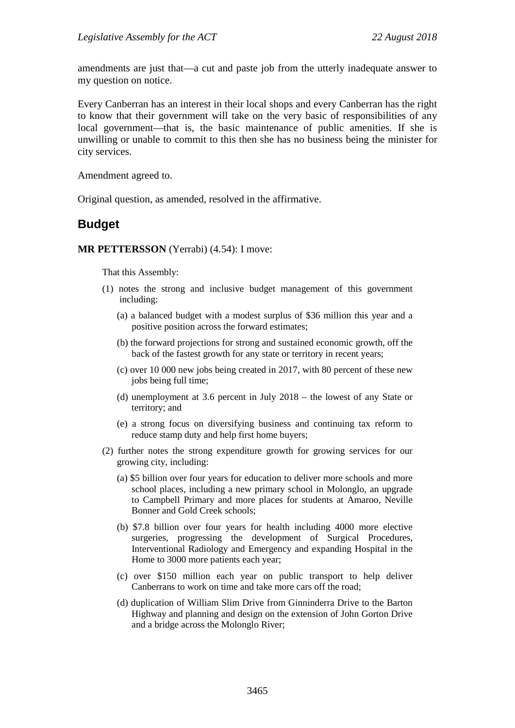amendments are just that—a cut and paste job from the utterly inadequate answer to my question on notice.

Every Canberran has an interest in their local shops and every Canberran has the right to know that their government will take on the very basic of responsibilities of any local government—that is, the basic maintenance of public amenities. If she is unwilling or unable to commit to this then she has no business being the minister for city services.

Amendment agreed to.

Original question, as amended, resolved in the affirmative.

## Budget

**MR PETTERSSON** (Yerrabi) (4.54): I move:

> That this Assembly:
>
> (1) notes the strong and inclusive budget management of this government including:
>
> (a) a balanced budget with a modest surplus of $36 million this year and a positive position across the forward estimates;
>
> (b) the forward projections for strong and sustained economic growth, off the back of the fastest growth for any state or territory in recent years;
>
> (c) over 10 000 new jobs being created in 2017, with 80 percent of these new jobs being full time;
>
> (d) unemployment at 3.6 percent in July 2018 – the lowest of any State or territory; and
>
> (e) a strong focus on diversifying business and continuing tax reform to reduce stamp duty and help first home buyers;
>
> (2) further notes the strong expenditure growth for growing services for our growing city, including:
>
> (a) $5 billion over four years for education to deliver more schools and more school places, including a new primary school in Molonglo, an upgrade to Campbell Primary and more places for students at Amaroo, Neville Bonner and Gold Creek schools;
>
> (b) $7.8 billion over four years for health including 4000 more elective surgeries, progressing the development of Surgical Procedures, Interventional Radiology and Emergency and expanding Hospital in the Home to 3000 more patients each year;
>
> (c) over $150 million each year on public transport to help deliver Canberrans to work on time and take more cars off the road;
>
> (d) duplication of William Slim Drive from Ginninderra Drive to the Barton Highway and planning and design on the extension of John Gorton Drive and a bridge across the Molonglo River;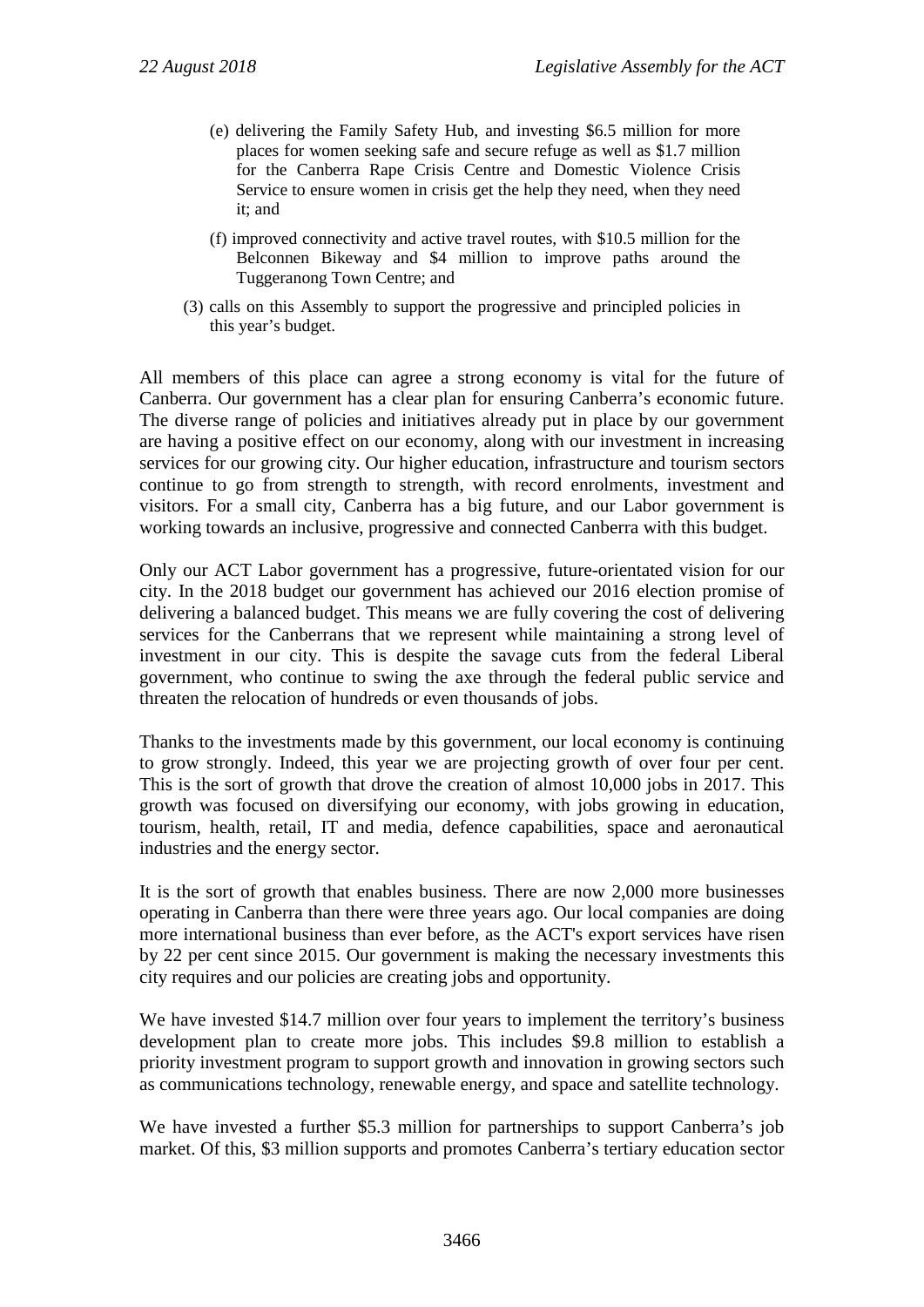(e) delivering the Family Safety Hub, and investing $6.5 million for more places for women seeking safe and secure refuge as well as $1.7 million for the Canberra Rape Crisis Centre and Domestic Violence Crisis Service to ensure women in crisis get the help they need, when they need it; and

(f) improved connectivity and active travel routes, with $10.5 million for the Belconnen Bikeway and $4 million to improve paths around the Tuggeranong Town Centre; and

(3) calls on this Assembly to support the progressive and principled policies in this year's budget.

All members of this place can agree a strong economy is vital for the future of Canberra. Our government has a clear plan for ensuring Canberra's economic future. The diverse range of policies and initiatives already put in place by our government are having a positive effect on our economy, along with our investment in increasing services for our growing city. Our higher education, infrastructure and tourism sectors continue to go from strength to strength, with record enrolments, investment and visitors. For a small city, Canberra has a big future, and our Labor government is working towards an inclusive, progressive and connected Canberra with this budget.

Only our ACT Labor government has a progressive, future-orientated vision for our city. In the 2018 budget our government has achieved our 2016 election promise of delivering a balanced budget. This means we are fully covering the cost of delivering services for the Canberrans that we represent while maintaining a strong level of investment in our city. This is despite the savage cuts from the federal Liberal government, who continue to swing the axe through the federal public service and threaten the relocation of hundreds or even thousands of jobs.

Thanks to the investments made by this government, our local economy is continuing to grow strongly. Indeed, this year we are projecting growth of over four per cent. This is the sort of growth that drove the creation of almost 10,000 jobs in 2017. This growth was focused on diversifying our economy, with jobs growing in education, tourism, health, retail, IT and media, defence capabilities, space and aeronautical industries and the energy sector.

It is the sort of growth that enables business. There are now 2,000 more businesses operating in Canberra than there were three years ago. Our local companies are doing more international business than ever before, as the ACT's export services have risen by 22 per cent since 2015. Our government is making the necessary investments this city requires and our policies are creating jobs and opportunity.

We have invested $14.7 million over four years to implement the territory's business development plan to create more jobs. This includes $9.8 million to establish a priority investment program to support growth and innovation in growing sectors such as communications technology, renewable energy, and space and satellite technology.

We have invested a further $5.3 million for partnerships to support Canberra's job market. Of this, $3 million supports and promotes Canberra's tertiary education sector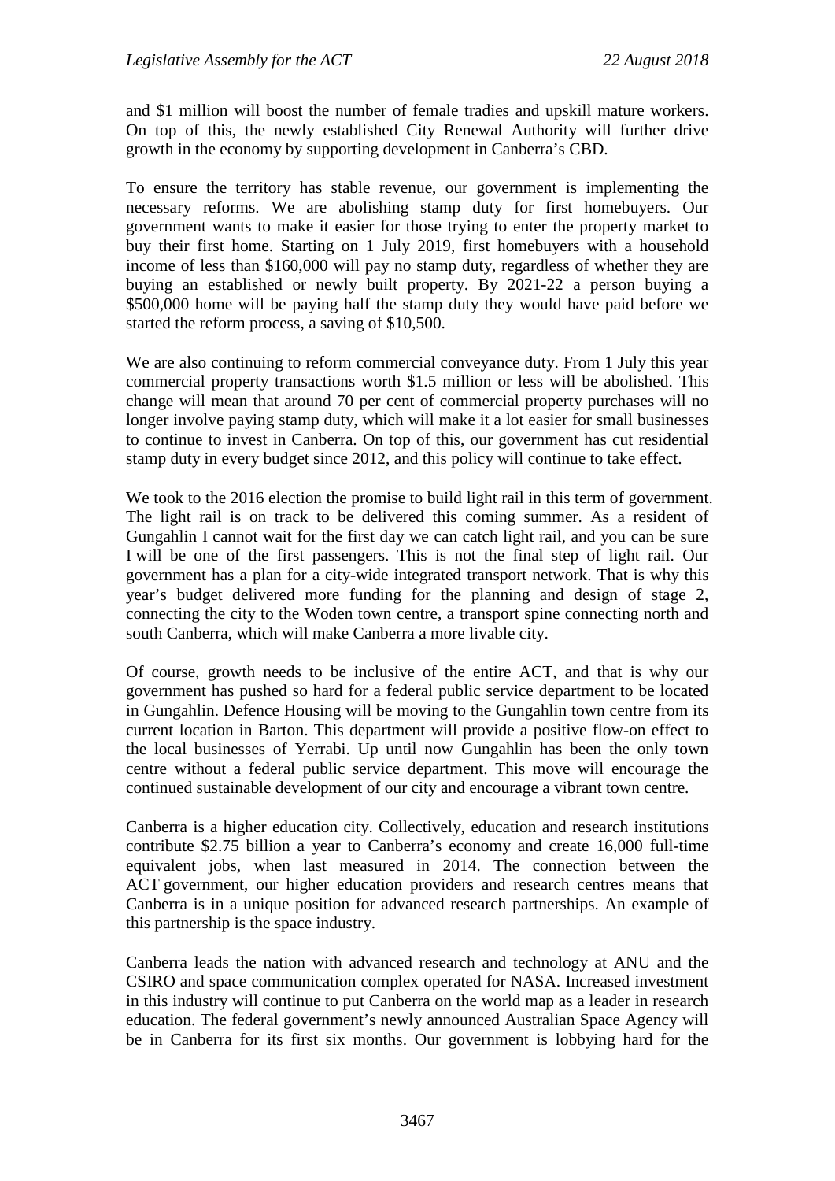and $1 million will boost the number of female tradies and upskill mature workers. On top of this, the newly established City Renewal Authority will further drive growth in the economy by supporting development in Canberra's CBD.

To ensure the territory has stable revenue, our government is implementing the necessary reforms. We are abolishing stamp duty for first homebuyers. Our government wants to make it easier for those trying to enter the property market to buy their first home. Starting on 1 July 2019, first homebuyers with a household income of less than $160,000 will pay no stamp duty, regardless of whether they are buying an established or newly built property. By 2021-22 a person buying a $500,000 home will be paying half the stamp duty they would have paid before we started the reform process, a saving of $10,500.

We are also continuing to reform commercial conveyance duty. From 1 July this year commercial property transactions worth $1.5 million or less will be abolished. This change will mean that around 70 per cent of commercial property purchases will no longer involve paying stamp duty, which will make it a lot easier for small businesses to continue to invest in Canberra. On top of this, our government has cut residential stamp duty in every budget since 2012, and this policy will continue to take effect.

We took to the 2016 election the promise to build light rail in this term of government. The light rail is on track to be delivered this coming summer. As a resident of Gungahlin I cannot wait for the first day we can catch light rail, and you can be sure I will be one of the first passengers. This is not the final step of light rail. Our government has a plan for a city-wide integrated transport network. That is why this year's budget delivered more funding for the planning and design of stage 2, connecting the city to the Woden town centre, a transport spine connecting north and south Canberra, which will make Canberra a more livable city.

Of course, growth needs to be inclusive of the entire ACT, and that is why our government has pushed so hard for a federal public service department to be located in Gungahlin. Defence Housing will be moving to the Gungahlin town centre from its current location in Barton. This department will provide a positive flow-on effect to the local businesses of Yerrabi. Up until now Gungahlin has been the only town centre without a federal public service department. This move will encourage the continued sustainable development of our city and encourage a vibrant town centre.

Canberra is a higher education city. Collectively, education and research institutions contribute $2.75 billion a year to Canberra's economy and create 16,000 full-time equivalent jobs, when last measured in 2014. The connection between the ACT government, our higher education providers and research centres means that Canberra is in a unique position for advanced research partnerships. An example of this partnership is the space industry.

Canberra leads the nation with advanced research and technology at ANU and the CSIRO and space communication complex operated for NASA. Increased investment in this industry will continue to put Canberra on the world map as a leader in research education. The federal government's newly announced Australian Space Agency will be in Canberra for its first six months. Our government is lobbying hard for the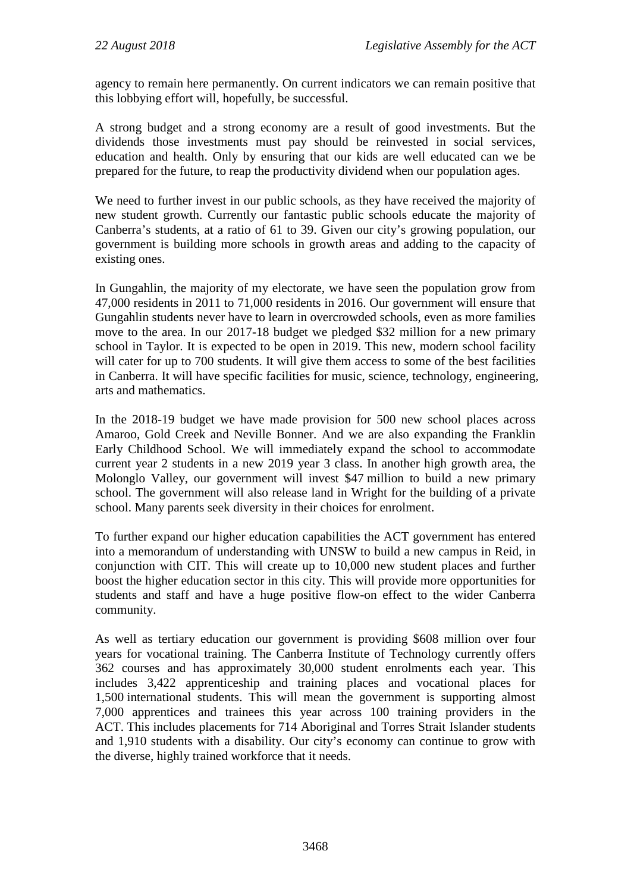agency to remain here permanently. On current indicators we can remain positive that this lobbying effort will, hopefully, be successful.

A strong budget and a strong economy are a result of good investments. But the dividends those investments must pay should be reinvested in social services, education and health. Only by ensuring that our kids are well educated can we be prepared for the future, to reap the productivity dividend when our population ages.

We need to further invest in our public schools, as they have received the majority of new student growth. Currently our fantastic public schools educate the majority of Canberra's students, at a ratio of 61 to 39. Given our city's growing population, our government is building more schools in growth areas and adding to the capacity of existing ones.

In Gungahlin, the majority of my electorate, we have seen the population grow from 47,000 residents in 2011 to 71,000 residents in 2016. Our government will ensure that Gungahlin students never have to learn in overcrowded schools, even as more families move to the area. In our 2017-18 budget we pledged $32 million for a new primary school in Taylor. It is expected to be open in 2019. This new, modern school facility will cater for up to 700 students. It will give them access to some of the best facilities in Canberra. It will have specific facilities for music, science, technology, engineering, arts and mathematics.

In the 2018-19 budget we have made provision for 500 new school places across Amaroo, Gold Creek and Neville Bonner. And we are also expanding the Franklin Early Childhood School. We will immediately expand the school to accommodate current year 2 students in a new 2019 year 3 class. In another high growth area, the Molonglo Valley, our government will invest $47 million to build a new primary school. The government will also release land in Wright for the building of a private school. Many parents seek diversity in their choices for enrolment.

To further expand our higher education capabilities the ACT government has entered into a memorandum of understanding with UNSW to build a new campus in Reid, in conjunction with CIT. This will create up to 10,000 new student places and further boost the higher education sector in this city. This will provide more opportunities for students and staff and have a huge positive flow-on effect to the wider Canberra community.

As well as tertiary education our government is providing $608 million over four years for vocational training. The Canberra Institute of Technology currently offers 362 courses and has approximately 30,000 student enrolments each year. This includes 3,422 apprenticeship and training places and vocational places for 1,500 international students. This will mean the government is supporting almost 7,000 apprentices and trainees this year across 100 training providers in the ACT. This includes placements for 714 Aboriginal and Torres Strait Islander students and 1,910 students with a disability. Our city's economy can continue to grow with the diverse, highly trained workforce that it needs.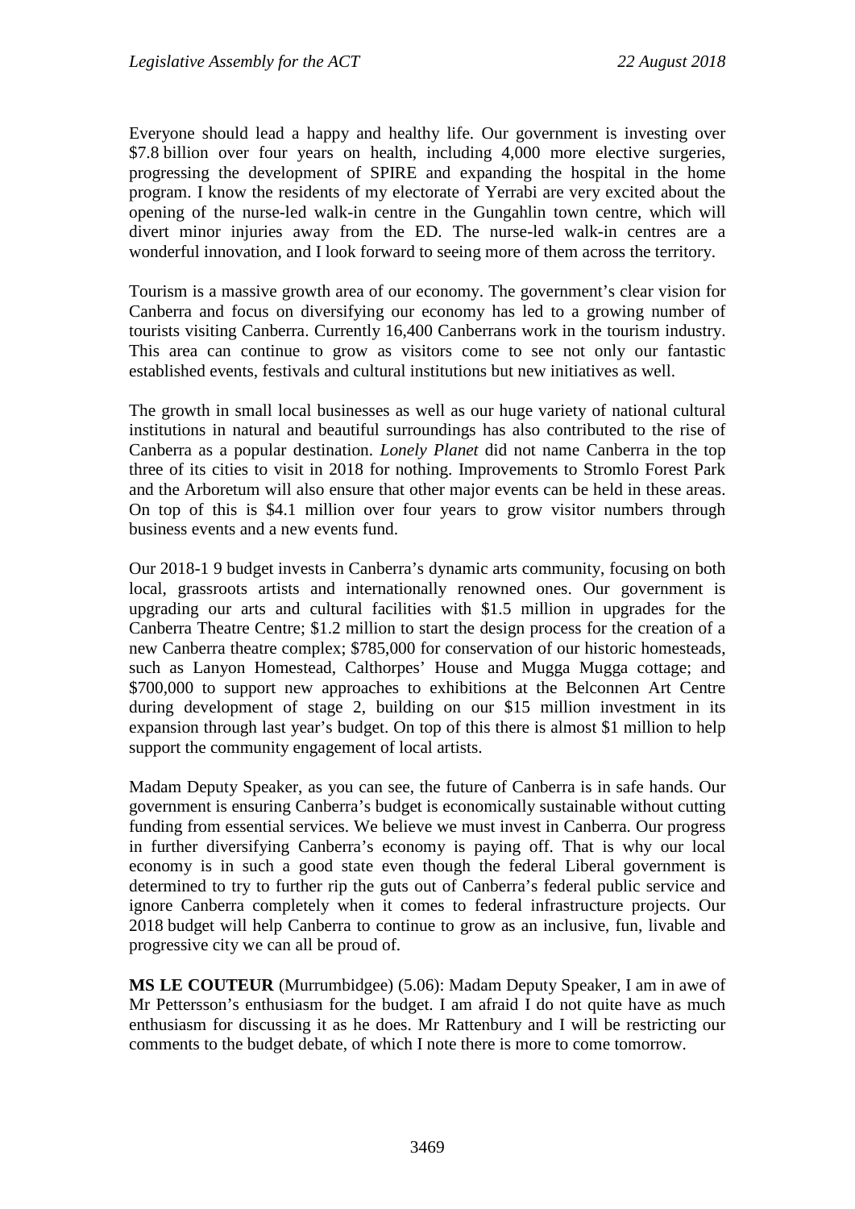Everyone should lead a happy and healthy life. Our government is investing over $7.8 billion over four years on health, including 4,000 more elective surgeries, progressing the development of SPIRE and expanding the hospital in the home program. I know the residents of my electorate of Yerrabi are very excited about the opening of the nurse-led walk-in centre in the Gungahlin town centre, which will divert minor injuries away from the ED. The nurse-led walk-in centres are a wonderful innovation, and I look forward to seeing more of them across the territory.

Tourism is a massive growth area of our economy. The government's clear vision for Canberra and focus on diversifying our economy has led to a growing number of tourists visiting Canberra. Currently 16,400 Canberrans work in the tourism industry. This area can continue to grow as visitors come to see not only our fantastic established events, festivals and cultural institutions but new initiatives as well.

The growth in small local businesses as well as our huge variety of national cultural institutions in natural and beautiful surroundings has also contributed to the rise of Canberra as a popular destination. *Lonely Planet* did not name Canberra in the top three of its cities to visit in 2018 for nothing. Improvements to Stromlo Forest Park and the Arboretum will also ensure that other major events can be held in these areas. On top of this is $4.1 million over four years to grow visitor numbers through business events and a new events fund.

Our 2018-1 9 budget invests in Canberra's dynamic arts community, focusing on both local, grassroots artists and internationally renowned ones. Our government is upgrading our arts and cultural facilities with $1.5 million in upgrades for the Canberra Theatre Centre; $1.2 million to start the design process for the creation of a new Canberra theatre complex; $785,000 for conservation of our historic homesteads, such as Lanyon Homestead, Calthorpes' House and Mugga Mugga cottage; and $700,000 to support new approaches to exhibitions at the Belconnen Art Centre during development of stage 2, building on our $15 million investment in its expansion through last year's budget. On top of this there is almost $1 million to help support the community engagement of local artists.

Madam Deputy Speaker, as you can see, the future of Canberra is in safe hands. Our government is ensuring Canberra's budget is economically sustainable without cutting funding from essential services. We believe we must invest in Canberra. Our progress in further diversifying Canberra's economy is paying off. That is why our local economy is in such a good state even though the federal Liberal government is determined to try to further rip the guts out of Canberra's federal public service and ignore Canberra completely when it comes to federal infrastructure projects. Our 2018 budget will help Canberra to continue to grow as an inclusive, fun, livable and progressive city we can all be proud of.

**MS LE COUTEUR** (Murrumbidgee) (5.06): Madam Deputy Speaker, I am in awe of Mr Pettersson's enthusiasm for the budget. I am afraid I do not quite have as much enthusiasm for discussing it as he does. Mr Rattenbury and I will be restricting our comments to the budget debate, of which I note there is more to come tomorrow.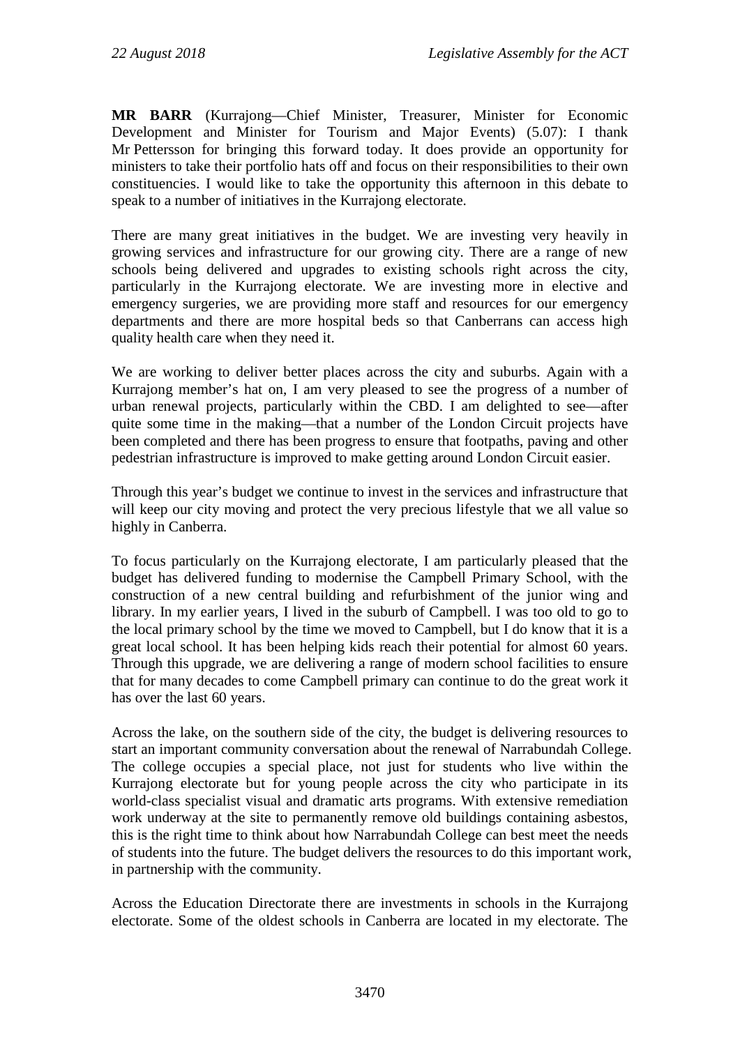**MR BARR** (Kurrajong—Chief Minister, Treasurer, Minister for Economic Development and Minister for Tourism and Major Events) (5.07): I thank Mr Pettersson for bringing this forward today. It does provide an opportunity for ministers to take their portfolio hats off and focus on their responsibilities to their own constituencies. I would like to take the opportunity this afternoon in this debate to speak to a number of initiatives in the Kurrajong electorate.

There are many great initiatives in the budget. We are investing very heavily in growing services and infrastructure for our growing city. There are a range of new schools being delivered and upgrades to existing schools right across the city, particularly in the Kurrajong electorate. We are investing more in elective and emergency surgeries, we are providing more staff and resources for our emergency departments and there are more hospital beds so that Canberrans can access high quality health care when they need it.

We are working to deliver better places across the city and suburbs. Again with a Kurrajong member's hat on, I am very pleased to see the progress of a number of urban renewal projects, particularly within the CBD. I am delighted to see—after quite some time in the making—that a number of the London Circuit projects have been completed and there has been progress to ensure that footpaths, paving and other pedestrian infrastructure is improved to make getting around London Circuit easier.

Through this year's budget we continue to invest in the services and infrastructure that will keep our city moving and protect the very precious lifestyle that we all value so highly in Canberra.

To focus particularly on the Kurrajong electorate, I am particularly pleased that the budget has delivered funding to modernise the Campbell Primary School, with the construction of a new central building and refurbishment of the junior wing and library. In my earlier years, I lived in the suburb of Campbell. I was too old to go to the local primary school by the time we moved to Campbell, but I do know that it is a great local school. It has been helping kids reach their potential for almost 60 years. Through this upgrade, we are delivering a range of modern school facilities to ensure that for many decades to come Campbell primary can continue to do the great work it has over the last 60 years.

Across the lake, on the southern side of the city, the budget is delivering resources to start an important community conversation about the renewal of Narrabundah College. The college occupies a special place, not just for students who live within the Kurrajong electorate but for young people across the city who participate in its world-class specialist visual and dramatic arts programs. With extensive remediation work underway at the site to permanently remove old buildings containing asbestos, this is the right time to think about how Narrabundah College can best meet the needs of students into the future. The budget delivers the resources to do this important work, in partnership with the community.

Across the Education Directorate there are investments in schools in the Kurrajong electorate. Some of the oldest schools in Canberra are located in my electorate. The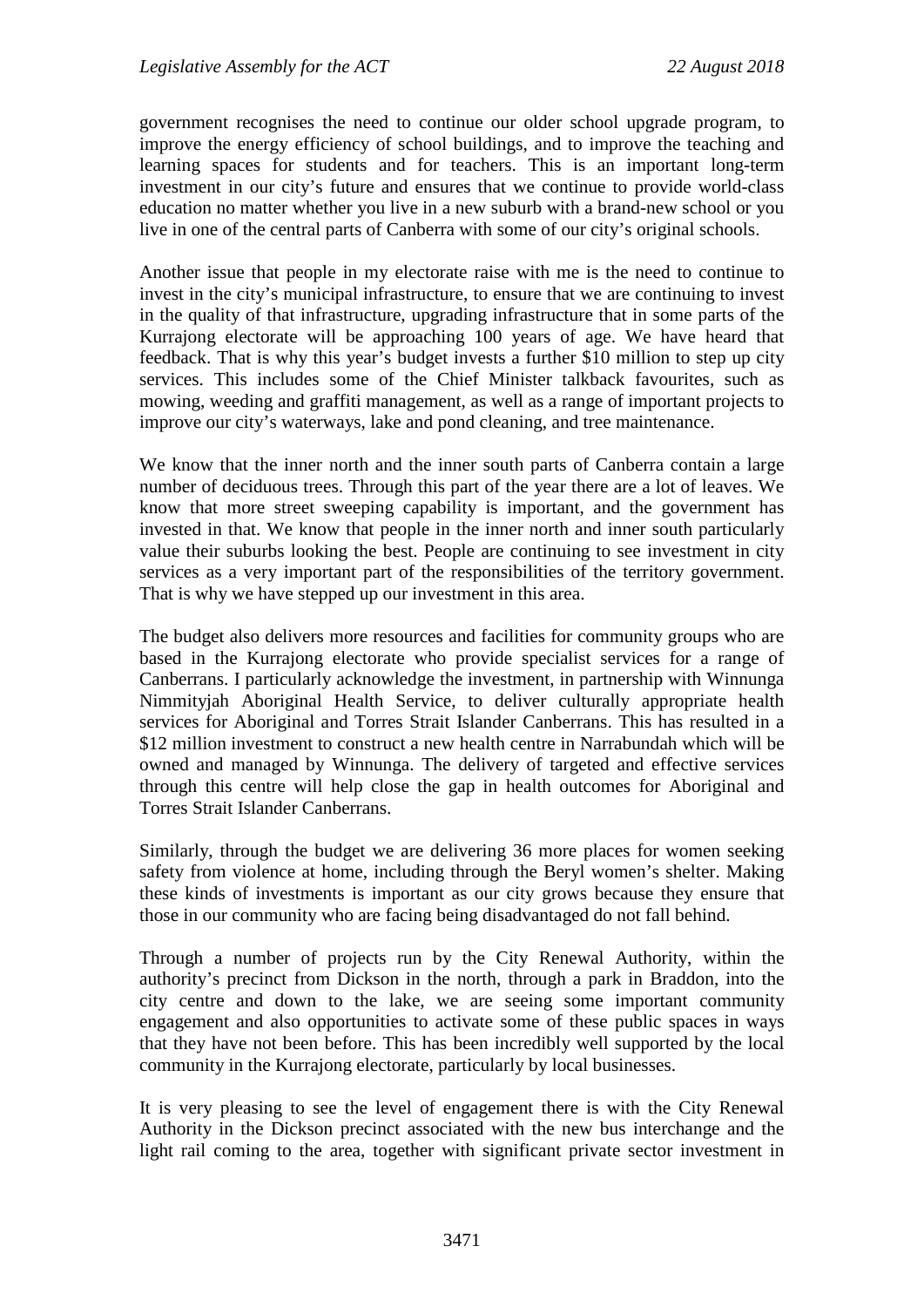government recognises the need to continue our older school upgrade program, to improve the energy efficiency of school buildings, and to improve the teaching and learning spaces for students and for teachers. This is an important long-term investment in our city's future and ensures that we continue to provide world-class education no matter whether you live in a new suburb with a brand-new school or you live in one of the central parts of Canberra with some of our city's original schools.

Another issue that people in my electorate raise with me is the need to continue to invest in the city's municipal infrastructure, to ensure that we are continuing to invest in the quality of that infrastructure, upgrading infrastructure that in some parts of the Kurrajong electorate will be approaching 100 years of age. We have heard that feedback. That is why this year's budget invests a further $10 million to step up city services. This includes some of the Chief Minister talkback favourites, such as mowing, weeding and graffiti management, as well as a range of important projects to improve our city's waterways, lake and pond cleaning, and tree maintenance.

We know that the inner north and the inner south parts of Canberra contain a large number of deciduous trees. Through this part of the year there are a lot of leaves. We know that more street sweeping capability is important, and the government has invested in that. We know that people in the inner north and inner south particularly value their suburbs looking the best. People are continuing to see investment in city services as a very important part of the responsibilities of the territory government. That is why we have stepped up our investment in this area.

The budget also delivers more resources and facilities for community groups who are based in the Kurrajong electorate who provide specialist services for a range of Canberrans. I particularly acknowledge the investment, in partnership with Winnunga Nimmityjah Aboriginal Health Service, to deliver culturally appropriate health services for Aboriginal and Torres Strait Islander Canberrans. This has resulted in a $12 million investment to construct a new health centre in Narrabundah which will be owned and managed by Winnunga. The delivery of targeted and effective services through this centre will help close the gap in health outcomes for Aboriginal and Torres Strait Islander Canberrans.

Similarly, through the budget we are delivering 36 more places for women seeking safety from violence at home, including through the Beryl women's shelter. Making these kinds of investments is important as our city grows because they ensure that those in our community who are facing being disadvantaged do not fall behind.

Through a number of projects run by the City Renewal Authority, within the authority's precinct from Dickson in the north, through a park in Braddon, into the city centre and down to the lake, we are seeing some important community engagement and also opportunities to activate some of these public spaces in ways that they have not been before. This has been incredibly well supported by the local community in the Kurrajong electorate, particularly by local businesses.

It is very pleasing to see the level of engagement there is with the City Renewal Authority in the Dickson precinct associated with the new bus interchange and the light rail coming to the area, together with significant private sector investment in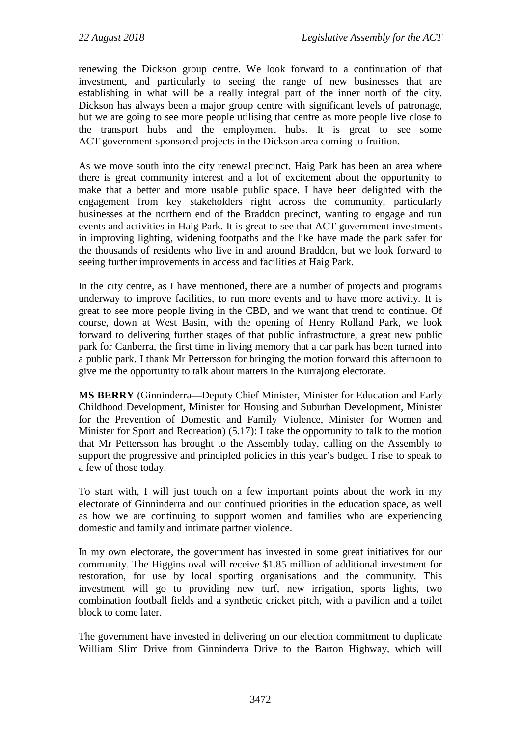renewing the Dickson group centre. We look forward to a continuation of that investment, and particularly to seeing the range of new businesses that are establishing in what will be a really integral part of the inner north of the city. Dickson has always been a major group centre with significant levels of patronage, but we are going to see more people utilising that centre as more people live close to the transport hubs and the employment hubs. It is great to see some ACT government-sponsored projects in the Dickson area coming to fruition.

As we move south into the city renewal precinct, Haig Park has been an area where there is great community interest and a lot of excitement about the opportunity to make that a better and more usable public space. I have been delighted with the engagement from key stakeholders right across the community, particularly businesses at the northern end of the Braddon precinct, wanting to engage and run events and activities in Haig Park. It is great to see that ACT government investments in improving lighting, widening footpaths and the like have made the park safer for the thousands of residents who live in and around Braddon, but we look forward to seeing further improvements in access and facilities at Haig Park.

In the city centre, as I have mentioned, there are a number of projects and programs underway to improve facilities, to run more events and to have more activity. It is great to see more people living in the CBD, and we want that trend to continue. Of course, down at West Basin, with the opening of Henry Rolland Park, we look forward to delivering further stages of that public infrastructure, a great new public park for Canberra, the first time in living memory that a car park has been turned into a public park. I thank Mr Pettersson for bringing the motion forward this afternoon to give me the opportunity to talk about matters in the Kurrajong electorate.

**MS BERRY** (Ginninderra—Deputy Chief Minister, Minister for Education and Early Childhood Development, Minister for Housing and Suburban Development, Minister for the Prevention of Domestic and Family Violence, Minister for Women and Minister for Sport and Recreation) (5.17): I take the opportunity to talk to the motion that Mr Pettersson has brought to the Assembly today, calling on the Assembly to support the progressive and principled policies in this year's budget. I rise to speak to a few of those today.

To start with, I will just touch on a few important points about the work in my electorate of Ginninderra and our continued priorities in the education space, as well as how we are continuing to support women and families who are experiencing domestic and family and intimate partner violence.

In my own electorate, the government has invested in some great initiatives for our community. The Higgins oval will receive $1.85 million of additional investment for restoration, for use by local sporting organisations and the community. This investment will go to providing new turf, new irrigation, sports lights, two combination football fields and a synthetic cricket pitch, with a pavilion and a toilet block to come later.

The government have invested in delivering on our election commitment to duplicate William Slim Drive from Ginninderra Drive to the Barton Highway, which will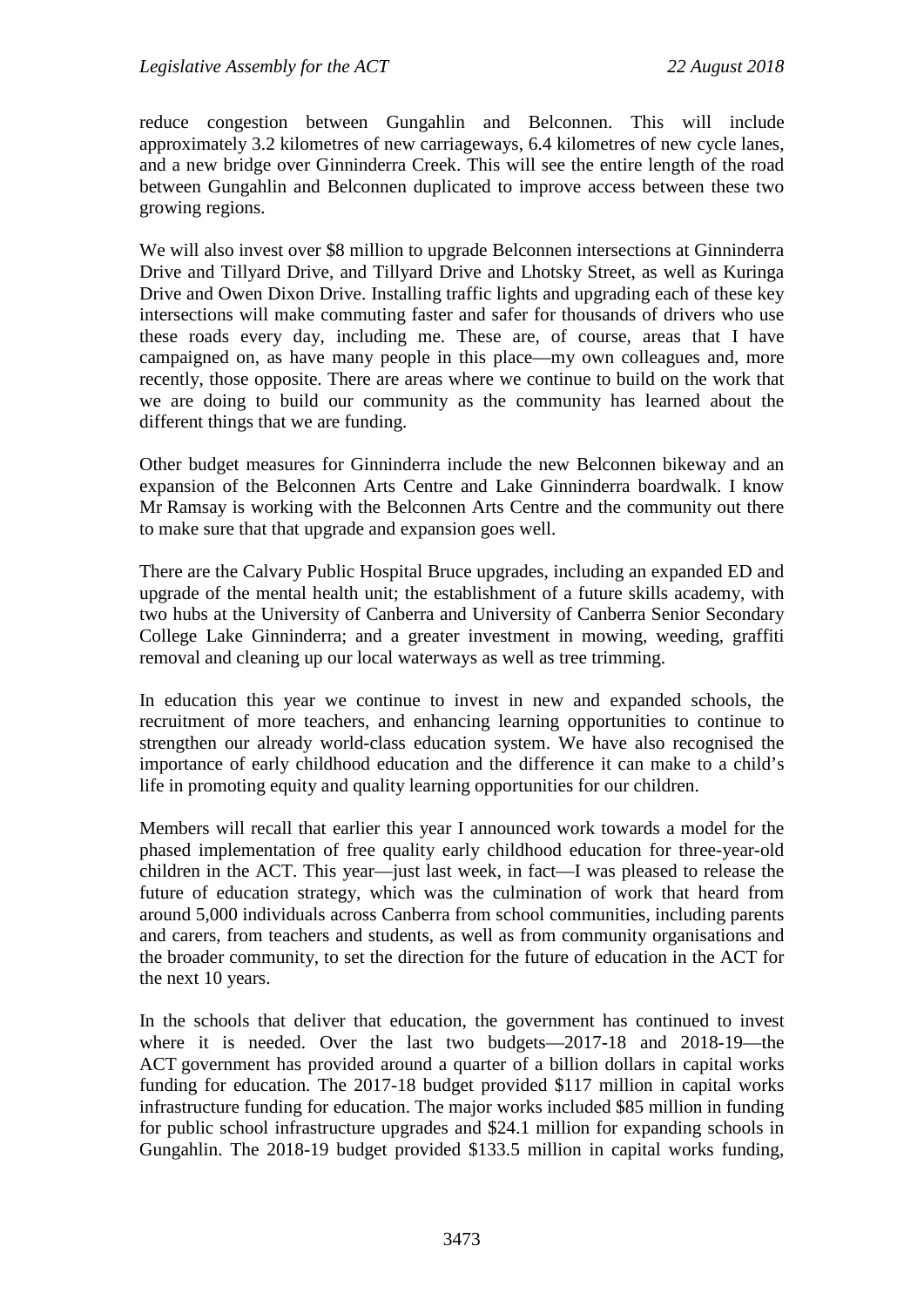reduce congestion between Gungahlin and Belconnen. This will include approximately 3.2 kilometres of new carriageways, 6.4 kilometres of new cycle lanes, and a new bridge over Ginninderra Creek. This will see the entire length of the road between Gungahlin and Belconnen duplicated to improve access between these two growing regions.

We will also invest over $8 million to upgrade Belconnen intersections at Ginninderra Drive and Tillyard Drive, and Tillyard Drive and Lhotsky Street, as well as Kuringa Drive and Owen Dixon Drive. Installing traffic lights and upgrading each of these key intersections will make commuting faster and safer for thousands of drivers who use these roads every day, including me. These are, of course, areas that I have campaigned on, as have many people in this place—my own colleagues and, more recently, those opposite. There are areas where we continue to build on the work that we are doing to build our community as the community has learned about the different things that we are funding.

Other budget measures for Ginninderra include the new Belconnen bikeway and an expansion of the Belconnen Arts Centre and Lake Ginninderra boardwalk. I know Mr Ramsay is working with the Belconnen Arts Centre and the community out there to make sure that that upgrade and expansion goes well.

There are the Calvary Public Hospital Bruce upgrades, including an expanded ED and upgrade of the mental health unit; the establishment of a future skills academy, with two hubs at the University of Canberra and University of Canberra Senior Secondary College Lake Ginninderra; and a greater investment in mowing, weeding, graffiti removal and cleaning up our local waterways as well as tree trimming.

In education this year we continue to invest in new and expanded schools, the recruitment of more teachers, and enhancing learning opportunities to continue to strengthen our already world-class education system. We have also recognised the importance of early childhood education and the difference it can make to a child's life in promoting equity and quality learning opportunities for our children.

Members will recall that earlier this year I announced work towards a model for the phased implementation of free quality early childhood education for three-year-old children in the ACT. This year—just last week, in fact—I was pleased to release the future of education strategy, which was the culmination of work that heard from around 5,000 individuals across Canberra from school communities, including parents and carers, from teachers and students, as well as from community organisations and the broader community, to set the direction for the future of education in the ACT for the next 10 years.

In the schools that deliver that education, the government has continued to invest where it is needed. Over the last two budgets—2017-18 and 2018-19—the ACT government has provided around a quarter of a billion dollars in capital works funding for education. The 2017-18 budget provided $117 million in capital works infrastructure funding for education. The major works included $85 million in funding for public school infrastructure upgrades and $24.1 million for expanding schools in Gungahlin. The 2018-19 budget provided $133.5 million in capital works funding,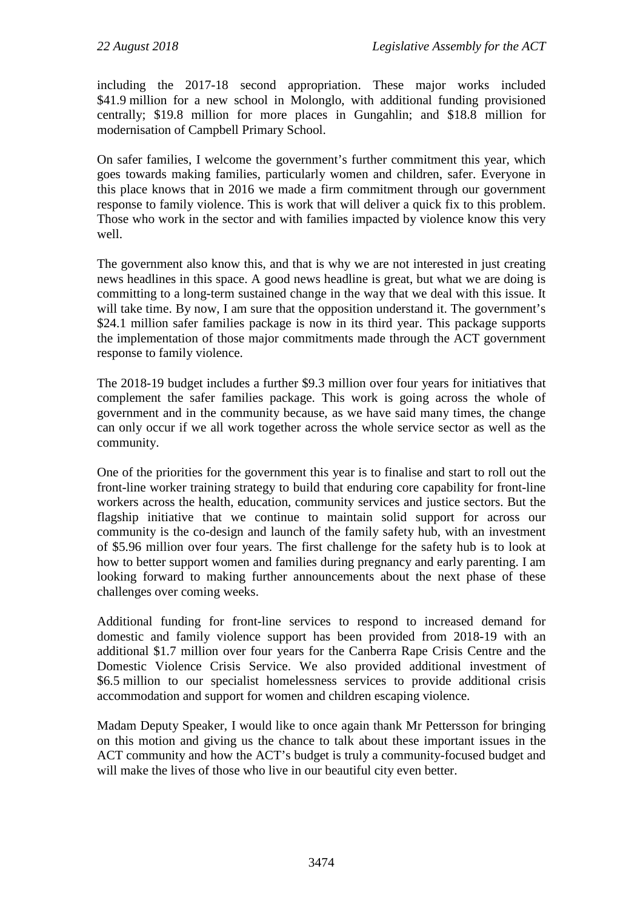including the 2017-18 second appropriation. These major works included $41.9 million for a new school in Molonglo, with additional funding provisioned centrally; $19.8 million for more places in Gungahlin; and $18.8 million for modernisation of Campbell Primary School.

On safer families, I welcome the government's further commitment this year, which goes towards making families, particularly women and children, safer. Everyone in this place knows that in 2016 we made a firm commitment through our government response to family violence. This is work that will deliver a quick fix to this problem. Those who work in the sector and with families impacted by violence know this very well.

The government also know this, and that is why we are not interested in just creating news headlines in this space. A good news headline is great, but what we are doing is committing to a long-term sustained change in the way that we deal with this issue. It will take time. By now, I am sure that the opposition understand it. The government's $24.1 million safer families package is now in its third year. This package supports the implementation of those major commitments made through the ACT government response to family violence.

The 2018-19 budget includes a further $9.3 million over four years for initiatives that complement the safer families package. This work is going across the whole of government and in the community because, as we have said many times, the change can only occur if we all work together across the whole service sector as well as the community.

One of the priorities for the government this year is to finalise and start to roll out the front-line worker training strategy to build that enduring core capability for front-line workers across the health, education, community services and justice sectors. But the flagship initiative that we continue to maintain solid support for across our community is the co-design and launch of the family safety hub, with an investment of $5.96 million over four years. The first challenge for the safety hub is to look at how to better support women and families during pregnancy and early parenting. I am looking forward to making further announcements about the next phase of these challenges over coming weeks.

Additional funding for front-line services to respond to increased demand for domestic and family violence support has been provided from 2018-19 with an additional $1.7 million over four years for the Canberra Rape Crisis Centre and the Domestic Violence Crisis Service. We also provided additional investment of $6.5 million to our specialist homelessness services to provide additional crisis accommodation and support for women and children escaping violence.

Madam Deputy Speaker, I would like to once again thank Mr Pettersson for bringing on this motion and giving us the chance to talk about these important issues in the ACT community and how the ACT's budget is truly a community-focused budget and will make the lives of those who live in our beautiful city even better.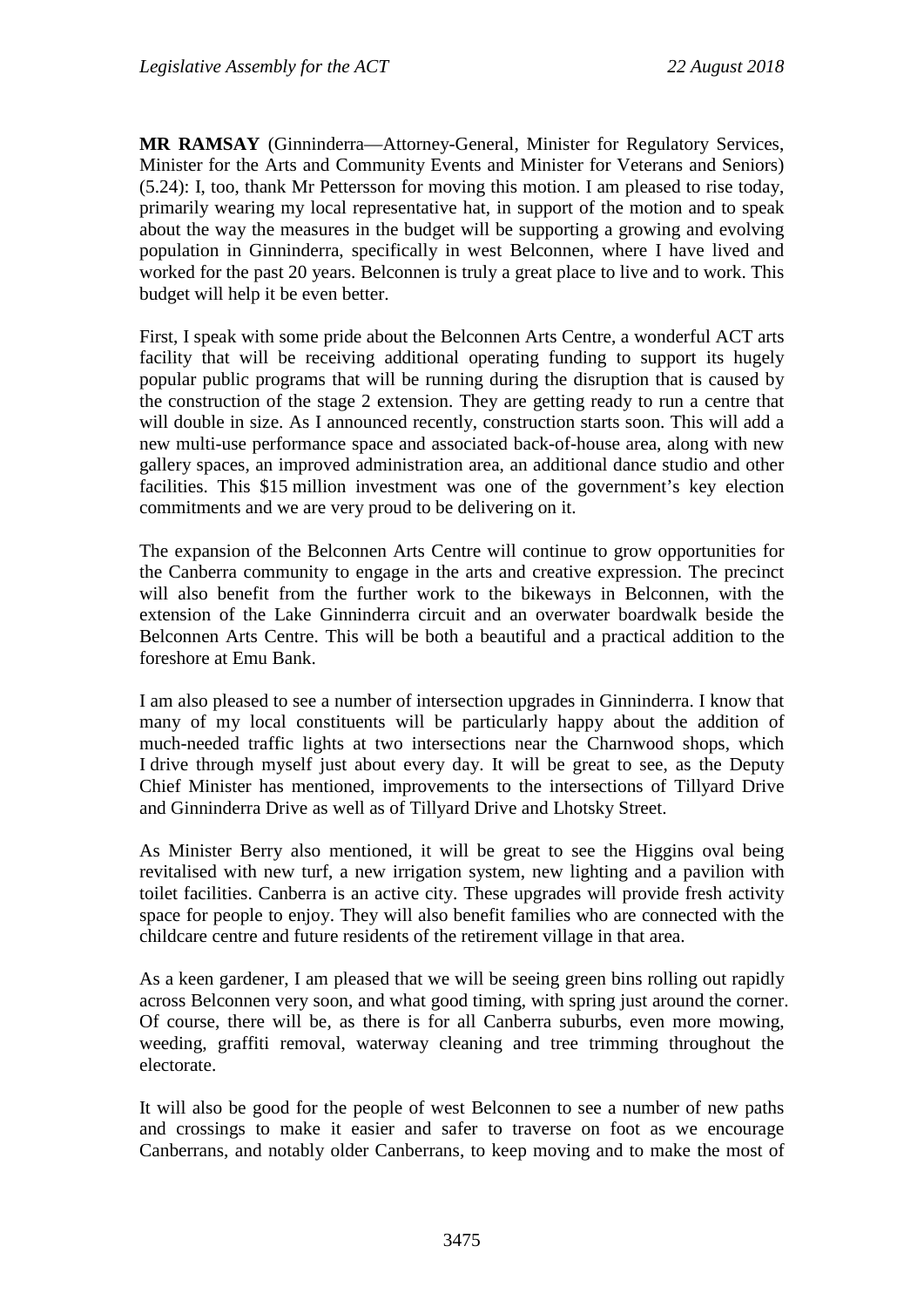**MR RAMSAY** (Ginninderra—Attorney-General, Minister for Regulatory Services, Minister for the Arts and Community Events and Minister for Veterans and Seniors) (5.24): I, too, thank Mr Pettersson for moving this motion. I am pleased to rise today, primarily wearing my local representative hat, in support of the motion and to speak about the way the measures in the budget will be supporting a growing and evolving population in Ginninderra, specifically in west Belconnen, where I have lived and worked for the past 20 years. Belconnen is truly a great place to live and to work. This budget will help it be even better.

First, I speak with some pride about the Belconnen Arts Centre, a wonderful ACT arts facility that will be receiving additional operating funding to support its hugely popular public programs that will be running during the disruption that is caused by the construction of the stage 2 extension. They are getting ready to run a centre that will double in size. As I announced recently, construction starts soon. This will add a new multi-use performance space and associated back-of-house area, along with new gallery spaces, an improved administration area, an additional dance studio and other facilities. This $15 million investment was one of the government's key election commitments and we are very proud to be delivering on it.

The expansion of the Belconnen Arts Centre will continue to grow opportunities for the Canberra community to engage in the arts and creative expression. The precinct will also benefit from the further work to the bikeways in Belconnen, with the extension of the Lake Ginninderra circuit and an overwater boardwalk beside the Belconnen Arts Centre. This will be both a beautiful and a practical addition to the foreshore at Emu Bank.

I am also pleased to see a number of intersection upgrades in Ginninderra. I know that many of my local constituents will be particularly happy about the addition of much-needed traffic lights at two intersections near the Charnwood shops, which I drive through myself just about every day. It will be great to see, as the Deputy Chief Minister has mentioned, improvements to the intersections of Tillyard Drive and Ginninderra Drive as well as of Tillyard Drive and Lhotsky Street.

As Minister Berry also mentioned, it will be great to see the Higgins oval being revitalised with new turf, a new irrigation system, new lighting and a pavilion with toilet facilities. Canberra is an active city. These upgrades will provide fresh activity space for people to enjoy. They will also benefit families who are connected with the childcare centre and future residents of the retirement village in that area.

As a keen gardener, I am pleased that we will be seeing green bins rolling out rapidly across Belconnen very soon, and what good timing, with spring just around the corner. Of course, there will be, as there is for all Canberra suburbs, even more mowing, weeding, graffiti removal, waterway cleaning and tree trimming throughout the electorate.

It will also be good for the people of west Belconnen to see a number of new paths and crossings to make it easier and safer to traverse on foot as we encourage Canberrans, and notably older Canberrans, to keep moving and to make the most of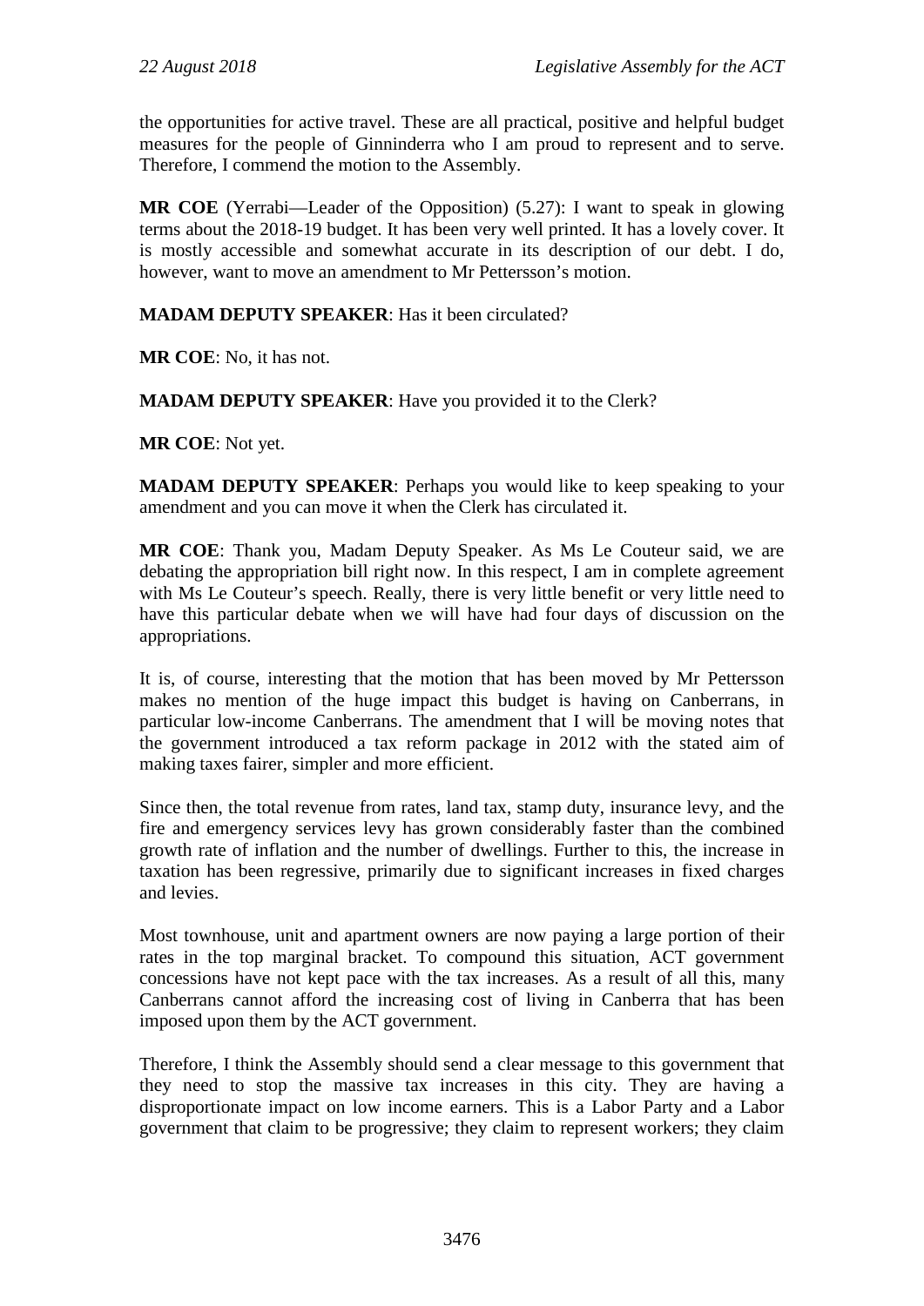the opportunities for active travel. These are all practical, positive and helpful budget measures for the people of Ginninderra who I am proud to represent and to serve. Therefore, I commend the motion to the Assembly.

**MR COE** (Yerrabi—Leader of the Opposition) (5.27): I want to speak in glowing terms about the 2018-19 budget. It has been very well printed. It has a lovely cover. It is mostly accessible and somewhat accurate in its description of our debt. I do, however, want to move an amendment to Mr Pettersson's motion.

**MADAM DEPUTY SPEAKER**: Has it been circulated?

**MR COE**: No, it has not.

**MADAM DEPUTY SPEAKER**: Have you provided it to the Clerk?

**MR COE**: Not yet.

**MADAM DEPUTY SPEAKER**: Perhaps you would like to keep speaking to your amendment and you can move it when the Clerk has circulated it.

**MR COE**: Thank you, Madam Deputy Speaker. As Ms Le Couteur said, we are debating the appropriation bill right now. In this respect, I am in complete agreement with Ms Le Couteur's speech. Really, there is very little benefit or very little need to have this particular debate when we will have had four days of discussion on the appropriations.

It is, of course, interesting that the motion that has been moved by Mr Pettersson makes no mention of the huge impact this budget is having on Canberrans, in particular low-income Canberrans. The amendment that I will be moving notes that the government introduced a tax reform package in 2012 with the stated aim of making taxes fairer, simpler and more efficient.

Since then, the total revenue from rates, land tax, stamp duty, insurance levy, and the fire and emergency services levy has grown considerably faster than the combined growth rate of inflation and the number of dwellings. Further to this, the increase in taxation has been regressive, primarily due to significant increases in fixed charges and levies.

Most townhouse, unit and apartment owners are now paying a large portion of their rates in the top marginal bracket. To compound this situation, ACT government concessions have not kept pace with the tax increases. As a result of all this, many Canberrans cannot afford the increasing cost of living in Canberra that has been imposed upon them by the ACT government.

Therefore, I think the Assembly should send a clear message to this government that they need to stop the massive tax increases in this city. They are having a disproportionate impact on low income earners. This is a Labor Party and a Labor government that claim to be progressive; they claim to represent workers; they claim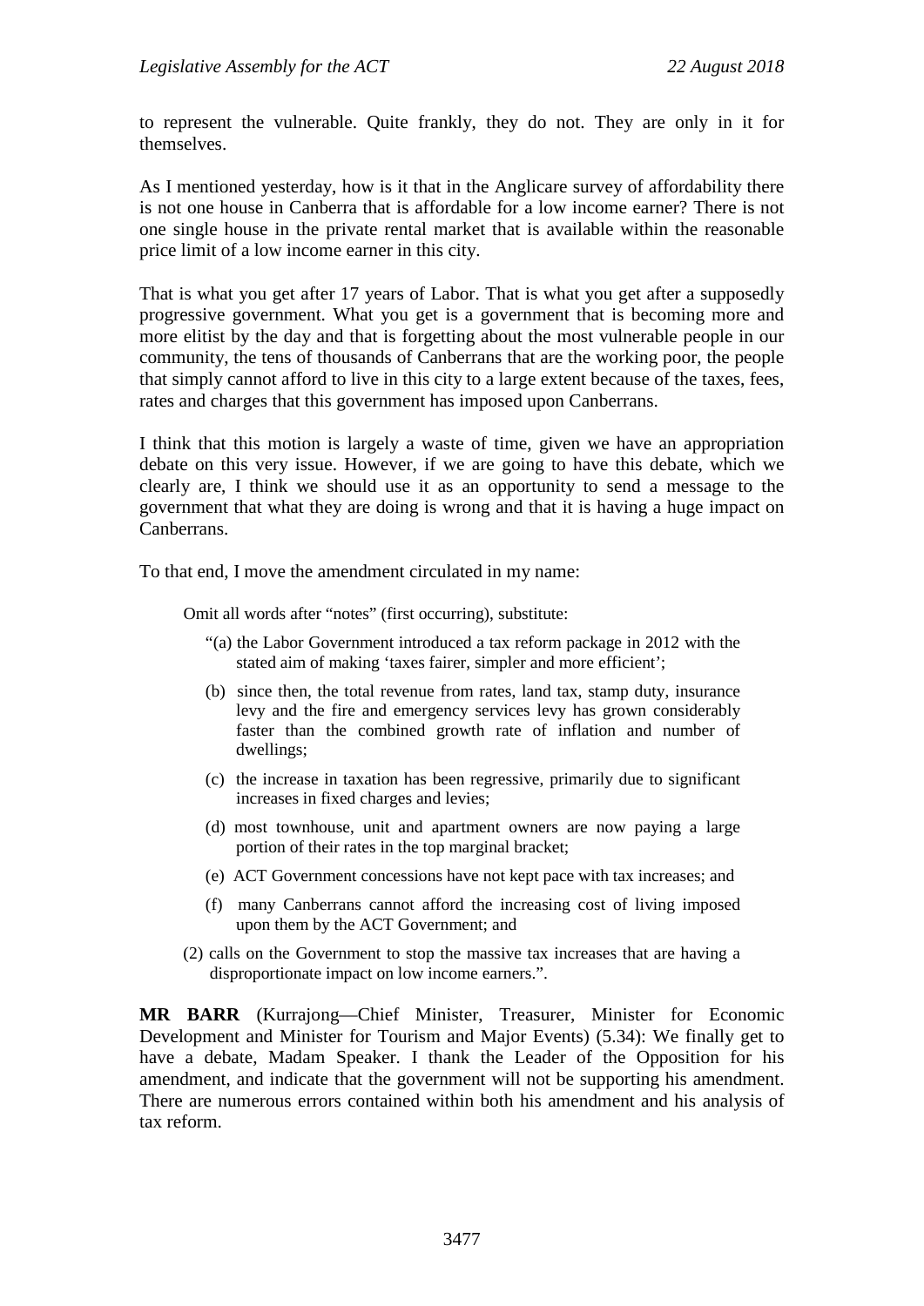to represent the vulnerable. Quite frankly, they do not. They are only in it for themselves.

As I mentioned yesterday, how is it that in the Anglicare survey of affordability there is not one house in Canberra that is affordable for a low income earner? There is not one single house in the private rental market that is available within the reasonable price limit of a low income earner in this city.

That is what you get after 17 years of Labor. That is what you get after a supposedly progressive government. What you get is a government that is becoming more and more elitist by the day and that is forgetting about the most vulnerable people in our community, the tens of thousands of Canberrans that are the working poor, the people that simply cannot afford to live in this city to a large extent because of the taxes, fees, rates and charges that this government has imposed upon Canberrans.

I think that this motion is largely a waste of time, given we have an appropriation debate on this very issue. However, if we are going to have this debate, which we clearly are, I think we should use it as an opportunity to send a message to the government that what they are doing is wrong and that it is having a huge impact on Canberrans.

To that end, I move the amendment circulated in my name:

> Omit all words after "notes" (first occurring), substitute:
>
> "(a) the Labor Government introduced a tax reform package in 2012 with the stated aim of making 'taxes fairer, simpler and more efficient';
>
> (b) since then, the total revenue from rates, land tax, stamp duty, insurance levy and the fire and emergency services levy has grown considerably faster than the combined growth rate of inflation and number of dwellings;
>
> (c) the increase in taxation has been regressive, primarily due to significant increases in fixed charges and levies;
>
> (d) most townhouse, unit and apartment owners are now paying a large portion of their rates in the top marginal bracket;
>
> (e) ACT Government concessions have not kept pace with tax increases; and
>
> (f) many Canberrans cannot afford the increasing cost of living imposed upon them by the ACT Government; and
>
> (2) calls on the Government to stop the massive tax increases that are having a disproportionate impact on low income earners.".

**MR BARR** (Kurrajong—Chief Minister, Treasurer, Minister for Economic Development and Minister for Tourism and Major Events) (5.34): We finally get to have a debate, Madam Speaker. I thank the Leader of the Opposition for his amendment, and indicate that the government will not be supporting his amendment. There are numerous errors contained within both his amendment and his analysis of tax reform.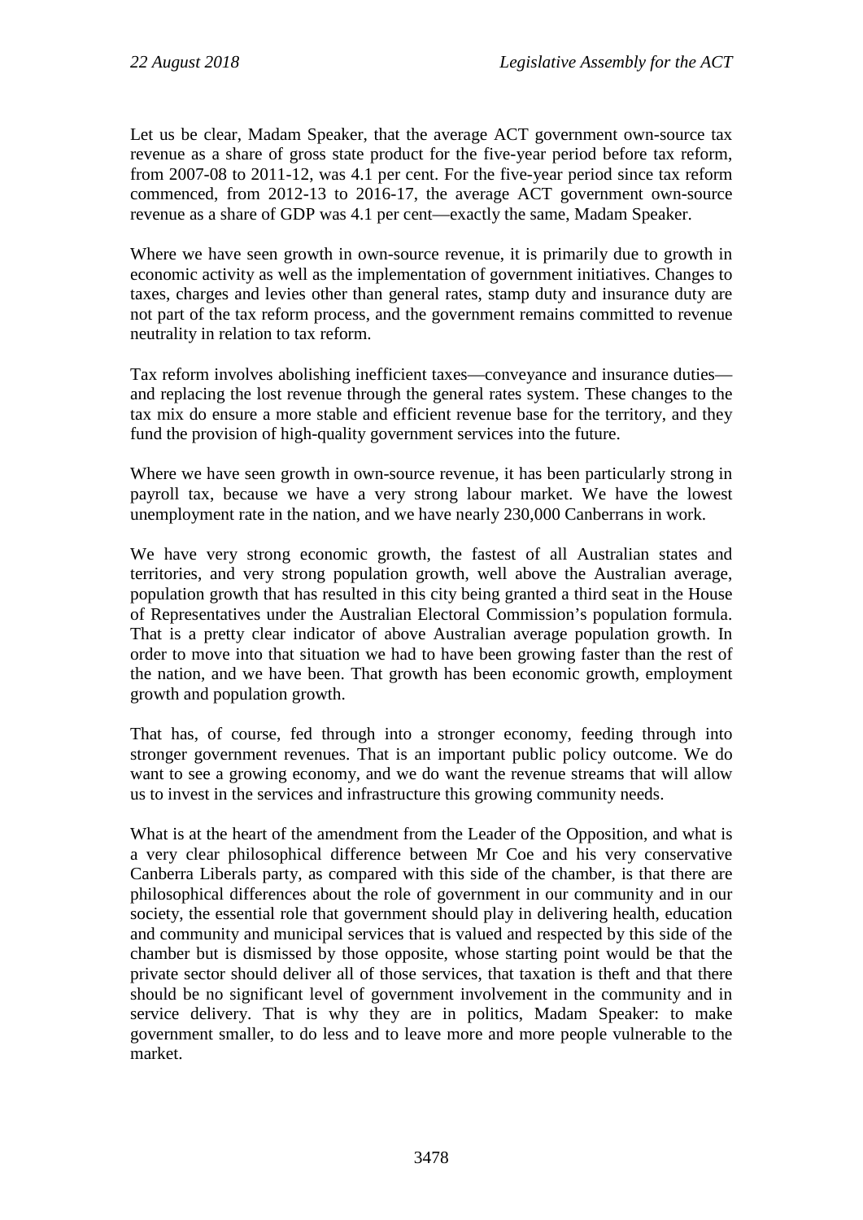Let us be clear, Madam Speaker, that the average ACT government own-source tax revenue as a share of gross state product for the five-year period before tax reform, from 2007-08 to 2011-12, was 4.1 per cent. For the five-year period since tax reform commenced, from 2012-13 to 2016-17, the average ACT government own-source revenue as a share of GDP was 4.1 per cent—exactly the same, Madam Speaker.

Where we have seen growth in own-source revenue, it is primarily due to growth in economic activity as well as the implementation of government initiatives. Changes to taxes, charges and levies other than general rates, stamp duty and insurance duty are not part of the tax reform process, and the government remains committed to revenue neutrality in relation to tax reform.

Tax reform involves abolishing inefficient taxes—conveyance and insurance duties—and replacing the lost revenue through the general rates system. These changes to the tax mix do ensure a more stable and efficient revenue base for the territory, and they fund the provision of high-quality government services into the future.

Where we have seen growth in own-source revenue, it has been particularly strong in payroll tax, because we have a very strong labour market. We have the lowest unemployment rate in the nation, and we have nearly 230,000 Canberrans in work.

We have very strong economic growth, the fastest of all Australian states and territories, and very strong population growth, well above the Australian average, population growth that has resulted in this city being granted a third seat in the House of Representatives under the Australian Electoral Commission's population formula. That is a pretty clear indicator of above Australian average population growth. In order to move into that situation we had to have been growing faster than the rest of the nation, and we have been. That growth has been economic growth, employment growth and population growth.

That has, of course, fed through into a stronger economy, feeding through into stronger government revenues. That is an important public policy outcome. We do want to see a growing economy, and we do want the revenue streams that will allow us to invest in the services and infrastructure this growing community needs.

What is at the heart of the amendment from the Leader of the Opposition, and what is a very clear philosophical difference between Mr Coe and his very conservative Canberra Liberals party, as compared with this side of the chamber, is that there are philosophical differences about the role of government in our community and in our society, the essential role that government should play in delivering health, education and community and municipal services that is valued and respected by this side of the chamber but is dismissed by those opposite, whose starting point would be that the private sector should deliver all of those services, that taxation is theft and that there should be no significant level of government involvement in the community and in service delivery. That is why they are in politics, Madam Speaker: to make government smaller, to do less and to leave more and more people vulnerable to the market.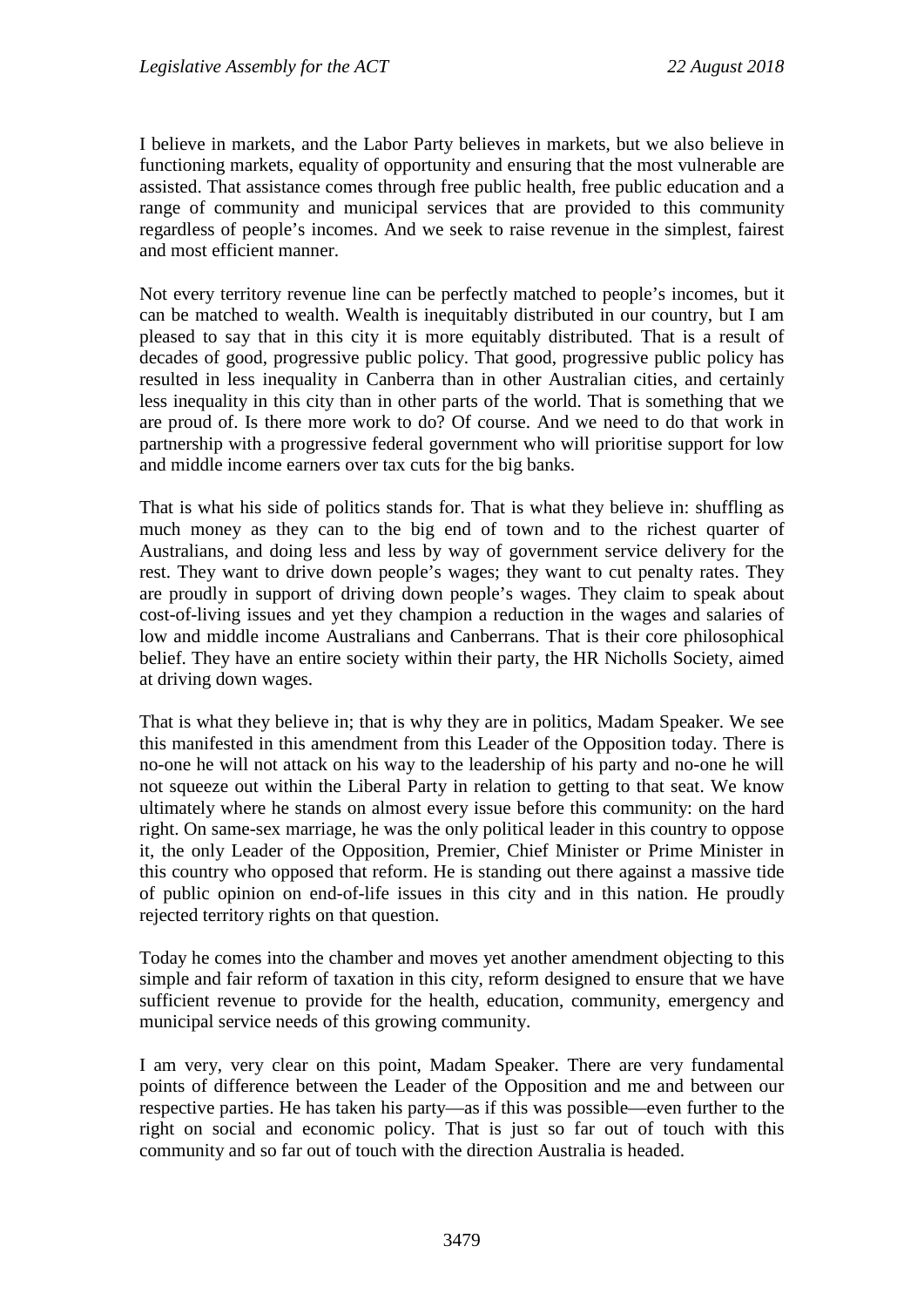I believe in markets, and the Labor Party believes in markets, but we also believe in functioning markets, equality of opportunity and ensuring that the most vulnerable are assisted. That assistance comes through free public health, free public education and a range of community and municipal services that are provided to this community regardless of people's incomes. And we seek to raise revenue in the simplest, fairest and most efficient manner.

Not every territory revenue line can be perfectly matched to people's incomes, but it can be matched to wealth. Wealth is inequitably distributed in our country, but I am pleased to say that in this city it is more equitably distributed. That is a result of decades of good, progressive public policy. That good, progressive public policy has resulted in less inequality in Canberra than in other Australian cities, and certainly less inequality in this city than in other parts of the world. That is something that we are proud of. Is there more work to do? Of course. And we need to do that work in partnership with a progressive federal government who will prioritise support for low and middle income earners over tax cuts for the big banks.

That is what his side of politics stands for. That is what they believe in: shuffling as much money as they can to the big end of town and to the richest quarter of Australians, and doing less and less by way of government service delivery for the rest. They want to drive down people's wages; they want to cut penalty rates. They are proudly in support of driving down people's wages. They claim to speak about cost-of-living issues and yet they champion a reduction in the wages and salaries of low and middle income Australians and Canberrans. That is their core philosophical belief. They have an entire society within their party, the HR Nicholls Society, aimed at driving down wages.

That is what they believe in; that is why they are in politics, Madam Speaker. We see this manifested in this amendment from this Leader of the Opposition today. There is no-one he will not attack on his way to the leadership of his party and no-one he will not squeeze out within the Liberal Party in relation to getting to that seat. We know ultimately where he stands on almost every issue before this community: on the hard right. On same-sex marriage, he was the only political leader in this country to oppose it, the only Leader of the Opposition, Premier, Chief Minister or Prime Minister in this country who opposed that reform. He is standing out there against a massive tide of public opinion on end-of-life issues in this city and in this nation. He proudly rejected territory rights on that question.

Today he comes into the chamber and moves yet another amendment objecting to this simple and fair reform of taxation in this city, reform designed to ensure that we have sufficient revenue to provide for the health, education, community, emergency and municipal service needs of this growing community.

I am very, very clear on this point, Madam Speaker. There are very fundamental points of difference between the Leader of the Opposition and me and between our respective parties. He has taken his party—as if this was possible—even further to the right on social and economic policy. That is just so far out of touch with this community and so far out of touch with the direction Australia is headed.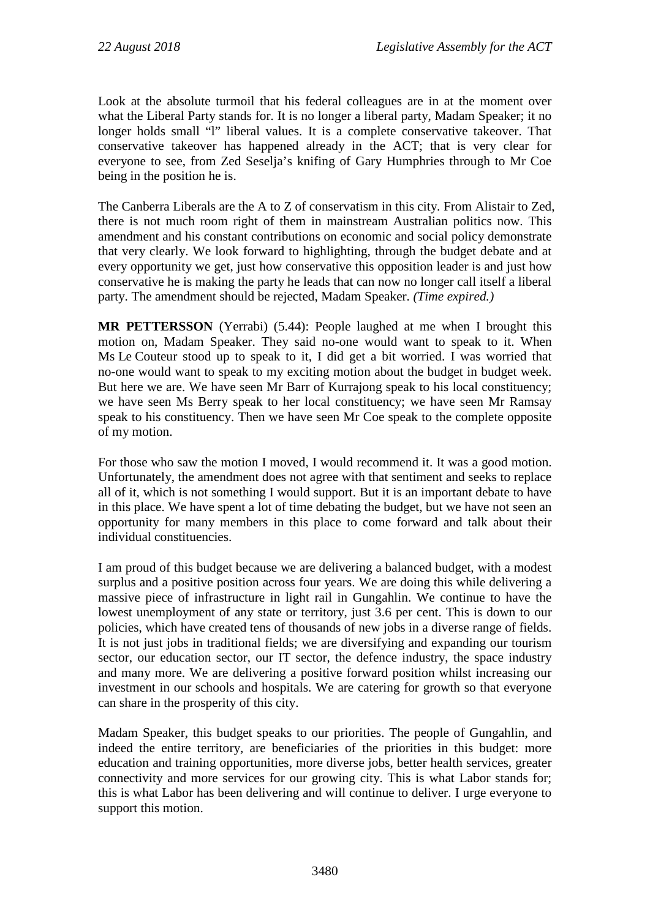Look at the absolute turmoil that his federal colleagues are in at the moment over what the Liberal Party stands for. It is no longer a liberal party, Madam Speaker; it no longer holds small "l" liberal values. It is a complete conservative takeover. That conservative takeover has happened already in the ACT; that is very clear for everyone to see, from Zed Seselja's knifing of Gary Humphries through to Mr Coe being in the position he is.

The Canberra Liberals are the A to Z of conservatism in this city. From Alistair to Zed, there is not much room right of them in mainstream Australian politics now. This amendment and his constant contributions on economic and social policy demonstrate that very clearly. We look forward to highlighting, through the budget debate and at every opportunity we get, just how conservative this opposition leader is and just how conservative he is making the party he leads that can now no longer call itself a liberal party. The amendment should be rejected, Madam Speaker. *(Time expired.)*

**MR PETTERSSON** (Yerrabi) (5.44): People laughed at me when I brought this motion on, Madam Speaker. They said no-one would want to speak to it. When Ms Le Couteur stood up to speak to it, I did get a bit worried. I was worried that no-one would want to speak to my exciting motion about the budget in budget week. But here we are. We have seen Mr Barr of Kurrajong speak to his local constituency; we have seen Ms Berry speak to her local constituency; we have seen Mr Ramsay speak to his constituency. Then we have seen Mr Coe speak to the complete opposite of my motion.

For those who saw the motion I moved, I would recommend it. It was a good motion. Unfortunately, the amendment does not agree with that sentiment and seeks to replace all of it, which is not something I would support. But it is an important debate to have in this place. We have spent a lot of time debating the budget, but we have not seen an opportunity for many members in this place to come forward and talk about their individual constituencies.

I am proud of this budget because we are delivering a balanced budget, with a modest surplus and a positive position across four years. We are doing this while delivering a massive piece of infrastructure in light rail in Gungahlin. We continue to have the lowest unemployment of any state or territory, just 3.6 per cent. This is down to our policies, which have created tens of thousands of new jobs in a diverse range of fields. It is not just jobs in traditional fields; we are diversifying and expanding our tourism sector, our education sector, our IT sector, the defence industry, the space industry and many more. We are delivering a positive forward position whilst increasing our investment in our schools and hospitals. We are catering for growth so that everyone can share in the prosperity of this city.

Madam Speaker, this budget speaks to our priorities. The people of Gungahlin, and indeed the entire territory, are beneficiaries of the priorities in this budget: more education and training opportunities, more diverse jobs, better health services, greater connectivity and more services for our growing city. This is what Labor stands for; this is what Labor has been delivering and will continue to deliver. I urge everyone to support this motion.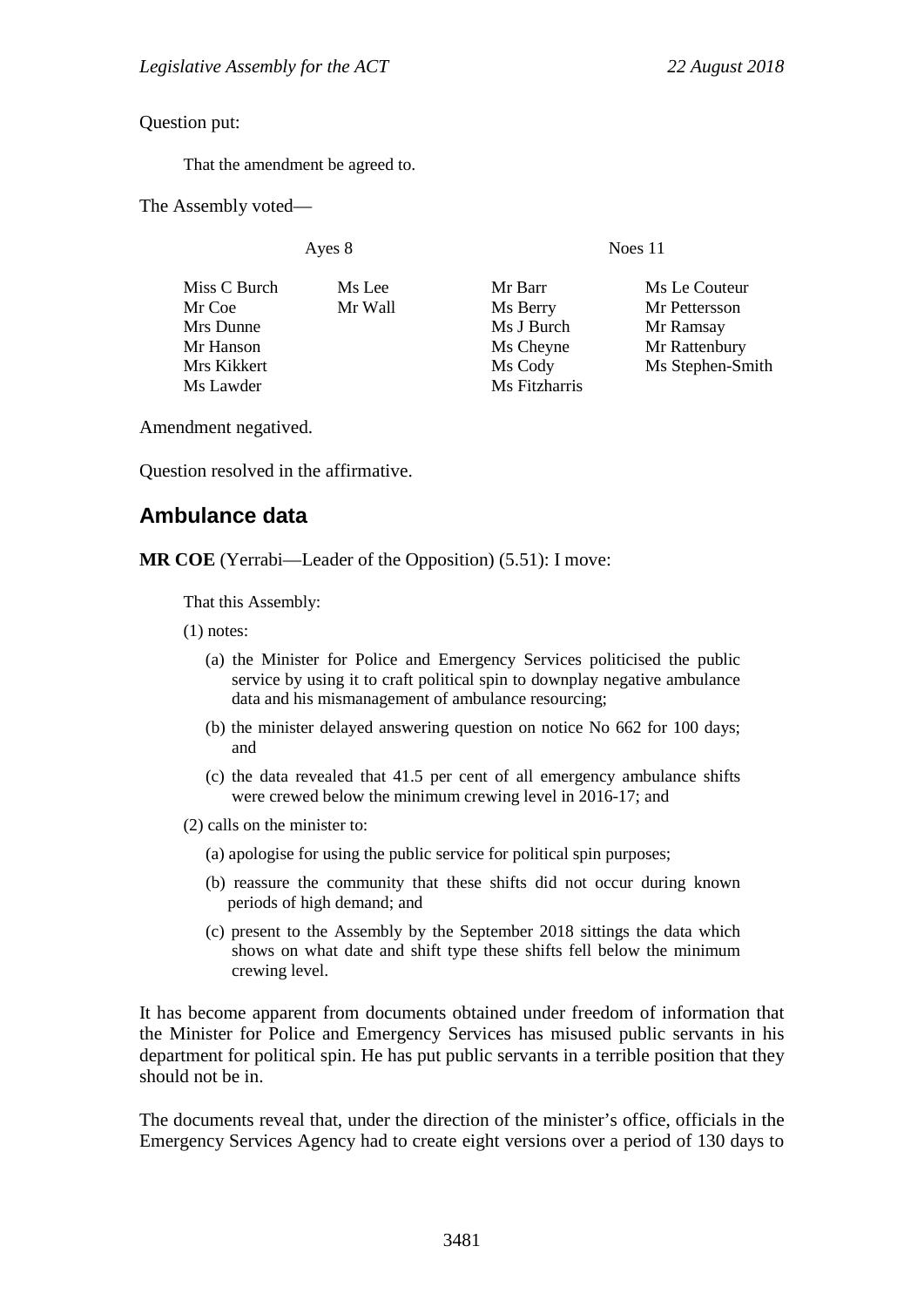Question put:

> That the amendment be agreed to.

The Assembly voted—

| Ayes 8 | | Noes 11 | |
|---|---|---|---|
| Miss C Burch | Ms Lee | Mr Barr | Ms Le Couteur |
| Mr Coe | Mr Wall | Ms Berry | Mr Pettersson |
| Mrs Dunne | | Ms J Burch | Mr Ramsay |
| Mr Hanson | | Ms Cheyne | Mr Rattenbury |
| Mrs Kikkert | | Ms Cody | Ms Stephen-Smith |
| Ms Lawder | | Ms Fitzharris | |

Amendment negatived.

Question resolved in the affirmative.

## Ambulance data

**MR COE** (Yerrabi—Leader of the Opposition) (5.51): I move:

> That this Assembly:
>
> (1) notes:
>
> (a) the Minister for Police and Emergency Services politicised the public service by using it to craft political spin to downplay negative ambulance data and his mismanagement of ambulance resourcing;
>
> (b) the minister delayed answering question on notice No 662 for 100 days; and
>
> (c) the data revealed that 41.5 per cent of all emergency ambulance shifts were crewed below the minimum crewing level in 2016-17; and
>
> (2) calls on the minister to:
>
> (a) apologise for using the public service for political spin purposes;
>
> (b) reassure the community that these shifts did not occur during known periods of high demand; and
>
> (c) present to the Assembly by the September 2018 sittings the data which shows on what date and shift type these shifts fell below the minimum crewing level.

It has become apparent from documents obtained under freedom of information that the Minister for Police and Emergency Services has misused public servants in his department for political spin. He has put public servants in a terrible position that they should not be in.

The documents reveal that, under the direction of the minister's office, officials in the Emergency Services Agency had to create eight versions over a period of 130 days to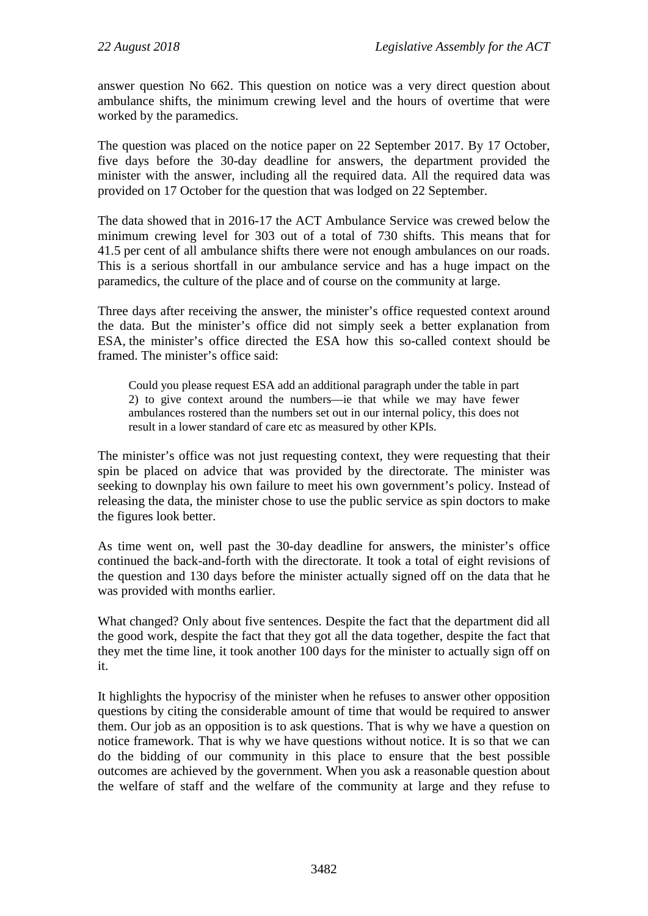answer question No 662. This question on notice was a very direct question about ambulance shifts, the minimum crewing level and the hours of overtime that were worked by the paramedics.

The question was placed on the notice paper on 22 September 2017. By 17 October, five days before the 30-day deadline for answers, the department provided the minister with the answer, including all the required data. All the required data was provided on 17 October for the question that was lodged on 22 September.

The data showed that in 2016-17 the ACT Ambulance Service was crewed below the minimum crewing level for 303 out of a total of 730 shifts. This means that for 41.5 per cent of all ambulance shifts there were not enough ambulances on our roads. This is a serious shortfall in our ambulance service and has a huge impact on the paramedics, the culture of the place and of course on the community at large.

Three days after receiving the answer, the minister's office requested context around the data. But the minister's office did not simply seek a better explanation from ESA, the minister's office directed the ESA how this so-called context should be framed. The minister's office said:

> Could you please request ESA add an additional paragraph under the table in part 2) to give context around the numbers—ie that while we may have fewer ambulances rostered than the numbers set out in our internal policy, this does not result in a lower standard of care etc as measured by other KPIs.

The minister's office was not just requesting context, they were requesting that their spin be placed on advice that was provided by the directorate. The minister was seeking to downplay his own failure to meet his own government's policy. Instead of releasing the data, the minister chose to use the public service as spin doctors to make the figures look better.

As time went on, well past the 30-day deadline for answers, the minister's office continued the back-and-forth with the directorate. It took a total of eight revisions of the question and 130 days before the minister actually signed off on the data that he was provided with months earlier.

What changed? Only about five sentences. Despite the fact that the department did all the good work, despite the fact that they got all the data together, despite the fact that they met the time line, it took another 100 days for the minister to actually sign off on it.

It highlights the hypocrisy of the minister when he refuses to answer other opposition questions by citing the considerable amount of time that would be required to answer them. Our job as an opposition is to ask questions. That is why we have a question on notice framework. That is why we have questions without notice. It is so that we can do the bidding of our community in this place to ensure that the best possible outcomes are achieved by the government. When you ask a reasonable question about the welfare of staff and the welfare of the community at large and they refuse to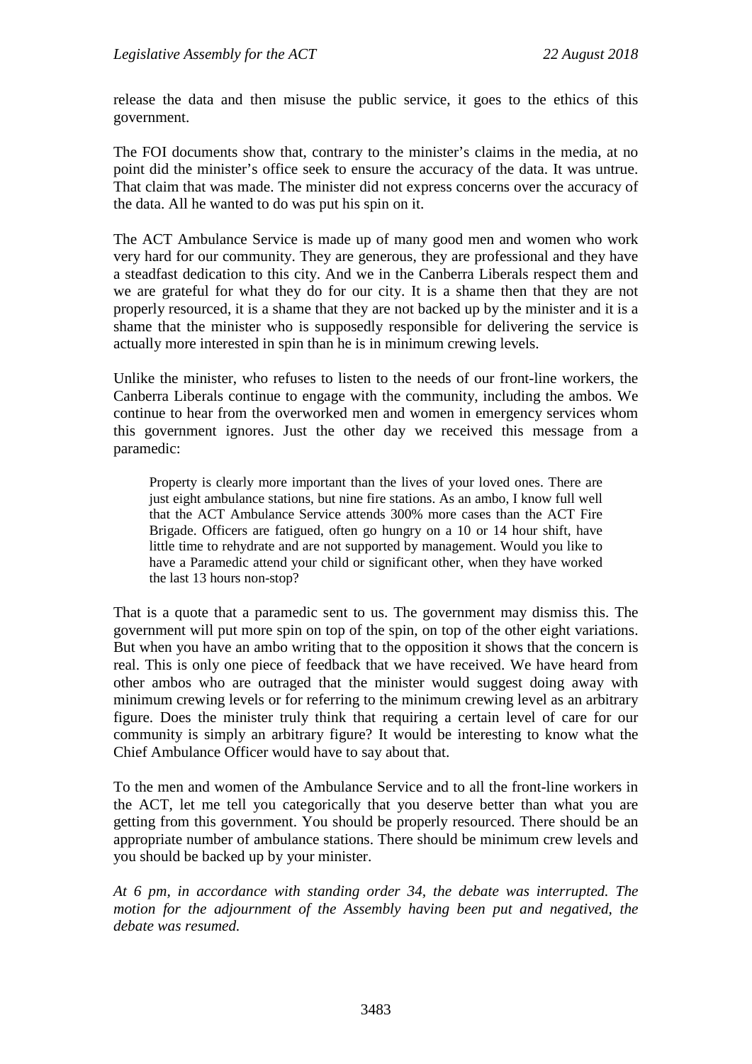release the data and then misuse the public service, it goes to the ethics of this government.

The FOI documents show that, contrary to the minister's claims in the media, at no point did the minister's office seek to ensure the accuracy of the data. It was untrue. That claim that was made. The minister did not express concerns over the accuracy of the data. All he wanted to do was put his spin on it.

The ACT Ambulance Service is made up of many good men and women who work very hard for our community. They are generous, they are professional and they have a steadfast dedication to this city. And we in the Canberra Liberals respect them and we are grateful for what they do for our city. It is a shame then that they are not properly resourced, it is a shame that they are not backed up by the minister and it is a shame that the minister who is supposedly responsible for delivering the service is actually more interested in spin than he is in minimum crewing levels.

Unlike the minister, who refuses to listen to the needs of our front-line workers, the Canberra Liberals continue to engage with the community, including the ambos. We continue to hear from the overworked men and women in emergency services whom this government ignores. Just the other day we received this message from a paramedic:

> Property is clearly more important than the lives of your loved ones. There are just eight ambulance stations, but nine fire stations. As an ambo, I know full well that the ACT Ambulance Service attends 300% more cases than the ACT Fire Brigade. Officers are fatigued, often go hungry on a 10 or 14 hour shift, have little time to rehydrate and are not supported by management. Would you like to have a Paramedic attend your child or significant other, when they have worked the last 13 hours non-stop?

That is a quote that a paramedic sent to us. The government may dismiss this. The government will put more spin on top of the spin, on top of the other eight variations. But when you have an ambo writing that to the opposition it shows that the concern is real. This is only one piece of feedback that we have received. We have heard from other ambos who are outraged that the minister would suggest doing away with minimum crewing levels or for referring to the minimum crewing level as an arbitrary figure. Does the minister truly think that requiring a certain level of care for our community is simply an arbitrary figure? It would be interesting to know what the Chief Ambulance Officer would have to say about that.

To the men and women of the Ambulance Service and to all the front-line workers in the ACT, let me tell you categorically that you deserve better than what you are getting from this government. You should be properly resourced. There should be an appropriate number of ambulance stations. There should be minimum crew levels and you should be backed up by your minister.

*At 6 pm, in accordance with standing order 34, the debate was interrupted. The motion for the adjournment of the Assembly having been put and negatived, the debate was resumed.*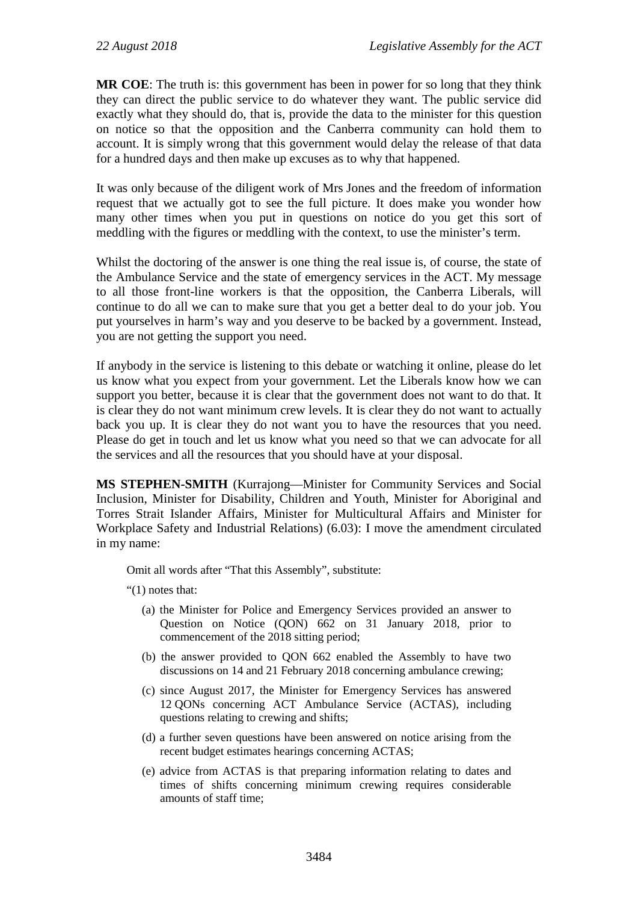**MR COE**: The truth is: this government has been in power for so long that they think they can direct the public service to do whatever they want. The public service did exactly what they should do, that is, provide the data to the minister for this question on notice so that the opposition and the Canberra community can hold them to account. It is simply wrong that this government would delay the release of that data for a hundred days and then make up excuses as to why that happened.

It was only because of the diligent work of Mrs Jones and the freedom of information request that we actually got to see the full picture. It does make you wonder how many other times when you put in questions on notice do you get this sort of meddling with the figures or meddling with the context, to use the minister's term.

Whilst the doctoring of the answer is one thing the real issue is, of course, the state of the Ambulance Service and the state of emergency services in the ACT. My message to all those front-line workers is that the opposition, the Canberra Liberals, will continue to do all we can to make sure that you get a better deal to do your job. You put yourselves in harm's way and you deserve to be backed by a government. Instead, you are not getting the support you need.

If anybody in the service is listening to this debate or watching it online, please do let us know what you expect from your government. Let the Liberals know how we can support you better, because it is clear that the government does not want to do that. It is clear they do not want minimum crew levels. It is clear they do not want to actually back you up. It is clear they do not want you to have the resources that you need. Please do get in touch and let us know what you need so that we can advocate for all the services and all the resources that you should have at your disposal.

**MS STEPHEN-SMITH** (Kurrajong—Minister for Community Services and Social Inclusion, Minister for Disability, Children and Youth, Minister for Aboriginal and Torres Strait Islander Affairs, Minister for Multicultural Affairs and Minister for Workplace Safety and Industrial Relations) (6.03): I move the amendment circulated in my name:

> Omit all words after "That this Assembly", substitute:
>
> "(1) notes that:
>
> (a) the Minister for Police and Emergency Services provided an answer to Question on Notice (QON) 662 on 31 January 2018, prior to commencement of the 2018 sitting period;
>
> (b) the answer provided to QON 662 enabled the Assembly to have two discussions on 14 and 21 February 2018 concerning ambulance crewing;
>
> (c) since August 2017, the Minister for Emergency Services has answered 12 QONs concerning ACT Ambulance Service (ACTAS), including questions relating to crewing and shifts;
>
> (d) a further seven questions have been answered on notice arising from the recent budget estimates hearings concerning ACTAS;
>
> (e) advice from ACTAS is that preparing information relating to dates and times of shifts concerning minimum crewing requires considerable amounts of staff time;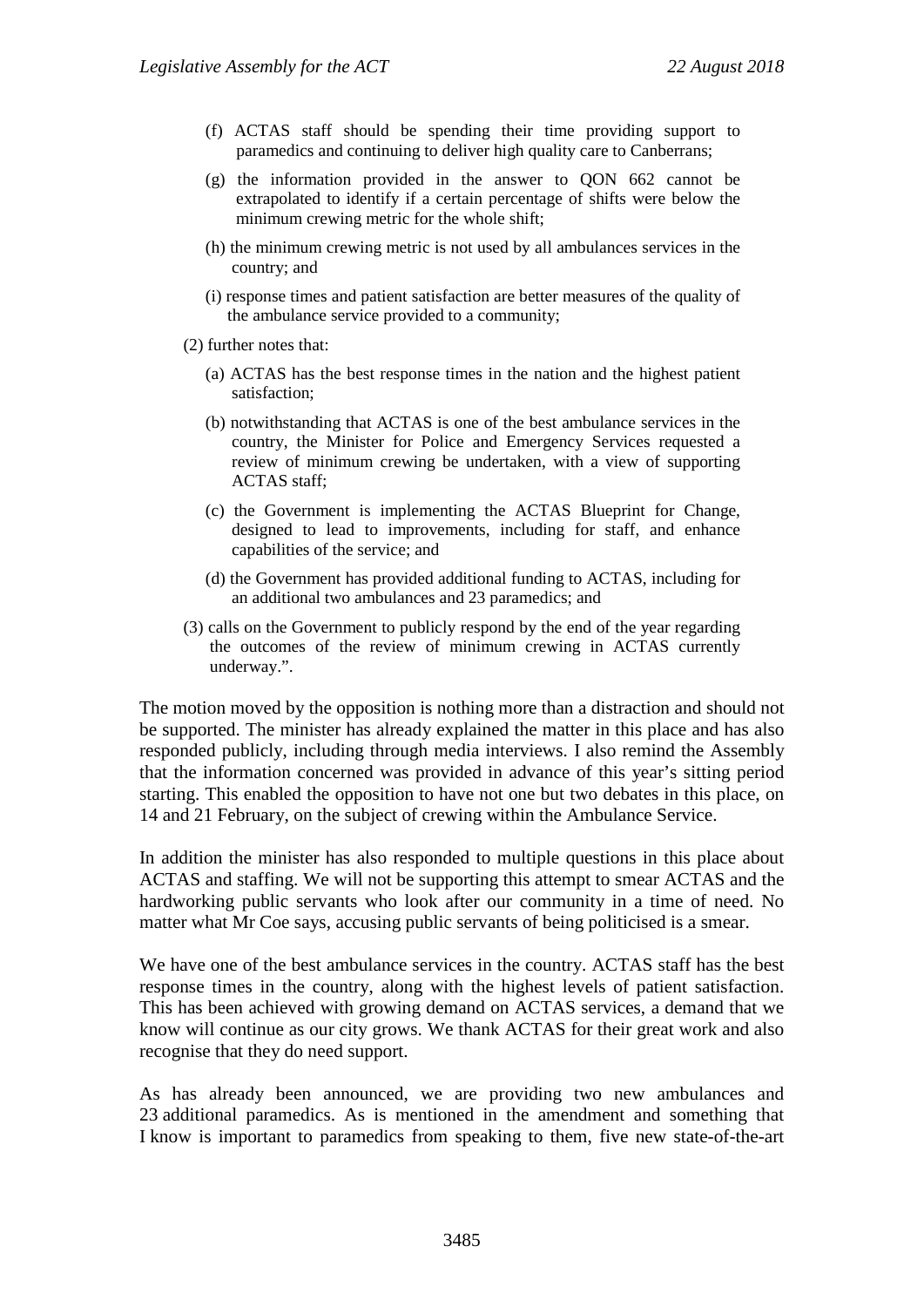(f) ACTAS staff should be spending their time providing support to paramedics and continuing to deliver high quality care to Canberrans;

(g) the information provided in the answer to QON 662 cannot be extrapolated to identify if a certain percentage of shifts were below the minimum crewing metric for the whole shift;

(h) the minimum crewing metric is not used by all ambulances services in the country; and

(i) response times and patient satisfaction are better measures of the quality of the ambulance service provided to a community;

(2) further notes that:

(a) ACTAS has the best response times in the nation and the highest patient satisfaction;

(b) notwithstanding that ACTAS is one of the best ambulance services in the country, the Minister for Police and Emergency Services requested a review of minimum crewing be undertaken, with a view of supporting ACTAS staff;

(c) the Government is implementing the ACTAS Blueprint for Change, designed to lead to improvements, including for staff, and enhance capabilities of the service; and

(d) the Government has provided additional funding to ACTAS, including for an additional two ambulances and 23 paramedics; and

(3) calls on the Government to publicly respond by the end of the year regarding the outcomes of the review of minimum crewing in ACTAS currently underway.".

The motion moved by the opposition is nothing more than a distraction and should not be supported. The minister has already explained the matter in this place and has also responded publicly, including through media interviews. I also remind the Assembly that the information concerned was provided in advance of this year's sitting period starting. This enabled the opposition to have not one but two debates in this place, on 14 and 21 February, on the subject of crewing within the Ambulance Service.

In addition the minister has also responded to multiple questions in this place about ACTAS and staffing. We will not be supporting this attempt to smear ACTAS and the hardworking public servants who look after our community in a time of need. No matter what Mr Coe says, accusing public servants of being politicised is a smear.

We have one of the best ambulance services in the country. ACTAS staff has the best response times in the country, along with the highest levels of patient satisfaction. This has been achieved with growing demand on ACTAS services, a demand that we know will continue as our city grows. We thank ACTAS for their great work and also recognise that they do need support.

As has already been announced, we are providing two new ambulances and 23 additional paramedics. As is mentioned in the amendment and something that I know is important to paramedics from speaking to them, five new state-of-the-art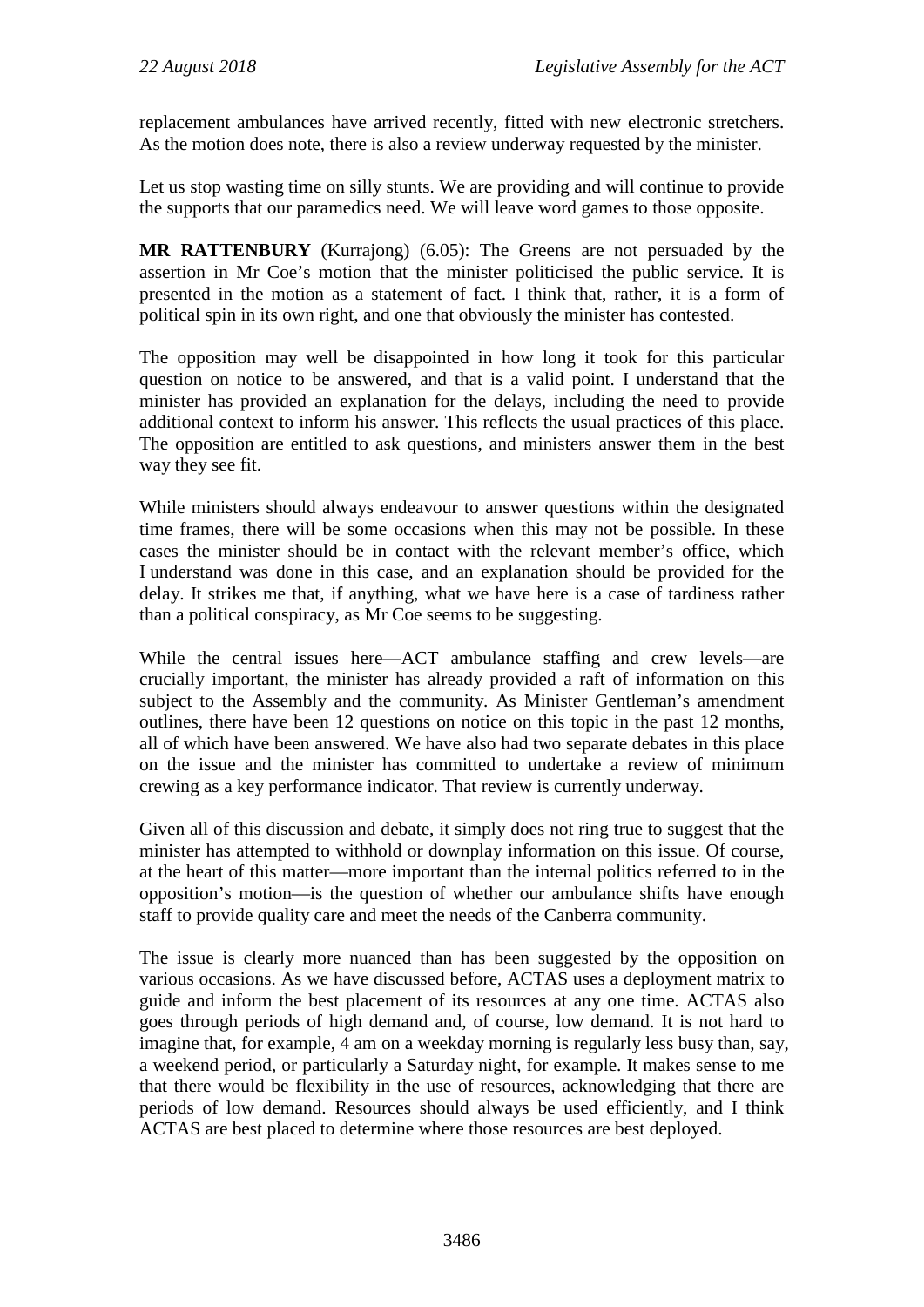replacement ambulances have arrived recently, fitted with new electronic stretchers. As the motion does note, there is also a review underway requested by the minister.

Let us stop wasting time on silly stunts. We are providing and will continue to provide the supports that our paramedics need. We will leave word games to those opposite.

**MR RATTENBURY** (Kurrajong) (6.05): The Greens are not persuaded by the assertion in Mr Coe's motion that the minister politicised the public service. It is presented in the motion as a statement of fact. I think that, rather, it is a form of political spin in its own right, and one that obviously the minister has contested.

The opposition may well be disappointed in how long it took for this particular question on notice to be answered, and that is a valid point. I understand that the minister has provided an explanation for the delays, including the need to provide additional context to inform his answer. This reflects the usual practices of this place. The opposition are entitled to ask questions, and ministers answer them in the best way they see fit.

While ministers should always endeavour to answer questions within the designated time frames, there will be some occasions when this may not be possible. In these cases the minister should be in contact with the relevant member's office, which I understand was done in this case, and an explanation should be provided for the delay. It strikes me that, if anything, what we have here is a case of tardiness rather than a political conspiracy, as Mr Coe seems to be suggesting.

While the central issues here—ACT ambulance staffing and crew levels—are crucially important, the minister has already provided a raft of information on this subject to the Assembly and the community. As Minister Gentleman's amendment outlines, there have been 12 questions on notice on this topic in the past 12 months, all of which have been answered. We have also had two separate debates in this place on the issue and the minister has committed to undertake a review of minimum crewing as a key performance indicator. That review is currently underway.

Given all of this discussion and debate, it simply does not ring true to suggest that the minister has attempted to withhold or downplay information on this issue. Of course, at the heart of this matter—more important than the internal politics referred to in the opposition's motion—is the question of whether our ambulance shifts have enough staff to provide quality care and meet the needs of the Canberra community.

The issue is clearly more nuanced than has been suggested by the opposition on various occasions. As we have discussed before, ACTAS uses a deployment matrix to guide and inform the best placement of its resources at any one time. ACTAS also goes through periods of high demand and, of course, low demand. It is not hard to imagine that, for example, 4 am on a weekday morning is regularly less busy than, say, a weekend period, or particularly a Saturday night, for example. It makes sense to me that there would be flexibility in the use of resources, acknowledging that there are periods of low demand. Resources should always be used efficiently, and I think ACTAS are best placed to determine where those resources are best deployed.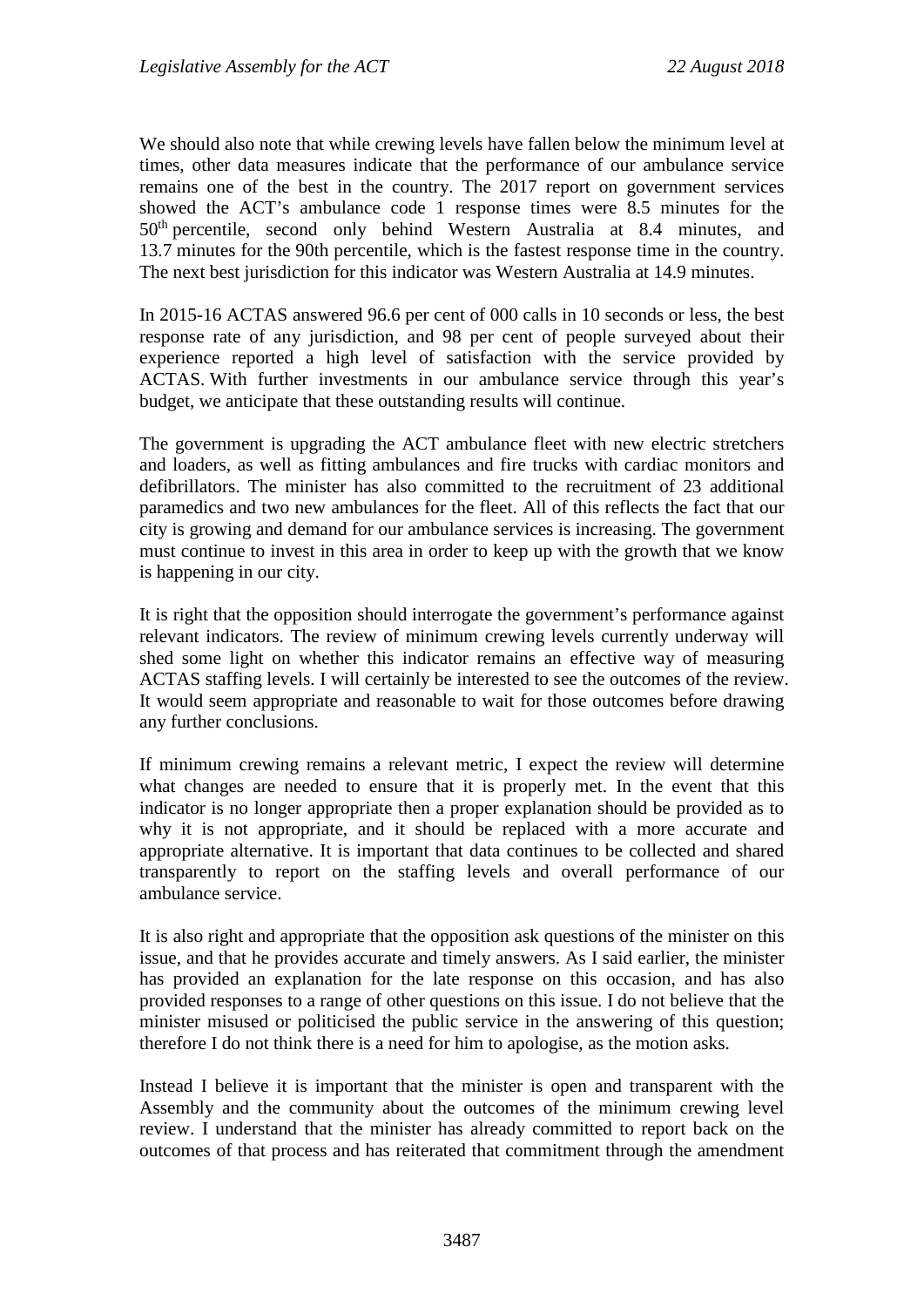We should also note that while crewing levels have fallen below the minimum level at times, other data measures indicate that the performance of our ambulance service remains one of the best in the country. The 2017 report on government services showed the ACT's ambulance code 1 response times were 8.5 minutes for the 50th percentile, second only behind Western Australia at 8.4 minutes, and 13.7 minutes for the 90th percentile, which is the fastest response time in the country. The next best jurisdiction for this indicator was Western Australia at 14.9 minutes.

In 2015-16 ACTAS answered 96.6 per cent of 000 calls in 10 seconds or less, the best response rate of any jurisdiction, and 98 per cent of people surveyed about their experience reported a high level of satisfaction with the service provided by ACTAS. With further investments in our ambulance service through this year's budget, we anticipate that these outstanding results will continue.

The government is upgrading the ACT ambulance fleet with new electric stretchers and loaders, as well as fitting ambulances and fire trucks with cardiac monitors and defibrillators. The minister has also committed to the recruitment of 23 additional paramedics and two new ambulances for the fleet. All of this reflects the fact that our city is growing and demand for our ambulance services is increasing. The government must continue to invest in this area in order to keep up with the growth that we know is happening in our city.

It is right that the opposition should interrogate the government's performance against relevant indicators. The review of minimum crewing levels currently underway will shed some light on whether this indicator remains an effective way of measuring ACTAS staffing levels. I will certainly be interested to see the outcomes of the review. It would seem appropriate and reasonable to wait for those outcomes before drawing any further conclusions.

If minimum crewing remains a relevant metric, I expect the review will determine what changes are needed to ensure that it is properly met. In the event that this indicator is no longer appropriate then a proper explanation should be provided as to why it is not appropriate, and it should be replaced with a more accurate and appropriate alternative. It is important that data continues to be collected and shared transparently to report on the staffing levels and overall performance of our ambulance service.

It is also right and appropriate that the opposition ask questions of the minister on this issue, and that he provides accurate and timely answers. As I said earlier, the minister has provided an explanation for the late response on this occasion, and has also provided responses to a range of other questions on this issue. I do not believe that the minister misused or politicised the public service in the answering of this question; therefore I do not think there is a need for him to apologise, as the motion asks.

Instead I believe it is important that the minister is open and transparent with the Assembly and the community about the outcomes of the minimum crewing level review. I understand that the minister has already committed to report back on the outcomes of that process and has reiterated that commitment through the amendment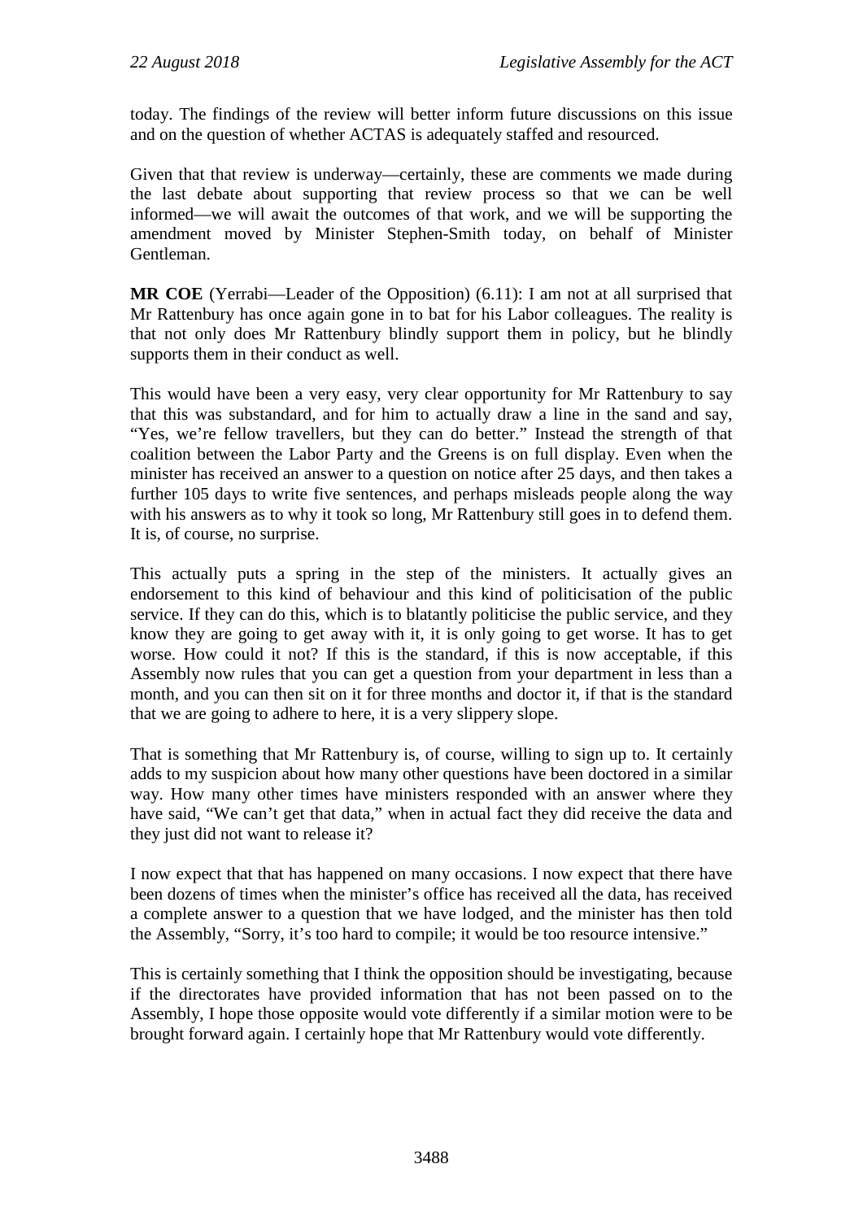today. The findings of the review will better inform future discussions on this issue and on the question of whether ACTAS is adequately staffed and resourced.

Given that that review is underway—certainly, these are comments we made during the last debate about supporting that review process so that we can be well informed—we will await the outcomes of that work, and we will be supporting the amendment moved by Minister Stephen-Smith today, on behalf of Minister Gentleman.

**MR COE** (Yerrabi—Leader of the Opposition) (6.11): I am not at all surprised that Mr Rattenbury has once again gone in to bat for his Labor colleagues. The reality is that not only does Mr Rattenbury blindly support them in policy, but he blindly supports them in their conduct as well.

This would have been a very easy, very clear opportunity for Mr Rattenbury to say that this was substandard, and for him to actually draw a line in the sand and say, "Yes, we're fellow travellers, but they can do better." Instead the strength of that coalition between the Labor Party and the Greens is on full display. Even when the minister has received an answer to a question on notice after 25 days, and then takes a further 105 days to write five sentences, and perhaps misleads people along the way with his answers as to why it took so long, Mr Rattenbury still goes in to defend them. It is, of course, no surprise.

This actually puts a spring in the step of the ministers. It actually gives an endorsement to this kind of behaviour and this kind of politicisation of the public service. If they can do this, which is to blatantly politicise the public service, and they know they are going to get away with it, it is only going to get worse. It has to get worse. How could it not? If this is the standard, if this is now acceptable, if this Assembly now rules that you can get a question from your department in less than a month, and you can then sit on it for three months and doctor it, if that is the standard that we are going to adhere to here, it is a very slippery slope.

That is something that Mr Rattenbury is, of course, willing to sign up to. It certainly adds to my suspicion about how many other questions have been doctored in a similar way. How many other times have ministers responded with an answer where they have said, "We can't get that data," when in actual fact they did receive the data and they just did not want to release it?

I now expect that that has happened on many occasions. I now expect that there have been dozens of times when the minister's office has received all the data, has received a complete answer to a question that we have lodged, and the minister has then told the Assembly, "Sorry, it's too hard to compile; it would be too resource intensive."

This is certainly something that I think the opposition should be investigating, because if the directorates have provided information that has not been passed on to the Assembly, I hope those opposite would vote differently if a similar motion were to be brought forward again. I certainly hope that Mr Rattenbury would vote differently.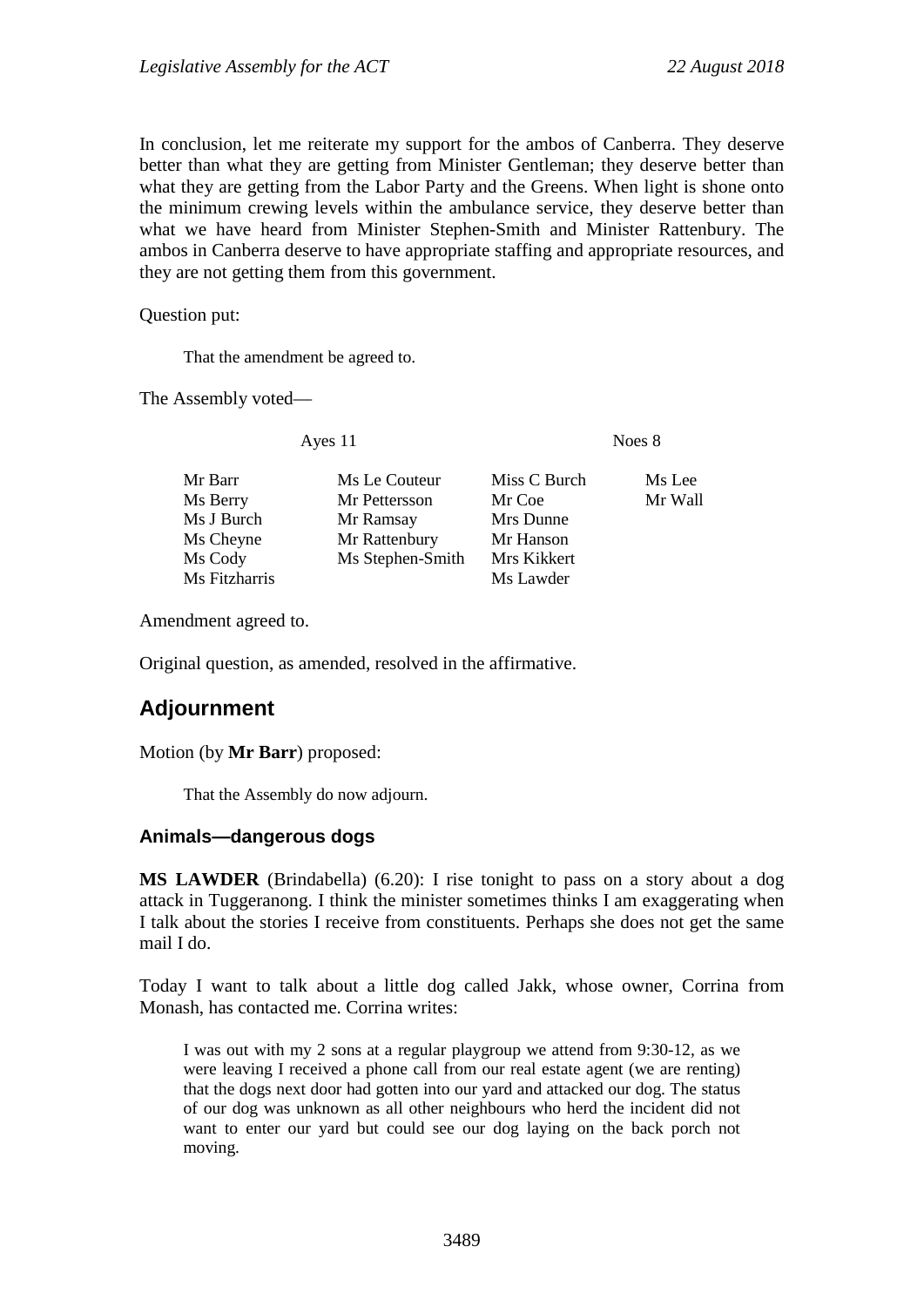In conclusion, let me reiterate my support for the ambos of Canberra. They deserve better than what they are getting from Minister Gentleman; they deserve better than what they are getting from the Labor Party and the Greens. When light is shone onto the minimum crewing levels within the ambulance service, they deserve better than what we have heard from Minister Stephen-Smith and Minister Rattenbury. The ambos in Canberra deserve to have appropriate staffing and appropriate resources, and they are not getting them from this government.

Question put:

> That the amendment be agreed to.

The Assembly voted—

| Ayes 11 | | Noes 8 | |
|---|---|---|---|
| Mr Barr | Ms Le Couteur | Miss C Burch | Ms Lee |
| Ms Berry | Mr Pettersson | Mr Coe | Mr Wall |
| Ms J Burch | Mr Ramsay | Mrs Dunne | |
| Ms Cheyne | Mr Rattenbury | Mr Hanson | |
| Ms Cody | Ms Stephen-Smith | Mrs Kikkert | |
| Ms Fitzharris | | Ms Lawder | |

Amendment agreed to.

Original question, as amended, resolved in the affirmative.

## Adjournment

Motion (by **Mr Barr**) proposed:

> That the Assembly do now adjourn.

### Animals—dangerous dogs

**MS LAWDER** (Brindabella) (6.20): I rise tonight to pass on a story about a dog attack in Tuggeranong. I think the minister sometimes thinks I am exaggerating when I talk about the stories I receive from constituents. Perhaps she does not get the same mail I do.

Today I want to talk about a little dog called Jakk, whose owner, Corrina from Monash, has contacted me. Corrina writes:

> I was out with my 2 sons at a regular playgroup we attend from 9:30-12, as we were leaving I received a phone call from our real estate agent (we are renting) that the dogs next door had gotten into our yard and attacked our dog. The status of our dog was unknown as all other neighbours who herd the incident did not want to enter our yard but could see our dog laying on the back porch not moving.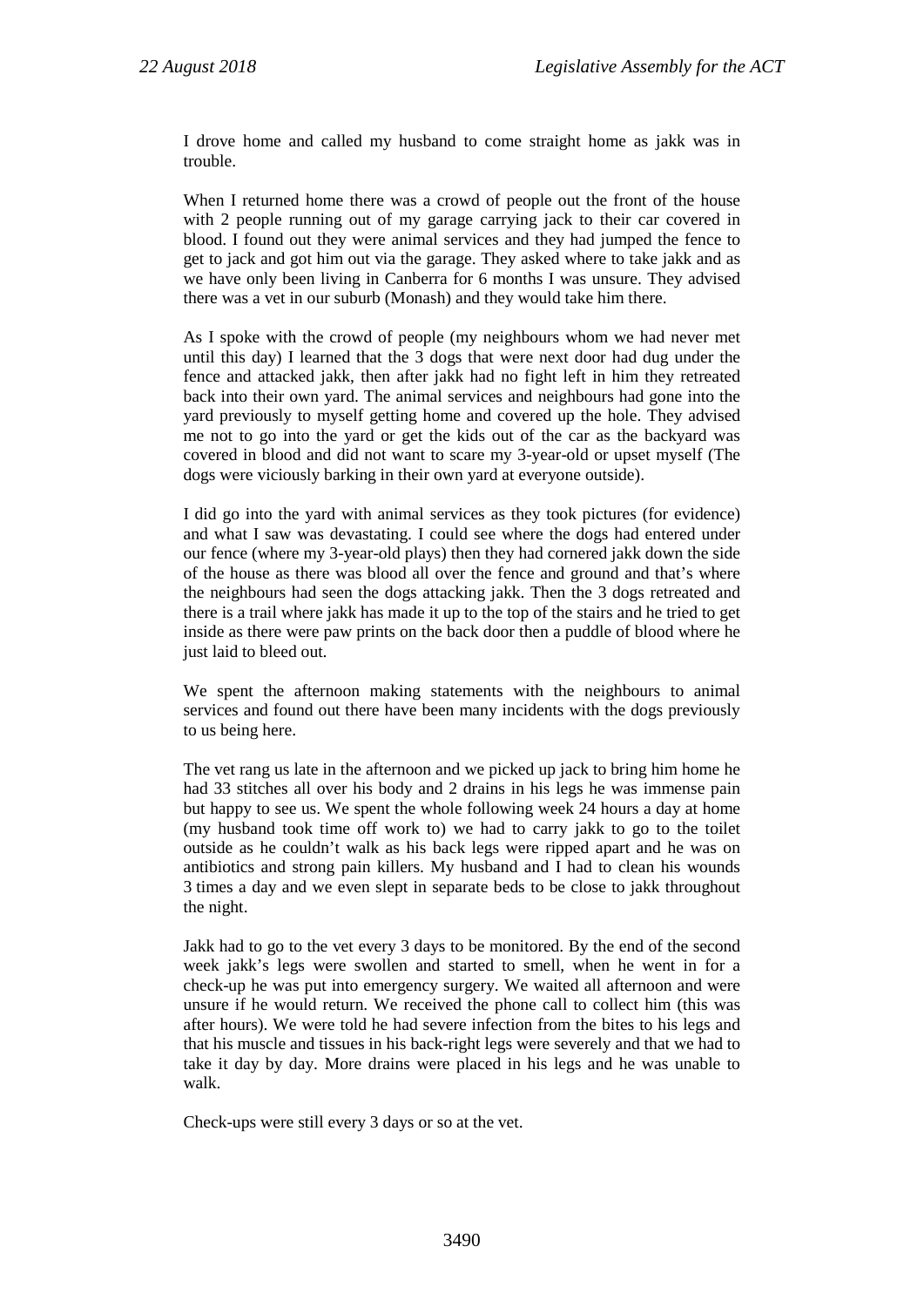I drove home and called my husband to come straight home as jakk was in trouble.

When I returned home there was a crowd of people out the front of the house with 2 people running out of my garage carrying jack to their car covered in blood. I found out they were animal services and they had jumped the fence to get to jack and got him out via the garage. They asked where to take jakk and as we have only been living in Canberra for 6 months I was unsure. They advised there was a vet in our suburb (Monash) and they would take him there.

As I spoke with the crowd of people (my neighbours whom we had never met until this day) I learned that the 3 dogs that were next door had dug under the fence and attacked jakk, then after jakk had no fight left in him they retreated back into their own yard. The animal services and neighbours had gone into the yard previously to myself getting home and covered up the hole. They advised me not to go into the yard or get the kids out of the car as the backyard was covered in blood and did not want to scare my 3-year-old or upset myself (The dogs were viciously barking in their own yard at everyone outside).

I did go into the yard with animal services as they took pictures (for evidence) and what I saw was devastating. I could see where the dogs had entered under our fence (where my 3-year-old plays) then they had cornered jakk down the side of the house as there was blood all over the fence and ground and that's where the neighbours had seen the dogs attacking jakk. Then the 3 dogs retreated and there is a trail where jakk has made it up to the top of the stairs and he tried to get inside as there were paw prints on the back door then a puddle of blood where he just laid to bleed out.

We spent the afternoon making statements with the neighbours to animal services and found out there have been many incidents with the dogs previously to us being here.

The vet rang us late in the afternoon and we picked up jack to bring him home he had 33 stitches all over his body and 2 drains in his legs he was immense pain but happy to see us. We spent the whole following week 24 hours a day at home (my husband took time off work to) we had to carry jakk to go to the toilet outside as he couldn't walk as his back legs were ripped apart and he was on antibiotics and strong pain killers. My husband and I had to clean his wounds 3 times a day and we even slept in separate beds to be close to jakk throughout the night.

Jakk had to go to the vet every 3 days to be monitored. By the end of the second week jakk's legs were swollen and started to smell, when he went in for a check-up he was put into emergency surgery. We waited all afternoon and were unsure if he would return. We received the phone call to collect him (this was after hours). We were told he had severe infection from the bites to his legs and that his muscle and tissues in his back-right legs were severely and that we had to take it day by day. More drains were placed in his legs and he was unable to walk.

Check-ups were still every 3 days or so at the vet.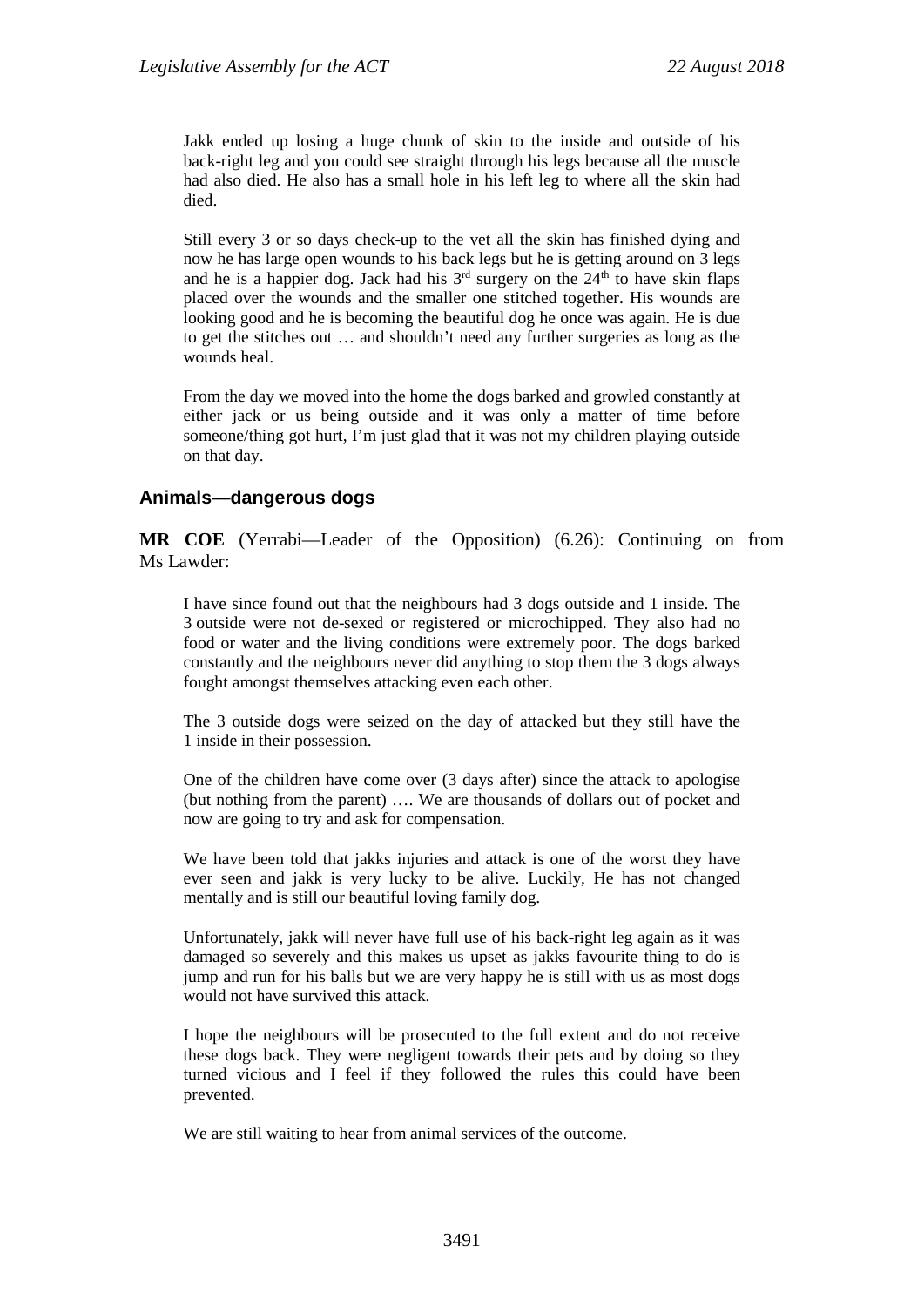Jakk ended up losing a huge chunk of skin to the inside and outside of his back-right leg and you could see straight through his legs because all the muscle had also died. He also has a small hole in his left leg to where all the skin had died.

Still every 3 or so days check-up to the vet all the skin has finished dying and now he has large open wounds to his back legs but he is getting around on 3 legs and he is a happier dog. Jack had his 3rd surgery on the 24th to have skin flaps placed over the wounds and the smaller one stitched together. His wounds are looking good and he is becoming the beautiful dog he once was again. He is due to get the stitches out … and shouldn't need any further surgeries as long as the wounds heal.

From the day we moved into the home the dogs barked and growled constantly at either jack or us being outside and it was only a matter of time before someone/thing got hurt, I'm just glad that it was not my children playing outside on that day.

## Animals—dangerous dogs

**MR COE** (Yerrabi—Leader of the Opposition) (6.26): Continuing on from Ms Lawder:

> I have since found out that the neighbours had 3 dogs outside and 1 inside. The 3 outside were not de-sexed or registered or microchipped. They also had no food or water and the living conditions were extremely poor. The dogs barked constantly and the neighbours never did anything to stop them the 3 dogs always fought amongst themselves attacking even each other.
>
> The 3 outside dogs were seized on the day of attacked but they still have the 1 inside in their possession.
>
> One of the children have come over (3 days after) since the attack to apologise (but nothing from the parent) …. We are thousands of dollars out of pocket and now are going to try and ask for compensation.
>
> We have been told that jakks injuries and attack is one of the worst they have ever seen and jakk is very lucky to be alive. Luckily, He has not changed mentally and is still our beautiful loving family dog.
>
> Unfortunately, jakk will never have full use of his back-right leg again as it was damaged so severely and this makes us upset as jakks favourite thing to do is jump and run for his balls but we are very happy he is still with us as most dogs would not have survived this attack.
>
> I hope the neighbours will be prosecuted to the full extent and do not receive these dogs back. They were negligent towards their pets and by doing so they turned vicious and I feel if they followed the rules this could have been prevented.
>
> We are still waiting to hear from animal services of the outcome.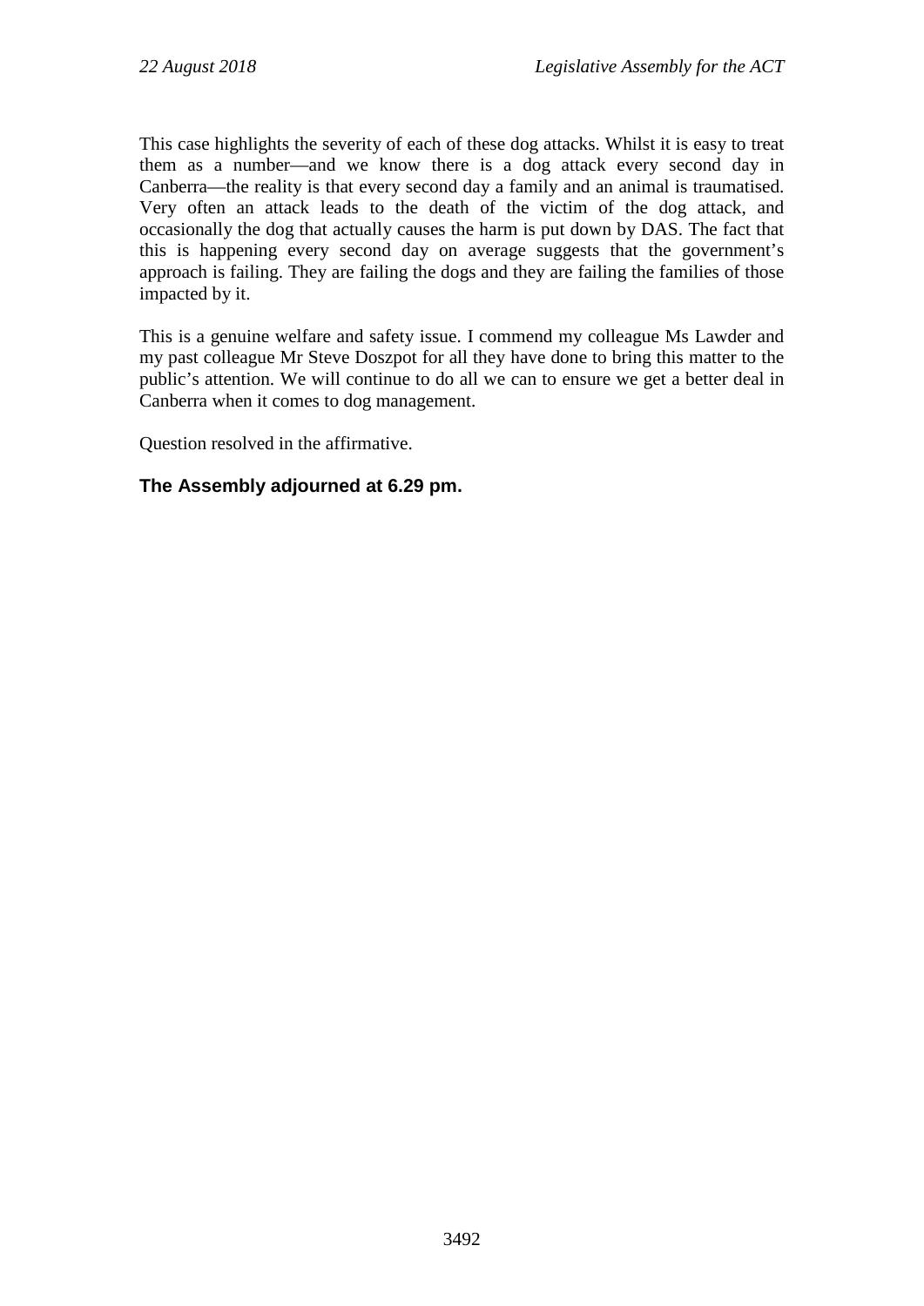This case highlights the severity of each of these dog attacks. Whilst it is easy to treat them as a number—and we know there is a dog attack every second day in Canberra—the reality is that every second day a family and an animal is traumatised. Very often an attack leads to the death of the victim of the dog attack, and occasionally the dog that actually causes the harm is put down by DAS. The fact that this is happening every second day on average suggests that the government's approach is failing. They are failing the dogs and they are failing the families of those impacted by it.

This is a genuine welfare and safety issue. I commend my colleague Ms Lawder and my past colleague Mr Steve Doszpot for all they have done to bring this matter to the public's attention. We will continue to do all we can to ensure we get a better deal in Canberra when it comes to dog management.

Question resolved in the affirmative.

**The Assembly adjourned at 6.29 pm.**